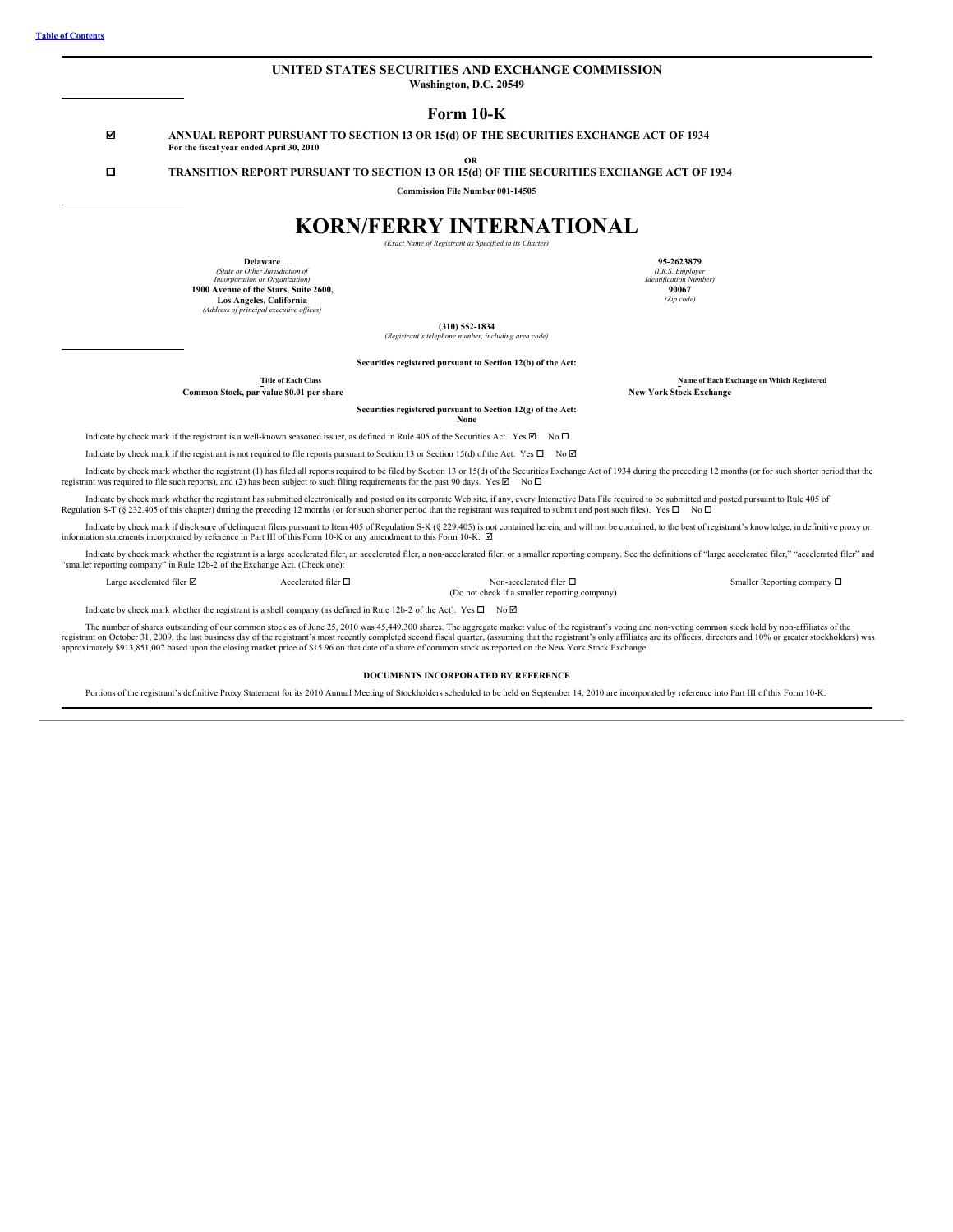[Table of Contents](#)

# UNITED STATES SECURITIES AND EXCHANGE COMMISSION

**Washington, D.C. 20549**

## Form 10-K

☑ **ANNUAL REPORT PURSUANT TO SECTION 13 OR 15(d) OF THE SECURITIES EXCHANGE ACT OF 1934**
**For the fiscal year ended April 30, 2010**

**OR**

☐ **TRANSITION REPORT PURSUANT TO SECTION 13 OR 15(d) OF THE SECURITIES EXCHANGE ACT OF 1934**

**Commission File Number 001-14505**

# KORN/FERRY INTERNATIONAL

*(Exact Name of Registrant as Specified in its Charter)*

| | |
|---|---|
| **Delaware**<br>*(State or Other Jurisdiction of Incorporation or Organization)* | **95-2623879**<br>*(I.R.S. Employer Identification Number)* |
| **1900 Avenue of the Stars, Suite 2600, Los Angeles, California**<br>*(Address of principal executive offices)* | **90067**<br>*(Zip code)* |

**(310) 552-1834**
*(Registrant's telephone number, including area code)*

**Securities registered pursuant to Section 12(b) of the Act:**

| Title of Each Class | Name of Each Exchange on Which Registered |
|---|---|
| **Common Stock, par value $0.01 per share** | **New York Stock Exchange** |

**Securities registered pursuant to Section 12(g) of the Act:**
**None**

Indicate by check mark if the registrant is a well-known seasoned issuer, as defined in Rule 405 of the Securities Act. Yes ☑ No ☐

Indicate by check mark if the registrant is not required to file reports pursuant to Section 13 or Section 15(d) of the Act. Yes ☐ No ☑

Indicate by check mark whether the registrant (1) has filed all reports required to be filed by Section 13 or 15(d) of the Securities Exchange Act of 1934 during the preceding 12 months (or for such shorter period that the registrant was required to file such reports), and (2) has been subject to such filing requirements for the past 90 days. Yes ☑ No ☐

Indicate by check mark whether the registrant has submitted electronically and posted on its corporate Web site, if any, every Interactive Data File required to be submitted and posted pursuant to Rule 405 of Regulation S-T (§ 232.405 of this chapter) during the preceding 12 months (or for such shorter period that the registrant was required to submit and post such files). Yes ☐ No ☐

Indicate by check mark if disclosure of delinquent filers pursuant to Item 405 of Regulation S-K (§ 229.405) is not contained herein, and will not be contained, to the best of registrant's knowledge, in definitive proxy or information statements incorporated by reference in Part III of this Form 10-K or any amendment to this Form 10-K. ☑

Indicate by check mark whether the registrant is a large accelerated filer, an accelerated filer, a non-accelerated filer, or a smaller reporting company. See the definitions of "large accelerated filer," "accelerated filer" and "smaller reporting company" in Rule 12b-2 of the Exchange Act. (Check one):

| | | | |
|---|---|---|---|
| Large accelerated filer ☑ | Accelerated filer ☐ | Non-accelerated filer ☐<br>(Do not check if a smaller reporting company) | Smaller Reporting company ☐ |

Indicate by check mark whether the registrant is a shell company (as defined in Rule 12b-2 of the Act). Yes ☐ No ☑

The number of shares outstanding of our common stock as of June 25, 2010 was 45,449,300 shares. The aggregate market value of the registrant's voting and non-voting common stock held by non-affiliates of the registrant on October 31, 2009, the last business day of the registrant's most recently completed second fiscal quarter, (assuming that the registrant's only affiliates are its officers, directors and 10% or greater stockholders) was approximately $913,851,007 based upon the closing market price of $15.96 on that date of a share of common stock as reported on the New York Stock Exchange.

**DOCUMENTS INCORPORATED BY REFERENCE**

Portions of the registrant's definitive Proxy Statement for its 2010 Annual Meeting of Stockholders scheduled to be held on September 14, 2010 are incorporated by reference into Part III of this Form 10-K.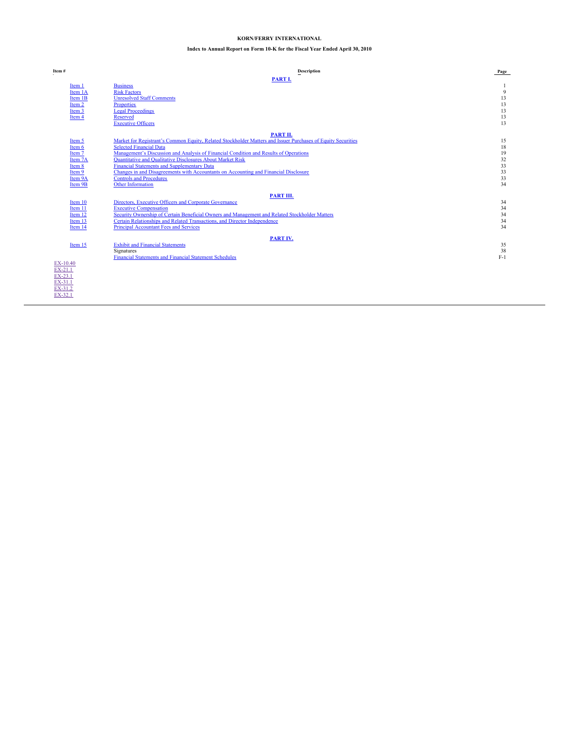**KORN/FERRY INTERNATIONAL**

**Index to Annual Report on Form 10-K for the Fiscal Year Ended April 30, 2010**

| Item # | Description | Page |
|---|---|---|
| | **PART I.** | |
| Item 1 | Business | 1 |
| Item 1A | Risk Factors | 9 |
| Item 1B | Unresolved Staff Comments | 13 |
| Item 2 | Properties | 13 |
| Item 3 | Legal Proceedings | 13 |
| Item 4 | Reserved | 13 |
| | Executive Officers | 13 |
| | **PART II.** | |
| Item 5 | Market for Registrant's Common Equity, Related Stockholder Matters and Issuer Purchases of Equity Securities | 15 |
| Item 6 | Selected Financial Data | 18 |
| Item 7 | Management's Discussion and Analysis of Financial Condition and Results of Operations | 19 |
| Item 7A | Quantitative and Qualitative Disclosures About Market Risk | 32 |
| Item 8 | Financial Statements and Supplementary Data | 33 |
| Item 9 | Changes in and Disagreements with Accountants on Accounting and Financial Disclosure | 33 |
| Item 9A | Controls and Procedures | 33 |
| Item 9B | Other Information | 34 |
| | **PART III.** | |
| Item 10 | Directors, Executive Officers and Corporate Governance | 34 |
| Item 11 | Executive Compensation | 34 |
| Item 12 | Security Ownership of Certain Beneficial Owners and Management and Related Stockholder Matters | 34 |
| Item 13 | Certain Relationships and Related Transactions, and Director Independence | 34 |
| Item 14 | Principal Accountant Fees and Services | 34 |
| | **PART IV.** | |
| Item 15 | Exhibit and Financial Statements | 35 |
| | Signatures | 38 |
| | Financial Statements and Financial Statement Schedules | F-1 |

EX-10.40
EX-21.1
EX-23.1
EX-31.1
EX-31.2
EX-32.1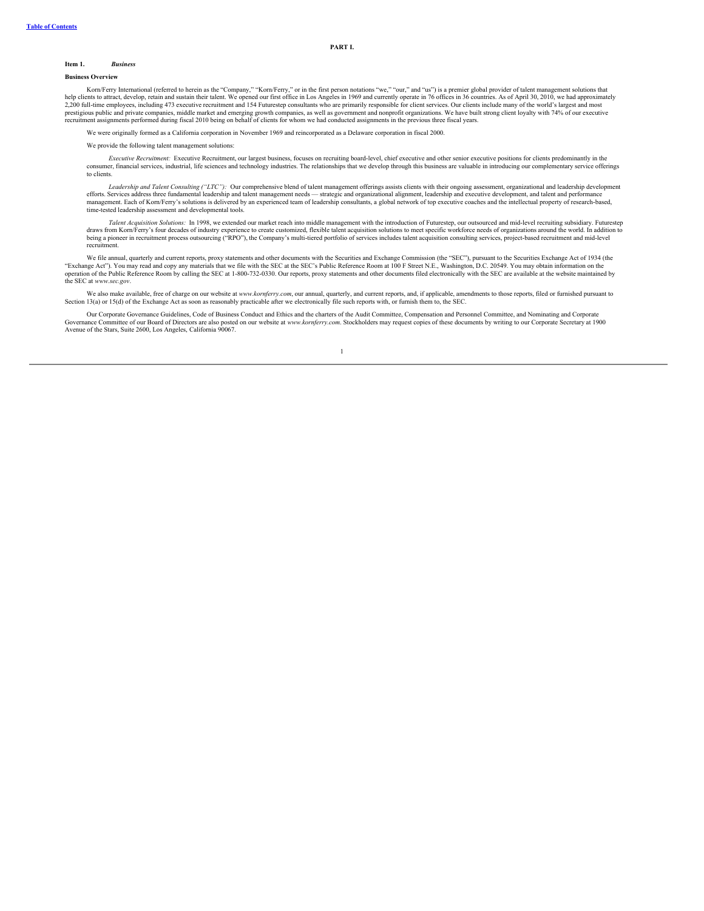# PART I.

## Item 1. *Business*

### Business Overview

Korn/Ferry International (referred to herein as the "Company," "Korn/Ferry," or in the first person notations "we," "our," and "us") is a premier global provider of talent management solutions that help clients to attract, develop, retain and sustain their talent. We opened our first office in Los Angeles in 1969 and currently operate in 76 offices in 36 countries. As of April 30, 2010, we had approximately 2,200 full-time employees, including 473 executive recruitment and 154 Futurestep consultants who are primarily responsible for client services. Our clients include many of the world's largest and most prestigious public and private companies, middle market and emerging growth companies, as well as government and nonprofit organizations. We have built strong client loyalty with 74% of our executive recruitment assignments performed during fiscal 2010 being on behalf of clients for whom we had conducted assignments in the previous three fiscal years.

We were originally formed as a California corporation in November 1969 and reincorporated as a Delaware corporation in fiscal 2000.

We provide the following talent management solutions:

*Executive Recruitment:* Executive Recruitment, our largest business, focuses on recruiting board-level, chief executive and other senior executive positions for clients predominantly in the consumer, financial services, industrial, life sciences and technology industries. The relationships that we develop through this business are valuable in introducing our complementary service offerings to clients.

*Leadership and Talent Consulting ("LTC"):* Our comprehensive blend of talent management offerings assists clients with their ongoing assessment, organizational and leadership development efforts. Services address three fundamental leadership and talent management needs — strategic and organizational alignment, leadership and executive development, and talent and performance management. Each of Korn/Ferry's solutions is delivered by an experienced team of leadership consultants, a global network of top executive coaches and the intellectual property of research-based, time-tested leadership assessment and developmental tools.

*Talent Acquisition Solutions:* In 1998, we extended our market reach into middle management with the introduction of Futurestep, our outsourced and mid-level recruiting subsidiary. Futurestep draws from Korn/Ferry's four decades of industry experience to create customized, flexible talent acquisition solutions to meet specific workforce needs of organizations around the world. In addition to being a pioneer in recruitment process outsourcing ("RPO"), the Company's multi-tiered portfolio of services includes talent acquisition consulting services, project-based recruitment and mid-level recruitment.

We file annual, quarterly and current reports, proxy statements and other documents with the Securities and Exchange Commission (the "SEC"), pursuant to the Securities Exchange Act of 1934 (the "Exchange Act"). You may read and copy any materials that we file with the SEC at the SEC's Public Reference Room at 100 F Street N.E., Washington, D.C. 20549. You may obtain information on the operation of the Public Reference Room by calling the SEC at 1-800-732-0330. Our reports, proxy statements and other documents filed electronically with the SEC are available at the website maintained by the SEC at *www.sec.gov*.

We also make available, free of charge on our website at *www.kornferry.com*, our annual, quarterly, and current reports, and, if applicable, amendments to those reports, filed or furnished pursuant to Section 13(a) or 15(d) of the Exchange Act as soon as reasonably practicable after we electronically file such reports with, or furnish them to, the SEC.

Our Corporate Governance Guidelines, Code of Business Conduct and Ethics and the charters of the Audit Committee, Compensation and Personnel Committee, and Nominating and Corporate Governance Committee of our Board of Directors are also posted on our website at *www.kornferry.com*. Stockholders may request copies of these documents by writing to our Corporate Secretary at 1900 Avenue of the Stars, Suite 2600, Los Angeles, California 90067.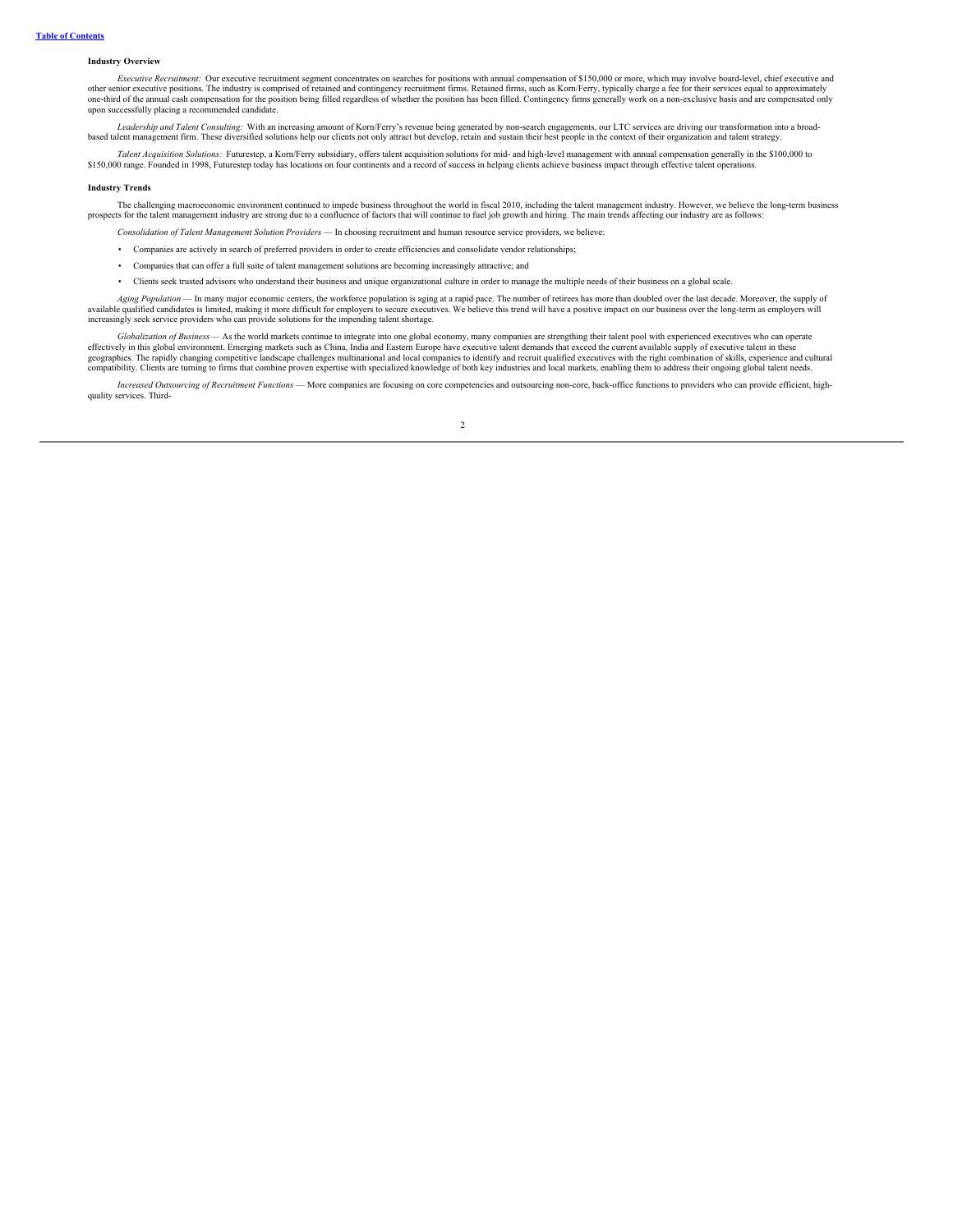**Industry Overview**

*Executive Recruitment:* Our executive recruitment segment concentrates on searches for positions with annual compensation of $150,000 or more, which may involve board-level, chief executive and other senior executive positions. The industry is comprised of retained and contingency recruitment firms. Retained firms, such as Korn/Ferry, typically charge a fee for their services equal to approximately one-third of the annual cash compensation for the position being filled regardless of whether the position has been filled. Contingency firms generally work on a non-exclusive basis and are compensated only upon successfully placing a recommended candidate.

*Leadership and Talent Consulting:* With an increasing amount of Korn/Ferry's revenue being generated by non-search engagements, our LTC services are driving our transformation into a broad-based talent management firm. These diversified solutions help our clients not only attract but develop, retain and sustain their best people in the context of their organization and talent strategy.

*Talent Acquisition Solutions:* Futurestep, a Korn/Ferry subsidiary, offers talent acquisition solutions for mid- and high-level management with annual compensation generally in the $100,000 to $150,000 range. Founded in 1998, Futurestep today has locations on four continents and a record of success in helping clients achieve business impact through effective talent operations.

**Industry Trends**

The challenging macroeconomic environment continued to impede business throughout the world in fiscal 2010, including the talent management industry. However, we believe the long-term business prospects for the talent management industry are strong due to a confluence of factors that will continue to fuel job growth and hiring. The main trends affecting our industry are as follows:

*Consolidation of Talent Management Solution Providers* — In choosing recruitment and human resource service providers, we believe:

- Companies are actively in search of preferred providers in order to create efficiencies and consolidate vendor relationships;
- Companies that can offer a full suite of talent management solutions are becoming increasingly attractive; and
- Clients seek trusted advisors who understand their business and unique organizational culture in order to manage the multiple needs of their business on a global scale.

*Aging Population* — In many major economic centers, the workforce population is aging at a rapid pace. The number of retirees has more than doubled over the last decade. Moreover, the supply of available qualified candidates is limited, making it more difficult for employers to secure executives. We believe this trend will have a positive impact on our business over the long-term as employers will increasingly seek service providers who can provide solutions for the impending talent shortage.

*Globalization of Business*— As the world markets continue to integrate into one global economy, many companies are strengthing their talent pool with experienced executives who can operate effectively in this global environment. Emerging markets such as China, India and Eastern Europe have executive talent demands that exceed the current available supply of executive talent in these geographies. The rapidly changing competitive landscape challenges multinational and local companies to identify and recruit qualified executives with the right combination of skills, experience and cultural compatibility. Clients are turning to firms that combine proven expertise with specialized knowledge of both key industries and local markets, enabling them to address their ongoing global talent needs.

*Increased Outsourcing of Recruitment Functions* — More companies are focusing on core competencies and outsourcing non-core, back-office functions to providers who can provide efficient, high-quality services. Third-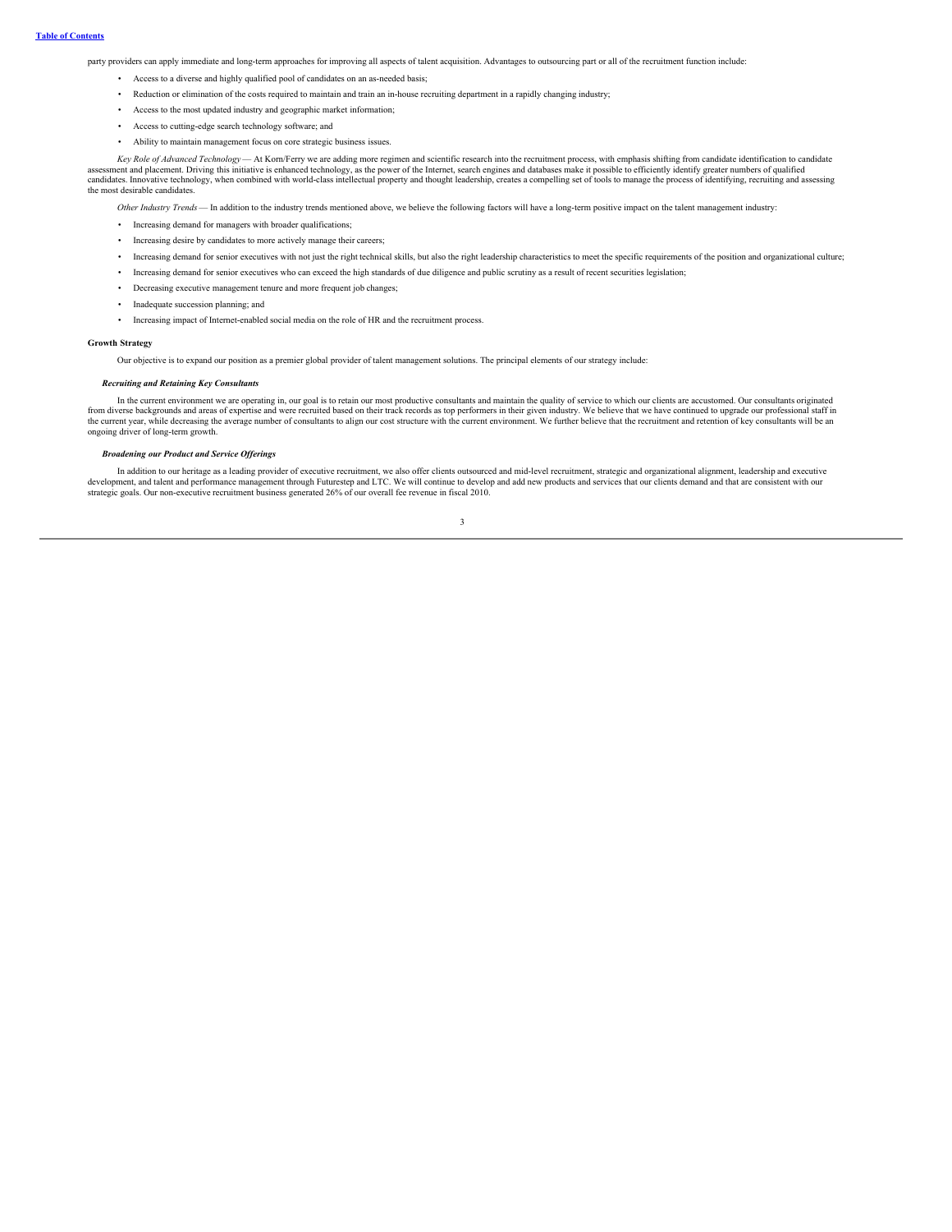party providers can apply immediate and long-term approaches for improving all aspects of talent acquisition. Advantages to outsourcing part or all of the recruitment function include:

- Access to a diverse and highly qualified pool of candidates on an as-needed basis;
- Reduction or elimination of the costs required to maintain and train an in-house recruiting department in a rapidly changing industry;
- Access to the most updated industry and geographic market information;
- Access to cutting-edge search technology software; and
- Ability to maintain management focus on core strategic business issues.

*Key Role of Advanced Technology* — At Korn/Ferry we are adding more regimen and scientific research into the recruitment process, with emphasis shifting from candidate identification to candidate assessment and placement. Driving this initiative is enhanced technology, as the power of the Internet, search engines and databases make it possible to efficiently identify greater numbers of qualified candidates. Innovative technology, when combined with world-class intellectual property and thought leadership, creates a compelling set of tools to manage the process of identifying, recruiting and assessing the most desirable candidates.

*Other Industry Trends* — In addition to the industry trends mentioned above, we believe the following factors will have a long-term positive impact on the talent management industry:

- Increasing demand for managers with broader qualifications;
- Increasing desire by candidates to more actively manage their careers;
- Increasing demand for senior executives with not just the right technical skills, but also the right leadership characteristics to meet the specific requirements of the position and organizational culture;
- Increasing demand for senior executives who can exceed the high standards of due diligence and public scrutiny as a result of recent securities legislation;
- Decreasing executive management tenure and more frequent job changes;
- Inadequate succession planning; and
- Increasing impact of Internet-enabled social media on the role of HR and the recruitment process.

**Growth Strategy**

Our objective is to expand our position as a premier global provider of talent management solutions. The principal elements of our strategy include:

***Recruiting and Retaining Key Consultants***

In the current environment we are operating in, our goal is to retain our most productive consultants and maintain the quality of service to which our clients are accustomed. Our consultants originated from diverse backgrounds and areas of expertise and were recruited based on their track records as top performers in their given industry. We believe that we have continued to upgrade our professional staff in the current year, while decreasing the average number of consultants to align our cost structure with the current environment. We further believe that the recruitment and retention of key consultants will be an ongoing driver of long-term growth.

***Broadening our Product and Service Offerings***

In addition to our heritage as a leading provider of executive recruitment, we also offer clients outsourced and mid-level recruitment, strategic and organizational alignment, leadership and executive development, and talent and performance management through Futurestep and LTC. We will continue to develop and add new products and services that our clients demand and that are consistent with our strategic goals. Our non-executive recruitment business generated 26% of our overall fee revenue in fiscal 2010.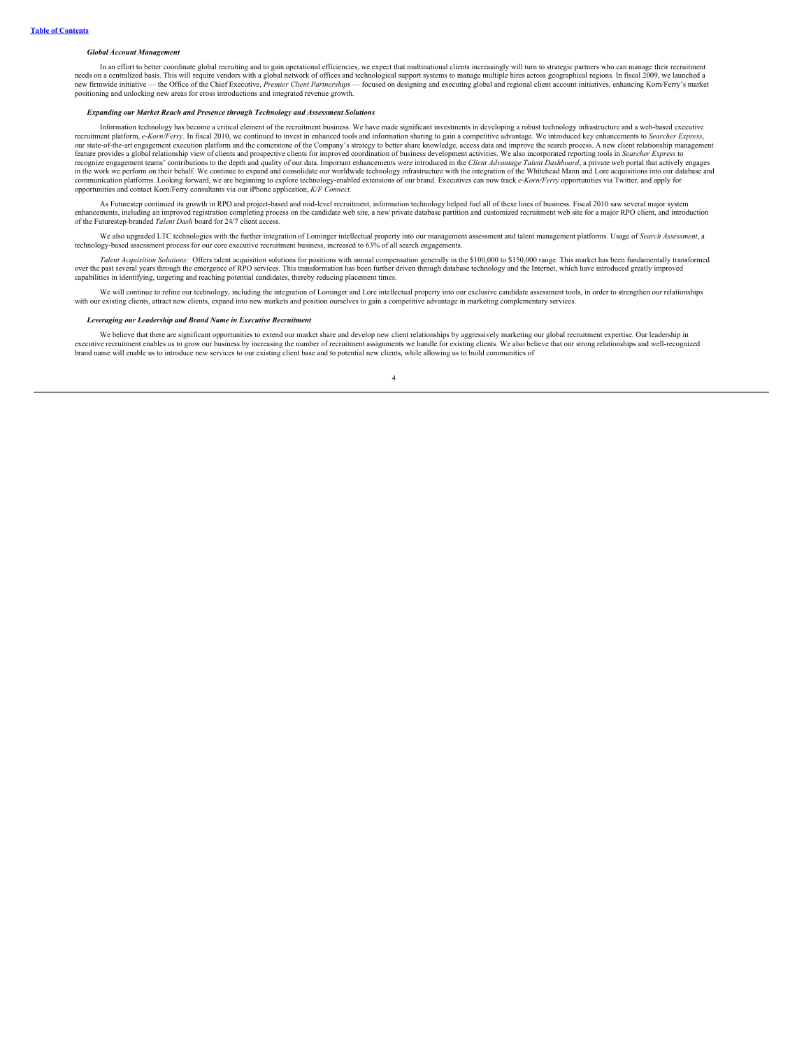#### *Global Account Management*

In an effort to better coordinate global recruiting and to gain operational efficiencies, we expect that multinational clients increasingly will turn to strategic partners who can manage their recruitment needs on a centralized basis. This will require vendors with a global network of offices and technological support systems to manage multiple hires across geographical regions. In fiscal 2009, we launched a new firmwide initiative — the Office of the Chief Executive, *Premier Client Partnerships* — focused on designing and executing global and regional client account initiatives, enhancing Korn/Ferry's market positioning and unlocking new areas for cross introductions and integrated revenue growth.

#### *Expanding our Market Reach and Presence through Technology and Assessment Solutions*

Information technology has become a critical element of the recruitment business. We have made significant investments in developing a robust technology infrastructure and a web-based executive recruitment platform, *e-Korn/Ferry*. In fiscal 2010, we continued to invest in enhanced tools and information sharing to gain a competitive advantage. We introduced key enhancements to *Searcher Express*, our state-of-the-art engagement execution platform and the cornerstone of the Company's strategy to better share knowledge, access data and improve the search process. A new client relationship management feature provides a global relationship view of clients and prospective clients for improved coordination of business development activities. We also incorporated reporting tools in *Searcher Express* to recognize engagement teams' contributions to the depth and quality of our data. Important enhancements were introduced in the *Client Advantage Talent Dashboard*, a private web portal that actively engages in the work we perform on their behalf. We continue to expand and consolidate our worldwide technology infrastructure with the integration of the Whitehead Mann and Lore acquisitions into our database and communication platforms. Looking forward, we are beginning to explore technology-enabled extensions of our brand. Executives can now track *e-Korn/Ferry* opportunities via Twitter, and apply for opportunities and contact Korn/Ferry consultants via our iPhone application, *K/F Connect*.

As Futurestep continued its growth in RPO and project-based and mid-level recruitment, information technology helped fuel all of these lines of business. Fiscal 2010 saw several major system enhancements, including an improved registration completing process on the candidate web site, a new private database partition and customized recruitment web site for a major RPO client, and introduction of the Futurestep-branded *Talent Dash* board for 24/7 client access.

We also upgraded LTC technologies with the further integration of Lominger intellectual property into our management assessment and talent management platforms. Usage of *Search Assessment*, a technology-based assessment process for our core executive recruitment business, increased to 63% of all search engagements.

*Talent Acquisition Solutions:* Offers talent acquisition solutions for positions with annual compensation generally in the $100,000 to $150,000 range. This market has been fundamentally transformed over the past several years through the emergence of RPO services. This transformation has been further driven through database technology and the Internet, which have introduced greatly improved capabilities in identifying, targeting and reaching potential candidates, thereby reducing placement times.

We will continue to refine our technology, including the integration of Lominger and Lore intellectual property into our exclusive candidate assessment tools, in order to strengthen our relationships with our existing clients, attract new clients, expand into new markets and position ourselves to gain a competitive advantage in marketing complementary services.

#### *Leveraging our Leadership and Brand Name in Executive Recruitment*

We believe that there are significant opportunities to extend our market share and develop new client relationships by aggressively marketing our global recruitment expertise. Our leadership in executive recruitment enables us to grow our business by increasing the number of recruitment assignments we handle for existing clients. We also believe that our strong relationships and well-recognized brand name will enable us to introduce new services to our existing client base and to potential new clients, while allowing us to build communities of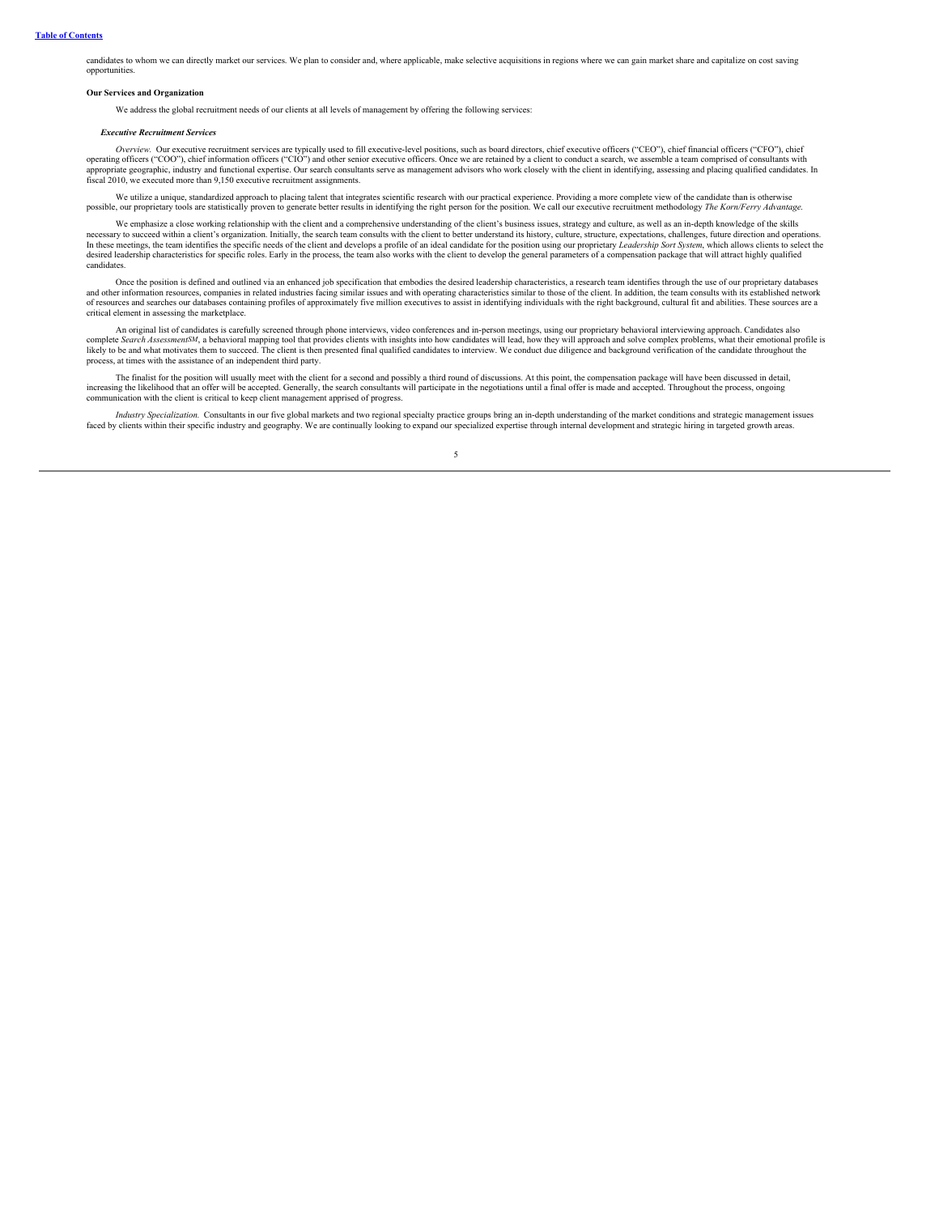candidates to whom we can directly market our services. We plan to consider and, where applicable, make selective acquisitions in regions where we can gain market share and capitalize on cost saving opportunities.

**Our Services and Organization**

We address the global recruitment needs of our clients at all levels of management by offering the following services:

***Executive Recruitment Services***

*Overview.* Our executive recruitment services are typically used to fill executive-level positions, such as board directors, chief executive officers ("CEO"), chief financial officers ("CFO"), chief operating officers ("COO"), chief information officers ("CIO") and other senior executive officers. Once we are retained by a client to conduct a search, we assemble a team comprised of consultants with appropriate geographic, industry and functional expertise. Our search consultants serve as management advisors who work closely with the client in identifying, assessing and placing qualified candidates. In fiscal 2010, we executed more than 9,150 executive recruitment assignments.

We utilize a unique, standardized approach to placing talent that integrates scientific research with our practical experience. Providing a more complete view of the candidate than is otherwise possible, our proprietary tools are statistically proven to generate better results in identifying the right person for the position. We call our executive recruitment methodology *The Korn/Ferry Advantage*.

We emphasize a close working relationship with the client and a comprehensive understanding of the client's business issues, strategy and culture, as well as an in-depth knowledge of the skills necessary to succeed within a client's organization. Initially, the search team consults with the client to better understand its history, culture, structure, expectations, challenges, future direction and operations. In these meetings, the team identifies the specific needs of the client and develops a profile of an ideal candidate for the position using our proprietary *Leadership Sort System*, which allows clients to select the desired leadership characteristics for specific roles. Early in the process, the team also works with the client to develop the general parameters of a compensation package that will attract highly qualified candidates.

Once the position is defined and outlined via an enhanced job specification that embodies the desired leadership characteristics, a research team identifies through the use of our proprietary databases and other information resources, companies in related industries facing similar issues and with operating characteristics similar to those of the client. In addition, the team consults with its established network of resources and searches our databases containing profiles of approximately five million executives to assist in identifying individuals with the right background, cultural fit and abilities. These sources are a critical element in assessing the marketplace.

An original list of candidates is carefully screened through phone interviews, video conferences and in-person meetings, using our proprietary behavioral interviewing approach. Candidates also complete *Search Assessment*SM, a behavioral mapping tool that provides clients with insights into how candidates will lead, how they will approach and solve complex problems, what their emotional profile is likely to be and what motivates them to succeed. The client is then presented final qualified candidates to interview. We conduct due diligence and background verification of the candidate throughout the process, at times with the assistance of an independent third party.

The finalist for the position will usually meet with the client for a second and possibly a third round of discussions. At this point, the compensation package will have been discussed in detail, increasing the likelihood that an offer will be accepted. Generally, the search consultants will participate in the negotiations until a final offer is made and accepted. Throughout the process, ongoing communication with the client is critical to keep client management apprised of progress.

*Industry Specialization.* Consultants in our five global markets and two regional specialty practice groups bring an in-depth understanding of the market conditions and strategic management issues faced by clients within their specific industry and geography. We are continually looking to expand our specialized expertise through internal development and strategic hiring in targeted growth areas.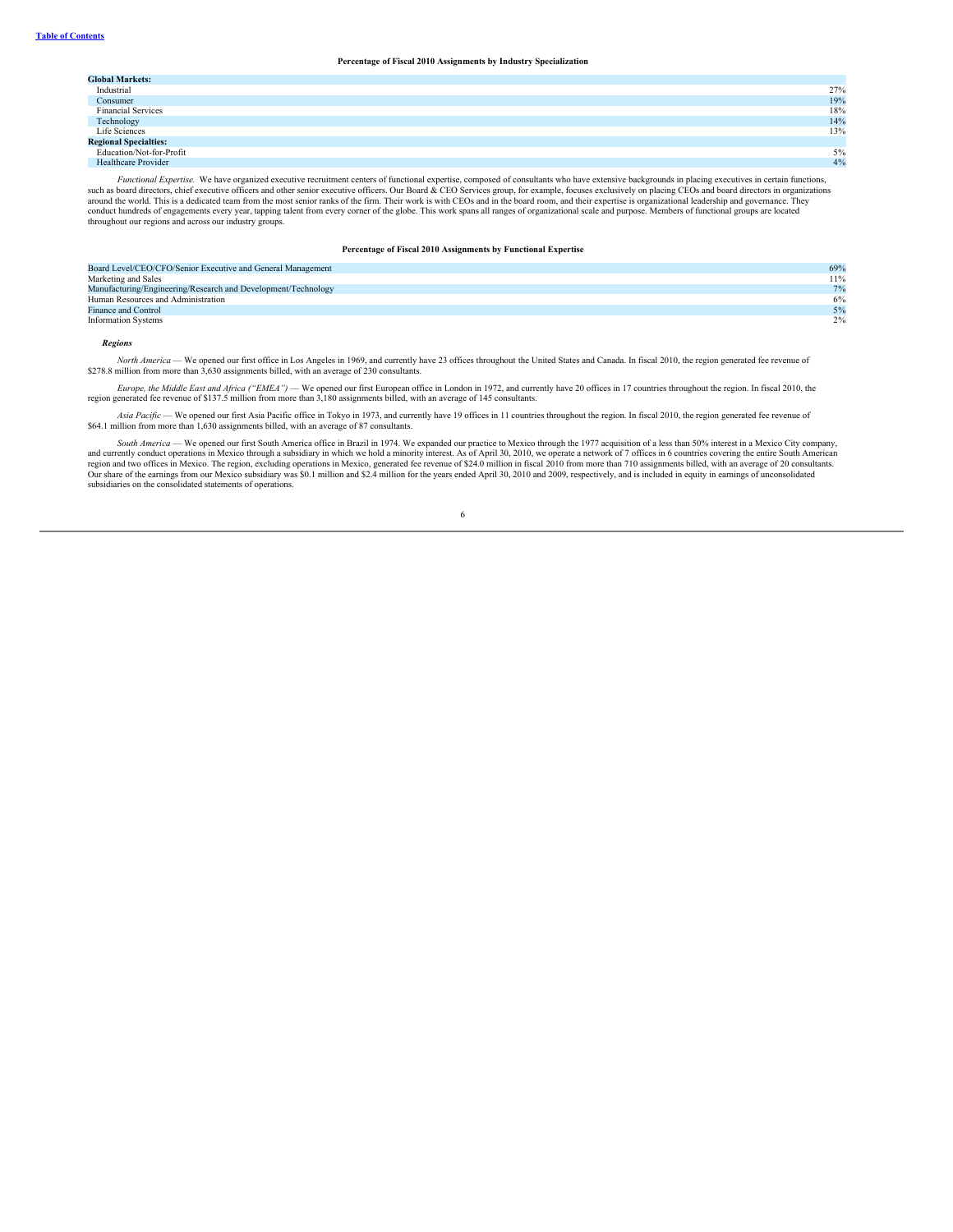**Percentage of Fiscal 2010 Assignments by Industry Specialization**

| | |
|---|---|
| **Global Markets:** | |
| Industrial | 27% |
| Consumer | 19% |
| Financial Services | 18% |
| Technology | 14% |
| Life Sciences | 13% |
| **Regional Specialties:** | |
| Education/Not-for-Profit | 5% |
| Healthcare Provider | 4% |

*Functional Expertise.* We have organized executive recruitment centers of functional expertise, composed of consultants who have extensive backgrounds in placing executives in certain functions, such as board directors, chief executive officers and other senior executive officers. Our Board & CEO Services group, for example, focuses exclusively on placing CEOs and board directors in organizations around the world. This is a dedicated team from the most senior ranks of the firm. Their work is with CEOs and in the board room, and their expertise is organizational leadership and governance. They conduct hundreds of engagements every year, tapping talent from every corner of the globe. This work spans all ranges of organizational scale and purpose. Members of functional groups are located throughout our regions and across our industry groups.

**Percentage of Fiscal 2010 Assignments by Functional Expertise**

| | |
|---|---|
| Board Level/CEO/CFO/Senior Executive and General Management | 69% |
| Marketing and Sales | 11% |
| Manufacturing/Engineering/Research and Development/Technology | 7% |
| Human Resources and Administration | 6% |
| Finance and Control | 5% |
| Information Systems | 2% |

***Regions***

*North America* — We opened our first office in Los Angeles in 1969, and currently have 23 offices throughout the United States and Canada. In fiscal 2010, the region generated fee revenue of $278.8 million from more than 3,630 assignments billed, with an average of 230 consultants.

*Europe, the Middle East and Africa ("EMEA")* — We opened our first European office in London in 1972, and currently have 20 offices in 17 countries throughout the region. In fiscal 2010, the region generated fee revenue of $137.5 million from more than 3,180 assignments billed, with an average of 145 consultants.

*Asia Pacific* — We opened our first Asia Pacific office in Tokyo in 1973, and currently have 19 offices in 11 countries throughout the region. In fiscal 2010, the region generated fee revenue of $64.1 million from more than 1,630 assignments billed, with an average of 87 consultants.

*South America* — We opened our first South America office in Brazil in 1974. We expanded our practice to Mexico through the 1977 acquisition of a less than 50% interest in a Mexico City company, and currently conduct operations in Mexico through a subsidiary in which we hold a minority interest. As of April 30, 2010, we operate a network of 7 offices in 6 countries covering the entire South American region and two offices in Mexico. The region, excluding operations in Mexico, generated fee revenue of $24.0 million in fiscal 2010 from more than 710 assignments billed, with an average of 20 consultants. Our share of the earnings from our Mexico subsidiary was $0.1 million and $2.4 million for the years ended April 30, 2010 and 2009, respectively, and is included in equity in earnings of unconsolidated subsidiaries on the consolidated statements of operations.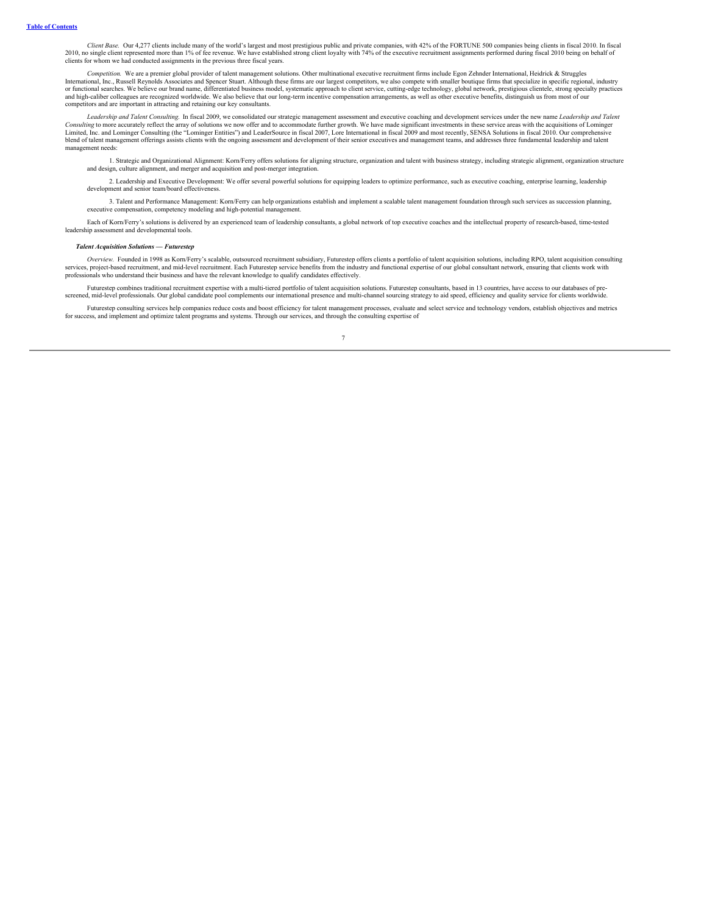*Client Base.* Our 4,277 clients include many of the world's largest and most prestigious public and private companies, with 42% of the FORTUNE 500 companies being clients in fiscal 2010. In fiscal 2010, no single client represented more than 1% of fee revenue. We have established strong client loyalty with 74% of the executive recruitment assignments performed during fiscal 2010 being on behalf of clients for whom we had conducted assignments in the previous three fiscal years.

*Competition.* We are a premier global provider of talent management solutions. Other multinational executive recruitment firms include Egon Zehnder International, Heidrick & Struggles International, Inc., Russell Reynolds Associates and Spencer Stuart. Although these firms are our largest competitors, we also compete with smaller boutique firms that specialize in specific regional, industry or functional searches. We believe our brand name, differentiated business model, systematic approach to client service, cutting-edge technology, global network, prestigious clientele, strong specialty practices and high-caliber colleagues are recognized worldwide. We also believe that our long-term incentive compensation arrangements, as well as other executive benefits, distinguish us from most of our competitors and are important in attracting and retaining our key consultants.

*Leadership and Talent Consulting.* In fiscal 2009, we consolidated our strategic management assessment and executive coaching and development services under the new name *Leadership and Talent Consulting* to more accurately reflect the array of solutions we now offer and to accommodate further growth. We have made significant investments in these service areas with the acquisitions of Lominger Limited, Inc. and Lominger Consulting (the "Lominger Entities") and LeaderSource in fiscal 2007, Lore International in fiscal 2009 and most recently, SENSA Solutions in fiscal 2010. Our comprehensive blend of talent management offerings assists clients with the ongoing assessment and development of their senior executives and management teams, and addresses three fundamental leadership and talent management needs:

1. Strategic and Organizational Alignment: Korn/Ferry offers solutions for aligning structure, organization and talent with business strategy, including strategic alignment, organization structure and design, culture alignment, and merger and acquisition and post-merger integration.

2. Leadership and Executive Development: We offer several powerful solutions for equipping leaders to optimize performance, such as executive coaching, enterprise learning, leadership development and senior team/board effectiveness.

3. Talent and Performance Management: Korn/Ferry can help organizations establish and implement a scalable talent management foundation through such services as succession planning, executive compensation, competency modeling and high-potential management.

Each of Korn/Ferry's solutions is delivered by an experienced team of leadership consultants, a global network of top executive coaches and the intellectual property of research-based, time-tested leadership assessment and developmental tools.

***Talent Acquisition Solutions — Futurestep***

*Overview.* Founded in 1998 as Korn/Ferry's scalable, outsourced recruitment subsidiary, Futurestep offers clients a portfolio of talent acquisition solutions, including RPO, talent acquisition consulting services, project-based recruitment, and mid-level recruitment. Each Futurestep service benefits from the industry and functional expertise of our global consultant network, ensuring that clients work with professionals who understand their business and have the relevant knowledge to qualify candidates effectively.

Futurestep combines traditional recruitment expertise with a multi-tiered portfolio of talent acquisition solutions. Futurestep consultants, based in 13 countries, have access to our databases of pre-screened, mid-level professionals. Our global candidate pool complements our international presence and multi-channel sourcing strategy to aid speed, efficiency and quality service for clients worldwide.

Futurestep consulting services help companies reduce costs and boost efficiency for talent management processes, evaluate and select service and technology vendors, establish objectives and metrics for success, and implement and optimize talent programs and systems. Through our services, and through the consulting expertise of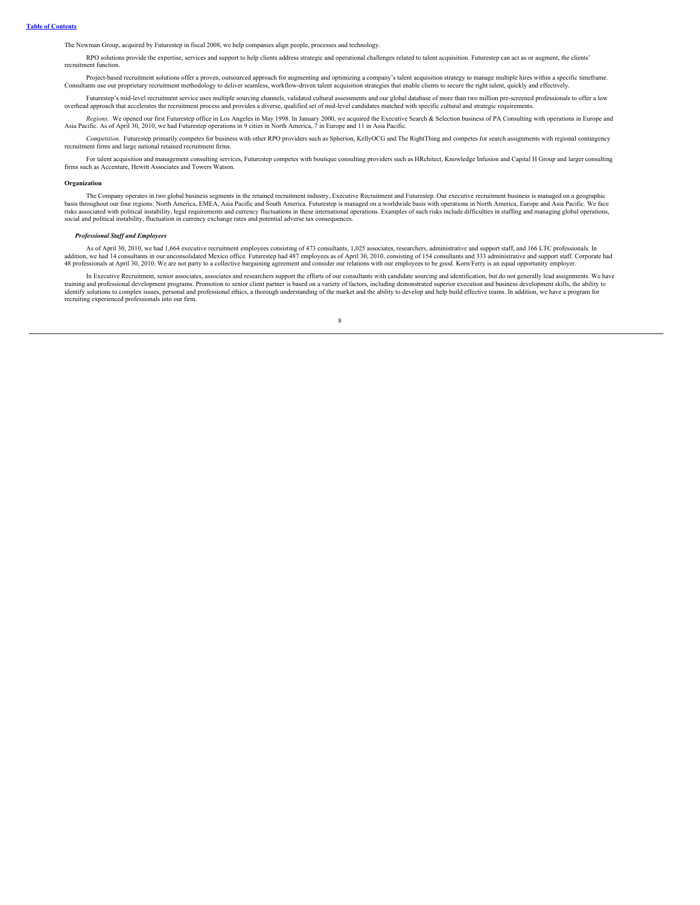The Newman Group, acquired by Futurestep in fiscal 2008, we help companies align people, processes and technology.

RPO solutions provide the expertise, services and support to help clients address strategic and operational challenges related to talent acquisition. Futurestep can act as or augment, the clients' recruitment function.

Project-based recruitment solutions offer a proven, outsourced approach for augmenting and optimizing a company's talent acquisition strategy to manage multiple hires within a specific timeframe. Consultants use our proprietary recruitment methodology to deliver seamless, workflow-driven talent acquisition strategies that enable clients to secure the right talent, quickly and effectively.

Futurestep's mid-level recruitment service uses multiple sourcing channels, validated cultural assessments and our global database of more than two million pre-screened professionals to offer a low overhead approach that accelerates the recruitment process and provides a diverse, qualified set of mid-level candidates matched with specific cultural and strategic requirements.

*Regions.* We opened our first Futurestep office in Los Angeles in May 1998. In January 2000, we acquired the Executive Search & Selection business of PA Consulting with operations in Europe and Asia Pacific. As of April 30, 2010, we had Futurestep operations in 9 cities in North America, 7 in Europe and 11 in Asia Pacific.

*Competition.* Futurestep primarily competes for business with other RPO providers such as Spherion, KellyOCG and The RightThing and competes for search assignments with regional contingency recruitment firms and large national retained recruitment firms.

For talent acquisition and management consulting services, Futurestep competes with boutique consulting providers such as HRchitect, Knowledge Infusion and Capital H Group and larger consulting firms such as Accenture, Hewitt Associates and Towers Watson.

**Organization**

The Company operates in two global business segments in the retained recruitment industry, Executive Recruitment and Futurestep. Our executive recruitment business is managed on a geographic basis throughout our four regions: North America, EMEA, Asia Pacific and South America. Futurestep is managed on a worldwide basis with operations in North America, Europe and Asia Pacific. We face risks associated with political instability, legal requirements and currency fluctuations in these international operations. Examples of such risks include difficulties in staffing and managing global operations, social and political instability, fluctuation in currency exchange rates and potential adverse tax consequences.

***Professional Staff and Employees***

As of April 30, 2010, we had 1,664 executive recruitment employees consisting of 473 consultants, 1,025 associates, researchers, administrative and support staff, and 166 LTC professionals. In addition, we had 14 consultants in our unconsolidated Mexico office. Futurestep had 487 employees as of April 30, 2010, consisting of 154 consultants and 333 administrative and support staff. Corporate had 48 professionals at April 30, 2010. We are not party to a collective bargaining agreement and consider our relations with our employees to be good. Korn/Ferry is an equal opportunity employer.

In Executive Recruitment, senior associates, associates and researchers support the efforts of our consultants with candidate sourcing and identification, but do not generally lead assignments. We have training and professional development programs. Promotion to senior client partner is based on a variety of factors, including demonstrated superior execution and business development skills, the ability to identify solutions to complex issues, personal and professional ethics, a thorough understanding of the market and the ability to develop and help build effective teams. In addition, we have a program for recruiting experienced professionals into our firm.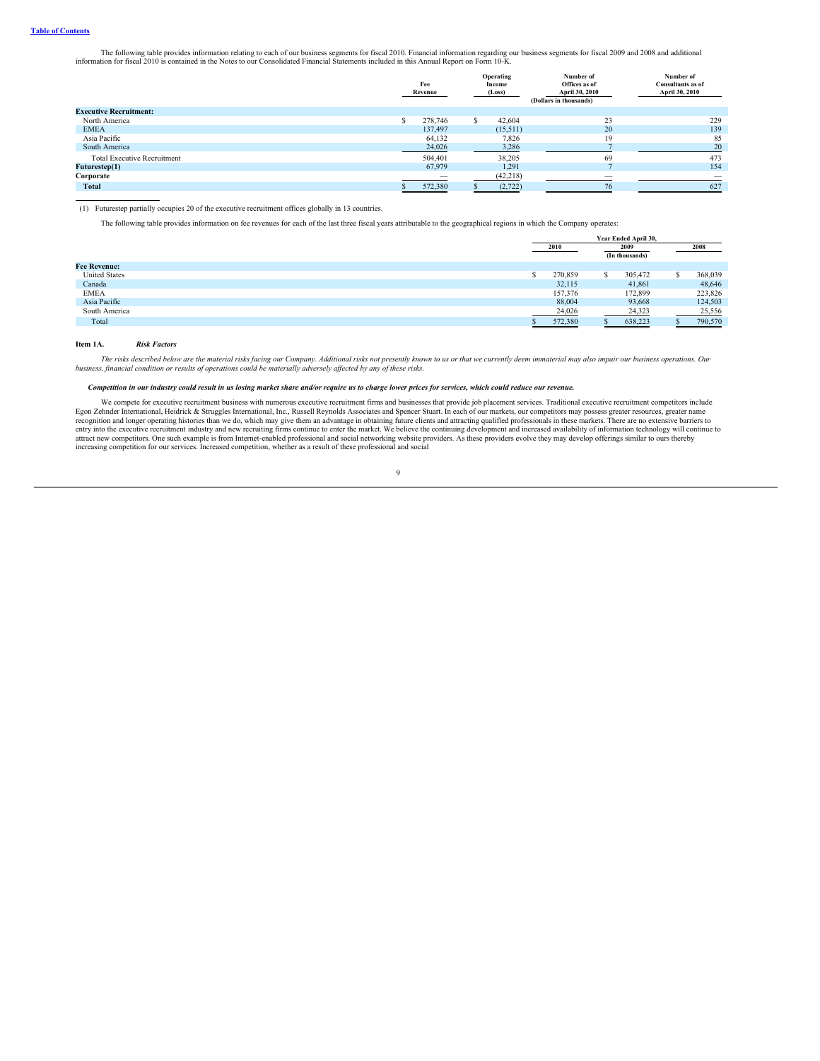The following table provides information relating to each of our business segments for fiscal 2010. Financial information regarding our business segments for fiscal 2009 and 2008 and additional information for fiscal 2010 is contained in the Notes to our Consolidated Financial Statements included in this Annual Report on Form 10-K.

| | Fee Revenue | Operating Income (Loss) | Number of Offices as of April 30, 2010 | Number of Consultants as of April 30, 2010 |
|---|---|---|---|---|
| | (Dollars in thousands) | | | |
| **Executive Recruitment:** | | | | |
| North America | $ 278,746 | $ 42,604 | 23 | 229 |
| EMEA | 137,497 | (15,511) | 20 | 139 |
| Asia Pacific | 64,132 | 7,826 | 19 | 85 |
| South America | 24,026 | 3,286 | 7 | 20 |
| Total Executive Recruitment | 504,401 | 38,205 | 69 | 473 |
| **Futurestep(1)** | 67,979 | 1,291 | 7 | 154 |
| **Corporate** | — | (42,218) | — | — |
| **Total** | $ 572,380 | $ (2,722) | 76 | 627 |

(1) Futurestep partially occupies 20 of the executive recruitment offices globally in 13 countries.

The following table provides information on fee revenues for each of the last three fiscal years attributable to the geographical regions in which the Company operates:

| | Year Ended April 30, | | |
|---|---|---|---|
| | 2010 | 2009 | 2008 |
| | | (In thousands) | |
| **Fee Revenue:** | | | |
| United States | $ 270,859 | $ 305,472 | $ 368,039 |
| Canada | 32,115 | 41,861 | 48,646 |
| EMEA | 157,376 | 172,899 | 223,826 |
| Asia Pacific | 88,004 | 93,668 | 124,503 |
| South America | 24,026 | 24,323 | 25,556 |
| Total | $ 572,380 | $ 638,223 | $ 790,570 |

## Item 1A. *Risk Factors*

*The risks described below are the material risks facing our Company. Additional risks not presently known to us or that we currently deem immaterial may also impair our business operations. Our business, financial condition or results of operations could be materially adversely affected by any of these risks.*

***Competition in our industry could result in us losing market share and/or require us to charge lower prices for services, which could reduce our revenue.***

We compete for executive recruitment business with numerous executive recruitment firms and businesses that provide job placement services. Traditional executive recruitment competitors include Egon Zehnder International, Heidrick & Struggles International, Inc., Russell Reynolds Associates and Spencer Stuart. In each of our markets, our competitors may possess greater resources, greater name recognition and longer operating histories than we do, which may give them an advantage in obtaining future clients and attracting qualified professionals in these markets. There are no extensive barriers to entry into the executive recruitment industry and new recruiting firms continue to enter the market. We believe the continuing development and increased availability of information technology will continue to attract new competitors. One such example is from Internet-enabled professional and social networking website providers. As these providers evolve they may develop offerings similar to ours thereby increasing competition for our services. Increased competition, whether as a result of these professional and social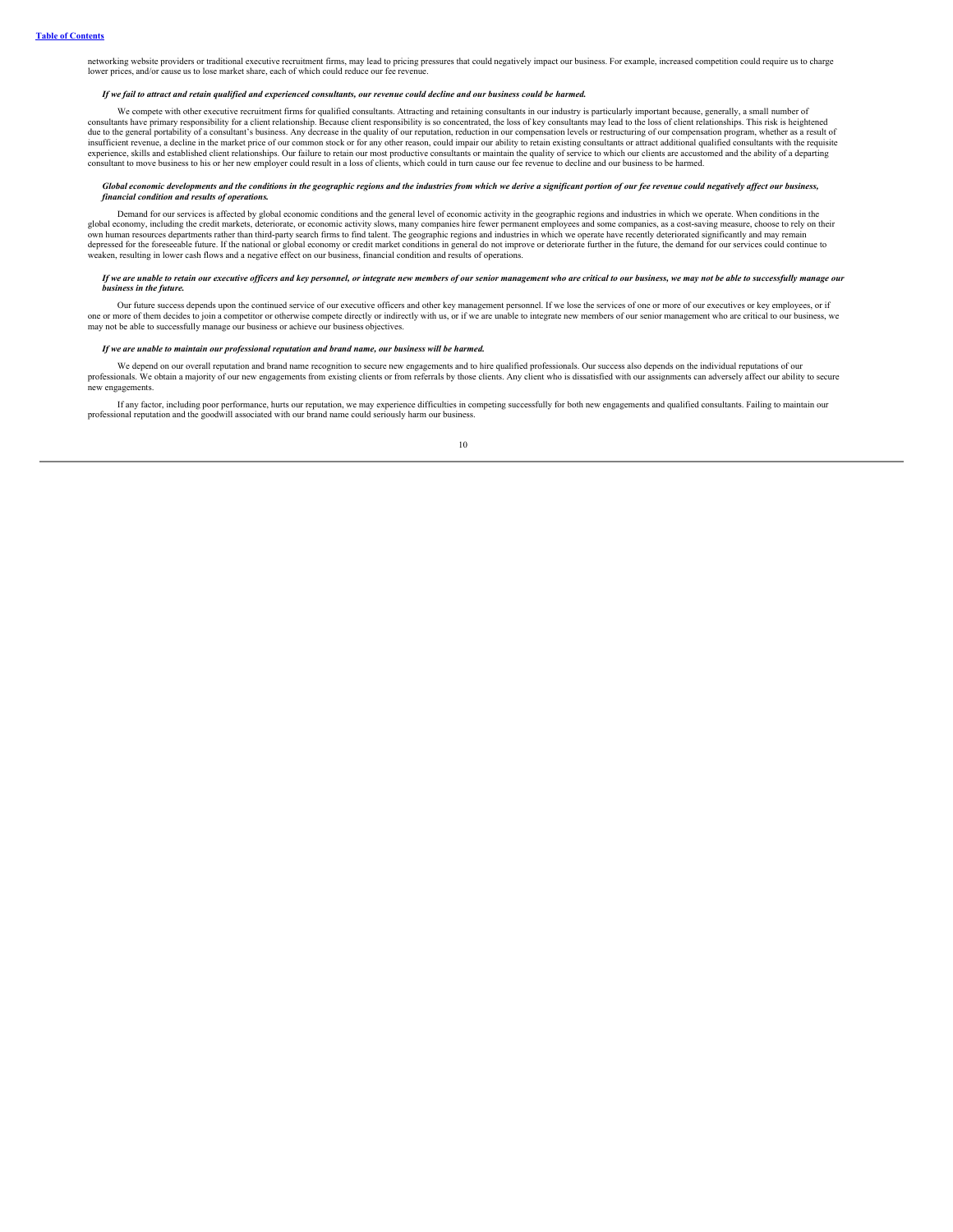networking website providers or traditional executive recruitment firms, may lead to pricing pressures that could negatively impact our business. For example, increased competition could require us to charge lower prices, and/or cause us to lose market share, each of which could reduce our fee revenue.

***If we fail to attract and retain qualified and experienced consultants, our revenue could decline and our business could be harmed.***

We compete with other executive recruitment firms for qualified consultants. Attracting and retaining consultants in our industry is particularly important because, generally, a small number of consultants have primary responsibility for a client relationship. Because client responsibility is so concentrated, the loss of key consultants may lead to the loss of client relationships. This risk is heightened due to the general portability of a consultant's business. Any decrease in the quality of our reputation, reduction in our compensation levels or restructuring of our compensation program, whether as a result of insufficient revenue, a decline in the market price of our common stock or for any other reason, could impair our ability to retain existing consultants or attract additional qualified consultants with the requisite experience, skills and established client relationships. Our failure to retain our most productive consultants or maintain the quality of service to which our clients are accustomed and the ability of a departing consultant to move business to his or her new employer could result in a loss of clients, which could in turn cause our fee revenue to decline and our business to be harmed.

***Global economic developments and the conditions in the geographic regions and the industries from which we derive a significant portion of our fee revenue could negatively affect our business, financial condition and results of operations.***

Demand for our services is affected by global economic conditions and the general level of economic activity in the geographic regions and industries in which we operate. When conditions in the global economy, including the credit markets, deteriorate, or economic activity slows, many companies hire fewer permanent employees and some companies, as a cost-saving measure, choose to rely on their own human resources departments rather than third-party search firms to find talent. The geographic regions and industries in which we operate have recently deteriorated significantly and may remain depressed for the foreseeable future. If the national or global economy or credit market conditions in general do not improve or deteriorate further in the future, the demand for our services could continue to weaken, resulting in lower cash flows and a negative effect on our business, financial condition and results of operations.

***If we are unable to retain our executive officers and key personnel, or integrate new members of our senior management who are critical to our business, we may not be able to successfully manage our business in the future.***

Our future success depends upon the continued service of our executive officers and other key management personnel. If we lose the services of one or more of our executives or key employees, or if one or more of them decides to join a competitor or otherwise compete directly or indirectly with us, or if we are unable to integrate new members of our senior management who are critical to our business, we may not be able to successfully manage our business or achieve our business objectives.

***If we are unable to maintain our professional reputation and brand name, our business will be harmed.***

We depend on our overall reputation and brand name recognition to secure new engagements and to hire qualified professionals. Our success also depends on the individual reputations of our professionals. We obtain a majority of our new engagements from existing clients or from referrals by those clients. Any client who is dissatisfied with our assignments can adversely affect our ability to secure new engagements.

If any factor, including poor performance, hurts our reputation, we may experience difficulties in competing successfully for both new engagements and qualified consultants. Failing to maintain our professional reputation and the goodwill associated with our brand name could seriously harm our business.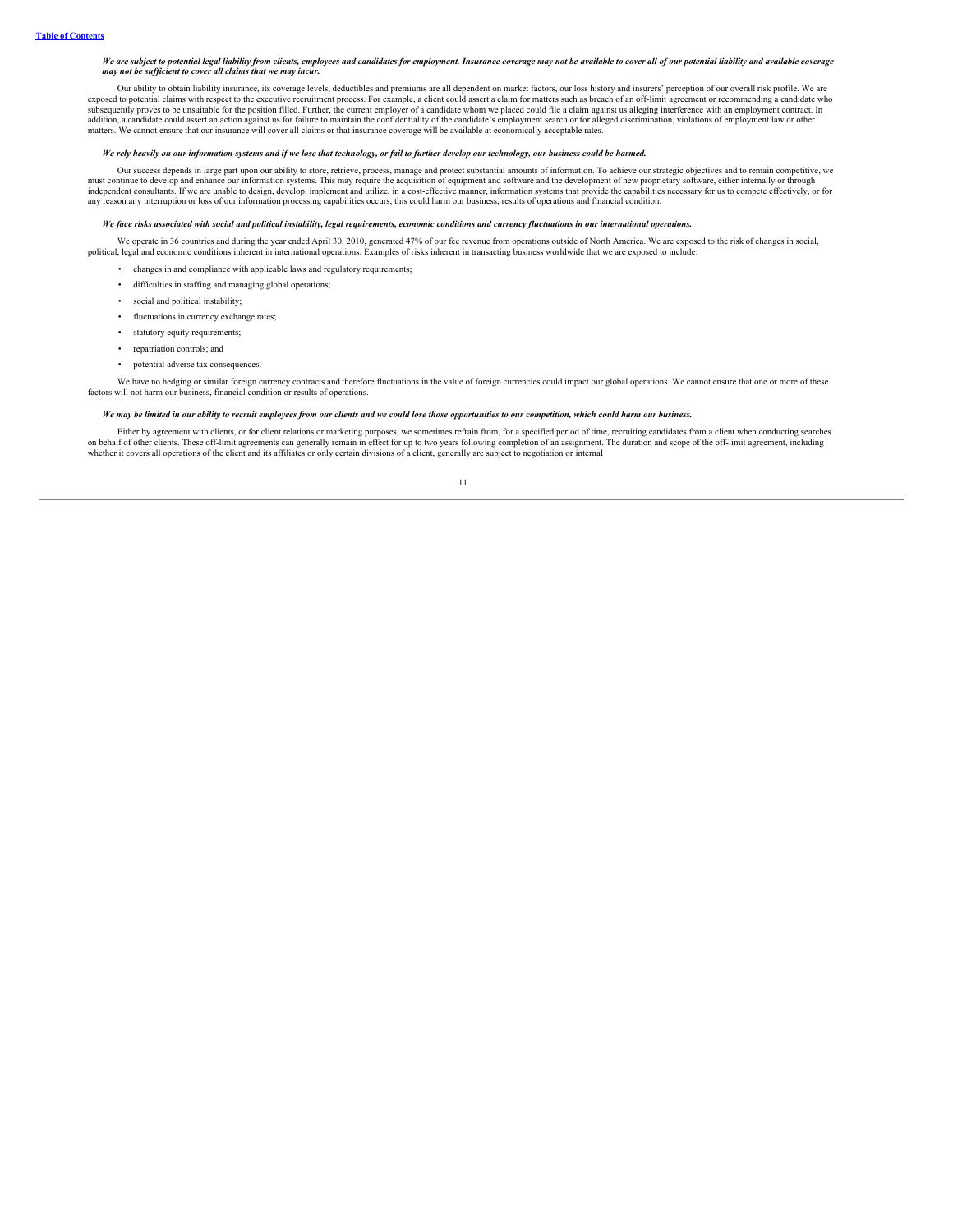***We are subject to potential legal liability from clients, employees and candidates for employment. Insurance coverage may not be available to cover all of our potential liability and available coverage may not be sufficient to cover all claims that we may incur.***

Our ability to obtain liability insurance, its coverage levels, deductibles and premiums are all dependent on market factors, our loss history and insurers' perception of our overall risk profile. We are exposed to potential claims with respect to the executive recruitment process. For example, a client could assert a claim for matters such as breach of an off-limit agreement or recommending a candidate who subsequently proves to be unsuitable for the position filled. Further, the current employer of a candidate whom we placed could file a claim against us alleging interference with an employment contract. In addition, a candidate could assert an action against us for failure to maintain the confidentiality of the candidate's employment search or for alleged discrimination, violations of employment law or other matters. We cannot ensure that our insurance will cover all claims or that insurance coverage will be available at economically acceptable rates.

***We rely heavily on our information systems and if we lose that technology, or fail to further develop our technology, our business could be harmed.***

Our success depends in large part upon our ability to store, retrieve, process, manage and protect substantial amounts of information. To achieve our strategic objectives and to remain competitive, we must continue to develop and enhance our information systems. This may require the acquisition of equipment and software and the development of new proprietary software, either internally or through independent consultants. If we are unable to design, develop, implement and utilize, in a cost-effective manner, information systems that provide the capabilities necessary for us to compete effectively, or for any reason any interruption or loss of our information processing capabilities occurs, this could harm our business, results of operations and financial condition.

***We face risks associated with social and political instability, legal requirements, economic conditions and currency fluctuations in our international operations.***

We operate in 36 countries and during the year ended April 30, 2010, generated 47% of our fee revenue from operations outside of North America. We are exposed to the risk of changes in social, political, legal and economic conditions inherent in international operations. Examples of risks inherent in transacting business worldwide that we are exposed to include:

- changes in and compliance with applicable laws and regulatory requirements;
- difficulties in staffing and managing global operations;
- social and political instability;
- fluctuations in currency exchange rates;
- statutory equity requirements;
- repatriation controls; and
- potential adverse tax consequences.

We have no hedging or similar foreign currency contracts and therefore fluctuations in the value of foreign currencies could impact our global operations. We cannot ensure that one or more of these factors will not harm our business, financial condition or results of operations.

***We may be limited in our ability to recruit employees from our clients and we could lose those opportunities to our competition, which could harm our business.***

Either by agreement with clients, or for client relations or marketing purposes, we sometimes refrain from, for a specified period of time, recruiting candidates from a client when conducting searches on behalf of other clients. These off-limit agreements can generally remain in effect for up to two years following completion of an assignment. The duration and scope of the off-limit agreement, including whether it covers all operations of the client and its affiliates or only certain divisions of a client, generally are subject to negotiation or internal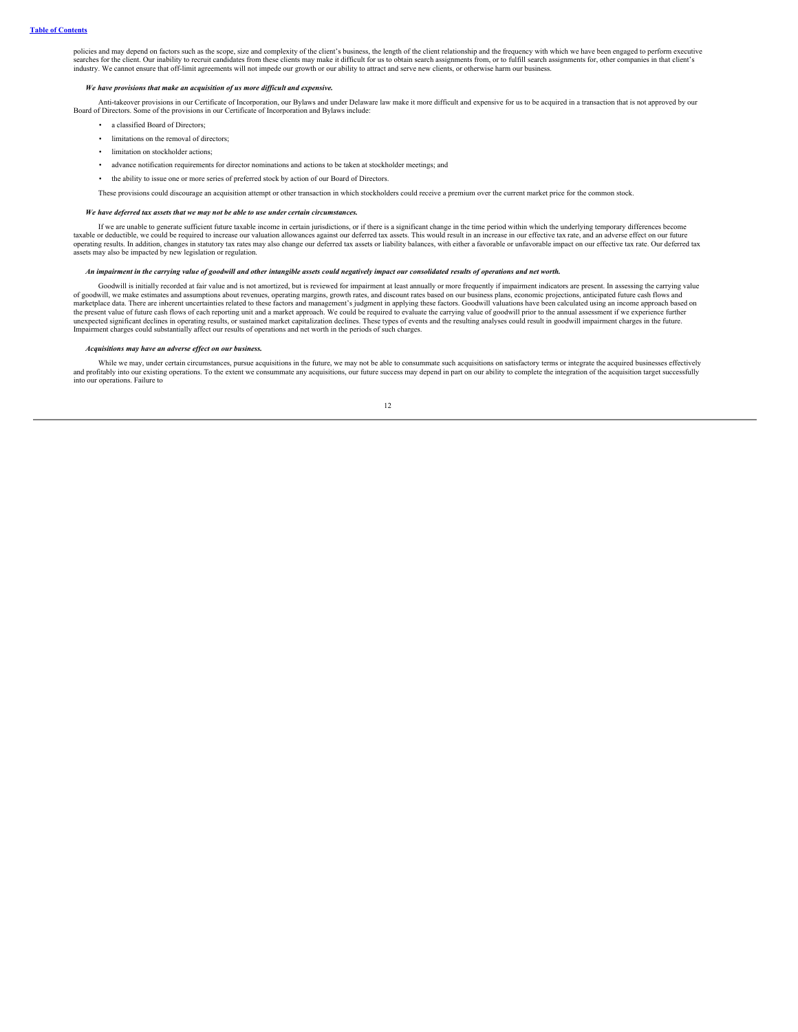policies and may depend on factors such as the scope, size and complexity of the client's business, the length of the client relationship and the frequency with which we have been engaged to perform executive searches for the client. Our inability to recruit candidates from these clients may make it difficult for us to obtain search assignments from, or to fulfill search assignments for, other companies in that client's industry. We cannot ensure that off-limit agreements will not impede our growth or our ability to attract and serve new clients, or otherwise harm our business.

***We have provisions that make an acquisition of us more difficult and expensive.***

Anti-takeover provisions in our Certificate of Incorporation, our Bylaws and under Delaware law make it more difficult and expensive for us to be acquired in a transaction that is not approved by our Board of Directors. Some of the provisions in our Certificate of Incorporation and Bylaws include:

- a classified Board of Directors;
- limitations on the removal of directors;
- limitation on stockholder actions;
- advance notification requirements for director nominations and actions to be taken at stockholder meetings; and
- the ability to issue one or more series of preferred stock by action of our Board of Directors.

These provisions could discourage an acquisition attempt or other transaction in which stockholders could receive a premium over the current market price for the common stock.

***We have deferred tax assets that we may not be able to use under certain circumstances.***

If we are unable to generate sufficient future taxable income in certain jurisdictions, or if there is a significant change in the time period within which the underlying temporary differences become taxable or deductible, we could be required to increase our valuation allowances against our deferred tax assets. This would result in an increase in our effective tax rate, and an adverse effect on our future operating results. In addition, changes in statutory tax rates may also change our deferred tax assets or liability balances, with either a favorable or unfavorable impact on our effective tax rate. Our deferred tax assets may also be impacted by new legislation or regulation.

***An impairment in the carrying value of goodwill and other intangible assets could negatively impact our consolidated results of operations and net worth.***

Goodwill is initially recorded at fair value and is not amortized, but is reviewed for impairment at least annually or more frequently if impairment indicators are present. In assessing the carrying value of goodwill, we make estimates and assumptions about revenues, operating margins, growth rates, and discount rates based on our business plans, economic projections, anticipated future cash flows and marketplace data. There are inherent uncertainties related to these factors and management's judgment in applying these factors. Goodwill valuations have been calculated using an income approach based on the present value of future cash flows of each reporting unit and a market approach. We could be required to evaluate the carrying value of goodwill prior to the annual assessment if we experience further unexpected significant declines in operating results, or sustained market capitalization declines. These types of events and the resulting analyses could result in goodwill impairment charges in the future. Impairment charges could substantially affect our results of operations and net worth in the periods of such charges.

***Acquisitions may have an adverse effect on our business.***

While we may, under certain circumstances, pursue acquisitions in the future, we may not be able to consummate such acquisitions on satisfactory terms or integrate the acquired businesses effectively and profitably into our existing operations. To the extent we consummate any acquisitions, our future success may depend in part on our ability to complete the integration of the acquisition target successfully into our operations. Failure to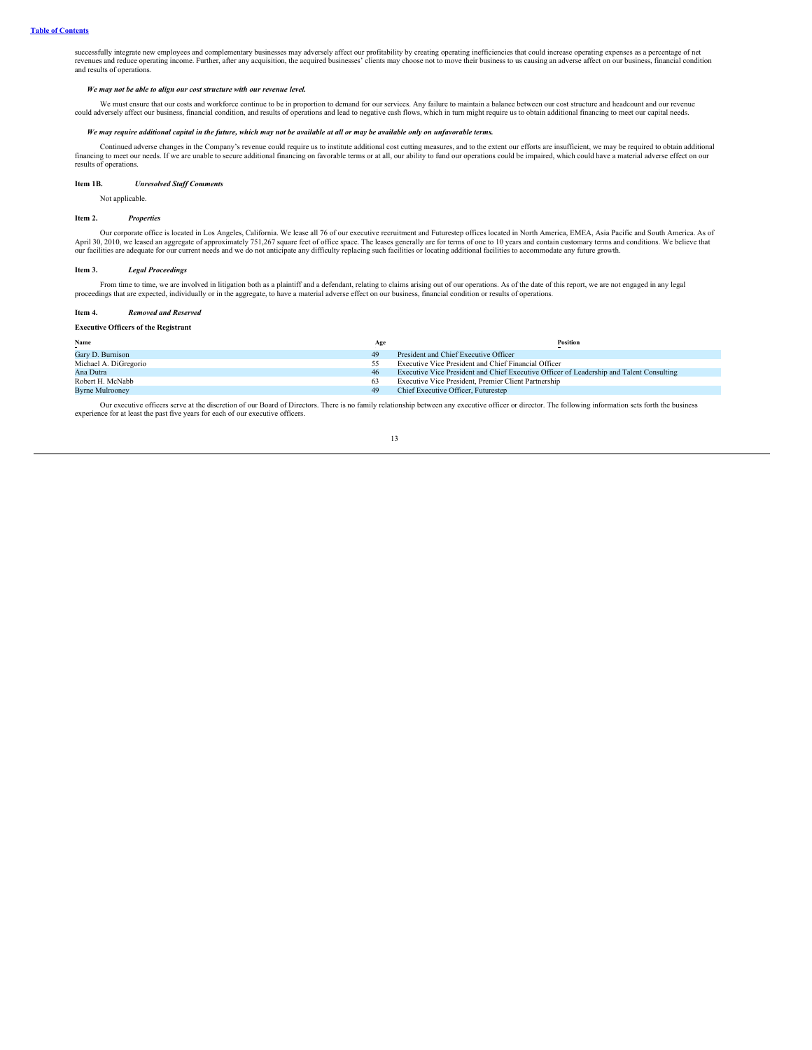successfully integrate new employees and complementary businesses may adversely affect our profitability by creating operating inefficiencies that could increase operating expenses as a percentage of net revenues and reduce operating income. Further, after any acquisition, the acquired businesses' clients may choose not to move their business to us causing an adverse affect on our business, financial condition and results of operations.

***We may not be able to align our cost structure with our revenue level.***

We must ensure that our costs and workforce continue to be in proportion to demand for our services. Any failure to maintain a balance between our cost structure and headcount and our revenue could adversely affect our business, financial condition, and results of operations and lead to negative cash flows, which in turn might require us to obtain additional financing to meet our capital needs.

***We may require additional capital in the future, which may not be available at all or may be available only on unfavorable terms.***

Continued adverse changes in the Company's revenue could require us to institute additional cost cutting measures, and to the extent our efforts are insufficient, we may be required to obtain additional financing to meet our needs. If we are unable to secure additional financing on favorable terms or at all, our ability to fund our operations could be impaired, which could have a material adverse effect on our results of operations.

**Item 1B.** ***Unresolved Staff Comments***

Not applicable.

**Item 2.** ***Properties***

Our corporate office is located in Los Angeles, California. We lease all 76 of our executive recruitment and Futurestep offices located in North America, EMEA, Asia Pacific and South America. As of April 30, 2010, we leased an aggregate of approximately 751,267 square feet of office space. The leases generally are for terms of one to 10 years and contain customary terms and conditions. We believe that our facilities are adequate for our current needs and we do not anticipate any difficulty replacing such facilities or locating additional facilities to accommodate any future growth.

**Item 3.** ***Legal Proceedings***

From time to time, we are involved in litigation both as a plaintiff and a defendant, relating to claims arising out of our operations. As of the date of this report, we are not engaged in any legal proceedings that are expected, individually or in the aggregate, to have a material adverse effect on our business, financial condition or results of operations.

**Item 4.** ***Removed and Reserved***

**Executive Officers of the Registrant**

| Name | Age | Position |
|---|---|---|
| Gary D. Burnison | 49 | President and Chief Executive Officer |
| Michael A. DiGregorio | 55 | Executive Vice President and Chief Financial Officer |
| Ana Dutra | 46 | Executive Vice President and Chief Executive Officer of Leadership and Talent Consulting |
| Robert H. McNabb | 63 | Executive Vice President, Premier Client Partnership |
| Byrne Mulrooney | 49 | Chief Executive Officer, Futurestep |

Our executive officers serve at the discretion of our Board of Directors. There is no family relationship between any executive officer or director. The following information sets forth the business experience for at least the past five years for each of our executive officers.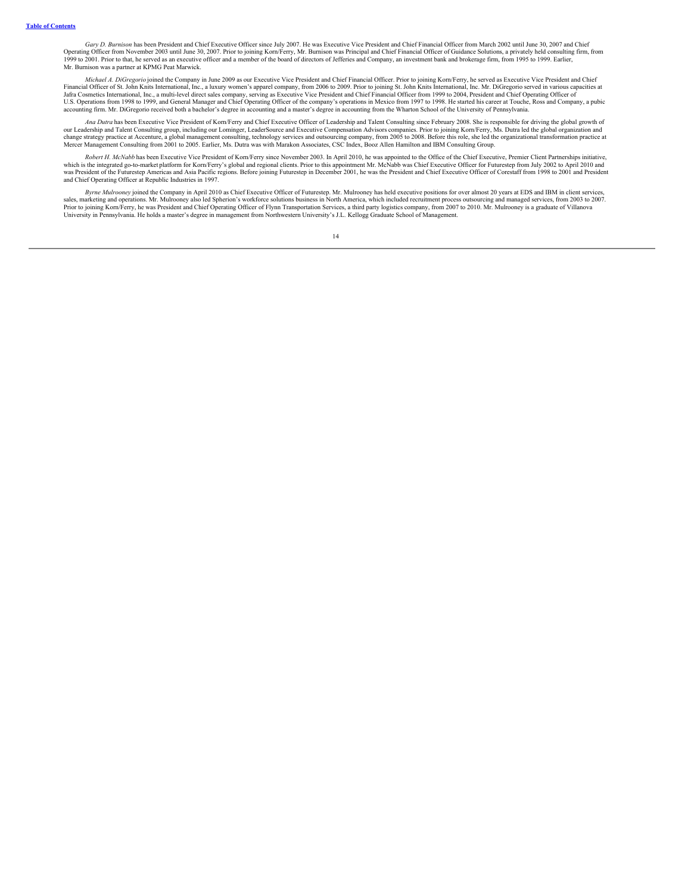*Gary D. Burnison* has been President and Chief Executive Officer since July 2007. He was Executive Vice President and Chief Financial Officer from March 2002 until June 30, 2007 and Chief Operating Officer from November 2003 until June 30, 2007. Prior to joining Korn/Ferry, Mr. Burnison was Principal and Chief Financial Officer of Guidance Solutions, a privately held consulting firm, from 1999 to 2001. Prior to that, he served as an executive officer and a member of the board of directors of Jefferies and Company, an investment bank and brokerage firm, from 1995 to 1999. Earlier, Mr. Burnison was a partner at KPMG Peat Marwick.

*Michael A. DiGregorio* joined the Company in June 2009 as our Executive Vice President and Chief Financial Officer. Prior to joining Korn/Ferry, he served as Executive Vice President and Chief Financial Officer of St. John Knits International, Inc., a luxury women's apparel company, from 2006 to 2009. Prior to joining St. John Knits International, Inc. Mr. DiGregorio served in various capacities at Jafra Cosmetics International, Inc., a multi-level direct sales company, serving as Executive Vice President and Chief Financial Officer from 1999 to 2004, President and Chief Operating Officer of U.S. Operations from 1998 to 1999, and General Manager and Chief Operating Officer of the company's operations in Mexico from 1997 to 1998. He started his career at Touche, Ross and Company, a pubic accounting firm. Mr. DiGregorio received both a bachelor's degree in accounting and a master's degree in accounting from the Wharton School of the University of Pennsylvania.

*Ana Dutra* has been Executive Vice President of Korn/Ferry and Chief Executive Officer of Leadership and Talent Consulting since February 2008. She is responsible for driving the global growth of our Leadership and Talent Consulting group, including our Lominger, LeaderSource and Executive Compensation Advisors companies. Prior to joining Korn/Ferry, Ms. Dutra led the global organization and change strategy practice at Accenture, a global management consulting, technology services and outsourcing company, from 2005 to 2008. Before this role, she led the organizational transformation practice at Mercer Management Consulting from 2001 to 2005. Earlier, Ms. Dutra was with Marakon Associates, CSC Index, Booz Allen Hamilton and IBM Consulting Group.

*Robert H. McNabb* has been Executive Vice President of Korn/Ferry since November 2003. In April 2010, he was appointed to the Office of the Chief Executive, Premier Client Partnerships initiative, which is the integrated go-to-market platform for Korn/Ferry's global and regional clients. Prior to this appointment Mr. McNabb was Chief Executive Officer for Futurestep from July 2002 to April 2010 and was President of the Futurestep Americas and Asia Pacific regions. Before joining Futurestep in December 2001, he was the President and Chief Executive Officer of Corestaff from 1998 to 2001 and President and Chief Operating Officer at Republic Industries in 1997.

*Byrne Mulrooney* joined the Company in April 2010 as Chief Executive Officer of Futurestep. Mr. Mulrooney has held executive positions for over almost 20 years at EDS and IBM in client services, sales, marketing and operations. Mr. Mulrooney also led Spherion's workforce solutions business in North America, which included recruitment process outsourcing and managed services, from 2003 to 2007. Prior to joining Korn/Ferry, he was President and Chief Operating Officer of Flynn Transportation Services, a third party logistics company, from 2007 to 2010. Mr. Mulrooney is a graduate of Villanova University in Pennsylvania. He holds a master's degree in management from Northwestern University's J.L. Kellogg Graduate School of Management.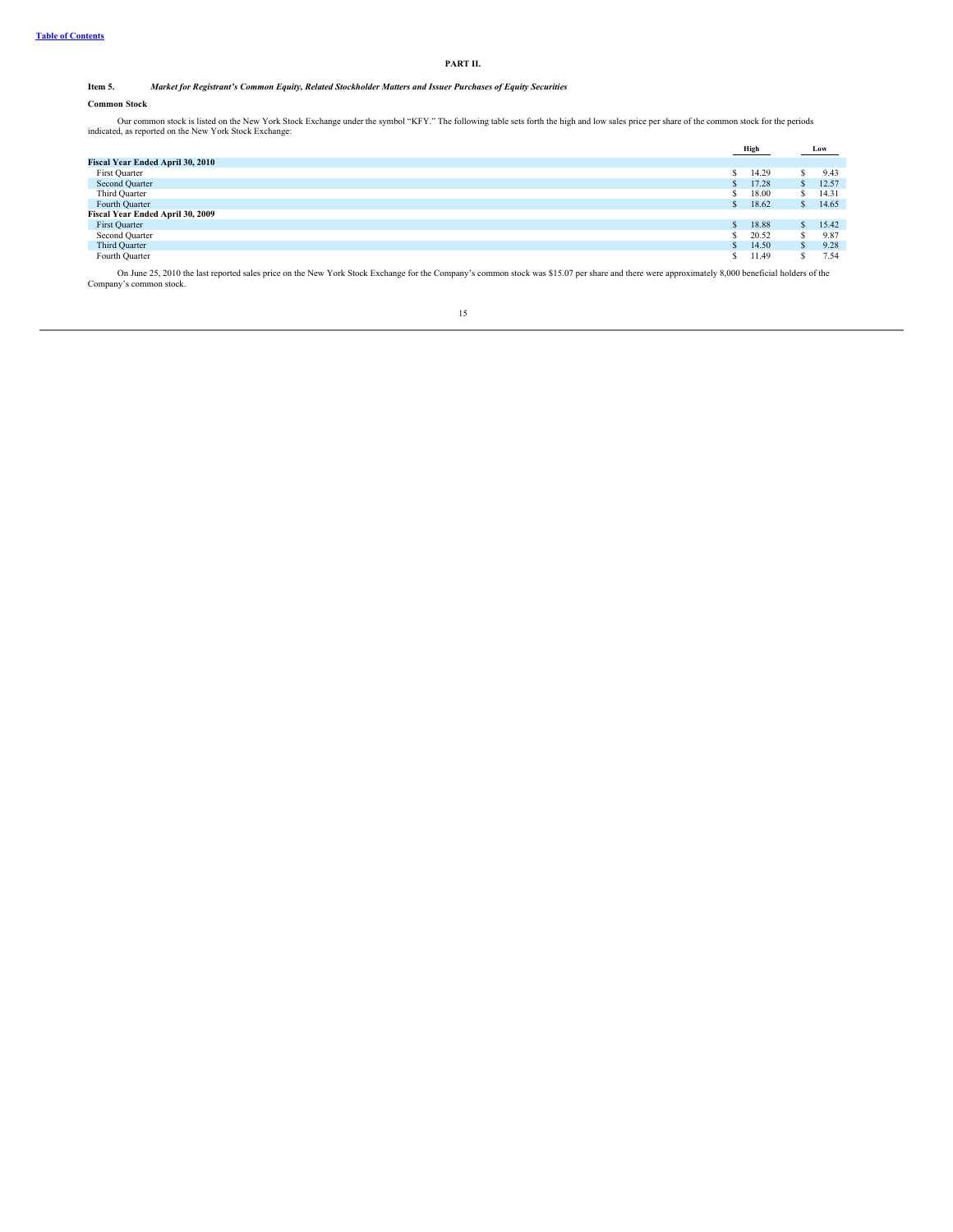# PART II.

**Item 5.** ***Market for Registrant's Common Equity, Related Stockholder Matters and Issuer Purchases of Equity Securities***

**Common Stock**

Our common stock is listed on the New York Stock Exchange under the symbol "KFY." The following table sets forth the high and low sales price per share of the common stock for the periods indicated, as reported on the New York Stock Exchange:

| | High | Low |
|---|---|---|
| **Fiscal Year Ended April 30, 2010** | | |
| First Quarter | $ 14.29 | $ 9.43 |
| Second Quarter | $ 17.28 | $ 12.57 |
| Third Quarter | $ 18.00 | $ 14.31 |
| Fourth Quarter | $ 18.62 | $ 14.65 |
| **Fiscal Year Ended April 30, 2009** | | |
| First Quarter | $ 18.88 | $ 15.42 |
| Second Quarter | $ 20.52 | $ 9.87 |
| Third Quarter | $ 14.50 | $ 9.28 |
| Fourth Quarter | $ 11.49 | $ 7.54 |

On June 25, 2010 the last reported sales price on the New York Stock Exchange for the Company's common stock was $15.07 per share and there were approximately 8,000 beneficial holders of the Company's common stock.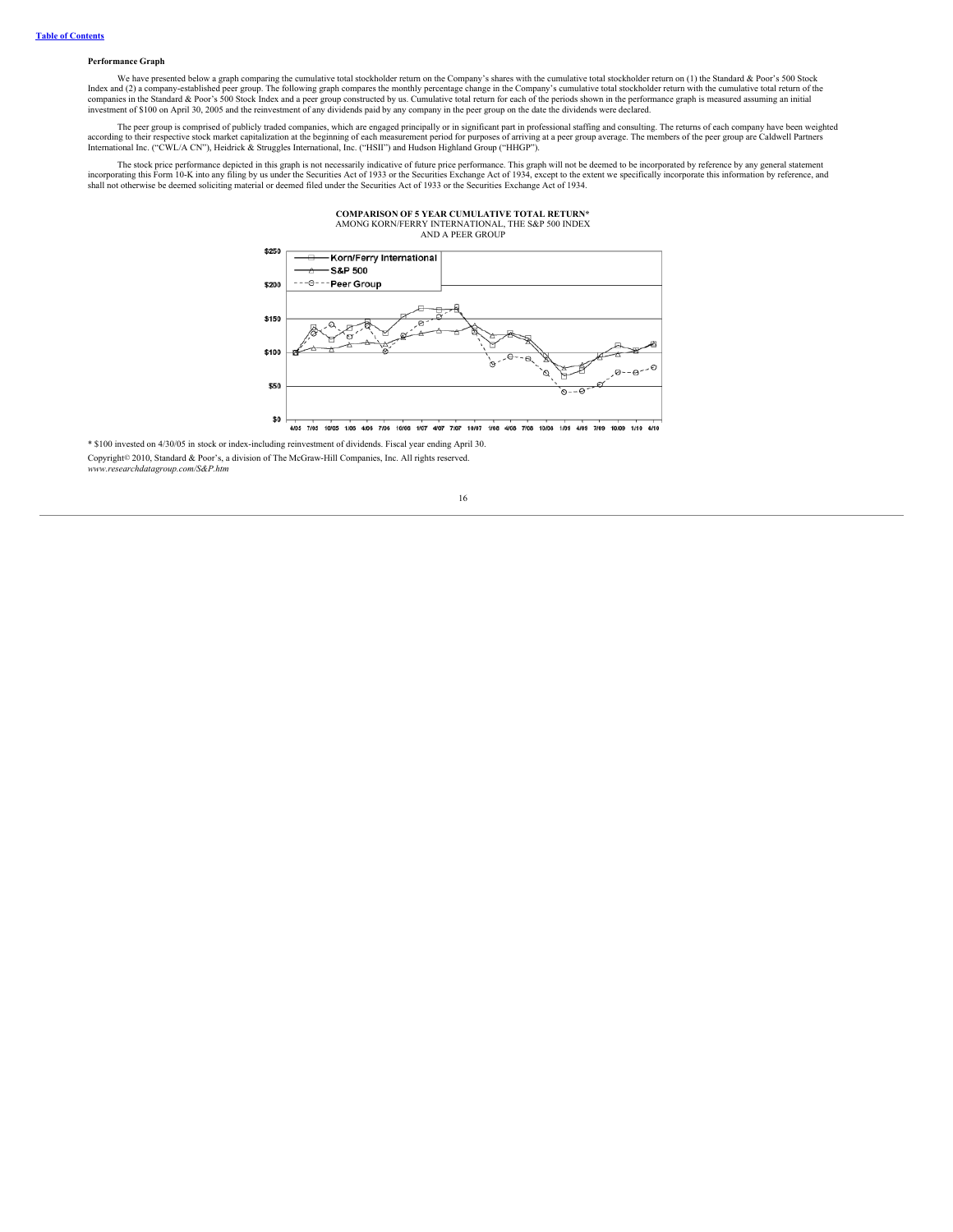**Performance Graph**

We have presented below a graph comparing the cumulative total stockholder return on the Company's shares with the cumulative total stockholder return on (1) the Standard & Poor's 500 Stock Index and (2) a company-established peer group. The following graph compares the monthly percentage change in the Company's cumulative total stockholder return with the cumulative total return of the companies in the Standard & Poor's 500 Stock Index and a peer group constructed by us. Cumulative total return for each of the periods shown in the performance graph is measured assuming an initial investment of $100 on April 30, 2005 and the reinvestment of any dividends paid by any company in the peer group on the date the dividends were declared.

The peer group is comprised of publicly traded companies, which are engaged principally or in significant part in professional staffing and consulting. The returns of each company have been weighted according to their respective stock market capitalization at the beginning of each measurement period for purposes of arriving at a peer group average. The members of the peer group are Caldwell Partners International Inc. ("CWL/A CN"), Heidrick & Struggles International, Inc. ("HSII") and Hudson Highland Group ("HHGP").

The stock price performance depicted in this graph is not necessarily indicative of future price performance. This graph will not be deemed to be incorporated by reference by any general statement incorporating this Form 10-K into any filing by us under the Securities Act of 1933 or the Securities Exchange Act of 1934, except to the extent we specifically incorporate this information by reference, and shall not otherwise be deemed soliciting material or deemed filed under the Securities Act of 1933 or the Securities Exchange Act of 1934.

**COMPARISON OF 5 YEAR CUMULATIVE TOTAL RETURN***
AMONG KORN/FERRY INTERNATIONAL, THE S&P 500 INDEX
AND A PEER GROUP

\* $100 invested on 4/30/05 in stock or index-including reinvestment of dividends. Fiscal year ending April 30.

Copyright© 2010, Standard & Poor's, a division of The McGraw-Hill Companies, Inc. All rights reserved.
*www.researchdatagroup.com/S&P.htm*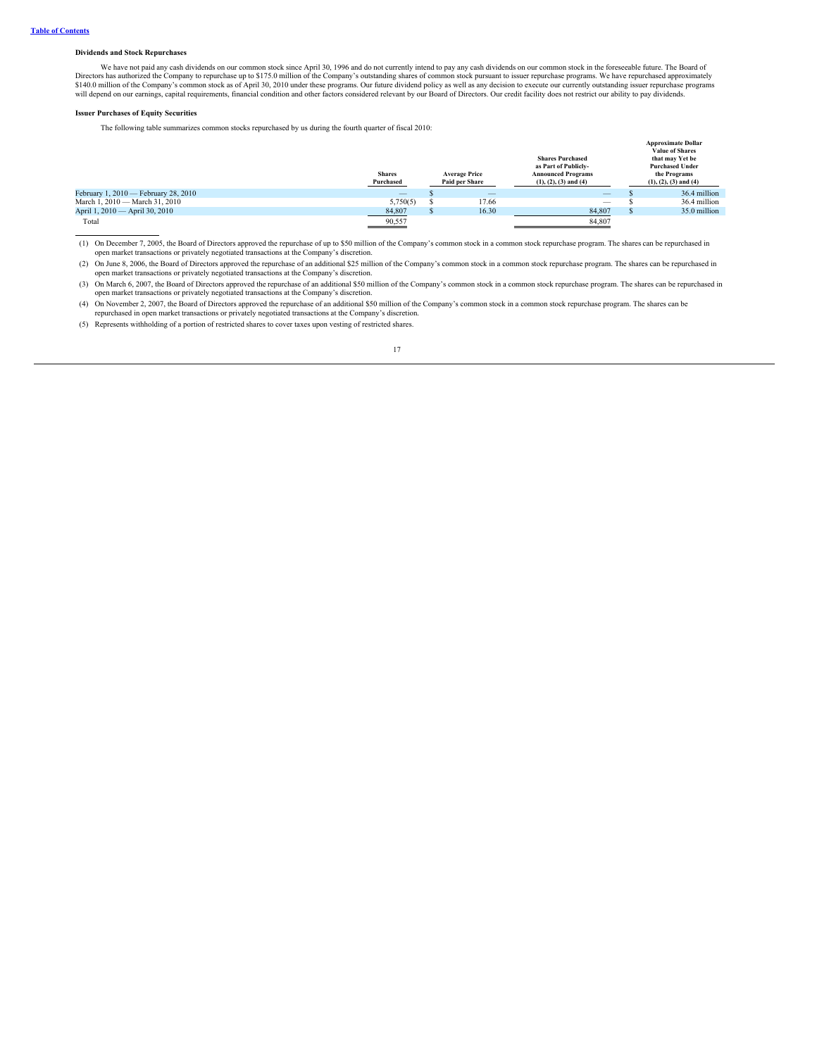[Table of Contents](#)

### Dividends and Stock Repurchases

We have not paid any cash dividends on our common stock since April 30, 1996 and do not currently intend to pay any cash dividends on our common stock in the foreseeable future. The Board of Directors has authorized the Company to repurchase up to $175.0 million of the Company's outstanding shares of common stock pursuant to issuer repurchase programs. We have repurchased approximately $140.0 million of the Company's common stock as of April 30, 2010 under these programs. Our future dividend policy as well as any decision to execute our currently outstanding issuer repurchase programs will depend on our earnings, capital requirements, financial condition and other factors considered relevant by our Board of Directors. Our credit facility does not restrict our ability to pay dividends.

### Issuer Purchases of Equity Securities

The following table summarizes common stocks repurchased by us during the fourth quarter of fiscal 2010:

| | Shares Purchased | Average Price Paid per Share | Shares Purchased as Part of Publicly-Announced Programs (1), (2), (3) and (4) | Approximate Dollar Value of Shares that may Yet be Purchased Under the Programs (1), (2), (3) and (4) |
|---|---|---|---|---|
| February 1, 2010 — February 28, 2010 | — | $ — | — | $ 36.4 million |
| March 1, 2010 — March 31, 2010 | 5,750(5) | $ 17.66 | — | $ 36.4 million |
| April 1, 2010 — April 30, 2010 | 84,807 | $ 16.30 | 84,807 | $ 35.0 million |
| Total | 90,557 | | 84,807 | |

(1) On December 7, 2005, the Board of Directors approved the repurchase of up to $50 million of the Company's common stock in a common stock repurchase program. The shares can be repurchased in open market transactions or privately negotiated transactions at the Company's discretion.

(2) On June 8, 2006, the Board of Directors approved the repurchase of an additional $25 million of the Company's common stock in a common stock repurchase program. The shares can be repurchased in open market transactions or privately negotiated transactions at the Company's discretion.

(3) On March 6, 2007, the Board of Directors approved the repurchase of an additional $50 million of the Company's common stock in a common stock repurchase program. The shares can be repurchased in open market transactions or privately negotiated transactions at the Company's discretion.

(4) On November 2, 2007, the Board of Directors approved the repurchase of an additional $50 million of the Company's common stock in a common stock repurchase program. The shares can be repurchased in open market transactions or privately negotiated transactions at the Company's discretion.

(5) Represents withholding of a portion of restricted shares to cover taxes upon vesting of restricted shares.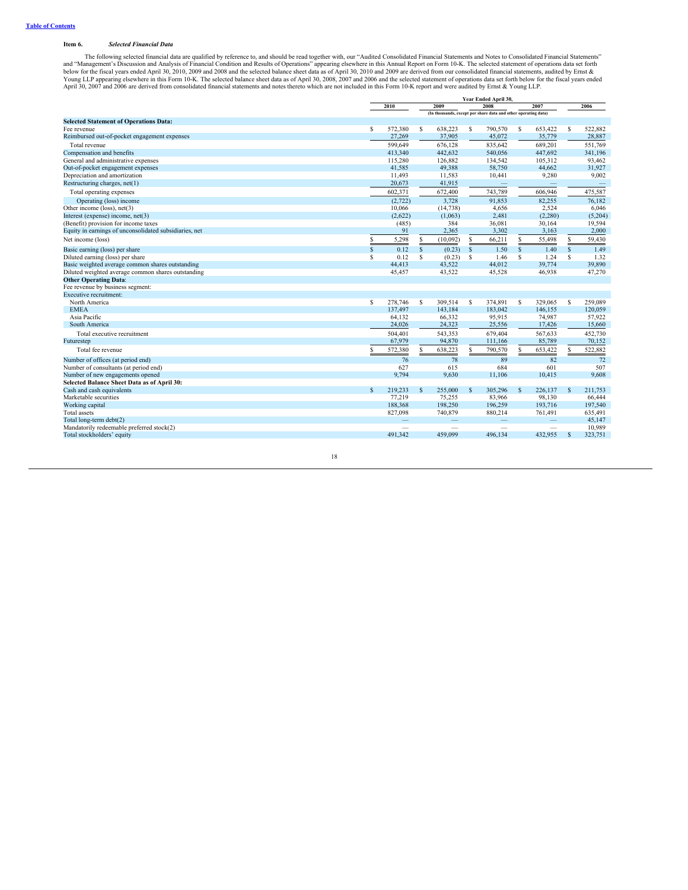### Item 6. *Selected Financial Data*

The following selected financial data are qualified by reference to, and should be read together with, our "Audited Consolidated Financial Statements and Notes to Consolidated Financial Statements" and "Management's Discussion and Analysis of Financial Condition and Results of Operations" appearing elsewhere in this Annual Report on Form 10-K. The selected statement of operations data set forth below for the fiscal years ended April 30, 2010, 2009 and 2008 and the selected balance sheet data as of April 30, 2010 and 2009 are derived from our consolidated financial statements, audited by Ernst & Young LLP appearing elsewhere in this Form 10-K. The selected balance sheet data as of April 30, 2008, 2007 and 2006 and the selected statement of operations data set forth below for the fiscal years ended April 30, 2007 and 2006 are derived from consolidated financial statements and notes thereto which are not included in this Form 10-K report and were audited by Ernst & Young LLP.

| | Year Ended April 30, | | | | |
|---|---|---|---|---|---|
| | 2010 | 2009 | 2008 | 2007 | 2006 |
| | (In thousands, except per share data and other operating data) | | | | |
| **Selected Statement of Operations Data:** | | | | | |
| Fee revenue | $ 572,380 | $ 638,223 | $ 790,570 | $ 653,422 | $ 522,882 |
| Reimbursed out-of-pocket engagement expenses | 27,269 | 37,905 | 45,072 | 35,779 | 28,887 |
| Total revenue | 599,649 | 676,128 | 835,642 | 689,201 | 551,769 |
| Compensation and benefits | 413,340 | 442,632 | 540,056 | 447,692 | 341,196 |
| General and administrative expenses | 115,280 | 126,882 | 134,542 | 105,312 | 93,462 |
| Out-of-pocket engagement expenses | 41,585 | 49,388 | 58,750 | 44,662 | 31,927 |
| Depreciation and amortization | 11,493 | 11,583 | 10,441 | 9,280 | 9,002 |
| Restructuring charges, net(1) | 20,673 | 41,915 | — | — | — |
| Total operating expenses | 602,371 | 672,400 | 743,789 | 606,946 | 475,587 |
| Operating (loss) income | (2,722) | 3,728 | 91,853 | 82,255 | 76,182 |
| Other income (loss), net(3) | 10,066 | (14,738) | 4,656 | 2,524 | 6,046 |
| Interest (expense) income, net(3) | (2,622) | (1,063) | 2,481 | (2,280) | (5,204) |
| (Benefit) provision for income taxes | (485) | 384 | 36,081 | 30,164 | 19,594 |
| Equity in earnings of unconsolidated subsidiaries, net | 91 | 2,365 | 3,302 | 3,163 | 2,000 |
| Net income (loss) | $ 5,298 | $ (10,092) | $ 66,211 | $ 55,498 | $ 59,430 |
| Basic earning (loss) per share | $ 0.12 | $ (0.23) | $ 1.50 | $ 1.40 | $ 1.49 |
| Diluted earning (loss) per share | $ 0.12 | $ (0.23) | $ 1.46 | $ 1.24 | $ 1.32 |
| Basic weighted average common shares outstanding | 44,413 | 43,522 | 44,012 | 39,774 | 39,890 |
| Diluted weighted average common shares outstanding | 45,457 | 43,522 | 45,528 | 46,938 | 47,270 |
| **Other Operating Data**: | | | | | |
| Fee revenue by business segment: | | | | | |
| Executive recruitment: | | | | | |
| North America | $ 278,746 | $ 309,514 | $ 374,891 | $ 329,065 | $ 259,089 |
| EMEA | 137,497 | 143,184 | 183,042 | 146,155 | 120,059 |
| Asia Pacific | 64,132 | 66,332 | 95,915 | 74,987 | 57,922 |
| South America | 24,026 | 24,323 | 25,556 | 17,426 | 15,660 |
| Total executive recruitment | 504,401 | 543,353 | 679,404 | 567,633 | 452,730 |
| Futurestep | 67,979 | 94,870 | 111,166 | 85,789 | 70,152 |
| Total fee revenue | $ 572,380 | $ 638,223 | $ 790,570 | $ 653,422 | $ 522,882 |
| Number of offices (at period end) | 76 | 78 | 89 | 82 | 72 |
| Number of consultants (at period end) | 627 | 615 | 684 | 601 | 507 |
| Number of new engagements opened | 9,794 | 9,630 | 11,106 | 10,415 | 9,608 |
| **Selected Balance Sheet Data as of April 30:** | | | | | |
| Cash and cash equivalents | $ 219,233 | $ 255,000 | $ 305,296 | $ 226,137 | $ 211,753 |
| Marketable securities | 77,219 | 75,255 | 83,966 | 98,130 | 66,444 |
| Working capital | 188,368 | 198,250 | 196,259 | 193,716 | 197,540 |
| Total assets | 827,098 | 740,879 | 880,214 | 761,491 | 635,491 |
| Total long-term debt(2) | — | — | — | — | 45,147 |
| Mandatorily redeemable preferred stock(2) | — | — | — | — | 10,989 |
| Total stockholders' equity | 491,342 | 459,099 | 496,134 | 432,955 | $ 323,751 |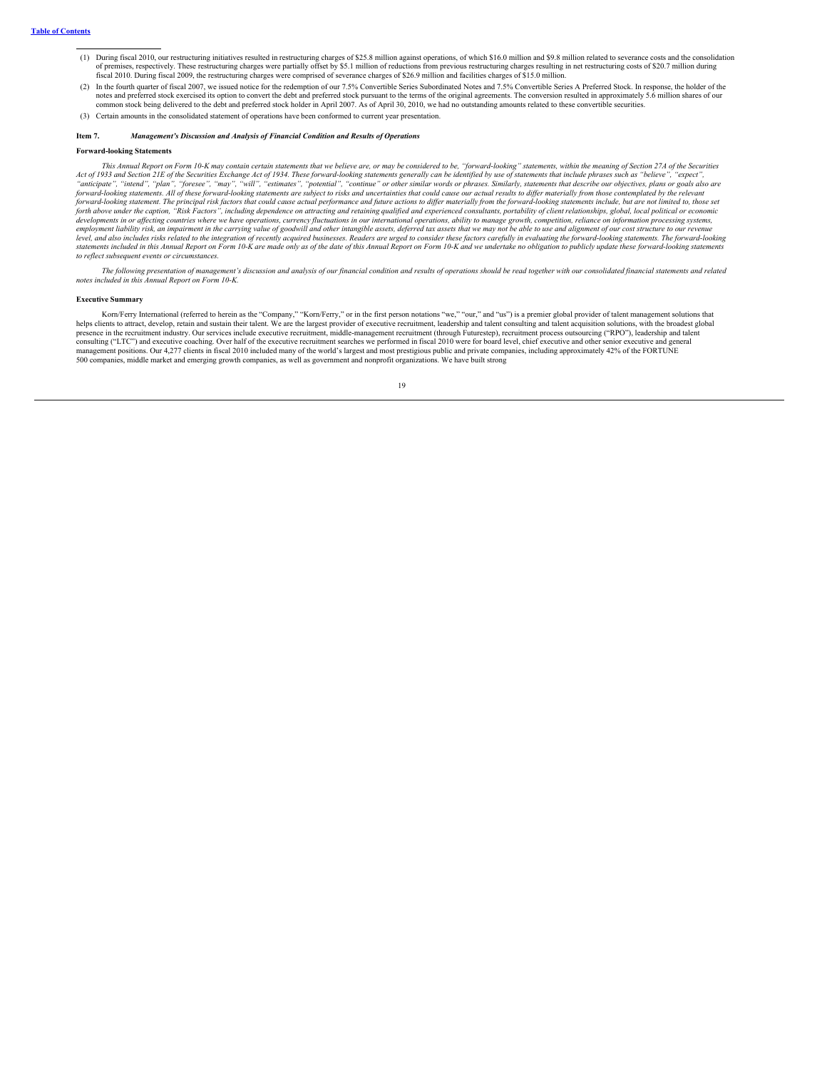(1) During fiscal 2010, our restructuring initiatives resulted in restructuring charges of $25.8 million against operations, of which $16.0 million and $9.8 million related to severance costs and the consolidation of premises, respectively. These restructuring charges were partially offset by $5.1 million of reductions from previous restructuring charges resulting in net restructuring costs of $20.7 million during fiscal 2010. During fiscal 2009, the restructuring charges were comprised of severance charges of $26.9 million and facilities charges of $15.0 million.

(2) In the fourth quarter of fiscal 2007, we issued notice for the redemption of our 7.5% Convertible Series Subordinated Notes and 7.5% Convertible Series A Preferred Stock. In response, the holder of the notes and preferred stock exercised its option to convert the debt and preferred stock pursuant to the terms of the original agreements. The conversion resulted in approximately 5.6 million shares of our common stock being delivered to the debt and preferred stock holder in April 2007. As of April 30, 2010, we had no outstanding amounts related to these convertible securities.

(3) Certain amounts in the consolidated statement of operations have been conformed to current year presentation.

## Item 7. *Management's Discussion and Analysis of Financial Condition and Results of Operations*

### Forward-looking Statements

*This Annual Report on Form 10-K may contain certain statements that we believe are, or may be considered to be, "forward-looking" statements, within the meaning of Section 27A of the Securities Act of 1933 and Section 21E of the Securities Exchange Act of 1934. These forward-looking statements generally can be identified by use of statements that include phrases such as "believe", "expect", "anticipate", "intend", "plan", "foresee", "may", "will", "estimates", "potential", "continue" or other similar words or phrases. Similarly, statements that describe our objectives, plans or goals also are forward-looking statements. All of these forward-looking statements are subject to risks and uncertainties that could cause our actual results to differ materially from those contemplated by the relevant forward-looking statement. The principal risk factors that could cause actual performance and future actions to differ materially from the forward-looking statements include, but are not limited to, those set forth above under the caption, "Risk Factors", including dependence on attracting and retaining qualified and experienced consultants, portability of client relationships, global, local political or economic developments in or affecting countries where we have operations, currency fluctuations in our international operations, ability to manage growth, competition, reliance on information processing systems, employment liability risk, an impairment in the carrying value of goodwill and other intangible assets, deferred tax assets that we may not be able to use and alignment of our cost structure to our revenue level, and also includes risks related to the integration of recently acquired businesses. Readers are urged to consider these factors carefully in evaluating the forward-looking statements. The forward-looking statements included in this Annual Report on Form 10-K are made only as of the date of this Annual Report on Form 10-K and we undertake no obligation to publicly update these forward-looking statements to reflect subsequent events or circumstances.*

*The following presentation of management's discussion and analysis of our financial condition and results of operations should be read together with our consolidated financial statements and related notes included in this Annual Report on Form 10-K.*

### Executive Summary

Korn/Ferry International (referred to herein as the "Company," "Korn/Ferry," or in the first person notations "we," "our," and "us") is a premier global provider of talent management solutions that helps clients to attract, develop, retain and sustain their talent. We are the largest provider of executive recruitment, leadership and talent consulting and talent acquisition solutions, with the broadest global presence in the recruitment industry. Our services include executive recruitment, middle-management recruitment (through Futurestep), recruitment process outsourcing ("RPO"), leadership and talent consulting ("LTC") and executive coaching. Over half of the executive recruitment searches we performed in fiscal 2010 were for board level, chief executive and other senior executive and general management positions. Our 4,277 clients in fiscal 2010 included many of the world's largest and most prestigious public and private companies, including approximately 42% of the FORTUNE 500 companies, middle market and emerging growth companies, as well as government and nonprofit organizations. We have built strong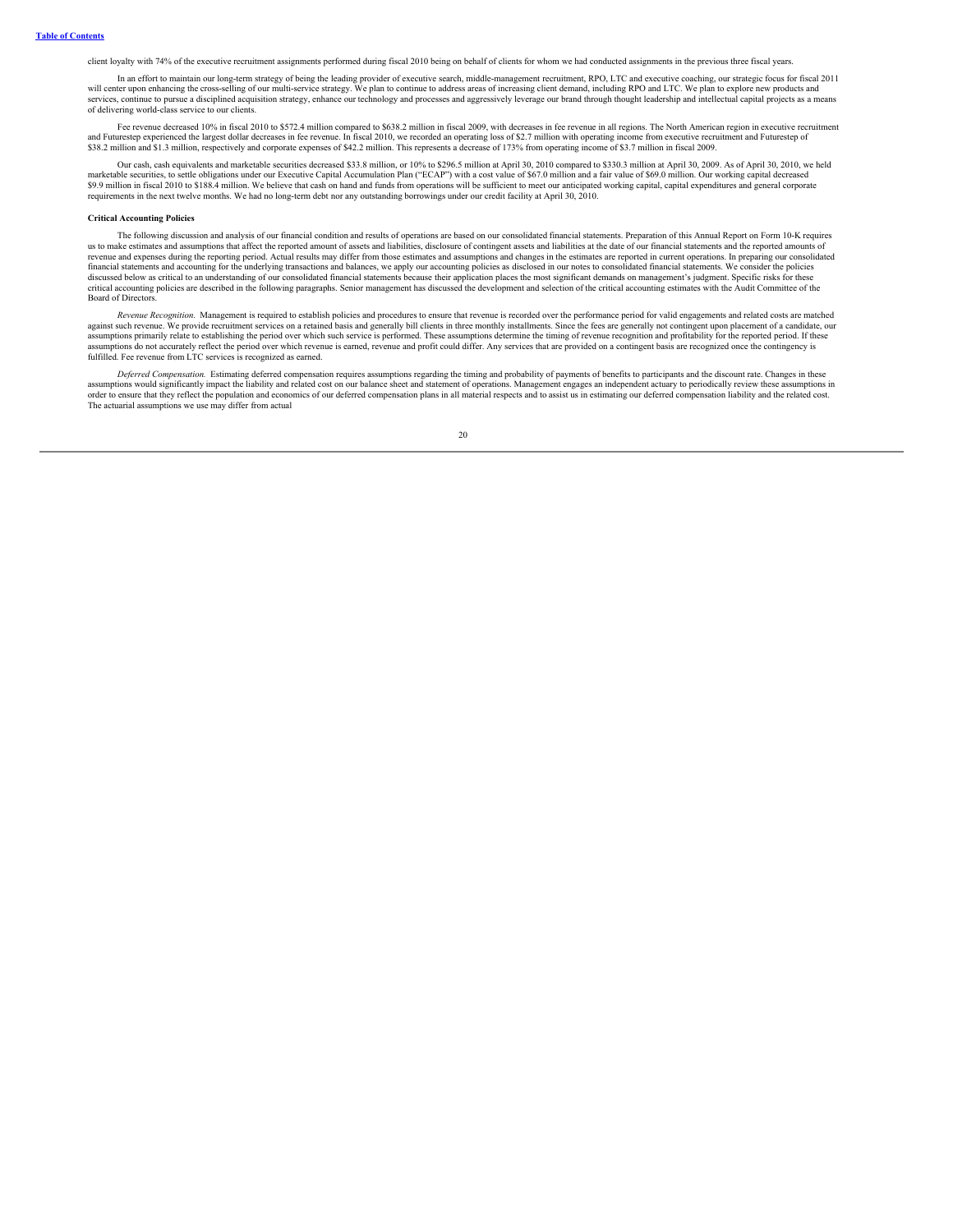client loyalty with 74% of the executive recruitment assignments performed during fiscal 2010 being on behalf of clients for whom we had conducted assignments in the previous three fiscal years.

In an effort to maintain our long-term strategy of being the leading provider of executive search, middle-management recruitment, RPO, LTC and executive coaching, our strategic focus for fiscal 2011 will center upon enhancing the cross-selling of our multi-service strategy. We plan to continue to address areas of increasing client demand, including RPO and LTC. We plan to explore new products and services, continue to pursue a disciplined acquisition strategy, enhance our technology and processes and aggressively leverage our brand through thought leadership and intellectual capital projects as a means of delivering world-class service to our clients.

Fee revenue decreased 10% in fiscal 2010 to $572.4 million compared to $638.2 million in fiscal 2009, with decreases in fee revenue in all regions. The North American region in executive recruitment and Futurestep experienced the largest dollar decreases in fee revenue. In fiscal 2010, we recorded an operating loss of $2.7 million with operating income from executive recruitment and Futurestep of $38.2 million and $1.3 million, respectively and corporate expenses of $42.2 million. This represents a decrease of 173% from operating income of $3.7 million in fiscal 2009.

Our cash, cash equivalents and marketable securities decreased $33.8 million, or 10% to $296.5 million at April 30, 2010 compared to $330.3 million at April 30, 2009. As of April 30, 2010, we held marketable securities, to settle obligations under our Executive Capital Accumulation Plan ("ECAP") with a cost value of $67.0 million and a fair value of $69.0 million. Our working capital decreased $9.9 million in fiscal 2010 to $188.4 million. We believe that cash on hand and funds from operations will be sufficient to meet our anticipated working capital, capital expenditures and general corporate requirements in the next twelve months. We had no long-term debt nor any outstanding borrowings under our credit facility at April 30, 2010.

**Critical Accounting Policies**

The following discussion and analysis of our financial condition and results of operations are based on our consolidated financial statements. Preparation of this Annual Report on Form 10-K requires us to make estimates and assumptions that affect the reported amount of assets and liabilities, disclosure of contingent assets and liabilities at the date of our financial statements and the reported amounts of revenue and expenses during the reporting period. Actual results may differ from those estimates and assumptions and changes in the estimates are reported in current operations. In preparing our consolidated financial statements and accounting for the underlying transactions and balances, we apply our accounting policies as disclosed in our notes to consolidated financial statements. We consider the policies discussed below as critical to an understanding of our consolidated financial statements because their application places the most significant demands on management's judgment. Specific risks for these critical accounting policies are described in the following paragraphs. Senior management has discussed the development and selection of the critical accounting estimates with the Audit Committee of the Board of Directors.

*Revenue Recognition.* Management is required to establish policies and procedures to ensure that revenue is recorded over the performance period for valid engagements and related costs are matched against such revenue. We provide recruitment services on a retained basis and generally bill clients in three monthly installments. Since the fees are generally not contingent upon placement of a candidate, our assumptions primarily relate to establishing the period over which such service is performed. These assumptions determine the timing of revenue recognition and profitability for the reported period. If these assumptions do not accurately reflect the period over which revenue is earned, revenue and profit could differ. Any services that are provided on a contingent basis are recognized once the contingency is fulfilled. Fee revenue from LTC services is recognized as earned.

*Deferred Compensation.* Estimating deferred compensation requires assumptions regarding the timing and probability of payments of benefits to participants and the discount rate. Changes in these assumptions would significantly impact the liability and related cost on our balance sheet and statement of operations. Management engages an independent actuary to periodically review these assumptions in order to ensure that they reflect the population and economics of our deferred compensation plans in all material respects and to assist us in estimating our deferred compensation liability and the related cost. The actuarial assumptions we use may differ from actual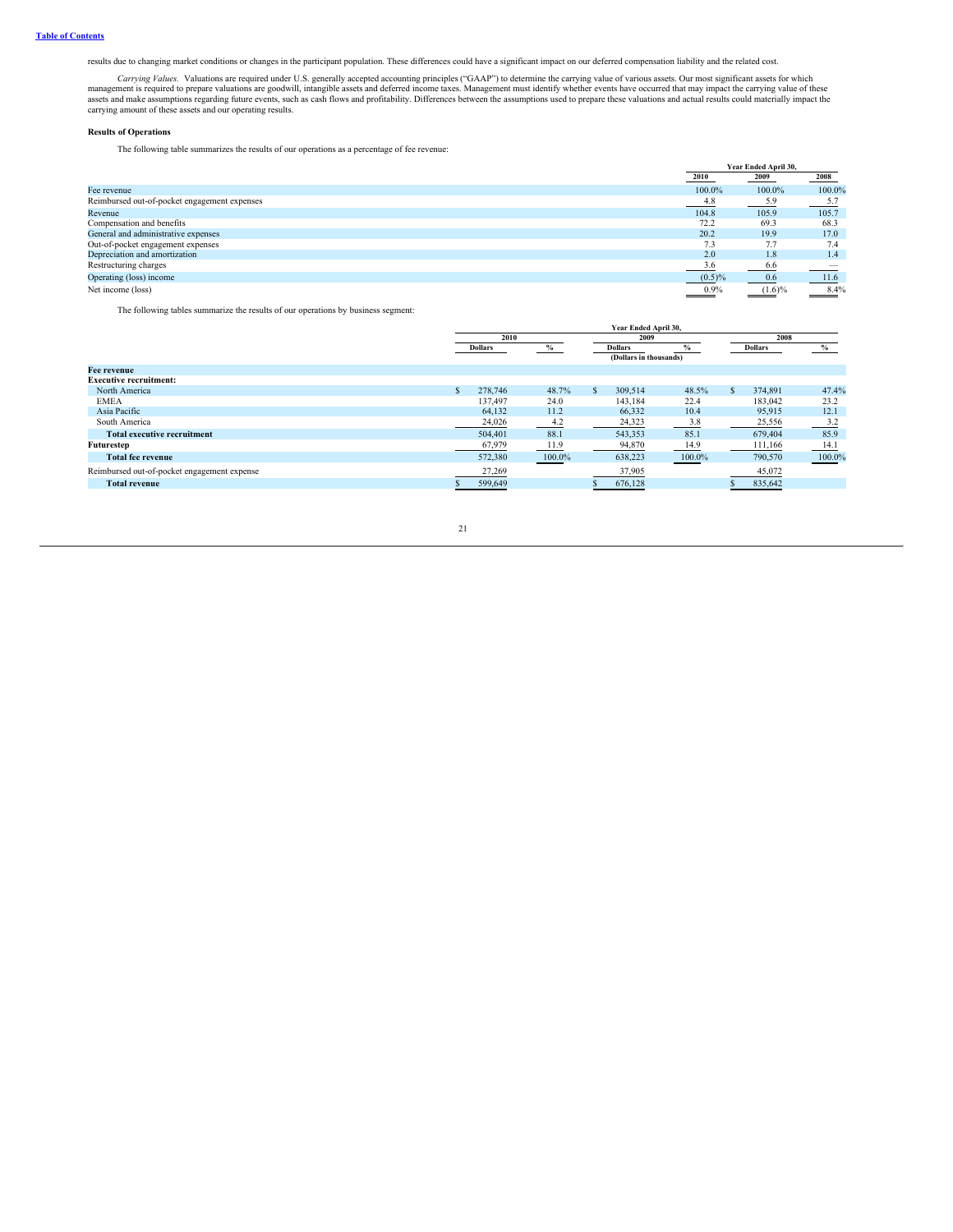results due to changing market conditions or changes in the participant population. These differences could have a significant impact on our deferred compensation liability and the related cost.

*Carrying Values.* Valuations are required under U.S. generally accepted accounting principles ("GAAP") to determine the carrying value of various assets. Our most significant assets for which management is required to prepare valuations are goodwill, intangible assets and deferred income taxes. Management must identify whether events have occurred that may impact the carrying value of these assets and make assumptions regarding future events, such as cash flows and profitability. Differences between the assumptions used to prepare these valuations and actual results could materially impact the carrying amount of these assets and our operating results.

**Results of Operations**

The following table summarizes the results of our operations as a percentage of fee revenue:

| | Year Ended April 30, | | |
|---|---|---|---|
| | 2010 | 2009 | 2008 |
| Fee revenue | 100.0% | 100.0% | 100.0% |
| Reimbursed out-of-pocket engagement expenses | 4.8 | 5.9 | 5.7 |
| Revenue | 104.8 | 105.9 | 105.7 |
| Compensation and benefits | 72.2 | 69.3 | 68.3 |
| General and administrative expenses | 20.2 | 19.9 | 17.0 |
| Out-of-pocket engagement expenses | 7.3 | 7.7 | 7.4 |
| Depreciation and amortization | 2.0 | 1.8 | 1.4 |
| Restructuring charges | 3.6 | 6.6 | — |
| Operating (loss) income | (0.5)% | 0.6 | 11.6 |
| Net income (loss) | 0.9% | (1.6)% | 8.4% |

The following tables summarize the results of our operations by business segment:

| | Year Ended April 30, | | | | | |
|---|---|---|---|---|---|---|
| | 2010 | | 2009 | | 2008 | |
| | Dollars | % | Dollars | % | Dollars | % |
| | (Dollars in thousands) | | | | | |
| **Fee revenue** | | | | | | |
| **Executive recruitment:** | | | | | | |
| North America | $ 278,746 | 48.7% | $ 309,514 | 48.5% | $ 374,891 | 47.4% |
| EMEA | 137,497 | 24.0 | 143,184 | 22.4 | 183,042 | 23.2 |
| Asia Pacific | 64,132 | 11.2 | 66,332 | 10.4 | 95,915 | 12.1 |
| South America | 24,026 | 4.2 | 24,323 | 3.8 | 25,556 | 3.2 |
| **Total executive recruitment** | 504,401 | 88.1 | 543,353 | 85.1 | 679,404 | 85.9 |
| **Futurestep** | 67,979 | 11.9 | 94,870 | 14.9 | 111,166 | 14.1 |
| **Total fee revenue** | 572,380 | 100.0% | 638,223 | 100.0% | 790,570 | 100.0% |
| Reimbursed out-of-pocket engagement expense | 27,269 | | 37,905 | | 45,072 | |
| **Total revenue** | $ 599,649 | | $ 676,128 | | $ 835,642 | |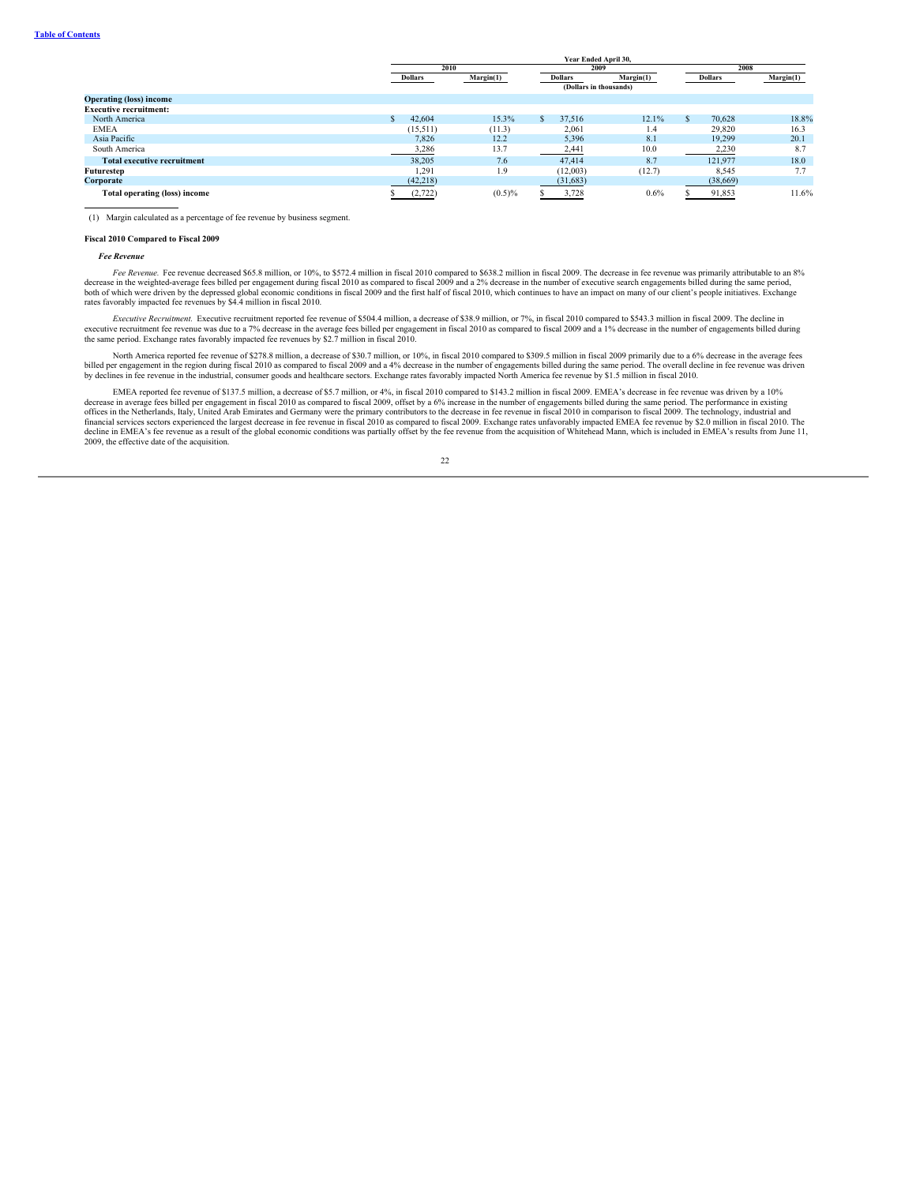|  | Year Ended April 30, |  |  |  |  |  |
|---|---|---|---|---|---|---|
|  | 2010 |  | 2009 |  | 2008 |  |
|  | Dollars | Margin(1) | Dollars | Margin(1) | Dollars | Margin(1) |
|  | (Dollars in thousands) |  |  |  |  |  |
| **Operating (loss) income** |  |  |  |  |  |  |
| **Executive recruitment:** |  |  |  |  |  |  |
| North America | $ 42,604 | 15.3% | $ 37,516 | 12.1% | $ 70,628 | 18.8% |
| EMEA | (15,511) | (11.3) | 2,061 | 1.4 | 29,820 | 16.3 |
| Asia Pacific | 7,826 | 12.2 | 5,396 | 8.1 | 19,299 | 20.1 |
| South America | 3,286 | 13.7 | 2,441 | 10.0 | 2,230 | 8.7 |
| **Total executive recruitment** | 38,205 | 7.6 | 47,414 | 8.7 | 121,977 | 18.0 |
| **Futurestep** | 1,291 | 1.9 | (12,003) | (12.7) | 8,545 | 7.7 |
| **Corporate** | (42,218) |  | (31,683) |  | (38,669) |  |
| **Total operating (loss) income** | $ (2,722) | (0.5)% | $ 3,728 | 0.6% | $ 91,853 | 11.6% |

(1) Margin calculated as a percentage of fee revenue by business segment.

**Fiscal 2010 Compared to Fiscal 2009**

***Fee Revenue***

*Fee Revenue.* Fee revenue decreased $65.8 million, or 10%, to $572.4 million in fiscal 2010 compared to $638.2 million in fiscal 2009. The decrease in fee revenue was primarily attributable to an 8% decrease in the weighted-average fees billed per engagement during fiscal 2010 as compared to fiscal 2009 and a 2% decrease in the number of executive search engagements billed during the same period, both of which were driven by the depressed global economic conditions in fiscal 2009 and the first half of fiscal 2010, which continues to have an impact on many of our client's people initiatives. Exchange rates favorably impacted fee revenues by $4.4 million in fiscal 2010.

*Executive Recruitment.* Executive recruitment reported fee revenue of $504.4 million, a decrease of $38.9 million, or 7%, in fiscal 2010 compared to $543.3 million in fiscal 2009. The decline in executive recruitment fee revenue was due to a 7% decrease in the average fees billed per engagement in fiscal 2010 as compared to fiscal 2009 and a 1% decrease in the number of engagements billed during the same period. Exchange rates favorably impacted fee revenues by $2.7 million in fiscal 2010.

North America reported fee revenue of $278.8 million, a decrease of $30.7 million, or 10%, in fiscal 2010 compared to $309.5 million in fiscal 2009 primarily due to a 6% decrease in the average fees billed per engagement in the region during fiscal 2010 as compared to fiscal 2009 and a 4% decrease in the number of engagements billed during the same period. The overall decline in fee revenue was driven by declines in fee revenue in the industrial, consumer goods and healthcare sectors. Exchange rates favorably impacted North America fee revenue by $1.5 million in fiscal 2010.

EMEA reported fee revenue of $137.5 million, a decrease of $5.7 million, or 4%, in fiscal 2010 compared to $143.2 million in fiscal 2009. EMEA's decrease in fee revenue was driven by a 10% decrease in average fees billed per engagement in fiscal 2010 as compared to fiscal 2009, offset by a 6% increase in the number of engagements billed during the same period. The performance in existing offices in the Netherlands, Italy, United Arab Emirates and Germany were the primary contributors to the decrease in fee revenue in fiscal 2010 in comparison to fiscal 2009. The technology, industrial and financial services sectors experienced the largest decrease in fee revenue in fiscal 2010 as compared to fiscal 2009. Exchange rates unfavorably impacted EMEA fee revenue by $2.0 million in fiscal 2010. The decline in EMEA's fee revenue as a result of the global economic conditions was partially offset by the fee revenue from the acquisition of Whitehead Mann, which is included in EMEA's results from June 11, 2009, the effective date of the acquisition.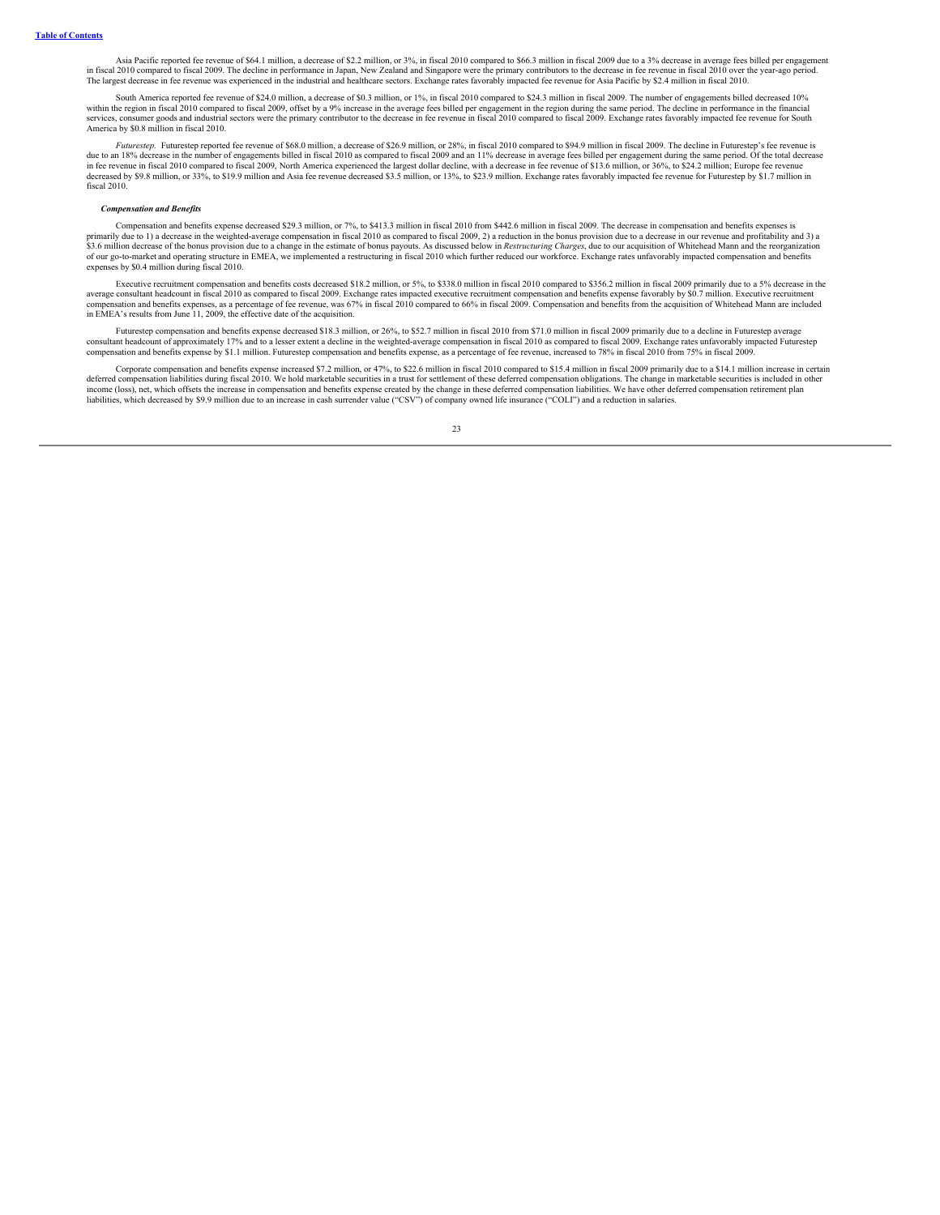Asia Pacific reported fee revenue of $64.1 million, a decrease of $2.2 million, or 3%, in fiscal 2010 compared to $66.3 million in fiscal 2009 due to a 3% decrease in average fees billed per engagement in fiscal 2010 compared to fiscal 2009. The decline in performance in Japan, New Zealand and Singapore were the primary contributors to the decrease in fee revenue in fiscal 2010 over the year-ago period. The largest decrease in fee revenue was experienced in the industrial and healthcare sectors. Exchange rates favorably impacted fee revenue for Asia Pacific by $2.4 million in fiscal 2010.

South America reported fee revenue of $24.0 million, a decrease of $0.3 million, or 1%, in fiscal 2010 compared to $24.3 million in fiscal 2009. The number of engagements billed decreased 10% within the region in fiscal 2010 compared to fiscal 2009, offset by a 9% increase in the average fees billed per engagement in the region during the same period. The decline in performance in the financial services, consumer goods and industrial sectors were the primary contributor to the decrease in fee revenue in fiscal 2010 compared to fiscal 2009. Exchange rates favorably impacted fee revenue for South America by $0.8 million in fiscal 2010.

*Futurestep.* Futurestep reported fee revenue of $68.0 million, a decrease of $26.9 million, or 28%, in fiscal 2010 compared to $94.9 million in fiscal 2009. The decline in Futurestep's fee revenue is due to an 18% decrease in the number of engagements billed in fiscal 2010 as compared to fiscal 2009 and an 11% decrease in average fees billed per engagement during the same period. Of the total decrease in fee revenue in fiscal 2010 compared to fiscal 2009, North America experienced the largest dollar decline, with a decrease in fee revenue of $13.6 million, or 36%, to $24.2 million; Europe fee revenue decreased by $9.8 million, or 33%, to $19.9 million and Asia fee revenue decreased $3.5 million, or 13%, to $23.9 million. Exchange rates favorably impacted fee revenue for Futurestep by $1.7 million in fiscal 2010.

***Compensation and Benefits***

Compensation and benefits expense decreased $29.3 million, or 7%, to $413.3 million in fiscal 2010 from $442.6 million in fiscal 2009. The decrease in compensation and benefits expenses is primarily due to 1) a decrease in the weighted-average compensation in fiscal 2010 as compared to fiscal 2009, 2) a reduction in the bonus provision due to a decrease in our revenue and profitability and 3) a $3.6 million decrease of the bonus provision due to a change in the estimate of bonus payouts. As discussed below in *Restructuring Charges*, due to our acquisition of Whitehead Mann and the reorganization of our go-to-market and operating structure in EMEA, we implemented a restructuring in fiscal 2010 which further reduced our workforce. Exchange rates unfavorably impacted compensation and benefits expenses by $0.4 million during fiscal 2010.

Executive recruitment compensation and benefits costs decreased $18.2 million, or 5%, to $338.0 million in fiscal 2010 compared to $356.2 million in fiscal 2009 primarily due to a 5% decrease in the average consultant headcount in fiscal 2010 as compared to fiscal 2009. Exchange rates impacted executive recruitment compensation and benefits expense favorably by $0.7 million. Executive recruitment compensation and benefits expenses, as a percentage of fee revenue, was 67% in fiscal 2010 compared to 66% in fiscal 2009. Compensation and benefits from the acquisition of Whitehead Mann are included in EMEA's results from June 11, 2009, the effective date of the acquisition.

Futurestep compensation and benefits expense decreased $18.3 million, or 26%, to $52.7 million in fiscal 2010 from $71.0 million in fiscal 2009 primarily due to a decline in Futurestep average consultant headcount of approximately 17% and to a lesser extent a decline in the weighted-average compensation in fiscal 2010 as compared to fiscal 2009. Exchange rates unfavorably impacted Futurestep compensation and benefits expense by $1.1 million. Futurestep compensation and benefits expense, as a percentage of fee revenue, increased to 78% in fiscal 2010 from 75% in fiscal 2009.

Corporate compensation and benefits expense increased $7.2 million, or 47%, to $22.6 million in fiscal 2010 compared to $15.4 million in fiscal 2009 primarily due to a $14.1 million increase in certain deferred compensation liabilities during fiscal 2010. We hold marketable securities in a trust for settlement of these deferred compensation obligations. The change in marketable securities is included in other income (loss), net, which offsets the increase in compensation and benefits expense created by the change in these deferred compensation liabilities. We have other deferred compensation retirement plan liabilities, which decreased by $9.9 million due to an increase in cash surrender value ("CSV") of company owned life insurance ("COLI") and a reduction in salaries.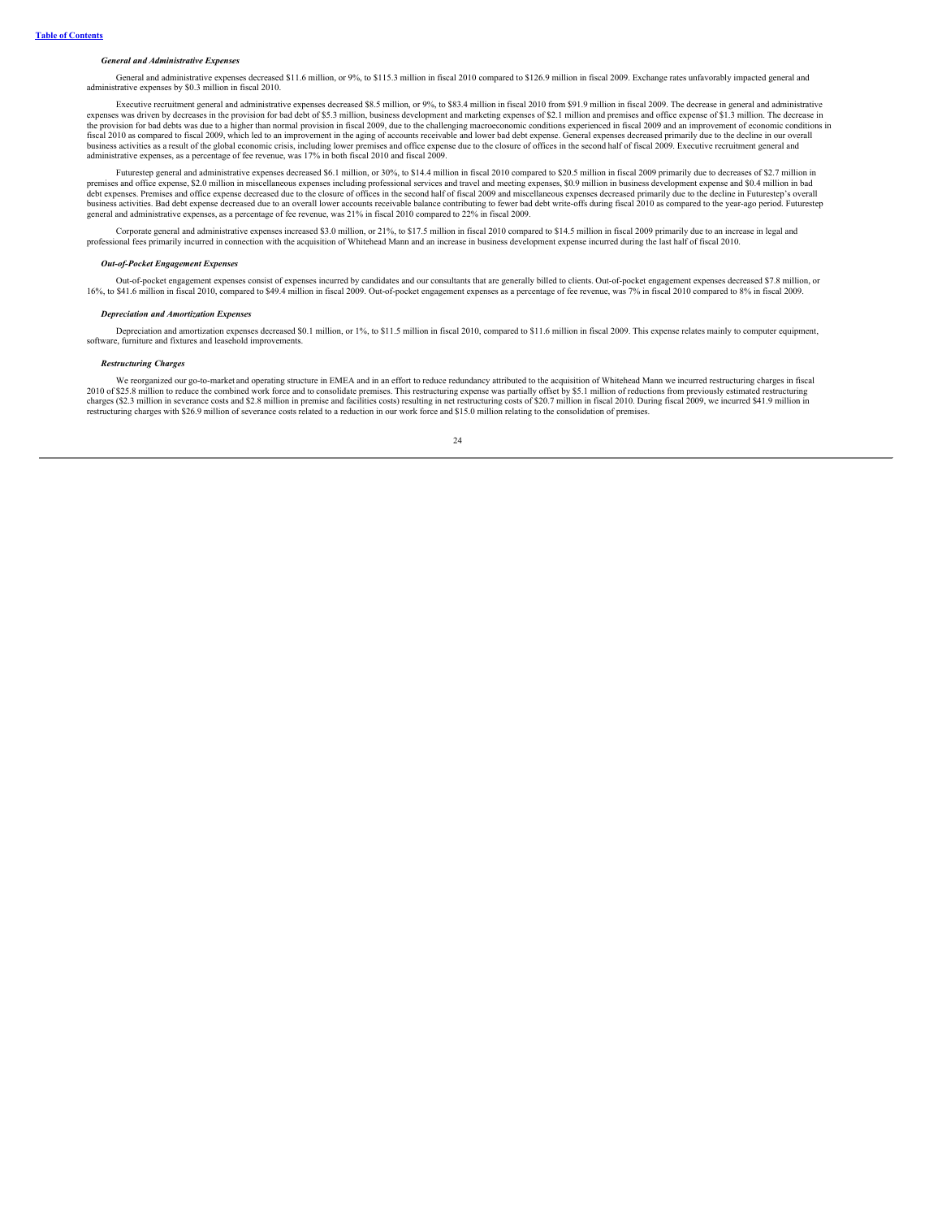#### *General and Administrative Expenses*

General and administrative expenses decreased $11.6 million, or 9%, to $115.3 million in fiscal 2010 compared to $126.9 million in fiscal 2009. Exchange rates unfavorably impacted general and administrative expenses by $0.3 million in fiscal 2010.

Executive recruitment general and administrative expenses decreased $8.5 million, or 9%, to $83.4 million in fiscal 2010 from $91.9 million in fiscal 2009. The decrease in general and administrative expenses was driven by decreases in the provision for bad debt of $5.3 million, business development and marketing expenses of $2.1 million and premises and office expense of $1.3 million. The decrease in the provision for bad debts was due to a higher than normal provision in fiscal 2009, due to the challenging macroeconomic conditions experienced in fiscal 2009 and an improvement of economic conditions in fiscal 2010 as compared to fiscal 2009, which led to an improvement in the aging of accounts receivable and lower bad debt expense. General expenses decreased primarily due to the decline in our overall business activities as a result of the global economic crisis, including lower premises and office expense due to the closure of offices in the second half of fiscal 2009. Executive recruitment general and administrative expenses, as a percentage of fee revenue, was 17% in both fiscal 2010 and fiscal 2009.

Futurestep general and administrative expenses decreased $6.1 million, or 30%, to $14.4 million in fiscal 2010 compared to $20.5 million in fiscal 2009 primarily due to decreases of $2.7 million in premises and office expense, $2.0 million in miscellaneous expenses including professional services and travel and meeting expenses, $0.9 million in business development expense and $0.4 million in bad debt expenses. Premises and office expense decreased due to the closure of offices in the second half of fiscal 2009 and miscellaneous expenses decreased primarily due to the decline in Futurestep's overall business activities. Bad debt expense decreased due to an overall lower accounts receivable balance contributing to fewer bad debt write-offs during fiscal 2010 as compared to the year-ago period. Futurestep general and administrative expenses, as a percentage of fee revenue, was 21% in fiscal 2010 compared to 22% in fiscal 2009.

Corporate general and administrative expenses increased $3.0 million, or 21%, to $17.5 million in fiscal 2010 compared to $14.5 million in fiscal 2009 primarily due to an increase in legal and professional fees primarily incurred in connection with the acquisition of Whitehead Mann and an increase in business development expense incurred during the last half of fiscal 2010.

#### *Out-of-Pocket Engagement Expenses*

Out-of-pocket engagement expenses consist of expenses incurred by candidates and our consultants that are generally billed to clients. Out-of-pocket engagement expenses decreased $7.8 million, or 16%, to $41.6 million in fiscal 2010, compared to $49.4 million in fiscal 2009. Out-of-pocket engagement expenses as a percentage of fee revenue, was 7% in fiscal 2010 compared to 8% in fiscal 2009.

#### *Depreciation and Amortization Expenses*

Depreciation and amortization expenses decreased $0.1 million, or 1%, to $11.5 million in fiscal 2010, compared to $11.6 million in fiscal 2009. This expense relates mainly to computer equipment, software, furniture and fixtures and leasehold improvements.

#### *Restructuring Charges*

We reorganized our go-to-market and operating structure in EMEA and in an effort to reduce redundancy attributed to the acquisition of Whitehead Mann we incurred restructuring charges in fiscal 2010 of $25.8 million to reduce the combined work force and to consolidate premises. This restructuring expense was partially offset by $5.1 million of reductions from previously estimated restructuring charges ($2.3 million in severance costs and $2.8 million in premise and facilities costs) resulting in net restructuring costs of $20.7 million in fiscal 2010. During fiscal 2009, we incurred $41.9 million in restructuring charges with $26.9 million of severance costs related to a reduction in our work force and $15.0 million relating to the consolidation of premises.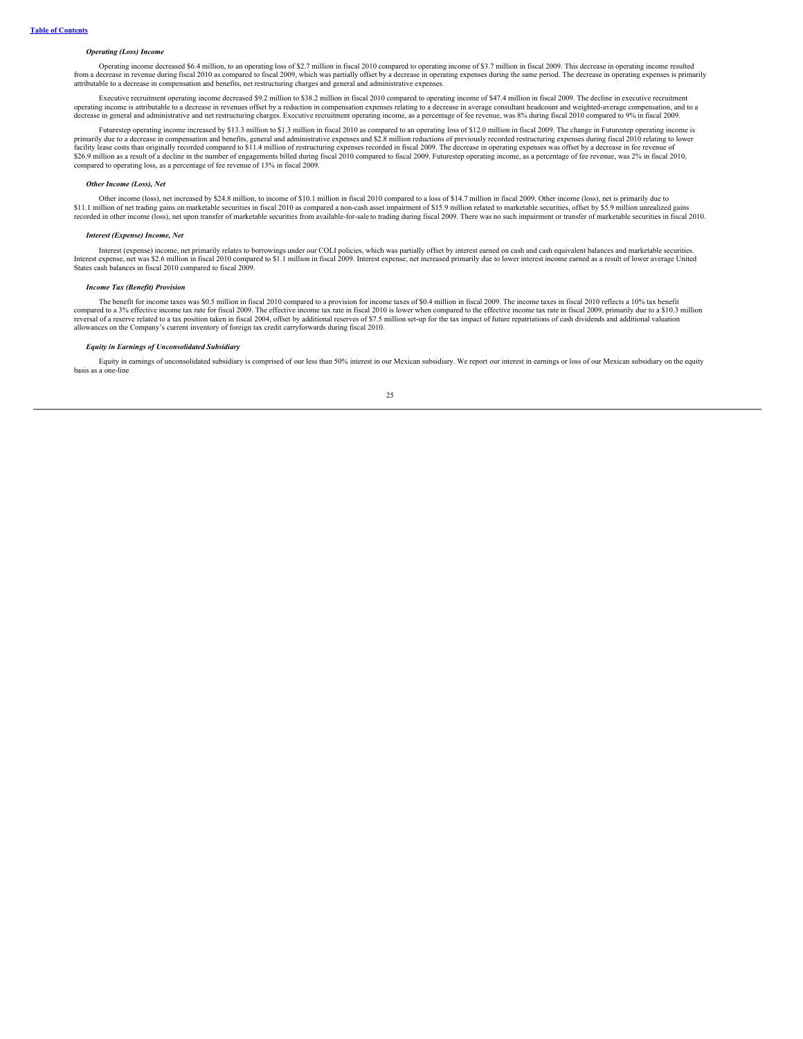*Operating (Loss) Income*

Operating income decreased $6.4 million, to an operating loss of $2.7 million in fiscal 2010 compared to operating income of $3.7 million in fiscal 2009. This decrease in operating income resulted from a decrease in revenue during fiscal 2010 as compared to fiscal 2009, which was partially offset by a decrease in operating expenses during the same period. The decrease in operating expenses is primarily attributable to a decrease in compensation and benefits, net restructuring charges and general and administrative expenses.

Executive recruitment operating income decreased $9.2 million to $38.2 million in fiscal 2010 compared to operating income of $47.4 million in fiscal 2009. The decline in executive recruitment operating income is attributable to a decrease in revenues offset by a reduction in compensation expenses relating to a decrease in average consultant headcount and weighted-average compensation, and to a decrease in general and administrative and net restructuring charges. Executive recruitment operating income, as a percentage of fee revenue, was 8% during fiscal 2010 compared to 9% in fiscal 2009.

Futurestep operating income increased by $13.3 million to $1.3 million in fiscal 2010 as compared to an operating loss of $12.0 million in fiscal 2009. The change in Futurestep operating income is primarily due to a decrease in compensation and benefits, general and administrative expenses and $2.8 million reductions of previously recorded restructuring expenses during fiscal 2010 relating to lower facility lease costs than originally recorded compared to $11.4 million of restructuring expenses recorded in fiscal 2009. The decrease in operating expenses was offset by a decrease in fee revenue of $26.9 million as a result of a decline in the number of engagements billed during fiscal 2010 compared to fiscal 2009. Futurestep operating income, as a percentage of fee revenue, was 2% in fiscal 2010, compared to operating loss, as a percentage of fee revenue of 13% in fiscal 2009.

*Other Income (Loss), Net*

Other income (loss), net increased by $24.8 million, to income of $10.1 million in fiscal 2010 compared to a loss of $14.7 million in fiscal 2009. Other income (loss), net is primarily due to $11.1 million of net trading gains on marketable securities in fiscal 2010 as compared a non-cash asset impairment of $15.9 million related to marketable securities, offset by $5.9 million unrealized gains recorded in other income (loss), net upon transfer of marketable securities from available-for-sale to trading during fiscal 2009. There was no such impairment or transfer of marketable securities in fiscal 2010.

*Interest (Expense) Income, Net*

Interest (expense) income, net primarily relates to borrowings under our COLI policies, which was partially offset by interest earned on cash and cash equivalent balances and marketable securities. Interest expense, net was $2.6 million in fiscal 2010 compared to $1.1 million in fiscal 2009. Interest expense, net increased primarily due to lower interest income earned as a result of lower average United States cash balances in fiscal 2010 compared to fiscal 2009.

*Income Tax (Benefit) Provision*

The benefit for income taxes was $0.5 million in fiscal 2010 compared to a provision for income taxes of $0.4 million in fiscal 2009. The income taxes in fiscal 2010 reflects a 10% tax benefit compared to a 3% effective income tax rate for fiscal 2009. The effective income tax rate in fiscal 2010 is lower when compared to the effective income tax rate in fiscal 2009, primarily due to a $10.3 million reversal of a reserve related to a tax position taken in fiscal 2004, offset by additional reserves of $7.5 million set-up for the tax impact of future repatriations of cash dividends and additional valuation allowances on the Company's current inventory of foreign tax credit carryforwards during fiscal 2010.

*Equity in Earnings of Unconsolidated Subsidiary*

Equity in earnings of unconsolidated subsidiary is comprised of our less than 50% interest in our Mexican subsidiary. We report our interest in earnings or loss of our Mexican subsidiary on the equity basis as a one-line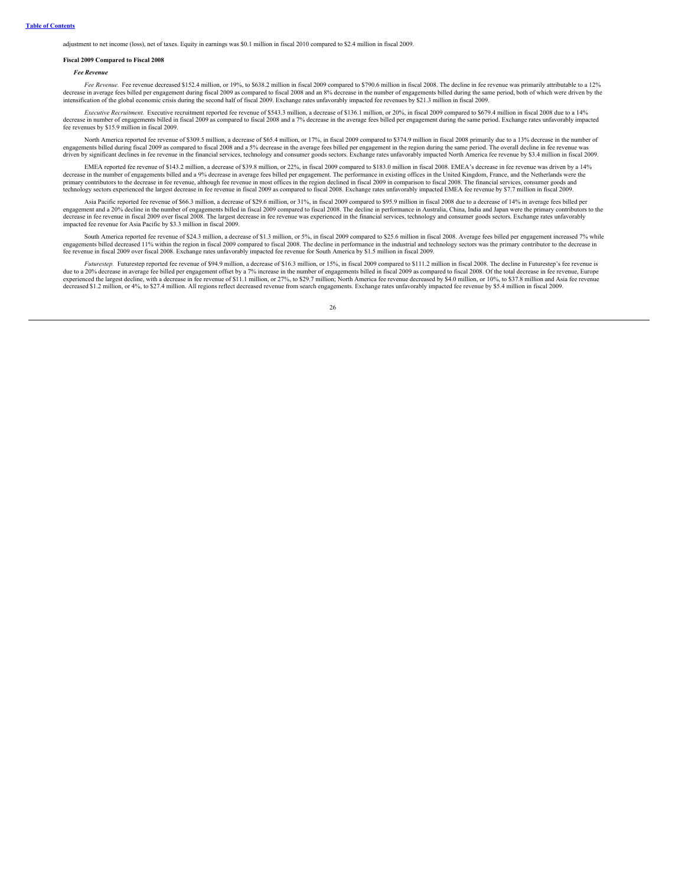adjustment to net income (loss), net of taxes. Equity in earnings was $0.1 million in fiscal 2010 compared to $2.4 million in fiscal 2009.

**Fiscal 2009 Compared to Fiscal 2008**

***Fee Revenue***

*Fee Revenue.* Fee revenue decreased $152.4 million, or 19%, to $638.2 million in fiscal 2009 compared to $790.6 million in fiscal 2008. The decline in fee revenue was primarily attributable to a 12% decrease in average fees billed per engagement during fiscal 2009 as compared to fiscal 2008 and an 8% decrease in the number of engagements billed during the same period, both of which were driven by the intensification of the global economic crisis during the second half of fiscal 2009. Exchange rates unfavorably impacted fee revenues by $21.3 million in fiscal 2009.

*Executive Recruitment.* Executive recruitment reported fee revenue of $543.3 million, a decrease of $136.1 million, or 20%, in fiscal 2009 compared to $679.4 million in fiscal 2008 due to a 14% decrease in number of engagements billed in fiscal 2009 as compared to fiscal 2008 and a 7% decrease in the average fees billed per engagement during the same period. Exchange rates unfavorably impacted fee revenues by $15.9 million in fiscal 2009.

North America reported fee revenue of $309.5 million, a decrease of $65.4 million, or 17%, in fiscal 2009 compared to $374.9 million in fiscal 2008 primarily due to a 13% decrease in the number of engagements billed during fiscal 2009 as compared to fiscal 2008 and a 5% decrease in the average fees billed per engagement in the region during the same period. The overall decline in fee revenue was driven by significant declines in fee revenue in the financial services, technology and consumer goods sectors. Exchange rates unfavorably impacted North America fee revenue by $3.4 million in fiscal 2009.

EMEA reported fee revenue of $143.2 million, a decrease of $39.8 million, or 22%, in fiscal 2009 compared to $183.0 million in fiscal 2008. EMEA's decrease in fee revenue was driven by a 14% decrease in the number of engagements billed and a 9% decrease in average fees billed per engagement. The performance in existing offices in the United Kingdom, France, and the Netherlands were the primary contributors to the decrease in fee revenue, although fee revenue in most offices in the region declined in fiscal 2009 in comparison to fiscal 2008. The financial services, consumer goods and technology sectors experienced the largest decrease in fee revenue in fiscal 2009 as compared to fiscal 2008. Exchange rates unfavorably impacted EMEA fee revenue by $7.7 million in fiscal 2009.

Asia Pacific reported fee revenue of $66.3 million, a decrease of $29.6 million, or 31%, in fiscal 2009 compared to $95.9 million in fiscal 2008 due to a decrease of 14% in average fees billed per engagement and a 20% decline in the number of engagements billed in fiscal 2009 compared to fiscal 2008. The decline in performance in Australia, China, India and Japan were the primary contributors to the decrease in fee revenue in fiscal 2009 over fiscal 2008. The largest decrease in fee revenue was experienced in the financial services, technology and consumer goods sectors. Exchange rates unfavorably impacted fee revenue for Asia Pacific by $3.3 million in fiscal 2009.

South America reported fee revenue of $24.3 million, a decrease of $1.3 million, or 5%, in fiscal 2009 compared to $25.6 million in fiscal 2008. Average fees billed per engagement increased 7% while engagements billed decreased 11% within the region in fiscal 2009 compared to fiscal 2008. The decline in performance in the industrial and technology sectors was the primary contributor to the decrease in fee revenue in fiscal 2009 over fiscal 2008. Exchange rates unfavorably impacted fee revenue for South America by $1.5 million in fiscal 2009.

*Futurestep.* Futurestep reported fee revenue of $94.9 million, a decrease of $16.3 million, or 15%, in fiscal 2009 compared to $111.2 million in fiscal 2008. The decline in Futurestep's fee revenue is due to a 20% decrease in average fee billed per engagement offset by a 7% increase in the number of engagements billed in fiscal 2009 as compared to fiscal 2008. Of the total decrease in fee revenue, Europe experienced the largest decline, with a decrease in fee revenue of $11.1 million, or 27%, to $29.7 million; North America fee revenue decreased by $4.0 million, or 10%, to $37.8 million and Asia fee revenue decreased $1.2 million, or 4%, to $27.4 million. All regions reflect decreased revenue from search engagements. Exchange rates unfavorably impacted fee revenue by $5.4 million in fiscal 2009.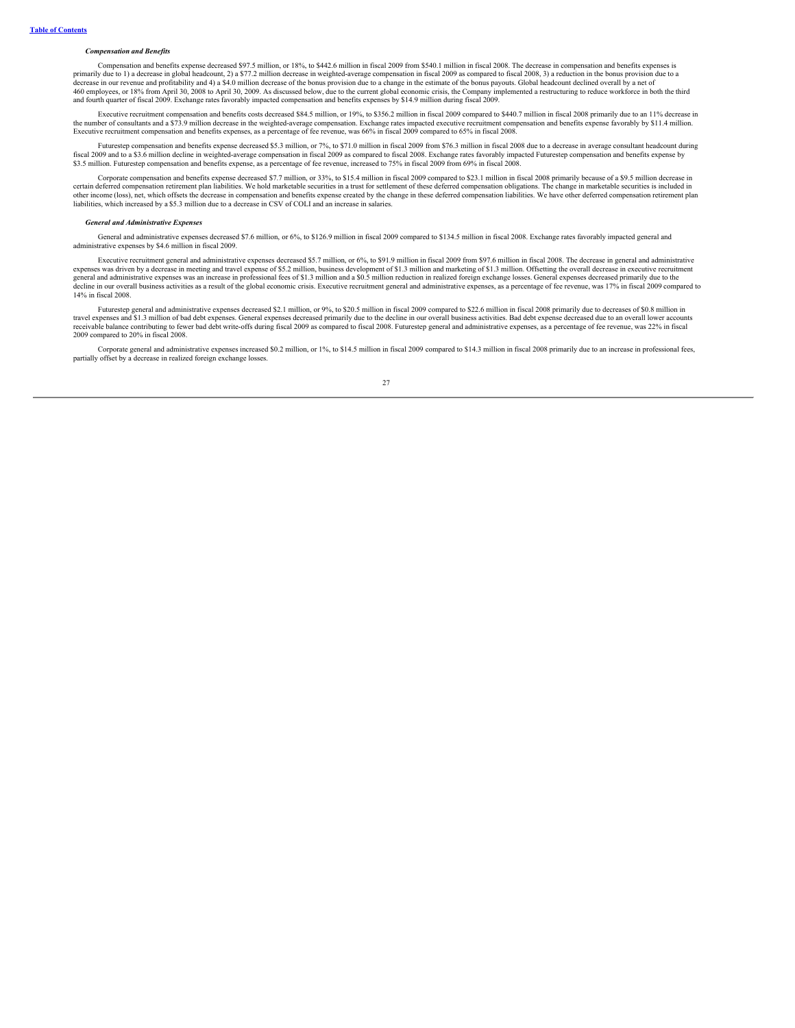### *Compensation and Benefits*

Compensation and benefits expense decreased $97.5 million, or 18%, to $442.6 million in fiscal 2009 from $540.1 million in fiscal 2008. The decrease in compensation and benefits expenses is primarily due to 1) a decrease in global headcount, 2) a $77.2 million decrease in weighted-average compensation in fiscal 2009 as compared to fiscal 2008, 3) a reduction in the bonus provision due to a decrease in our revenue and profitability and 4) a $4.0 million decrease of the bonus provision due to a change in the estimate of the bonus payouts. Global headcount declined overall by a net of 460 employees, or 18% from April 30, 2008 to April 30, 2009. As discussed below, due to the current global economic crisis, the Company implemented a restructuring to reduce workforce in both the third and fourth quarter of fiscal 2009. Exchange rates favorably impacted compensation and benefits expenses by $14.9 million during fiscal 2009.

Executive recruitment compensation and benefits costs decreased $84.5 million, or 19%, to $356.2 million in fiscal 2009 compared to $440.7 million in fiscal 2008 primarily due to an 11% decrease in the number of consultants and a $73.9 million decrease in the weighted-average compensation. Exchange rates impacted executive recruitment compensation and benefits expense favorably by $11.4 million. Executive recruitment compensation and benefits expenses, as a percentage of fee revenue, was 66% in fiscal 2009 compared to 65% in fiscal 2008.

Futurestep compensation and benefits expense decreased $5.3 million, or 7%, to $71.0 million in fiscal 2009 from $76.3 million in fiscal 2008 due to a decrease in average consultant headcount during fiscal 2009 and to a $3.6 million decline in weighted-average compensation in fiscal 2009 as compared to fiscal 2008. Exchange rates favorably impacted Futurestep compensation and benefits expense by $3.5 million. Futurestep compensation and benefits expense, as a percentage of fee revenue, increased to 75% in fiscal 2009 from 69% in fiscal 2008.

Corporate compensation and benefits expense decreased $7.7 million, or 33%, to $15.4 million in fiscal 2009 compared to $23.1 million in fiscal 2008 primarily because of a $9.5 million decrease in certain deferred compensation retirement plan liabilities. We hold marketable securities in a trust for settlement of these deferred compensation obligations. The change in marketable securities is included in other income (loss), net, which offsets the decrease in compensation and benefits expense created by the change in these deferred compensation liabilities. We have other deferred compensation retirement plan liabilities, which increased by a $5.3 million due to a decrease in CSV of COLI and an increase in salaries.

### *General and Administrative Expenses*

General and administrative expenses decreased $7.6 million, or 6%, to $126.9 million in fiscal 2009 compared to $134.5 million in fiscal 2008. Exchange rates favorably impacted general and administrative expenses by $4.6 million in fiscal 2009.

Executive recruitment general and administrative expenses decreased $5.7 million, or 6%, to $91.9 million in fiscal 2009 from $97.6 million in fiscal 2008. The decrease in general and administrative expenses was driven by a decrease in meeting and travel expense of $5.2 million, business development of $1.3 million and marketing of $1.3 million. Offsetting the overall decrease in executive recruitment general and administrative expenses was an increase in professional fees of $1.3 million and a $0.5 million reduction in realized foreign exchange losses. General expenses decreased primarily due to the decline in our overall business activities as a result of the global economic crisis. Executive recruitment general and administrative expenses, as a percentage of fee revenue, was 17% in fiscal 2009 compared to 14% in fiscal 2008.

Futurestep general and administrative expenses decreased $2.1 million, or 9%, to $20.5 million in fiscal 2009 compared to $22.6 million in fiscal 2008 primarily due to decreases of $0.8 million in travel expenses and $1.3 million of bad debt expenses. General expenses decreased primarily due to the decline in our overall business activities. Bad debt expense decreased due to an overall lower accounts receivable balance contributing to fewer bad debt write-offs during fiscal 2009 as compared to fiscal 2008. Futurestep general and administrative expenses, as a percentage of fee revenue, was 22% in fiscal 2009 compared to 20% in fiscal 2008.

Corporate general and administrative expenses increased $0.2 million, or 1%, to $14.5 million in fiscal 2009 compared to $14.3 million in fiscal 2008 primarily due to an increase in professional fees, partially offset by a decrease in realized foreign exchange losses.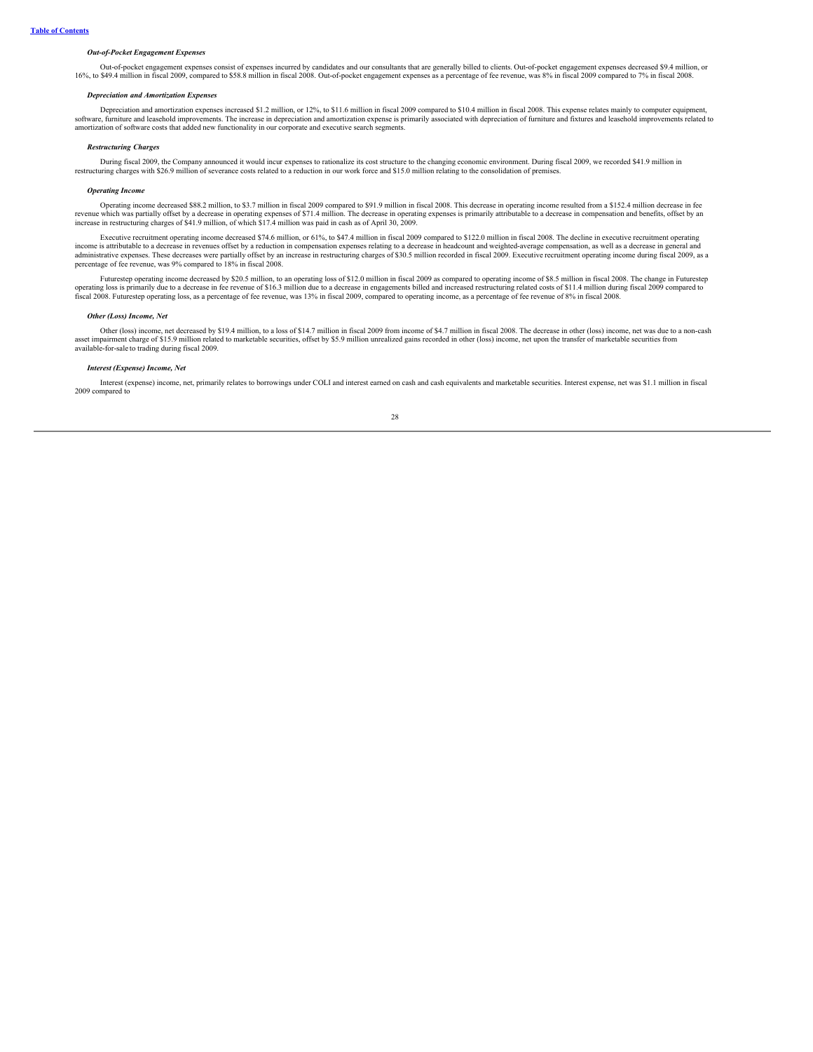***Out-of-Pocket Engagement Expenses***

Out-of-pocket engagement expenses consist of expenses incurred by candidates and our consultants that are generally billed to clients. Out-of-pocket engagement expenses decreased $9.4 million, or 16%, to $49.4 million in fiscal 2009, compared to $58.8 million in fiscal 2008. Out-of-pocket engagement expenses as a percentage of fee revenue, was 8% in fiscal 2009 compared to 7% in fiscal 2008.

***Depreciation and Amortization Expenses***

Depreciation and amortization expenses increased $1.2 million, or 12%, to $11.6 million in fiscal 2009 compared to $10.4 million in fiscal 2008. This expense relates mainly to computer equipment, software, furniture and leasehold improvements. The increase in depreciation and amortization expense is primarily associated with depreciation of furniture and fixtures and leasehold improvements related to amortization of software costs that added new functionality in our corporate and executive search segments.

***Restructuring Charges***

During fiscal 2009, the Company announced it would incur expenses to rationalize its cost structure to the changing economic environment. During fiscal 2009, we recorded $41.9 million in restructuring charges with $26.9 million of severance costs related to a reduction in our work force and $15.0 million relating to the consolidation of premises.

***Operating Income***

Operating income decreased $88.2 million, to $3.7 million in fiscal 2009 compared to $91.9 million in fiscal 2008. This decrease in operating income resulted from a $152.4 million decrease in fee revenue which was partially offset by a decrease in operating expenses of $71.4 million. The decrease in operating expenses is primarily attributable to a decrease in compensation and benefits, offset by an increase in restructuring charges of $41.9 million, of which $17.4 million was paid in cash as of April 30, 2009.

Executive recruitment operating income decreased $74.6 million, or 61%, to $47.4 million in fiscal 2009 compared to $122.0 million in fiscal 2008. The decline in executive recruitment operating income is attributable to a decrease in revenues offset by a reduction in compensation expenses relating to a decrease in headcount and weighted-average compensation, as well as a decrease in general and administrative expenses. These decreases were partially offset by an increase in restructuring charges of $30.5 million recorded in fiscal 2009. Executive recruitment operating income during fiscal 2009, as a percentage of fee revenue, was 9% compared to 18% in fiscal 2008.

Futurestep operating income decreased by $20.5 million, to an operating loss of $12.0 million in fiscal 2009 as compared to operating income of $8.5 million in fiscal 2008. The change in Futurestep operating loss is primarily due to a decrease in fee revenue of $16.3 million due to a decrease in engagements billed and increased restructuring related costs of $11.4 million during fiscal 2009 compared to fiscal 2008. Futurestep operating loss, as a percentage of fee revenue, was 13% in fiscal 2009, compared to operating income, as a percentage of fee revenue of 8% in fiscal 2008.

***Other (Loss) Income, Net***

Other (loss) income, net decreased by $19.4 million, to a loss of $14.7 million in fiscal 2009 from income of $4.7 million in fiscal 2008. The decrease in other (loss) income, net was due to a non-cash asset impairment charge of $15.9 million related to marketable securities, offset by $5.9 million unrealized gains recorded in other (loss) income, net upon the transfer of marketable securities from available-for-sale to trading during fiscal 2009.

***Interest (Expense) Income, Net***

Interest (expense) income, net, primarily relates to borrowings under COLI and interest earned on cash and cash equivalents and marketable securities. Interest expense, net was $1.1 million in fiscal 2009 compared to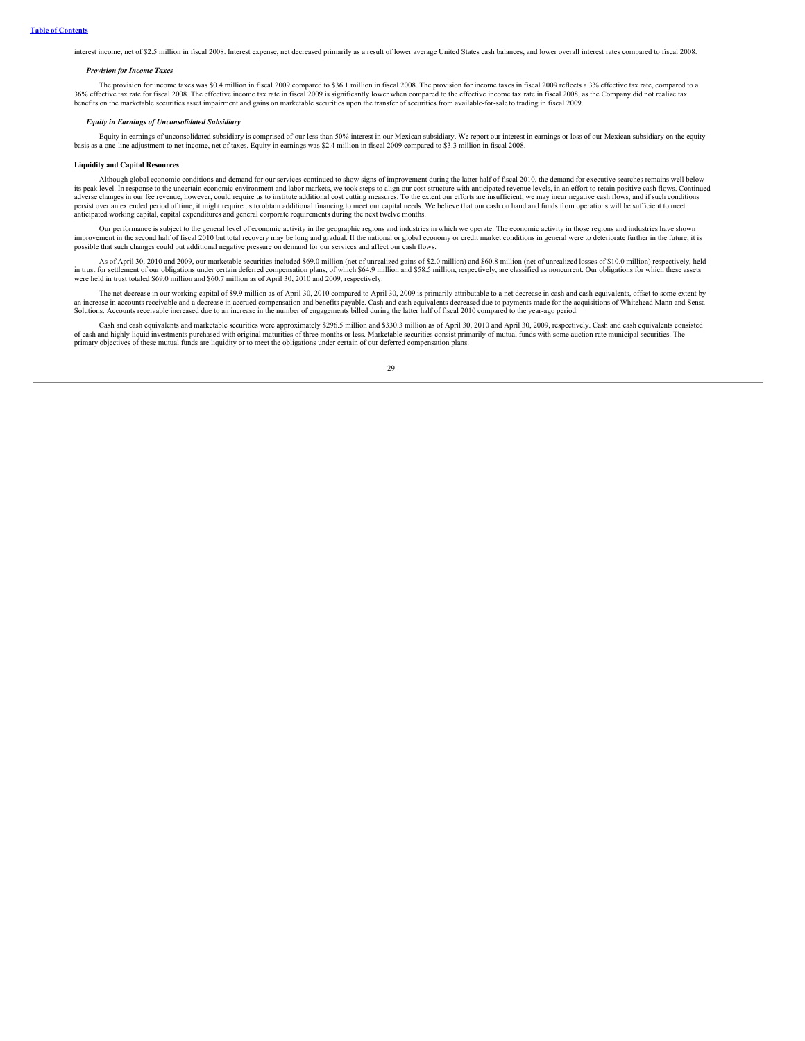interest income, net of $2.5 million in fiscal 2008. Interest expense, net decreased primarily as a result of lower average United States cash balances, and lower overall interest rates compared to fiscal 2008.

***Provision for Income Taxes***

The provision for income taxes was $0.4 million in fiscal 2009 compared to $36.1 million in fiscal 2008. The provision for income taxes in fiscal 2009 reflects a 3% effective tax rate, compared to a 36% effective tax rate for fiscal 2008. The effective income tax rate in fiscal 2009 is significantly lower when compared to the effective income tax rate in fiscal 2008, as the Company did not realize tax benefits on the marketable securities asset impairment and gains on marketable securities upon the transfer of securities from available-for-sale to trading in fiscal 2009.

***Equity in Earnings of Unconsolidated Subsidiary***

Equity in earnings of unconsolidated subsidiary is comprised of our less than 50% interest in our Mexican subsidiary. We report our interest in earnings or loss of our Mexican subsidiary on the equity basis as a one-line adjustment to net income, net of taxes. Equity in earnings was $2.4 million in fiscal 2009 compared to $3.3 million in fiscal 2008.

**Liquidity and Capital Resources**

Although global economic conditions and demand for our services continued to show signs of improvement during the latter half of fiscal 2010, the demand for executive searches remains well below its peak level. In response to the uncertain economic environment and labor markets, we took steps to align our cost structure with anticipated revenue levels, in an effort to retain positive cash flows. Continued adverse changes in our fee revenue, however, could require us to institute additional cost cutting measures. To the extent our efforts are insufficient, we may incur negative cash flows, and if such conditions persist over an extended period of time, it might require us to obtain additional financing to meet our capital needs. We believe that our cash on hand and funds from operations will be sufficient to meet anticipated working capital, capital expenditures and general corporate requirements during the next twelve months.

Our performance is subject to the general level of economic activity in the geographic regions and industries in which we operate. The economic activity in those regions and industries have shown improvement in the second half of fiscal 2010 but total recovery may be long and gradual. If the national or global economy or credit market conditions in general were to deteriorate further in the future, it is possible that such changes could put additional negative pressure on demand for our services and affect our cash flows.

As of April 30, 2010 and 2009, our marketable securities included $69.0 million (net of unrealized gains of $2.0 million) and $60.8 million (net of unrealized losses of $10.0 million) respectively, held in trust for settlement of our obligations under certain deferred compensation plans, of which $64.9 million and $58.5 million, respectively, are classified as noncurrent. Our obligations for which these assets were held in trust totaled $69.0 million and $60.7 million as of April 30, 2010 and 2009, respectively.

The net decrease in our working capital of $9.9 million as of April 30, 2010 compared to April 30, 2009 is primarily attributable to a net decrease in cash and cash equivalents, offset to some extent by an increase in accounts receivable and a decrease in accrued compensation and benefits payable. Cash and cash equivalents decreased due to payments made for the acquisitions of Whitehead Mann and Sensa Solutions. Accounts receivable increased due to an increase in the number of engagements billed during the latter half of fiscal 2010 compared to the year-ago period.

Cash and cash equivalents and marketable securities were approximately $296.5 million and $330.3 million as of April 30, 2010 and April 30, 2009, respectively. Cash and cash equivalents consisted of cash and highly liquid investments purchased with original maturities of three months or less. Marketable securities consist primarily of mutual funds with some auction rate municipal securities. The primary objectives of these mutual funds are liquidity or to meet the obligations under certain of our deferred compensation plans.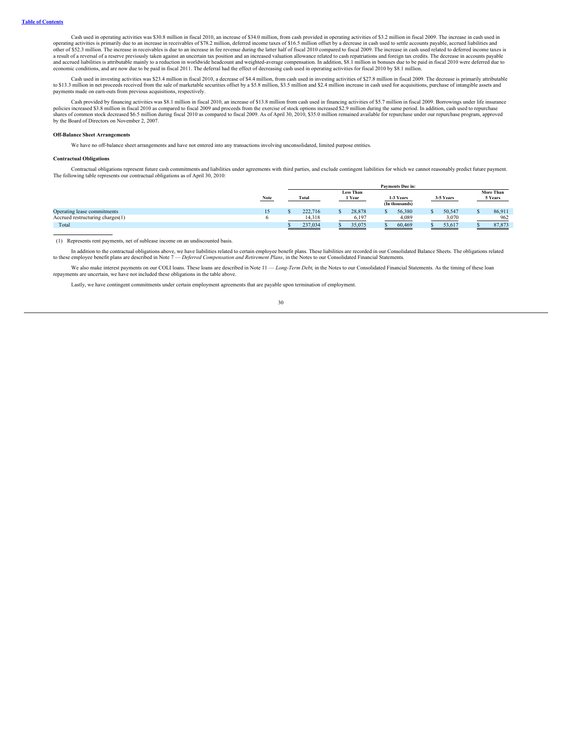Cash used in operating activities was $30.8 million in fiscal 2010, an increase of $34.0 million, from cash provided in operating activities of $3.2 million in fiscal 2009. The increase in cash used in operating activities is primarily due to an increase in receivables of $78.2 million, deferred income taxes of $16.5 million offset by a decrease in cash used to settle accounts payable, accrued liabilities and other of $52.3 million. The increase in receivables is due to an increase in fee revenue during the latter half of fiscal 2010 compared to fiscal 2009. The increase in cash used related to deferred income taxes is a result of a reversal of a reserve previously taken against an uncertain tax position and an increased valuation allowance related to cash repatriations and foreign tax credits. The decrease in accounts payable and accrued liabilities is attributable mainly to a reduction in worldwide headcount and weighted-average compensation. In addition, $8.1 million in bonuses due to be paid in fiscal 2010 were deferred due to economic conditions, and are now due to be paid in fiscal 2011. The deferral had the effect of decreasing cash used in operating activities for fiscal 2010 by $8.1 million.

Cash used in investing activities was $23.4 million in fiscal 2010, a decrease of $4.4 million, from cash used in investing activities of $27.8 million in fiscal 2009. The decrease is primarily attributable to $13.3 million in net proceeds received from the sale of marketable securities offset by a $5.8 million, $3.5 million and $2.4 million increase in cash used for acquisitions, purchase of intangible assets and payments made on earn-outs from previous acquisitions, respectively.

Cash provided by financing activities was $8.1 million in fiscal 2010, an increase of $13.8 million from cash used in financing activities of $5.7 million in fiscal 2009. Borrowings under life insurance policies increased $3.8 million in fiscal 2010 as compared to fiscal 2009 and proceeds from the exercise of stock options increased $2.9 million during the same period. In addition, cash used to repurchase shares of common stock decreased $6.5 million during fiscal 2010 as compared to fiscal 2009. As of April 30, 2010, $35.0 million remained available for repurchase under our repurchase program, approved by the Board of Directors on November 2, 2007.

**Off-Balance Sheet Arrangements**

We have no off-balance sheet arrangements and have not entered into any transactions involving unconsolidated, limited purpose entities.

**Contractual Obligations**

Contractual obligations represent future cash commitments and liabilities under agreements with third parties, and exclude contingent liabilities for which we cannot reasonably predict future payment. The following table represents our contractual obligations as of April 30, 2010:

| | | Payments Due in: | | | | |
|---|---|---|---|---|---|---|
| | Note | Total | Less Than 1 Year | 1-3 Years | 3-5 Years | More Than 5 Years |
| | | | | (In thousands) | | |
| Operating lease commitments | 15 | $ 222,716 | $ 28,878 | $ 56,380 | $ 50,547 | $ 86,911 |
| Accrued restructuring charges(1) | 6 | 14,318 | 6,197 | 4,089 | 3,070 | 962 |
| Total | | $ 237,034 | $ 35,075 | $ 60,469 | $ 53,617 | $ 87,873 |

(1) Represents rent payments, net of sublease income on an undiscounted basis.

In addition to the contractual obligations above, we have liabilities related to certain employee benefit plans. These liabilities are recorded in our Consolidated Balance Sheets. The obligations related to these employee benefit plans are described in Note 7 — *Deferred Compensation and Retirement Plans*, in the Notes to our Consolidated Financial Statements.

We also make interest payments on our COLI loans. These loans are described in Note 11 — *Long-Term Debt,* in the Notes to our Consolidated Financial Statements. As the timing of these loan repayments are uncertain, we have not included these obligations in the table above.

Lastly, we have contingent commitments under certain employment agreements that are payable upon termination of employment.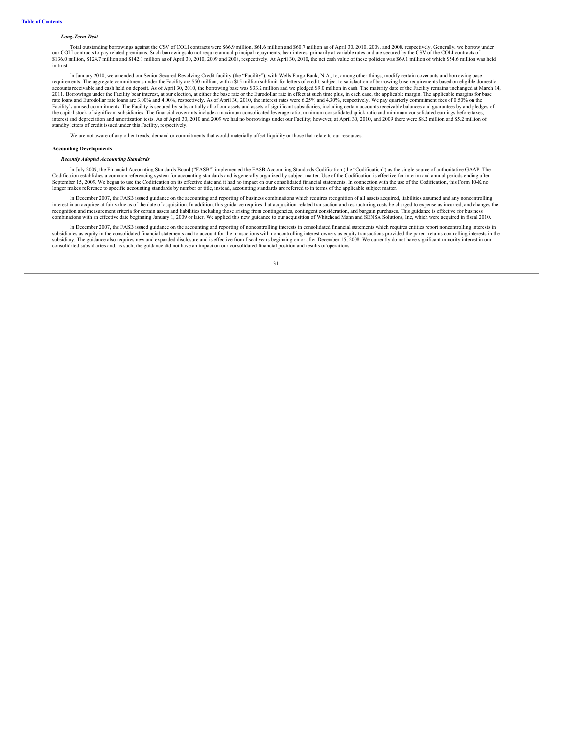*Long-Term Debt*

Total outstanding borrowings against the CSV of COLI contracts were $66.9 million, $61.6 million and $60.7 million as of April 30, 2010, 2009, and 2008, respectively. Generally, we borrow under our COLI contracts to pay related premiums. Such borrowings do not require annual principal repayments, bear interest primarily at variable rates and are secured by the CSV of the COLI contracts of $136.0 million, $124.7 million and $142.1 million as of April 30, 2010, 2009 and 2008, respectively. At April 30, 2010, the net cash value of these policies was $69.1 million of which $54.6 million was held in trust.

In January 2010, we amended our Senior Secured Revolving Credit facility (the "Facility"), with Wells Fargo Bank, N.A., to, among other things, modify certain covenants and borrowing base requirements. The aggregate commitments under the Facility are $50 million, with a $15 million sublimit for letters of credit, subject to satisfaction of borrowing base requirements based on eligible domestic accounts receivable and cash held on deposit. As of April 30, 2010, the borrowing base was $33.2 million and we pledged $9.0 million in cash. The maturity date of the Facility remains unchanged at March 14, 2011. Borrowings under the Facility bear interest, at our election, at either the base rate or the Eurodollar rate in effect at such time plus, in each case, the applicable margin. The applicable margins for base rate loans and Eurodollar rate loans are 3.00% and 4.00%, respectively. As of April 30, 2010, the interest rates were 6.25% and 4.30%, respectively. We pay quarterly commitment fees of 0.50% on the Facility's unused commitments. The Facility is secured by substantially all of our assets and assets of significant subsidiaries, including certain accounts receivable balances and guarantees by and pledges of the capital stock of significant subsidiaries. The financial covenants include a maximum consolidated leverage ratio, minimum consolidated quick ratio and minimum consolidated earnings before taxes, interest and depreciation and amortization tests. As of April 30, 2010 and 2009 we had no borrowings under our Facility; however, at April 30, 2010, and 2009 there were $8.2 million and $5.2 million of standby letters of credit issued under this Facility, respectively.

We are not aware of any other trends, demand or commitments that would materially affect liquidity or those that relate to our resources.

**Accounting Developments**

***Recently Adopted Accounting Standards***

In July 2009, the Financial Accounting Standards Board ("FASB") implemented the FASB Accounting Standards Codification (the "Codification") as the single source of authoritative GAAP. The Codification establishes a common referencing system for accounting standards and is generally organized by subject matter. Use of the Codification is effective for interim and annual periods ending after September 15, 2009. We began to use the Codification on its effective date and it had no impact on our consolidated financial statements. In connection with the use of the Codification, this Form 10-K no longer makes reference to specific accounting standards by number or title, instead, accounting standards are referred to in terms of the applicable subject matter.

In December 2007, the FASB issued guidance on the accounting and reporting of business combinations which requires recognition of all assets acquired, liabilities assumed and any noncontrolling interest in an acquiree at fair value as of the date of acquisition. In addition, this guidance requires that acquisition-related transaction and restructuring costs be charged to expense as incurred, and changes the recognition and measurement criteria for certain assets and liabilities including those arising from contingencies, contingent consideration, and bargain purchases. This guidance is effective for business combinations with an effective date beginning January 1, 2009 or later. We applied this new guidance to our acquisition of Whitehead Mann and SENSA Solutions, Inc, which were acquired in fiscal 2010.

In December 2007, the FASB issued guidance on the accounting and reporting of noncontrolling interests in consolidated financial statements which requires entities report noncontrolling interests in subsidiaries as equity in the consolidated financial statements and to account for the transactions with noncontrolling interest owners as equity transactions provided the parent retains controlling interests in the subsidiary. The guidance also requires new and expanded disclosure and is effective from fiscal years beginning on or after December 15, 2008. We currently do not have significant minority interest in our consolidated subsidiaries and, as such, the guidance did not have an impact on our consolidated financial position and results of operations.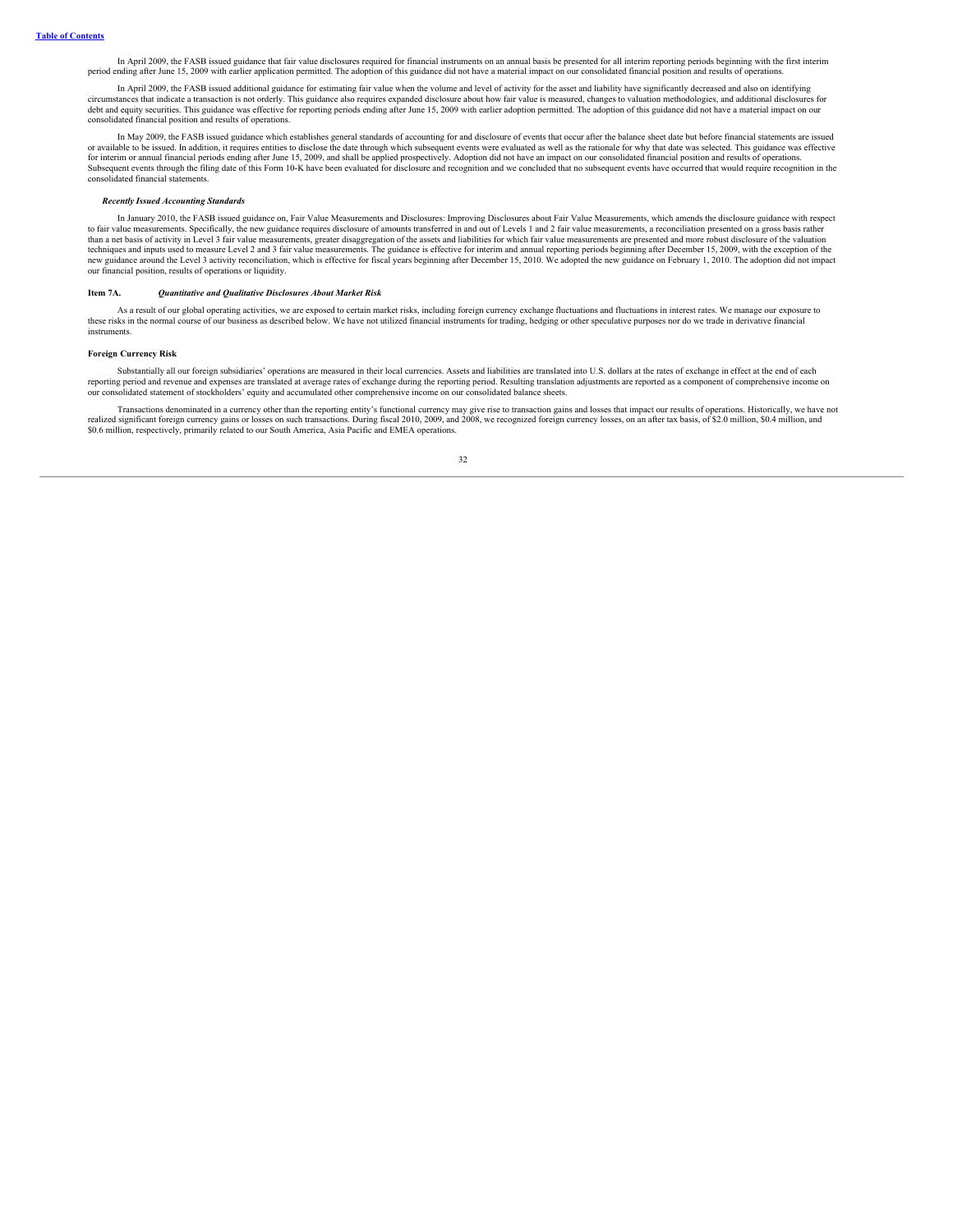In April 2009, the FASB issued guidance that fair value disclosures required for financial instruments on an annual basis be presented for all interim reporting periods beginning with the first interim period ending after June 15, 2009 with earlier application permitted. The adoption of this guidance did not have a material impact on our consolidated financial position and results of operations.

In April 2009, the FASB issued additional guidance for estimating fair value when the volume and level of activity for the asset and liability have significantly decreased and also on identifying circumstances that indicate a transaction is not orderly. This guidance also requires expanded disclosure about how fair value is measured, changes to valuation methodologies, and additional disclosures for debt and equity securities. This guidance was effective for reporting periods ending after June 15, 2009 with earlier adoption permitted. The adoption of this guidance did not have a material impact on our consolidated financial position and results of operations.

In May 2009, the FASB issued guidance which establishes general standards of accounting for and disclosure of events that occur after the balance sheet date but before financial statements are issued or available to be issued. In addition, it requires entities to disclose the date through which subsequent events were evaluated as well as the rationale for why that date was selected. This guidance was effective for interim or annual financial periods ending after June 15, 2009, and shall be applied prospectively. Adoption did not have an impact on our consolidated financial position and results of operations. Subsequent events through the filing date of this Form 10-K have been evaluated for disclosure and recognition and we concluded that no subsequent events have occurred that would require recognition in the consolidated financial statements.

***Recently Issued Accounting Standards***

In January 2010, the FASB issued guidance on, Fair Value Measurements and Disclosures: Improving Disclosures about Fair Value Measurements, which amends the disclosure guidance with respect to fair value measurements. Specifically, the new guidance requires disclosure of amounts transferred in and out of Levels 1 and 2 fair value measurements, a reconciliation presented on a gross basis rather than a net basis of activity in Level 3 fair value measurements, greater disaggregation of the assets and liabilities for which fair value measurements are presented and more robust disclosure of the valuation techniques and inputs used to measure Level 2 and 3 fair value measurements. The guidance is effective for interim and annual reporting periods beginning after December 15, 2009, with the exception of the new guidance around the Level 3 activity reconciliation, which is effective for fiscal years beginning after December 15, 2010. We adopted the new guidance on February 1, 2010. The adoption did not impact our financial position, results of operations or liquidity.

## Item 7A. *Quantitative and Qualitative Disclosures About Market Risk*

As a result of our global operating activities, we are exposed to certain market risks, including foreign currency exchange fluctuations and fluctuations in interest rates. We manage our exposure to these risks in the normal course of our business as described below. We have not utilized financial instruments for trading, hedging or other speculative purposes nor do we trade in derivative financial instruments.

**Foreign Currency Risk**

Substantially all our foreign subsidiaries' operations are measured in their local currencies. Assets and liabilities are translated into U.S. dollars at the rates of exchange in effect at the end of each reporting period and revenue and expenses are translated at average rates of exchange during the reporting period. Resulting translation adjustments are reported as a component of comprehensive income on our consolidated statement of stockholders' equity and accumulated other comprehensive income on our consolidated balance sheets.

Transactions denominated in a currency other than the reporting entity's functional currency may give rise to transaction gains and losses that impact our results of operations. Historically, we have not realized significant foreign currency gains or losses on such transactions. During fiscal 2010, 2009, and 2008, we recognized foreign currency losses, on an after tax basis, of $2.0 million, $0.4 million, and $0.6 million, respectively, primarily related to our South America, Asia Pacific and EMEA operations.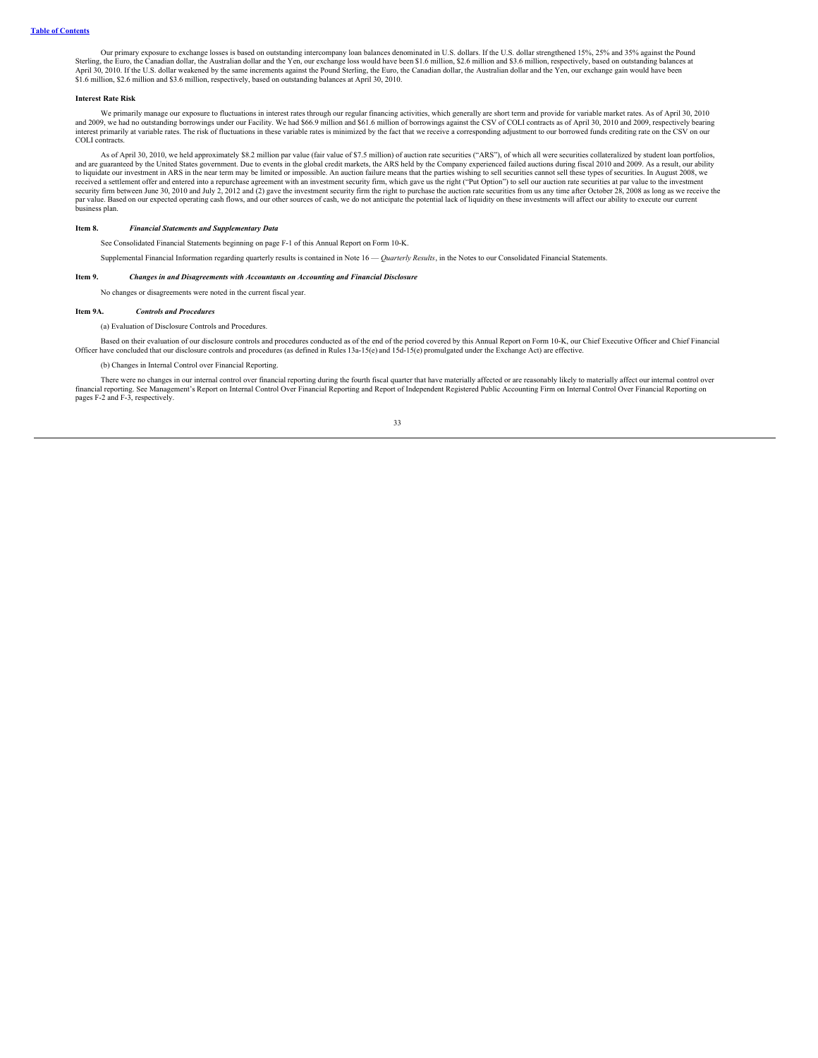Our primary exposure to exchange losses is based on outstanding intercompany loan balances denominated in U.S. dollars. If the U.S. dollar strengthened 15%, 25% and 35% against the Pound Sterling, the Euro, the Canadian dollar, the Australian dollar and the Yen, our exchange loss would have been $1.6 million, $2.6 million and $3.6 million, respectively, based on outstanding balances at April 30, 2010. If the U.S. dollar weakened by the same increments against the Pound Sterling, the Euro, the Canadian dollar, the Australian dollar and the Yen, our exchange gain would have been $1.6 million, $2.6 million and $3.6 million, respectively, based on outstanding balances at April 30, 2010.

**Interest Rate Risk**

We primarily manage our exposure to fluctuations in interest rates through our regular financing activities, which generally are short term and provide for variable market rates. As of April 30, 2010 and 2009, we had no outstanding borrowings under our Facility. We had $66.9 million and $61.6 million of borrowings against the CSV of COLI contracts as of April 30, 2010 and 2009, respectively bearing interest primarily at variable rates. The risk of fluctuations in these variable rates is minimized by the fact that we receive a corresponding adjustment to our borrowed funds crediting rate on the CSV on our COLI contracts.

As of April 30, 2010, we held approximately $8.2 million par value (fair value of $7.5 million) of auction rate securities ("ARS"), of which all were securities collateralized by student loan portfolios, and are guaranteed by the United States government. Due to events in the global credit markets, the ARS held by the Company experienced failed auctions during fiscal 2010 and 2009. As a result, our ability to liquidate our investment in ARS in the near term may be limited or impossible. An auction failure means that the parties wishing to sell securities cannot sell these types of securities. In August 2008, we received a settlement offer and entered into a repurchase agreement with an investment security firm, which gave us the right ("Put Option") to sell our auction rate securities at par value to the investment security firm between June 30, 2010 and July 2, 2012 and (2) gave the investment security firm the right to purchase the auction rate securities from us any time after October 28, 2008 as long as we receive the par value. Based on our expected operating cash flows, and our other sources of cash, we do not anticipate the potential lack of liquidity on these investments will affect our ability to execute our current business plan.

**Item 8.** ***Financial Statements and Supplementary Data***

See Consolidated Financial Statements beginning on page F-1 of this Annual Report on Form 10-K.

Supplemental Financial Information regarding quarterly results is contained in Note 16 — *Quarterly Results*, in the Notes to our Consolidated Financial Statements.

**Item 9.** ***Changes in and Disagreements with Accountants on Accounting and Financial Disclosure***

No changes or disagreements were noted in the current fiscal year.

**Item 9A.** ***Controls and Procedures***

(a) Evaluation of Disclosure Controls and Procedures.

Based on their evaluation of our disclosure controls and procedures conducted as of the end of the period covered by this Annual Report on Form 10-K, our Chief Executive Officer and Chief Financial Officer have concluded that our disclosure controls and procedures (as defined in Rules 13a-15(e) and 15d-15(e) promulgated under the Exchange Act) are effective.

(b) Changes in Internal Control over Financial Reporting.

There were no changes in our internal control over financial reporting during the fourth fiscal quarter that have materially affected or are reasonably likely to materially affect our internal control over financial reporting. See Management's Report on Internal Control Over Financial Reporting and Report of Independent Registered Public Accounting Firm on Internal Control Over Financial Reporting on pages F-2 and F-3, respectively.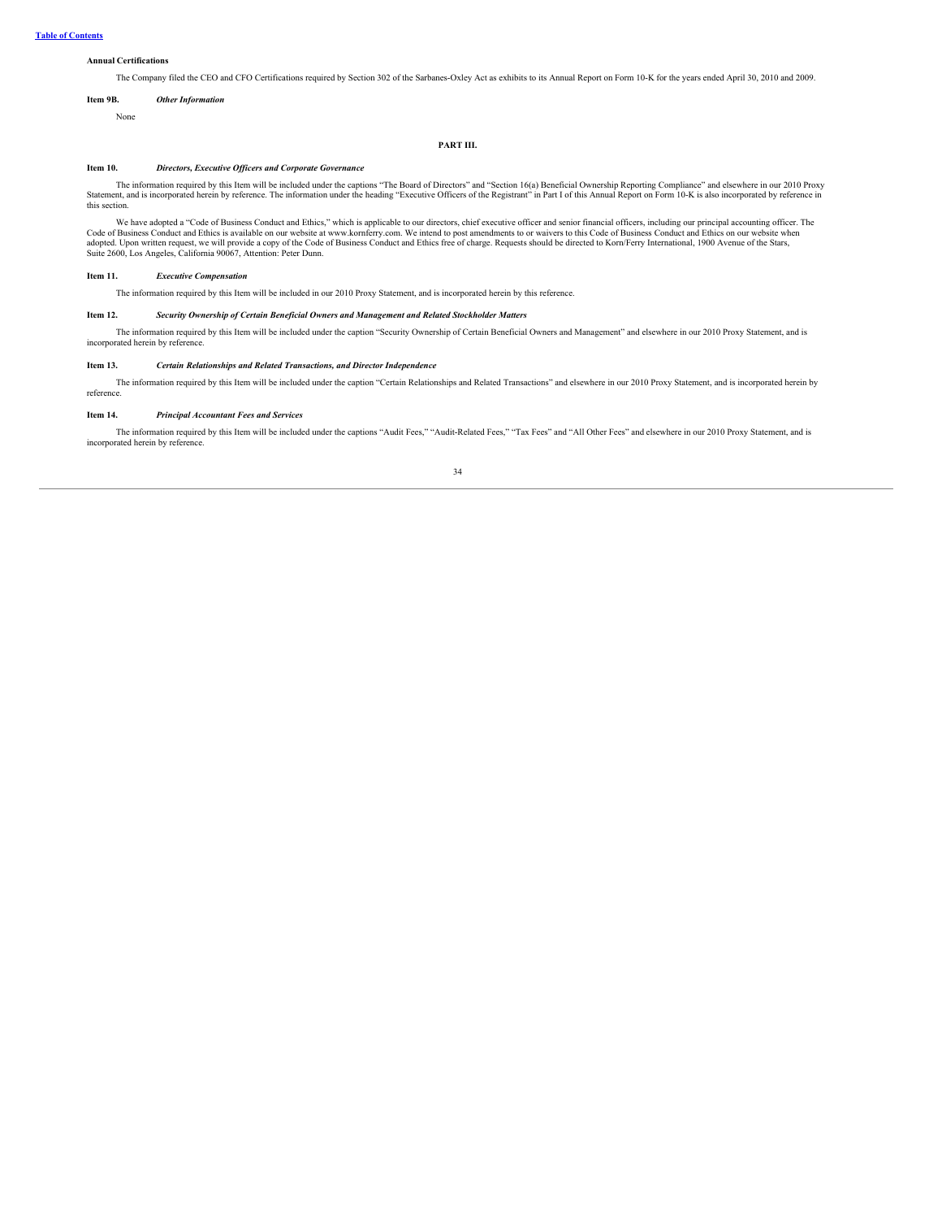**Annual Certifications**

The Company filed the CEO and CFO Certifications required by Section 302 of the Sarbanes-Oxley Act as exhibits to its Annual Report on Form 10-K for the years ended April 30, 2010 and 2009.

**Item 9B.** ***Other Information***

None

## PART III.

**Item 10.** ***Directors, Executive Officers and Corporate Governance***

The information required by this Item will be included under the captions "The Board of Directors" and "Section 16(a) Beneficial Ownership Reporting Compliance" and elsewhere in our 2010 Proxy Statement, and is incorporated herein by reference. The information under the heading "Executive Officers of the Registrant" in Part I of this Annual Report on Form 10-K is also incorporated by reference in this section.

We have adopted a "Code of Business Conduct and Ethics," which is applicable to our directors, chief executive officer and senior financial officers, including our principal accounting officer. The Code of Business Conduct and Ethics is available on our website at www.kornferry.com. We intend to post amendments to or waivers to this Code of Business Conduct and Ethics on our website when adopted. Upon written request, we will provide a copy of the Code of Business Conduct and Ethics free of charge. Requests should be directed to Korn/Ferry International, 1900 Avenue of the Stars, Suite 2600, Los Angeles, California 90067, Attention: Peter Dunn.

**Item 11.** ***Executive Compensation***

The information required by this Item will be included in our 2010 Proxy Statement, and is incorporated herein by this reference.

**Item 12.** ***Security Ownership of Certain Beneficial Owners and Management and Related Stockholder Matters***

The information required by this Item will be included under the caption "Security Ownership of Certain Beneficial Owners and Management" and elsewhere in our 2010 Proxy Statement, and is incorporated herein by reference.

**Item 13.** ***Certain Relationships and Related Transactions, and Director Independence***

The information required by this Item will be included under the caption "Certain Relationships and Related Transactions" and elsewhere in our 2010 Proxy Statement, and is incorporated herein by reference.

**Item 14.** ***Principal Accountant Fees and Services***

The information required by this Item will be included under the captions "Audit Fees," "Audit-Related Fees," "Tax Fees" and "All Other Fees" and elsewhere in our 2010 Proxy Statement, and is incorporated herein by reference.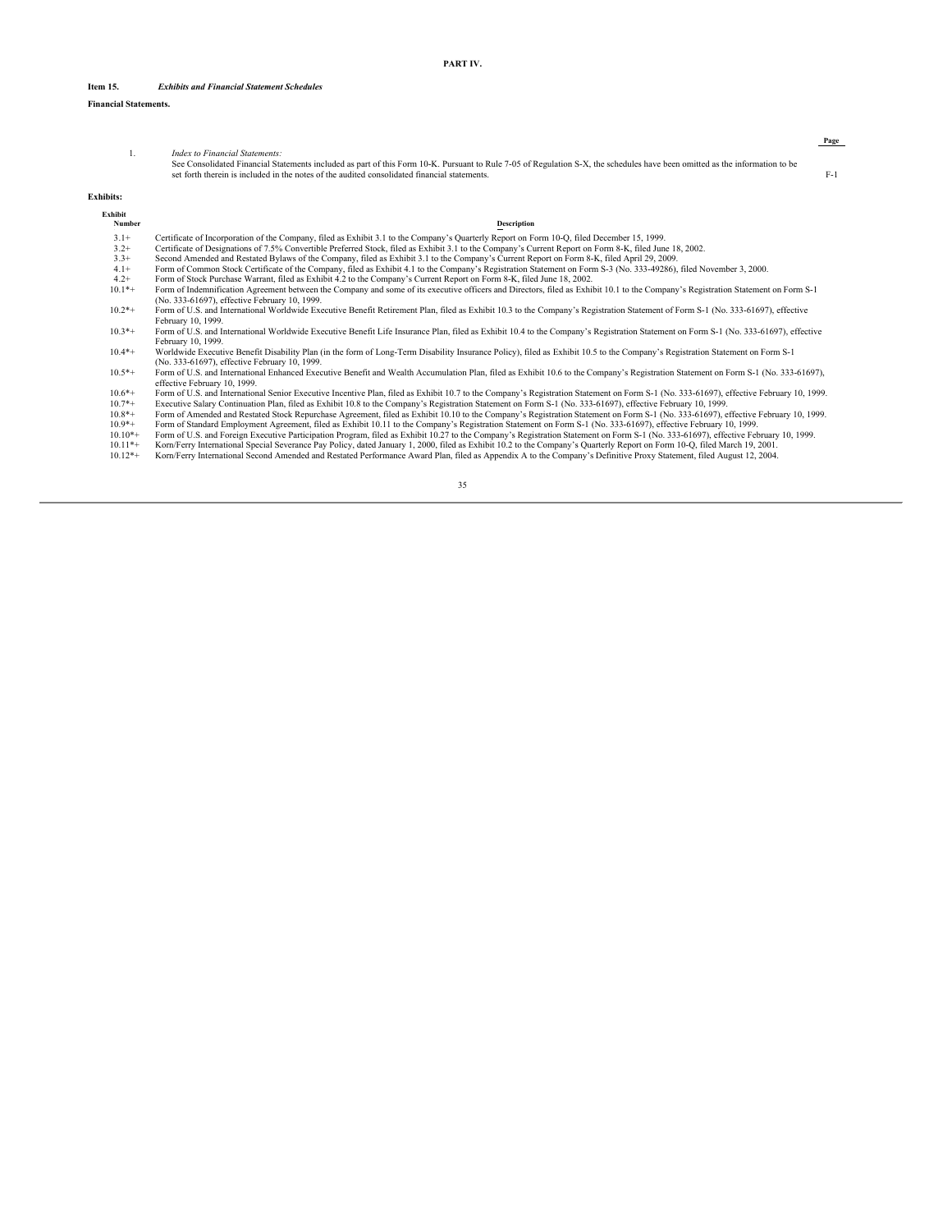# PART IV.

**Item 15.** ***Exhibits and Financial Statement Schedules***

**Financial Statements.**

| | | Page |
|---|---|---|
| 1. | *Index to Financial Statements:* See Consolidated Financial Statements included as part of this Form 10-K. Pursuant to Rule 7-05 of Regulation S-X, the schedules have been omitted as the information to be set forth therein is included in the notes of the audited consolidated financial statements. | F-1 |

**Exhibits:**

| Exhibit Number | Description |
|---|---|
| 3.1+ | Certificate of Incorporation of the Company, filed as Exhibit 3.1 to the Company's Quarterly Report on Form 10-Q, filed December 15, 1999. |
| 3.2+ | Certificate of Designations of 7.5% Convertible Preferred Stock, filed as Exhibit 3.1 to the Company's Current Report on Form 8-K, filed June 18, 2002. |
| 3.3+ | Second Amended and Restated Bylaws of the Company, filed as Exhibit 3.1 to the Company's Current Report on Form 8-K, filed April 29, 2009. |
| 4.1+ | Form of Common Stock Certificate of the Company, filed as Exhibit 4.1 to the Company's Registration Statement on Form S-3 (No. 333-49286), filed November 3, 2000. |
| 4.2+ | Form of Stock Purchase Warrant, filed as Exhibit 4.2 to the Company's Current Report on Form 8-K, filed June 18, 2002. |
| 10.1*+ | Form of Indemnification Agreement between the Company and some of its executive officers and Directors, filed as Exhibit 10.1 to the Company's Registration Statement on Form S-1 (No. 333-61697), effective February 10, 1999. |
| 10.2*+ | Form of U.S. and International Worldwide Executive Benefit Retirement Plan, filed as Exhibit 10.3 to the Company's Registration Statement of Form S-1 (No. 333-61697), effective February 10, 1999. |
| 10.3*+ | Form of U.S. and International Worldwide Executive Benefit Life Insurance Plan, filed as Exhibit 10.4 to the Company's Registration Statement on Form S-1 (No. 333-61697), effective February 10, 1999. |
| 10.4*+ | Worldwide Executive Benefit Disability Plan (in the form of Long-Term Disability Insurance Policy), filed as Exhibit 10.5 to the Company's Registration Statement on Form S-1 (No. 333-61697), effective February 10, 1999. |
| 10.5*+ | Form of U.S. and International Enhanced Executive Benefit and Wealth Accumulation Plan, filed as Exhibit 10.6 to the Company's Registration Statement on Form S-1 (No. 333-61697), effective February 10, 1999. |
| 10.6*+ | Form of U.S. and International Senior Executive Incentive Plan, filed as Exhibit 10.7 to the Company's Registration Statement on Form S-1 (No. 333-61697), effective February 10, 1999. |
| 10.7*+ | Executive Salary Continuation Plan, filed as Exhibit 10.8 to the Company's Registration Statement on Form S-1 (No. 333-61697), effective February 10, 1999. |
| 10.8*+ | Form of Amended and Restated Stock Repurchase Agreement, filed as Exhibit 10.10 to the Company's Registration Statement on Form S-1 (No. 333-61697), effective February 10, 1999. |
| 10.9*+ | Form of Standard Employment Agreement, filed as Exhibit 10.11 to the Company's Registration Statement on Form S-1 (No. 333-61697), effective February 10, 1999. |
| 10.10*+ | Form of U.S. and Foreign Executive Participation Program, filed as Exhibit 10.27 to the Company's Registration Statement on Form S-1 (No. 333-61697), effective February 10, 1999. |
| 10.11*+ | Korn/Ferry International Special Severance Pay Policy, dated January 1, 2000, filed as Exhibit 10.2 to the Company's Quarterly Report on Form 10-Q, filed March 19, 2001. |
| 10.12*+ | Korn/Ferry International Second Amended and Restated Performance Award Plan, filed as Appendix A to the Company's Definitive Proxy Statement, filed August 12, 2004. |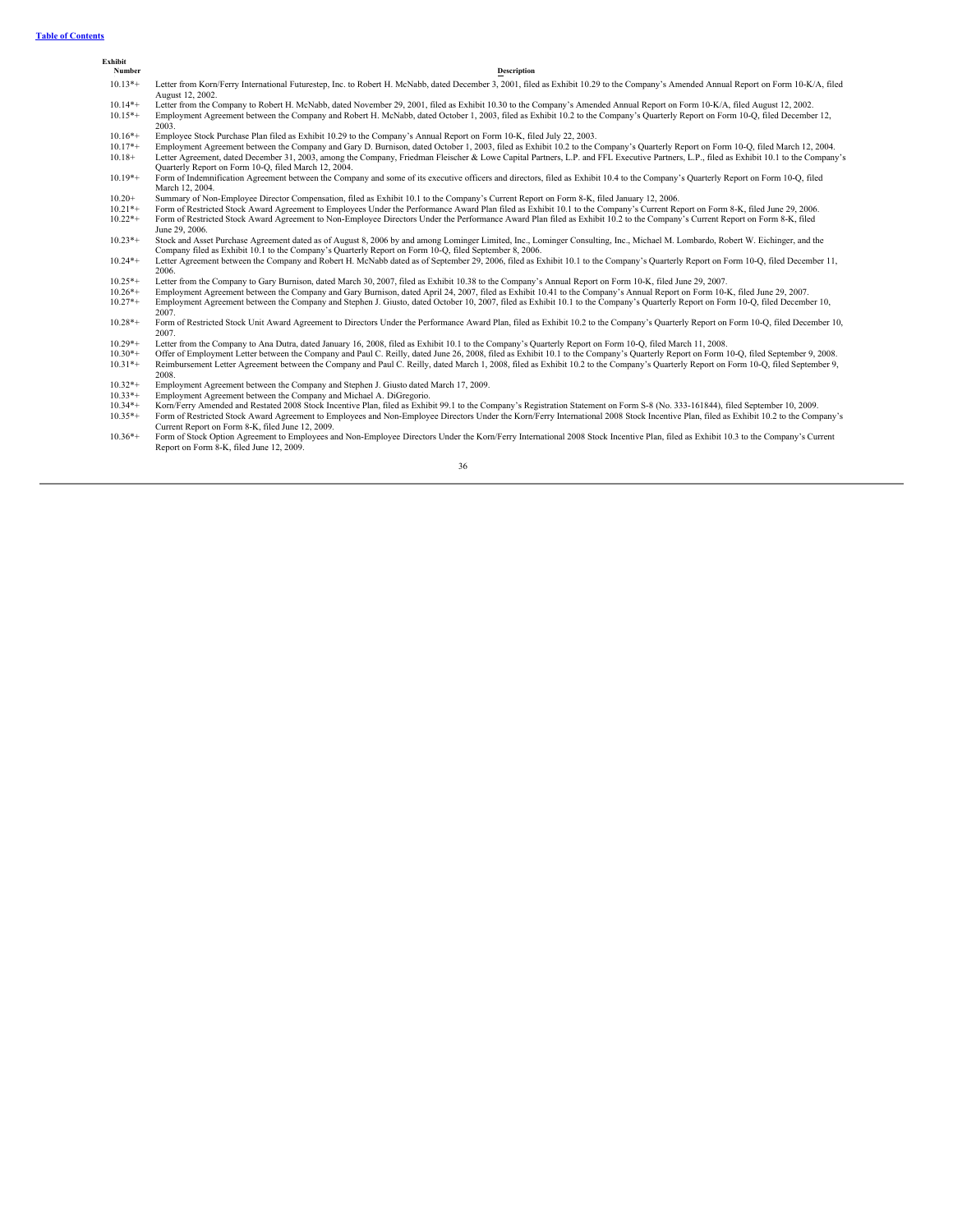| Exhibit Number | Description |
| --- | --- |
| 10.13*+ | Letter from Korn/Ferry International Futurestep, Inc. to Robert H. McNabb, dated December 3, 2001, filed as Exhibit 10.29 to the Company's Amended Annual Report on Form 10-K/A, filed August 12, 2002. |
| 10.14*+ | Letter from the Company to Robert H. McNabb, dated November 29, 2001, filed as Exhibit 10.30 to the Company's Amended Annual Report on Form 10-K/A, filed August 12, 2002. |
| 10.15*+ | Employment Agreement between the Company and Robert H. McNabb, dated October 1, 2003, filed as Exhibit 10.2 to the Company's Quarterly Report on Form 10-Q, filed December 12, 2003. |
| 10.16*+ | Employee Stock Purchase Plan filed as Exhibit 10.29 to the Company's Annual Report on Form 10-K, filed July 22, 2003. |
| 10.17*+ | Employment Agreement between the Company and Gary D. Burnison, dated October 1, 2003, filed as Exhibit 10.2 to the Company's Quarterly Report on Form 10-Q, filed March 12, 2004. |
| 10.18+ | Letter Agreement, dated December 31, 2003, among the Company, Friedman Fleischer & Lowe Capital Partners, L.P. and FFL Executive Partners, L.P., filed as Exhibit 10.1 to the Company's Quarterly Report on Form 10-Q, filed March 12, 2004. |
| 10.19*+ | Form of Indemnification Agreement between the Company and some of its executive officers and directors, filed as Exhibit 10.4 to the Company's Quarterly Report on Form 10-Q, filed March 12, 2004. |
| 10.20+ | Summary of Non-Employee Director Compensation, filed as Exhibit 10.1 to the Company's Current Report on Form 8-K, filed January 12, 2006. |
| 10.21*+ | Form of Restricted Stock Award Agreement to Employees Under the Performance Award Plan filed as Exhibit 10.1 to the Company's Current Report on Form 8-K, filed June 29, 2006. |
| 10.22*+ | Form of Restricted Stock Award Agreement to Non-Employee Directors Under the Performance Award Plan filed as Exhibit 10.2 to the Company's Current Report on Form 8-K, filed June 29, 2006. |
| 10.23*+ | Stock and Asset Purchase Agreement dated as of August 8, 2006 by and among Lominger Limited, Inc., Lominger Consulting, Inc., Michael M. Lombardo, Robert W. Eichinger, and the Company filed as Exhibit 10.1 to the Company's Quarterly Report on Form 10-Q, filed September 8, 2006. |
| 10.24*+ | Letter Agreement between the Company and Robert H. McNabb dated as of September 29, 2006, filed as Exhibit 10.1 to the Company's Quarterly Report on Form 10-Q, filed December 11, 2006. |
| 10.25*+ | Letter from the Company to Gary Burnison, dated March 30, 2007, filed as Exhibit 10.38 to the Company's Annual Report on Form 10-K, filed June 29, 2007. |
| 10.26*+ | Employment Agreement between the Company and Gary Burnison, dated April 24, 2007, filed as Exhibit 10.41 to the Company's Annual Report on Form 10-K, filed June 29, 2007. |
| 10.27*+ | Employment Agreement between the Company and Stephen J. Giusto, dated October 10, 2007, filed as Exhibit 10.1 to the Company's Quarterly Report on Form 10-Q, filed December 10, 2007. |
| 10.28*+ | Form of Restricted Stock Unit Award Agreement to Directors Under the Performance Award Plan, filed as Exhibit 10.2 to the Company's Quarterly Report on Form 10-Q, filed December 10, 2007. |
| 10.29*+ | Letter from the Company to Ana Dutra, dated January 16, 2008, filed as Exhibit 10.1 to the Company's Quarterly Report on Form 10-Q, filed March 11, 2008. |
| 10.30*+ | Offer of Employment Letter between the Company and Paul C. Reilly, dated June 26, 2008, filed as Exhibit 10.1 to the Company's Quarterly Report on Form 10-Q, filed September 9, 2008. |
| 10.31*+ | Reimbursement Letter Agreement between the Company and Paul C. Reilly, dated March 1, 2008, filed as Exhibit 10.2 to the Company's Quarterly Report on Form 10-Q, filed September 9, 2008. |
| 10.32*+ | Employment Agreement between the Company and Stephen J. Giusto dated March 17, 2009. |
| 10.33*+ | Employment Agreement between the Company and Michael A. DiGregorio. |
| 10.34*+ | Korn/Ferry Amended and Restated 2008 Stock Incentive Plan, filed as Exhibit 99.1 to the Company's Registration Statement on Form S-8 (No. 333-161844), filed September 10, 2009. |
| 10.35*+ | Form of Restricted Stock Award Agreement to Employees and Non-Employee Directors Under the Korn/Ferry International 2008 Stock Incentive Plan, filed as Exhibit 10.2 to the Company's Current Report on Form 8-K, filed June 12, 2009. |
| 10.36*+ | Form of Stock Option Agreement to Employees and Non-Employee Directors Under the Korn/Ferry International 2008 Stock Incentive Plan, filed as Exhibit 10.3 to the Company's Current Report on Form 8-K, filed June 12, 2009. |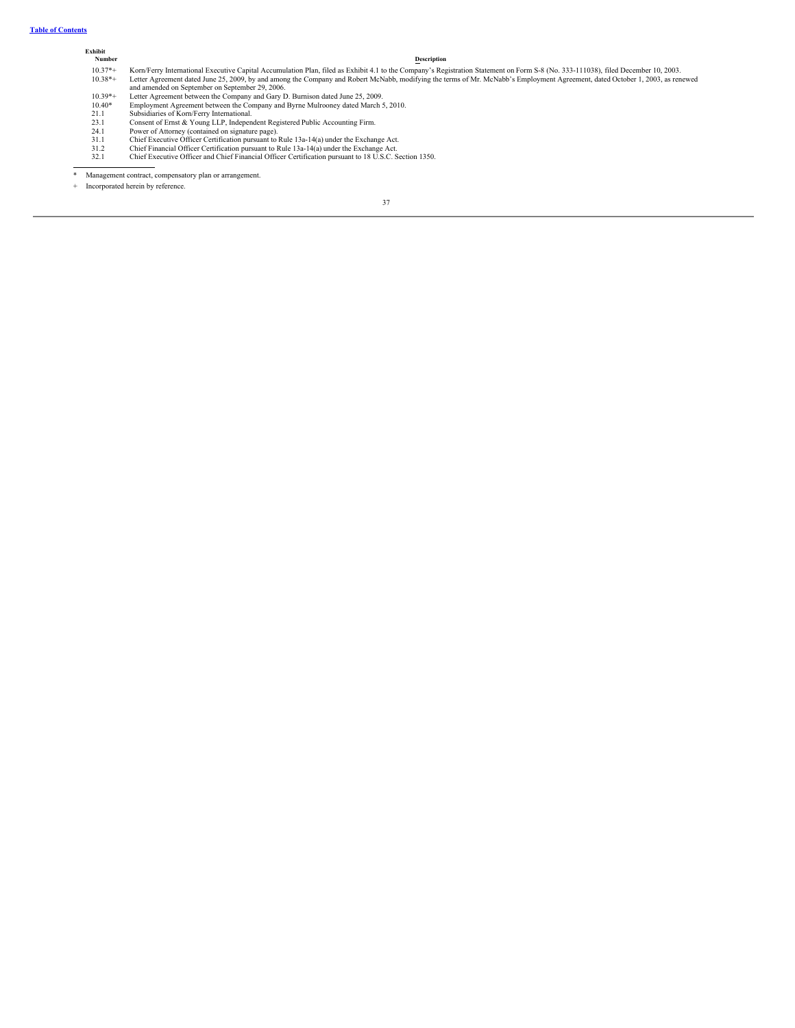| Exhibit Number | Description |
|---|---|
| 10.37*+ | Korn/Ferry International Executive Capital Accumulation Plan, filed as Exhibit 4.1 to the Company's Registration Statement on Form S-8 (No. 333-111038), filed December 10, 2003. |
| 10.38*+ | Letter Agreement dated June 25, 2009, by and among the Company and Robert McNabb, modifying the terms of Mr. McNabb's Employment Agreement, dated October 1, 2003, as renewed and amended on September on September 29, 2006. |
| 10.39*+ | Letter Agreement between the Company and Gary D. Burnison dated June 25, 2009. |
| 10.40* | Employment Agreement between the Company and Byrne Mulrooney dated March 5, 2010. |
| 21.1 | Subsidiaries of Korn/Ferry International. |
| 23.1 | Consent of Ernst & Young LLP, Independent Registered Public Accounting Firm. |
| 24.1 | Power of Attorney (contained on signature page). |
| 31.1 | Chief Executive Officer Certification pursuant to Rule 13a-14(a) under the Exchange Act. |
| 31.2 | Chief Financial Officer Certification pursuant to Rule 13a-14(a) under the Exchange Act. |
| 32.1 | Chief Executive Officer and Chief Financial Officer Certification pursuant to 18 U.S.C. Section 1350. |

\* Management contract, compensatory plan or arrangement.

\+ Incorporated herein by reference.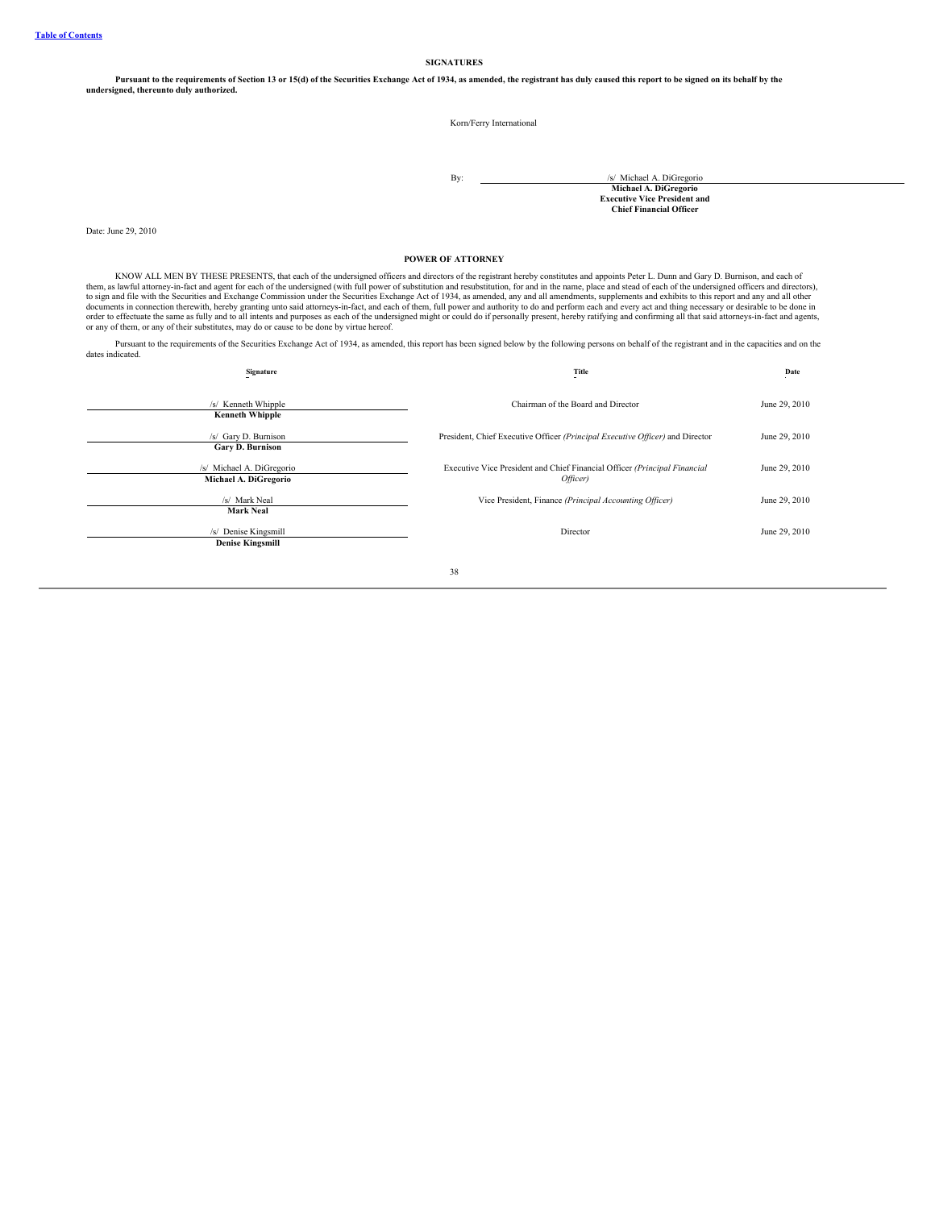[Table of Contents](#)

## SIGNATURES

**Pursuant to the requirements of Section 13 or 15(d) of the Securities Exchange Act of 1934, as amended, the registrant has duly caused this report to be signed on its behalf by the undersigned, thereunto duly authorized.**

Korn/Ferry International

By: /s/ Michael A. DiGregorio
**Michael A. DiGregorio**
**Executive Vice President and Chief Financial Officer**

Date: June 29, 2010

## POWER OF ATTORNEY

KNOW ALL MEN BY THESE PRESENTS, that each of the undersigned officers and directors of the registrant hereby constitutes and appoints Peter L. Dunn and Gary D. Burnison, and each of them, as lawful attorney-in-fact and agent for each of the undersigned (with full power of substitution and resubstitution, for and in the name, place and stead of each of the undersigned officers and directors), to sign and file with the Securities and Exchange Commission under the Securities Exchange Act of 1934, as amended, any and all amendments, supplements and exhibits to this report and any and all other documents in connection therewith, hereby granting unto said attorneys-in-fact, and each of them, full power and authority to do and perform each and every act and thing necessary or desirable to be done in order to effectuate the same as fully and to all intents and purposes as each of the undersigned might or could do if personally present, hereby ratifying and confirming all that said attorneys-in-fact and agents, or any of them, or any of their substitutes, may do or cause to be done by virtue hereof.

Pursuant to the requirements of the Securities Exchange Act of 1934, as amended, this report has been signed below by the following persons on behalf of the registrant and in the capacities and on the dates indicated.

| Signature | Title | Date |
|---|---|---|
| /s/ Kenneth Whipple<br>**Kenneth Whipple** | Chairman of the Board and Director | June 29, 2010 |
| /s/ Gary D. Burnison<br>**Gary D. Burnison** | President, Chief Executive Officer *(Principal Executive Officer)* and Director | June 29, 2010 |
| /s/ Michael A. DiGregorio<br>**Michael A. DiGregorio** | Executive Vice President and Chief Financial Officer *(Principal Financial Officer)* | June 29, 2010 |
| /s/ Mark Neal<br>**Mark Neal** | Vice President, Finance *(Principal Accounting Officer)* | June 29, 2010 |
| /s/ Denise Kingsmill<br>**Denise Kingsmill** | Director | June 29, 2010 |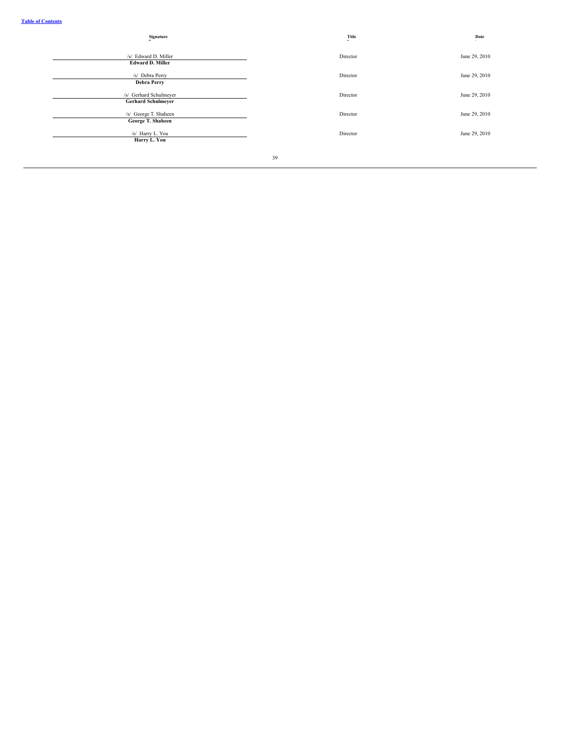[Table of Contents](#)

| Signature | Title | Date |
|---|---|---|
| /s/ Edward D. Miller<br>**Edward D. Miller** | Director | June 29, 2010 |
| /s/ Debra Perry<br>**Debra Perry** | Director | June 29, 2010 |
| /s/ Gerhard Schulmeyer<br>**Gerhard Schulmeyer** | Director | June 29, 2010 |
| /s/ George T. Shaheen<br>**George T. Shaheen** | Director | June 29, 2010 |
| /s/ Harry L. You<br>**Harry L. You** | Director | June 29, 2010 |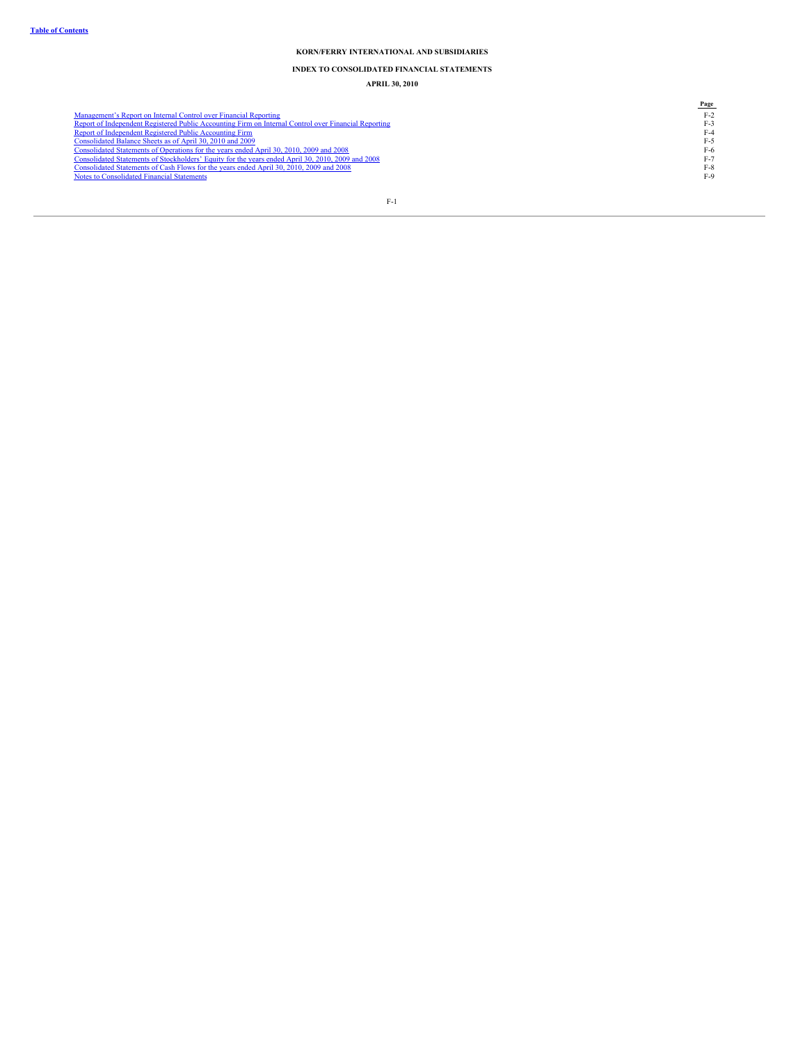**KORN/FERRY INTERNATIONAL AND SUBSIDIARIES**

**INDEX TO CONSOLIDATED FINANCIAL STATEMENTS**

**APRIL 30, 2010**

| | Page |
|---|---|
| Management's Report on Internal Control over Financial Reporting | F-2 |
| Report of Independent Registered Public Accounting Firm on Internal Control over Financial Reporting | F-3 |
| Report of Independent Registered Public Accounting Firm | F-4 |
| Consolidated Balance Sheets as of April 30, 2010 and 2009 | F-5 |
| Consolidated Statements of Operations for the years ended April 30, 2010, 2009 and 2008 | F-6 |
| Consolidated Statements of Stockholders' Equity for the years ended April 30, 2010, 2009 and 2008 | F-7 |
| Consolidated Statements of Cash Flows for the years ended April 30, 2010, 2009 and 2008 | F-8 |
| Notes to Consolidated Financial Statements | F-9 |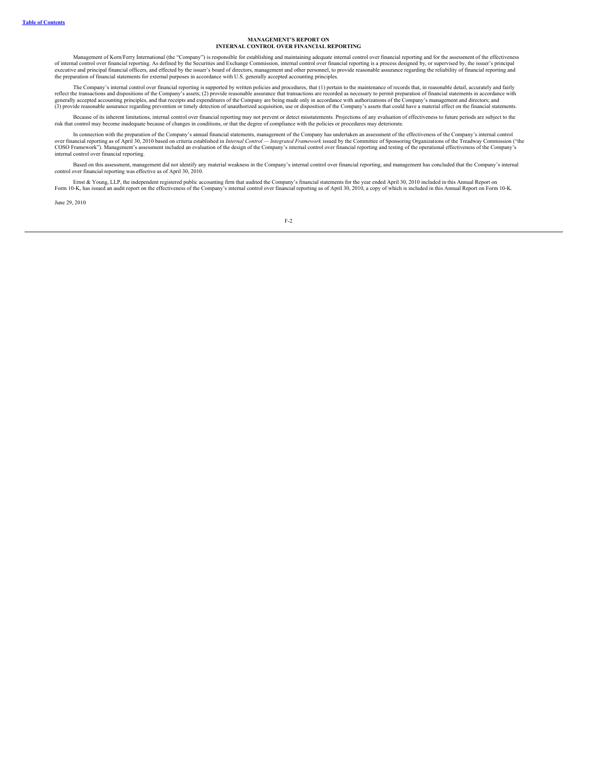# MANAGEMENT'S REPORT ON INTERNAL CONTROL OVER FINANCIAL REPORTING

Management of Korn/Ferry International (the "Company") is responsible for establishing and maintaining adequate internal control over financial reporting and for the assessment of the effectiveness of internal control over financial reporting. As defined by the Securities and Exchange Commission, internal control over financial reporting is a process designed by, or supervised by, the issuer's principal executive and principal financial officers, and effected by the issuer's board of directors, management and other personnel, to provide reasonable assurance regarding the reliability of financial reporting and the preparation of financial statements for external purposes in accordance with U.S. generally accepted accounting principles.

The Company's internal control over financial reporting is supported by written policies and procedures, that (1) pertain to the maintenance of records that, in reasonable detail, accurately and fairly reflect the transactions and dispositions of the Company's assets; (2) provide reasonable assurance that transactions are recorded as necessary to permit preparation of financial statements in accordance with generally accepted accounting principles, and that receipts and expenditures of the Company are being made only in accordance with authorizations of the Company's management and directors; and (3) provide reasonable assurance regarding prevention or timely detection of unauthorized acquisition, use or disposition of the Company's assets that could have a material effect on the financial statements.

Because of its inherent limitations, internal control over financial reporting may not prevent or detect misstatements. Projections of any evaluation of effectiveness to future periods are subject to the risk that control may become inadequate because of changes in conditions, or that the degree of compliance with the policies or procedures may deteriorate.

In connection with the preparation of the Company's annual financial statements, management of the Company has undertaken an assessment of the effectiveness of the Company's internal control over financial reporting as of April 30, 2010 based on criteria established in *Internal Control — Integrated Framework* issued by the Committee of Sponsoring Organizations of the Treadway Commission ("the COSO Framework"). Management's assessment included an evaluation of the design of the Company's internal control over financial reporting and testing of the operational effectiveness of the Company's internal control over financial reporting.

Based on this assessment, management did not identify any material weakness in the Company's internal control over financial reporting, and management has concluded that the Company's internal control over financial reporting was effective as of April 30, 2010.

Ernst & Young, LLP, the independent registered public accounting firm that audited the Company's financial statements for the year ended April 30, 2010 included in this Annual Report on Form 10-K, has issued an audit report on the effectiveness of the Company's internal control over financial reporting as of April 30, 2010, a copy of which is included in this Annual Report on Form 10-K.

June 29, 2010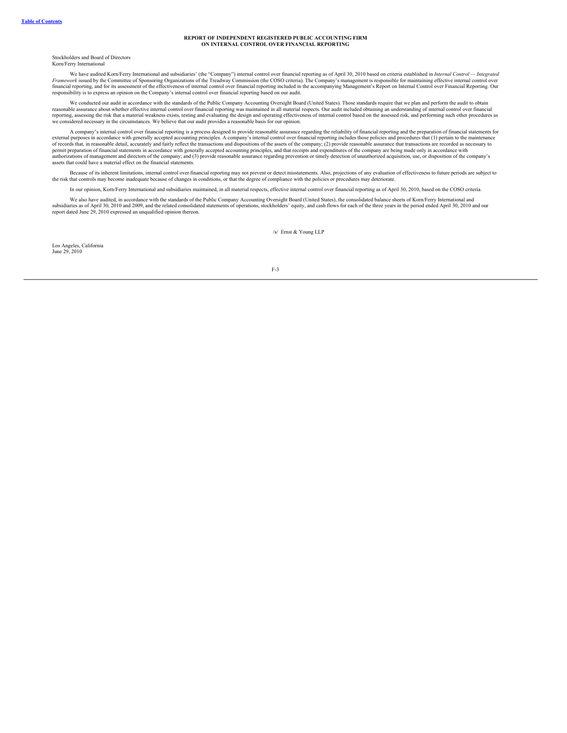## REPORT OF INDEPENDENT REGISTERED PUBLIC ACCOUNTING FIRM ON INTERNAL CONTROL OVER FINANCIAL REPORTING

Stockholders and Board of Directors
Korn/Ferry International

We have audited Korn/Ferry International and subsidiaries' (the "Company") internal control over financial reporting as of April 30, 2010 based on criteria established in *Internal Control — Integrated Framework* issued by the Committee of Sponsoring Organizations of the Treadway Commission (the COSO criteria). The Company's management is responsible for maintaining effective internal control over financial reporting, and for its assessment of the effectiveness of internal control over financial reporting included in the accompanying Management's Report on Internal Control over Financial Reporting. Our responsibility is to express an opinion on the Company's internal control over financial reporting based on our audit.

We conducted our audit in accordance with the standards of the Public Company Accounting Oversight Board (United States). Those standards require that we plan and perform the audit to obtain reasonable assurance about whether effective internal control over financial reporting was maintained in all material respects. Our audit included obtaining an understanding of internal control over financial reporting, assessing the risk that a material weakness exists, testing and evaluating the design and operating effectiveness of internal control based on the assessed risk, and performing such other procedures as we considered necessary in the circumstances. We believe that our audit provides a reasonable basis for our opinion.

A company's internal control over financial reporting is a process designed to provide reasonable assurance regarding the reliability of financial reporting and the preparation of financial statements for external purposes in accordance with generally accepted accounting principles. A company's internal control over financial reporting includes those policies and procedures that (1) pertain to the maintenance of records that, in reasonable detail, accurately and fairly reflect the transactions and dispositions of the assets of the company; (2) provide reasonable assurance that transactions are recorded as necessary to permit preparation of financial statements in accordance with generally accepted accounting principles, and that receipts and expenditures of the company are being made only in accordance with authorizations of management and directors of the company; and (3) provide reasonable assurance regarding prevention or timely detection of unauthorized acquisition, use, or disposition of the company's assets that could have a material effect on the financial statements.

Because of its inherent limitations, internal control over financial reporting may not prevent or detect misstatements. Also, projections of any evaluation of effectiveness to future periods are subject to the risk that controls may become inadequate because of changes in conditions, or that the degree of compliance with the policies or procedures may deteriorate.

In our opinion, Korn/Ferry International and subsidiaries maintained, in all material respects, effective internal control over financial reporting as of April 30, 2010, based on the COSO criteria.

We also have audited, in accordance with the standards of the Public Company Accounting Oversight Board (United States), the consolidated balance sheets of Korn/Ferry International and subsidiaries as of April 30, 2010 and 2009, and the related consolidated statements of operations, stockholders' equity, and cash flows for each of the three years in the period ended April 30, 2010 and our report dated June 29, 2010 expressed an unqualified opinion thereon.

/s/ Ernst & Young LLP

Los Angeles, California
June 29, 2010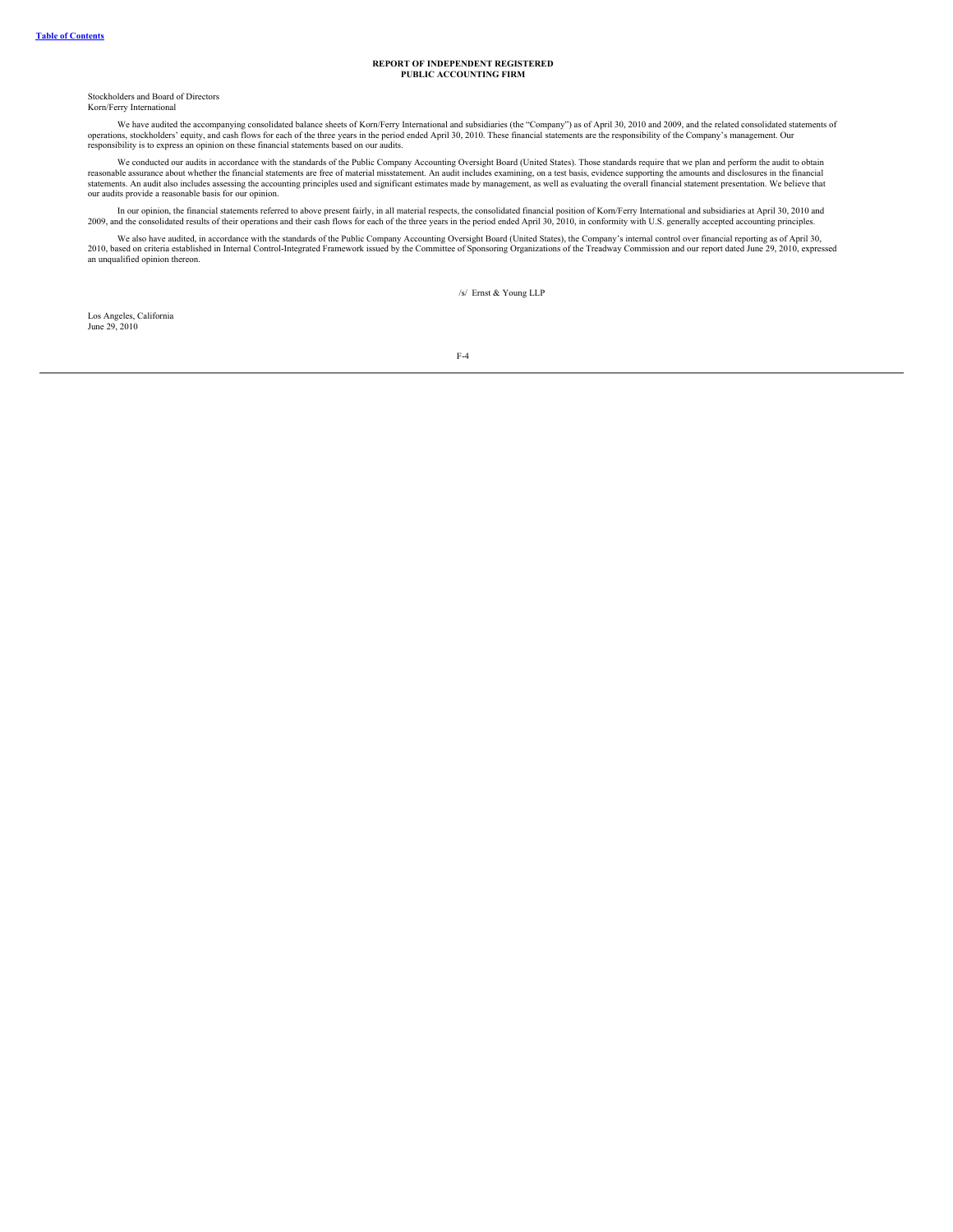## REPORT OF INDEPENDENT REGISTERED PUBLIC ACCOUNTING FIRM

Stockholders and Board of Directors
Korn/Ferry International

We have audited the accompanying consolidated balance sheets of Korn/Ferry International and subsidiaries (the "Company") as of April 30, 2010 and 2009, and the related consolidated statements of operations, stockholders' equity, and cash flows for each of the three years in the period ended April 30, 2010. These financial statements are the responsibility of the Company's management. Our responsibility is to express an opinion on these financial statements based on our audits.

We conducted our audits in accordance with the standards of the Public Company Accounting Oversight Board (United States). Those standards require that we plan and perform the audit to obtain reasonable assurance about whether the financial statements are free of material misstatement. An audit includes examining, on a test basis, evidence supporting the amounts and disclosures in the financial statements. An audit also includes assessing the accounting principles used and significant estimates made by management, as well as evaluating the overall financial statement presentation. We believe that our audits provide a reasonable basis for our opinion.

In our opinion, the financial statements referred to above present fairly, in all material respects, the consolidated financial position of Korn/Ferry International and subsidiaries at April 30, 2010 and 2009, and the consolidated results of their operations and their cash flows for each of the three years in the period ended April 30, 2010, in conformity with U.S. generally accepted accounting principles.

We also have audited, in accordance with the standards of the Public Company Accounting Oversight Board (United States), the Company's internal control over financial reporting as of April 30, 2010, based on criteria established in Internal Control-Integrated Framework issued by the Committee of Sponsoring Organizations of the Treadway Commission and our report dated June 29, 2010, expressed an unqualified opinion thereon.

/s/ Ernst & Young LLP

Los Angeles, California
June 29, 2010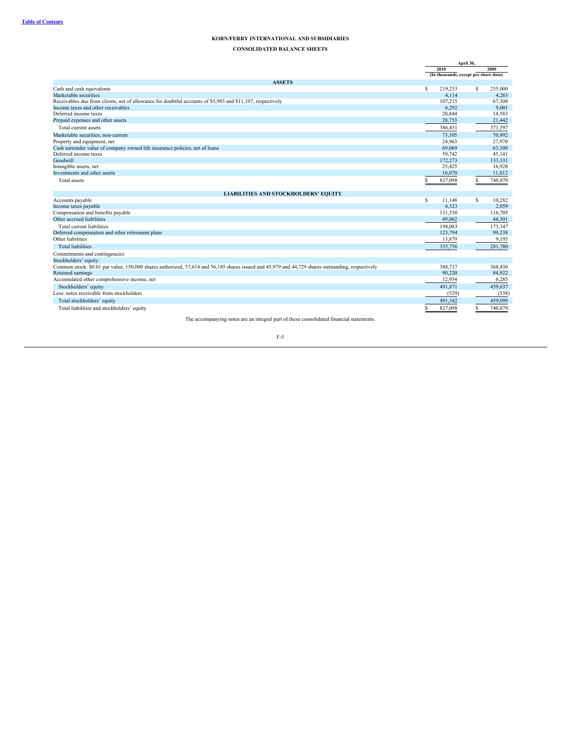# KORN/FERRY INTERNATIONAL AND SUBSIDIARIES

## CONSOLIDATED BALANCE SHEETS

| | April 30, 2010 | April 30, 2009 |
|---|---|---|
| | (In thousands, except per share data) | |
| **ASSETS** | | |
| Cash and cash equivalents | $ 219,233 | $ 255,000 |
| Marketable securities | 4,114 | 4,263 |
| Receivables due from clients, net of allowance for doubtful accounts of $5,983 and $11,197, respectively | 107,215 | 67,308 |
| Income taxes and other receivables | 6,292 | 9,001 |
| Deferred income taxes | 20,844 | 14,583 |
| Prepaid expenses and other assets | 28,753 | 21,442 |
| Total current assets | 386,451 | 371,597 |
| Marketable securities, non-current | 73,105 | 70,992 |
| Property and equipment, net | 24,963 | 27,970 |
| Cash surrender value of company owned life insurance policies, net of loans | 69,069 | 63,108 |
| Deferred income taxes | 59,742 | 45,141 |
| Goodwill | 172,273 | 133,331 |
| Intangible assets, net | 25,425 | 16,928 |
| Investments and other assets | 16,070 | 11,812 |
| Total assets | $ 827,098 | $ 740,879 |
| **LIABILITIES AND STOCKHOLDERS' EQUITY** | | |
| Accounts payable | $ 11,148 | $ 10,282 |
| Income taxes payable | 6,323 | 2,059 |
| Compensation and benefits payable | 131,550 | 116,705 |
| Other accrued liabilities | 49,062 | 44,301 |
| Total current liabilities | 198,083 | 173,347 |
| Deferred compensation and other retirement plans | 123,794 | 99,238 |
| Other liabilities | 13,879 | 9,195 |
| Total liabilities | 335,756 | 281,780 |
| Commitments and contingencies | | |
| Stockholders' equity: | | |
| Common stock: $0.01 par value, 150,000 shares authorized, 57,614 and 56,185 shares issued and 45,979 and 44,729 shares outstanding, respectively | 388,717 | 368,430 |
| Retained earnings | 90,220 | 84,922 |
| Accumulated other comprehensive income, net | 12,934 | 6,285 |
| Stockholders' equity | 491,871 | 459,637 |
| Less: notes receivable from stockholders | (529) | (538) |
| Total stockholders' equity | 491,342 | 459,099 |
| Total liabilities and stockholders' equity | $ 827,098 | $ 740,879 |

The accompanying notes are an integral part of these consolidated financial statements.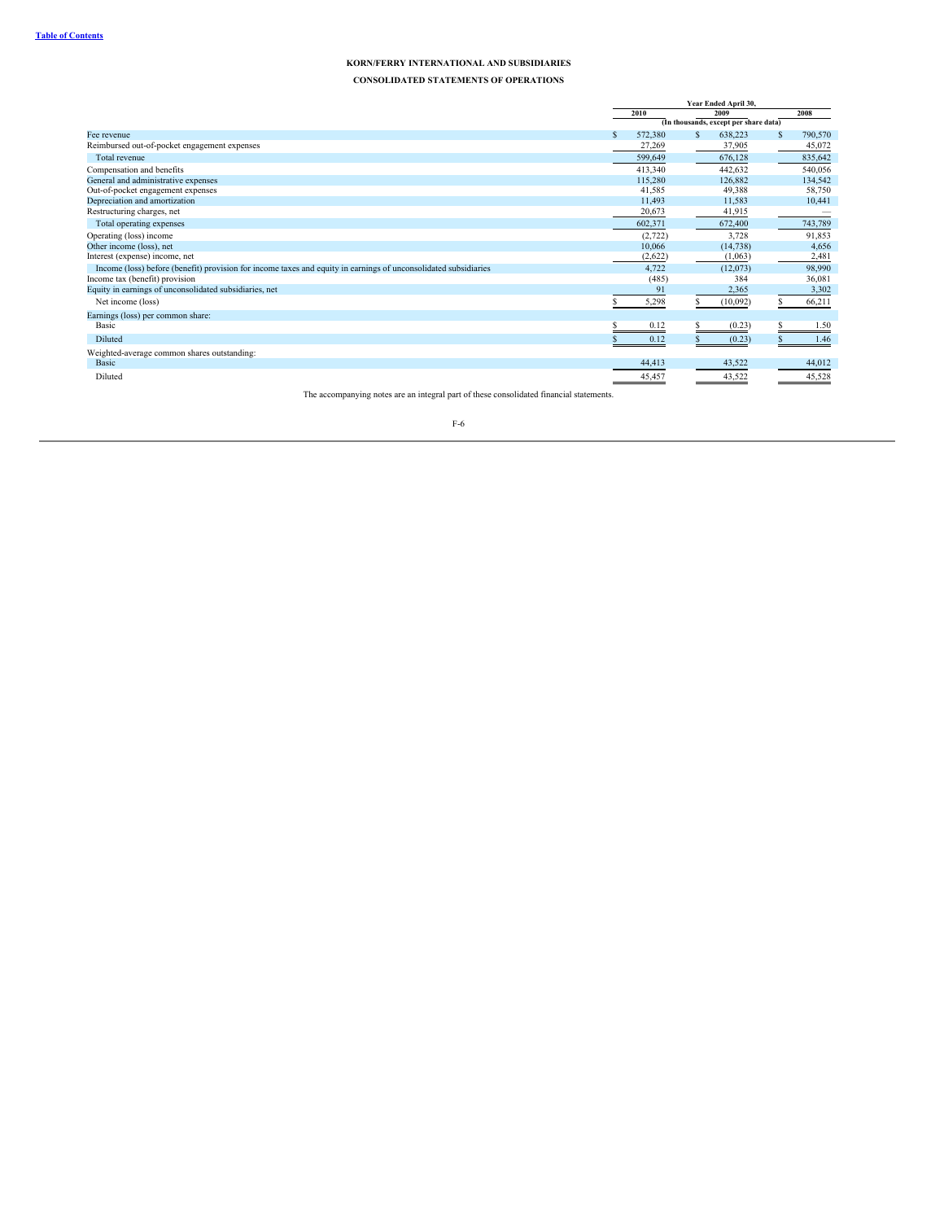**KORN/FERRY INTERNATIONAL AND SUBSIDIARIES**

**CONSOLIDATED STATEMENTS OF OPERATIONS**

| | Year Ended April 30, | | |
|---|---|---|---|
| | 2010 | 2009 | 2008 |
| | (In thousands, except per share data) | | |
| Fee revenue | $ 572,380 | $ 638,223 | $ 790,570 |
| Reimbursed out-of-pocket engagement expenses | 27,269 | 37,905 | 45,072 |
| Total revenue | 599,649 | 676,128 | 835,642 |
| Compensation and benefits | 413,340 | 442,632 | 540,056 |
| General and administrative expenses | 115,280 | 126,882 | 134,542 |
| Out-of-pocket engagement expenses | 41,585 | 49,388 | 58,750 |
| Depreciation and amortization | 11,493 | 11,583 | 10,441 |
| Restructuring charges, net | 20,673 | 41,915 | — |
| Total operating expenses | 602,371 | 672,400 | 743,789 |
| Operating (loss) income | (2,722) | 3,728 | 91,853 |
| Other income (loss), net | 10,066 | (14,738) | 4,656 |
| Interest (expense) income, net | (2,622) | (1,063) | 2,481 |
| Income (loss) before (benefit) provision for income taxes and equity in earnings of unconsolidated subsidiaries | 4,722 | (12,073) | 98,990 |
| Income tax (benefit) provision | (485) | 384 | 36,081 |
| Equity in earnings of unconsolidated subsidiaries, net | 91 | 2,365 | 3,302 |
| Net income (loss) | $ 5,298 | $ (10,092) | $ 66,211 |
| Earnings (loss) per common share: | | | |
| Basic | $ 0.12 | $ (0.23) | $ 1.50 |
| Diluted | $ 0.12 | $ (0.23) | $ 1.46 |
| Weighted-average common shares outstanding: | | | |
| Basic | 44,413 | 43,522 | 44,012 |
| Diluted | 45,457 | 43,522 | 45,528 |

The accompanying notes are an integral part of these consolidated financial statements.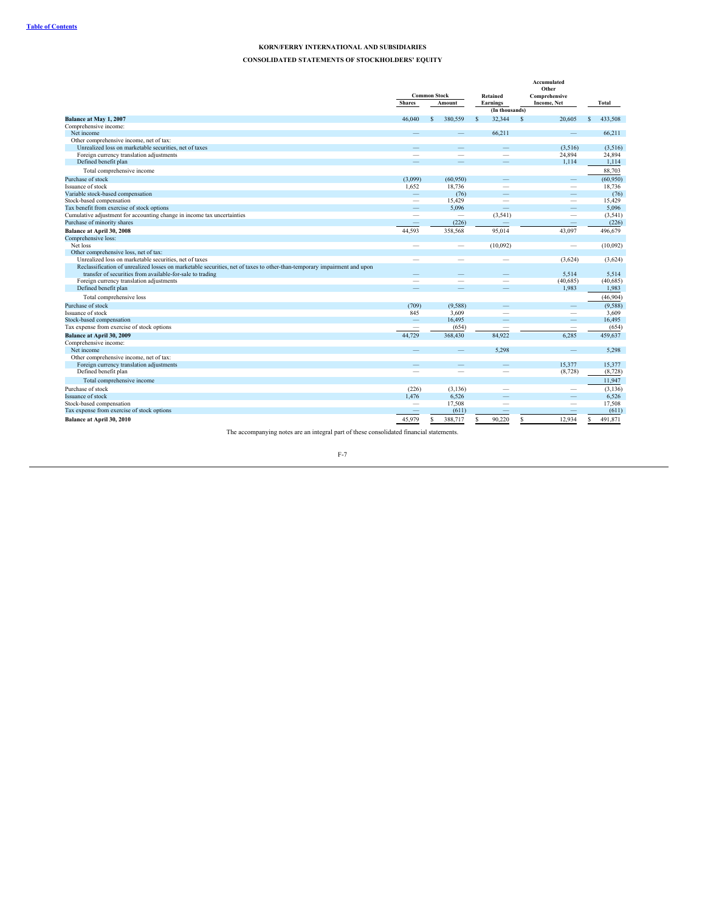**KORN/FERRY INTERNATIONAL AND SUBSIDIARIES**

**CONSOLIDATED STATEMENTS OF STOCKHOLDERS' EQUITY**

| | Common Stock | | Retained Earnings | Accumulated Other Comprehensive Income, Net | Total |
|---|---|---|---|---|---|
| | Shares | Amount | | | |
| | | | (In thousands) | | |
| **Balance at May 1, 2007** | 46,040 | $ 380,559 | $ 32,344 | $ 20,605 | $ 433,508 |
| Comprehensive income: | | | | | |
| Net income | — | — | 66,211 | — | 66,211 |
| Other comprehensive income, net of tax: | | | | | |
| Unrealized loss on marketable securities, net of taxes | — | — | — | (3,516) | (3,516) |
| Foreign currency translation adjustments | — | — | — | 24,894 | 24,894 |
| Defined benefit plan | — | — | — | 1,114 | 1,114 |
| Total comprehensive income | | | | | 88,703 |
| Purchase of stock | (3,099) | (60,950) | — | — | (60,950) |
| Issuance of stock | 1,652 | 18,736 | — | — | 18,736 |
| Variable stock-based compensation | — | (76) | — | — | (76) |
| Stock-based compensation | — | 15,429 | — | — | 15,429 |
| Tax benefit from exercise of stock options | — | 5,096 | — | — | 5,096 |
| Cumulative adjustment for accounting change in income tax uncertainties | — | — | (3,541) | — | (3,541) |
| Purchase of minority shares | — | (226) | — | — | (226) |
| **Balance at April 30, 2008** | 44,593 | 358,568 | 95,014 | 43,097 | 496,679 |
| Comprehensive loss: | | | | | |
| Net loss | — | — | (10,092) | — | (10,092) |
| Other comprehensive loss, net of tax: | | | | | |
| Unrealized loss on marketable securities, net of taxes | — | — | — | (3,624) | (3,624) |
| Reclassification of unrealized losses on marketable securities, net of taxes to other-than-temporary impairment and upon transfer of securities from available-for-sale to trading | — | — | — | 5,514 | 5,514 |
| Foreign currency translation adjustments | — | — | — | (40,685) | (40,685) |
| Defined benefit plan | — | — | — | 1,983 | 1,983 |
| Total comprehensive loss | | | | | (46,904) |
| Purchase of stock | (709) | (9,588) | — | — | (9,588) |
| Issuance of stock | 845 | 3,609 | — | — | 3,609 |
| Stock-based compensation | — | 16,495 | — | — | 16,495 |
| Tax expense from exercise of stock options | — | (654) | — | — | (654) |
| **Balance at April 30, 2009** | 44,729 | 368,430 | 84,922 | 6,285 | 459,637 |
| Comprehensive income: | | | | | |
| Net income | — | — | 5,298 | — | 5,298 |
| Other comprehensive income, net of tax: | | | | | |
| Foreign currency translation adjustments | — | — | — | 15,377 | 15,377 |
| Defined benefit plan | — | — | — | (8,728) | (8,728) |
| Total comprehensive income | | | | | 11,947 |
| Purchase of stock | (226) | (3,136) | — | — | (3,136) |
| Issuance of stock | 1,476 | 6,526 | — | — | 6,526 |
| Stock-based compensation | — | 17,508 | — | — | 17,508 |
| Tax expense from exercise of stock options | — | (611) | — | — | (611) |
| **Balance at April 30, 2010** | 45,979 | $ 388,717 | $ 90,220 | $ 12,934 | $ 491,871 |

The accompanying notes are an integral part of these consolidated financial statements.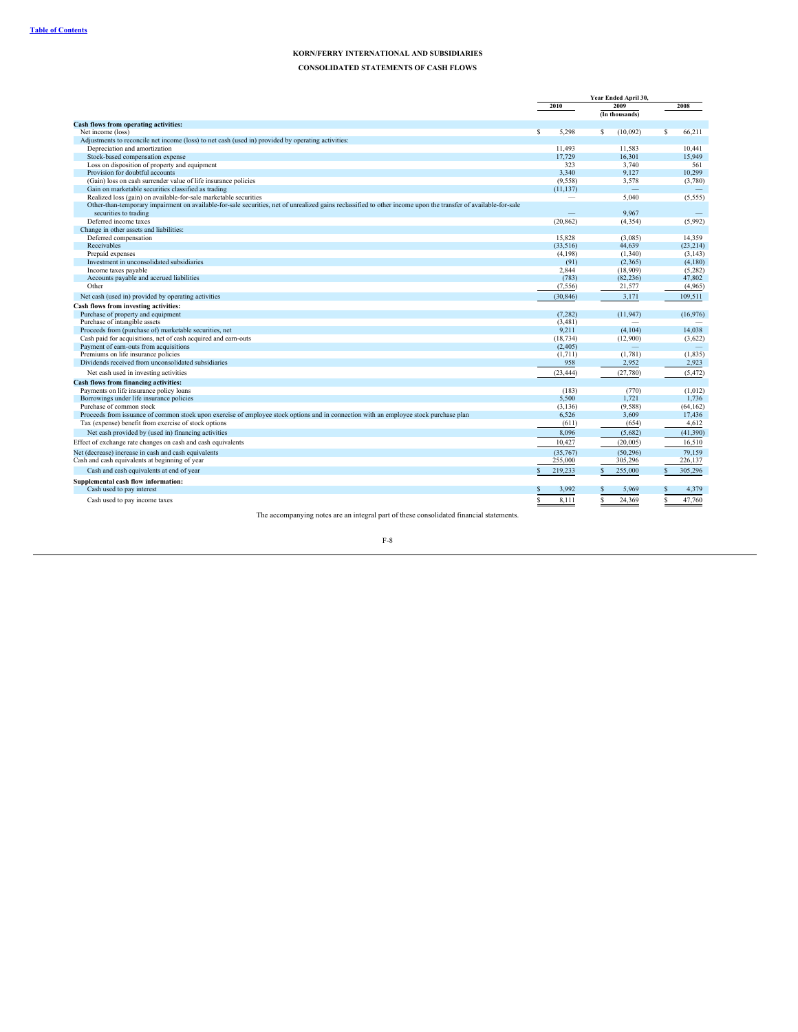[Table of Contents](#)

**KORN/FERRY INTERNATIONAL AND SUBSIDIARIES**

**CONSOLIDATED STATEMENTS OF CASH FLOWS**

| | Year Ended April 30, | | |
|---|---|---|---|
| | 2010 | 2009 | 2008 |
| | | (In thousands) | |
| **Cash flows from operating activities:** | | | |
| Net income (loss) | $ 5,298 | $ (10,092) | $ 66,211 |
| Adjustments to reconcile net income (loss) to net cash (used in) provided by operating activities: | | | |
| Depreciation and amortization | 11,493 | 11,583 | 10,441 |
| Stock-based compensation expense | 17,729 | 16,301 | 15,949 |
| Loss on disposition of property and equipment | 323 | 3,740 | 561 |
| Provision for doubtful accounts | 3,340 | 9,127 | 10,299 |
| (Gain) loss on cash surrender value of life insurance policies | (9,558) | 3,578 | (3,780) |
| Gain on marketable securities classified as trading | (11,137) | — | — |
| Realized loss (gain) on available-for-sale marketable securities | — | 5,040 | (5,555) |
| Other-than-temporary impairment on available-for-sale securities, net of unrealized gains reclassified to other income upon the transfer of available-for-sale securities to trading | — | 9,967 | — |
| Deferred income taxes | (20,862) | (4,354) | (5,992) |
| Change in other assets and liabilities: | | | |
| Deferred compensation | 15,828 | (3,085) | 14,359 |
| Receivables | (33,516) | 44,639 | (23,214) |
| Prepaid expenses | (4,198) | (1,340) | (3,143) |
| Investment in unconsolidated subsidiaries | (91) | (2,365) | (4,180) |
| Income taxes payable | 2,844 | (18,909) | (5,282) |
| Accounts payable and accrued liabilities | (783) | (82,236) | 47,802 |
| Other | (7,556) | 21,577 | (4,965) |
| Net cash (used in) provided by operating activities | (30,846) | 3,171 | 109,511 |
| **Cash flows from investing activities:** | | | |
| Purchase of property and equipment | (7,282) | (11,947) | (16,976) |
| Purchase of intangible assets | (3,481) | — | — |
| Proceeds from (purchase of) marketable securities, net | 9,211 | (4,104) | 14,038 |
| Cash paid for acquisitions, net of cash acquired and earn-outs | (18,734) | (12,900) | (3,622) |
| Payment of earn-outs from acquisitions | (2,405) | — | — |
| Premiums on life insurance policies | (1,711) | (1,781) | (1,835) |
| Dividends received from unconsolidated subsidiaries | 958 | 2,952 | 2,923 |
| Net cash used in investing activities | (23,444) | (27,780) | (5,472) |
| **Cash flows from financing activities:** | | | |
| Payments on life insurance policy loans | (183) | (770) | (1,012) |
| Borrowings under life insurance policies | 5,500 | 1,721 | 1,736 |
| Purchase of common stock | (3,136) | (9,588) | (64,162) |
| Proceeds from issuance of common stock upon exercise of employee stock options and in connection with an employee stock purchase plan | 6,526 | 3,609 | 17,436 |
| Tax (expense) benefit from exercise of stock options | (611) | (654) | 4,612 |
| Net cash provided by (used in) financing activities | 8,096 | (5,682) | (41,390) |
| Effect of exchange rate changes on cash and cash equivalents | 10,427 | (20,005) | 16,510 |
| Net (decrease) increase in cash and cash equivalents | (35,767) | (50,296) | 79,159 |
| Cash and cash equivalents at beginning of year | 255,000 | 305,296 | 226,137 |
| Cash and cash equivalents at end of year | $ 219,233 | $ 255,000 | $ 305,296 |
| **Supplemental cash flow information:** | | | |
| Cash used to pay interest | $ 3,992 | $ 5,969 | $ 4,379 |
| Cash used to pay income taxes | $ 8,111 | $ 24,369 | $ 47,760 |

The accompanying notes are an integral part of these consolidated financial statements.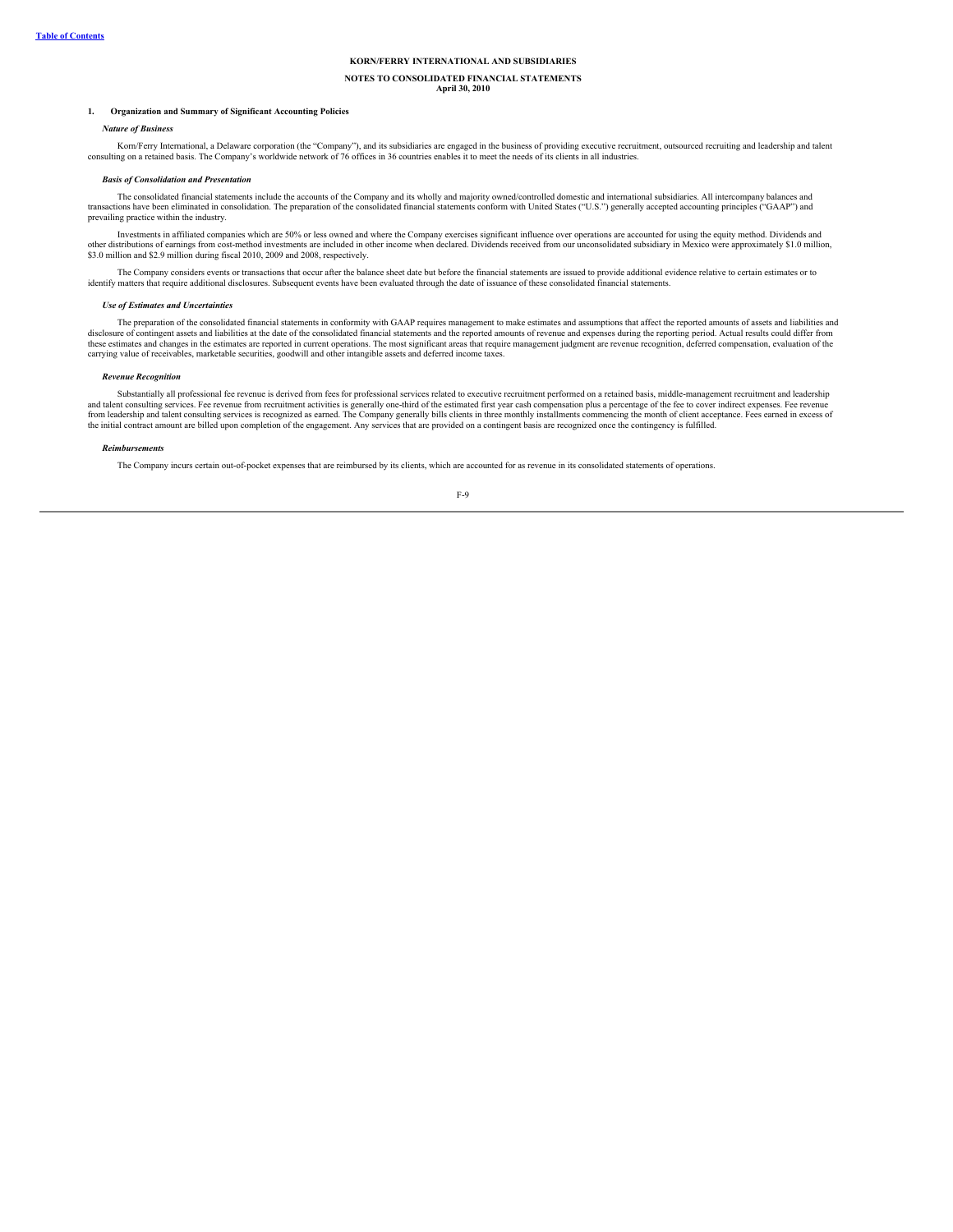**KORN/FERRY INTERNATIONAL AND SUBSIDIARIES**

**NOTES TO CONSOLIDATED FINANCIAL STATEMENTS**
**April 30, 2010**

## 1. Organization and Summary of Significant Accounting Policies

### *Nature of Business*

Korn/Ferry International, a Delaware corporation (the "Company"), and its subsidiaries are engaged in the business of providing executive recruitment, outsourced recruiting and leadership and talent consulting on a retained basis. The Company's worldwide network of 76 offices in 36 countries enables it to meet the needs of its clients in all industries.

### *Basis of Consolidation and Presentation*

The consolidated financial statements include the accounts of the Company and its wholly and majority owned/controlled domestic and international subsidiaries. All intercompany balances and transactions have been eliminated in consolidation. The preparation of the consolidated financial statements conform with United States ("U.S.") generally accepted accounting principles ("GAAP") and prevailing practice within the industry.

Investments in affiliated companies which are 50% or less owned and where the Company exercises significant influence over operations are accounted for using the equity method. Dividends and other distributions of earnings from cost-method investments are included in other income when declared. Dividends received from our unconsolidated subsidiary in Mexico were approximately $1.0 million, $3.0 million and $2.9 million during fiscal 2010, 2009 and 2008, respectively.

The Company considers events or transactions that occur after the balance sheet date but before the financial statements are issued to provide additional evidence relative to certain estimates or to identify matters that require additional disclosures. Subsequent events have been evaluated through the date of issuance of these consolidated financial statements.

### *Use of Estimates and Uncertainties*

The preparation of the consolidated financial statements in conformity with GAAP requires management to make estimates and assumptions that affect the reported amounts of assets and liabilities and disclosure of contingent assets and liabilities at the date of the consolidated financial statements and the reported amounts of revenue and expenses during the reporting period. Actual results could differ from these estimates and changes in the estimates are reported in current operations. The most significant areas that require management judgment are revenue recognition, deferred compensation, evaluation of the carrying value of receivables, marketable securities, goodwill and other intangible assets and deferred income taxes.

### *Revenue Recognition*

Substantially all professional fee revenue is derived from fees for professional services related to executive recruitment performed on a retained basis, middle-management recruitment and leadership and talent consulting services. Fee revenue from recruitment activities is generally one-third of the estimated first year cash compensation plus a percentage of the fee to cover indirect expenses. Fee revenue from leadership and talent consulting services is recognized as earned. The Company generally bills clients in three monthly installments commencing the month of client acceptance. Fees earned in excess of the initial contract amount are billed upon completion of the engagement. Any services that are provided on a contingent basis are recognized once the contingency is fulfilled.

### *Reimbursements*

The Company incurs certain out-of-pocket expenses that are reimbursed by its clients, which are accounted for as revenue in its consolidated statements of operations.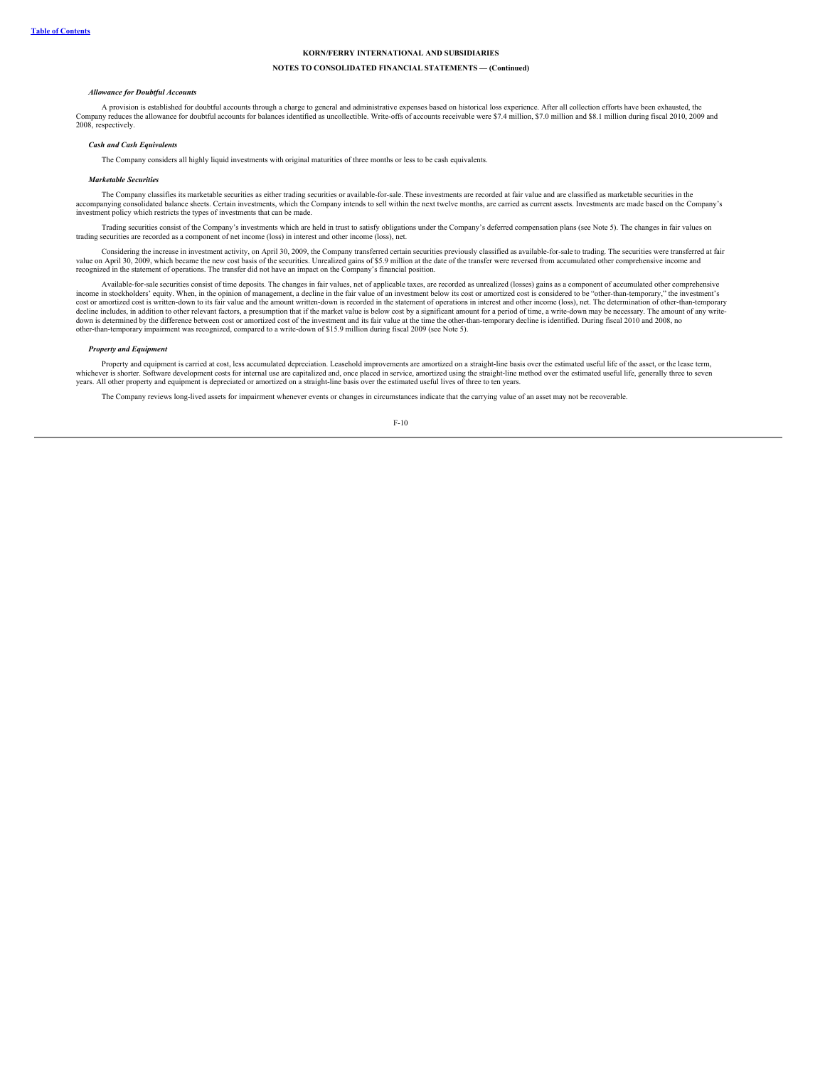**KORN/FERRY INTERNATIONAL AND SUBSIDIARIES**

**NOTES TO CONSOLIDATED FINANCIAL STATEMENTS — (Continued)**

***Allowance for Doubtful Accounts***

A provision is established for doubtful accounts through a charge to general and administrative expenses based on historical loss experience. After all collection efforts have been exhausted, the Company reduces the allowance for doubtful accounts for balances identified as uncollectible. Write-offs of accounts receivable were $7.4 million, $7.0 million and $8.1 million during fiscal 2010, 2009 and 2008, respectively.

***Cash and Cash Equivalents***

The Company considers all highly liquid investments with original maturities of three months or less to be cash equivalents.

***Marketable Securities***

The Company classifies its marketable securities as either trading securities or available-for-sale. These investments are recorded at fair value and are classified as marketable securities in the accompanying consolidated balance sheets. Certain investments, which the Company intends to sell within the next twelve months, are carried as current assets. Investments are made based on the Company's investment policy which restricts the types of investments that can be made.

Trading securities consist of the Company's investments which are held in trust to satisfy obligations under the Company's deferred compensation plans (see Note 5). The changes in fair values on trading securities are recorded as a component of net income (loss) in interest and other income (loss), net.

Considering the increase in investment activity, on April 30, 2009, the Company transferred certain securities previously classified as available-for-sale to trading. The securities were transferred at fair value on April 30, 2009, which became the new cost basis of the securities. Unrealized gains of $5.9 million at the date of the transfer were reversed from accumulated other comprehensive income and recognized in the statement of operations. The transfer did not have an impact on the Company's financial position.

Available-for-sale securities consist of time deposits. The changes in fair values, net of applicable taxes, are recorded as unrealized (losses) gains as a component of accumulated other comprehensive income in stockholders' equity. When, in the opinion of management, a decline in the fair value of an investment below its cost or amortized cost is considered to be "other-than-temporary," the investment's cost or amortized cost is written-down to its fair value and the amount written-down is recorded in the statement of operations in interest and other income (loss), net. The determination of other-than-temporary decline includes, in addition to other relevant factors, a presumption that if the market value is below cost by a significant amount for a period of time, a write-down may be necessary. The amount of any write-down is determined by the difference between cost or amortized cost of the investment and its fair value at the time the other-than-temporary decline is identified. During fiscal 2010 and 2008, no other-than-temporary impairment was recognized, compared to a write-down of $15.9 million during fiscal 2009 (see Note 5).

***Property and Equipment***

Property and equipment is carried at cost, less accumulated depreciation. Leasehold improvements are amortized on a straight-line basis over the estimated useful life of the asset, or the lease term, whichever is shorter. Software development costs for internal use are capitalized and, once placed in service, amortized using the straight-line method over the estimated useful life, generally three to seven years. All other property and equipment is depreciated or amortized on a straight-line basis over the estimated useful lives of three to ten years.

The Company reviews long-lived assets for impairment whenever events or changes in circumstances indicate that the carrying value of an asset may not be recoverable.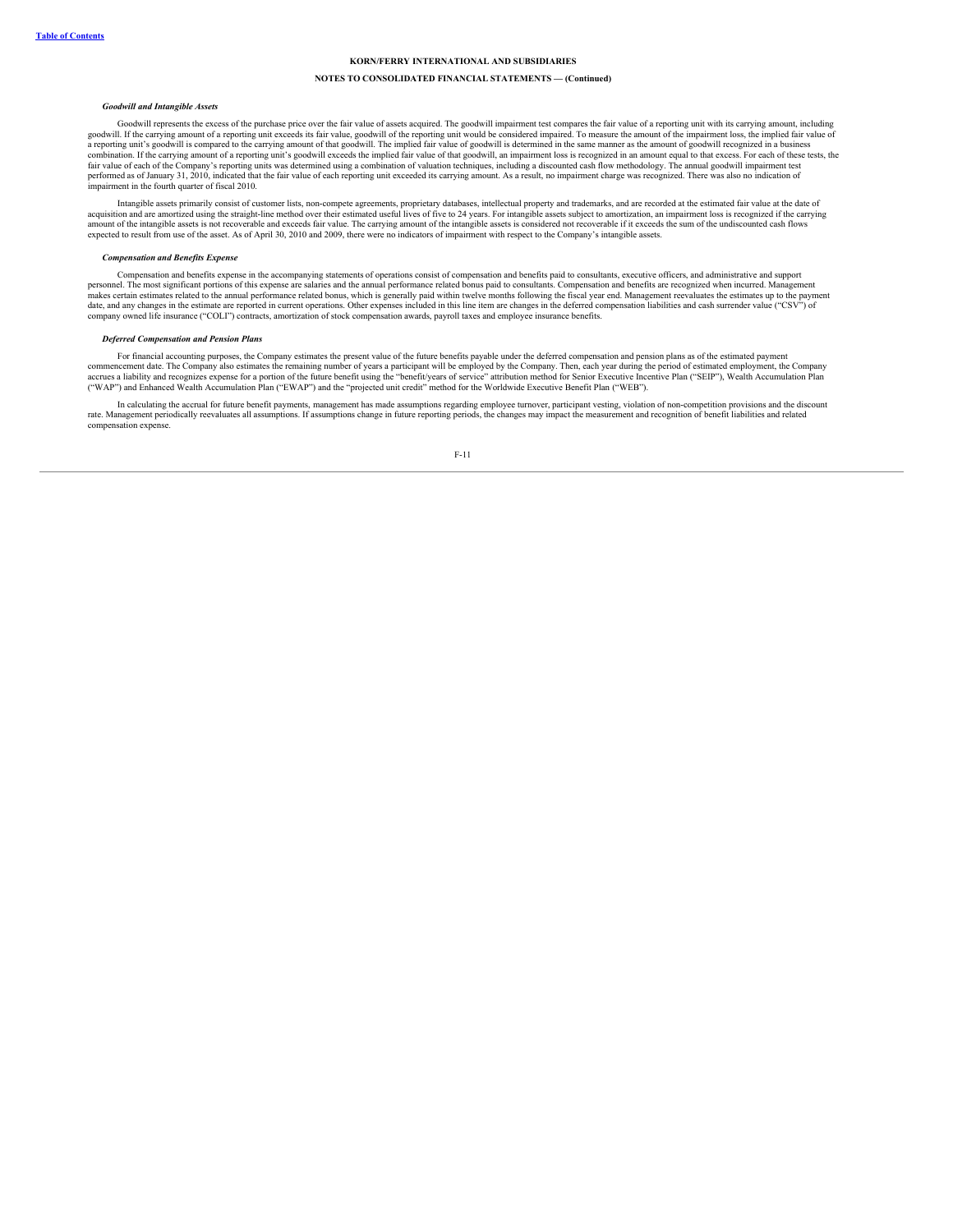**KORN/FERRY INTERNATIONAL AND SUBSIDIARIES**

**NOTES TO CONSOLIDATED FINANCIAL STATEMENTS — (Continued)**

***Goodwill and Intangible Assets***

Goodwill represents the excess of the purchase price over the fair value of assets acquired. The goodwill impairment test compares the fair value of a reporting unit with its carrying amount, including goodwill. If the carrying amount of a reporting unit exceeds its fair value, goodwill of the reporting unit would be considered impaired. To measure the amount of the impairment loss, the implied fair value of a reporting unit's goodwill is compared to the carrying amount of that goodwill. The implied fair value of goodwill is determined in the same manner as the amount of goodwill recognized in a business combination. If the carrying amount of a reporting unit's goodwill exceeds the implied fair value of that goodwill, an impairment loss is recognized in an amount equal to that excess. For each of these tests, the fair value of each of the Company's reporting units was determined using a combination of valuation techniques, including a discounted cash flow methodology. The annual goodwill impairment test performed as of January 31, 2010, indicated that the fair value of each reporting unit exceeded its carrying amount. As a result, no impairment charge was recognized. There was also no indication of impairment in the fourth quarter of fiscal 2010.

Intangible assets primarily consist of customer lists, non-compete agreements, proprietary databases, intellectual property and trademarks, and are recorded at the estimated fair value at the date of acquisition and are amortized using the straight-line method over their estimated useful lives of five to 24 years. For intangible assets subject to amortization, an impairment loss is recognized if the carrying amount of the intangible assets is not recoverable and exceeds fair value. The carrying amount of the intangible assets is considered not recoverable if it exceeds the sum of the undiscounted cash flows expected to result from use of the asset. As of April 30, 2010 and 2009, there were no indicators of impairment with respect to the Company's intangible assets.

***Compensation and Benefits Expense***

Compensation and benefits expense in the accompanying statements of operations consist of compensation and benefits paid to consultants, executive officers, and administrative and support personnel. The most significant portions of this expense are salaries and the annual performance related bonus paid to consultants. Compensation and benefits are recognized when incurred. Management makes certain estimates related to the annual performance related bonus, which is generally paid within twelve months following the fiscal year end. Management reevaluates the estimates up to the payment date, and any changes in the estimate are reported in current operations. Other expenses included in this line item are changes in the deferred compensation liabilities and cash surrender value ("CSV") of company owned life insurance ("COLI") contracts, amortization of stock compensation awards, payroll taxes and employee insurance benefits.

***Deferred Compensation and Pension Plans***

For financial accounting purposes, the Company estimates the present value of the future benefits payable under the deferred compensation and pension plans as of the estimated payment commencement date. The Company also estimates the remaining number of years a participant will be employed by the Company. Then, each year during the period of estimated employment, the Company accrues a liability and recognizes expense for a portion of the future benefit using the "benefit/years of service" attribution method for Senior Executive Incentive Plan ("SEIP"), Wealth Accumulation Plan ("WAP") and Enhanced Wealth Accumulation Plan ("EWAP") and the "projected unit credit" method for the Worldwide Executive Benefit Plan ("WEB").

In calculating the accrual for future benefit payments, management has made assumptions regarding employee turnover, participant vesting, violation of non-competition provisions and the discount rate. Management periodically reevaluates all assumptions. If assumptions change in future reporting periods, the changes may impact the measurement and recognition of benefit liabilities and related compensation expense.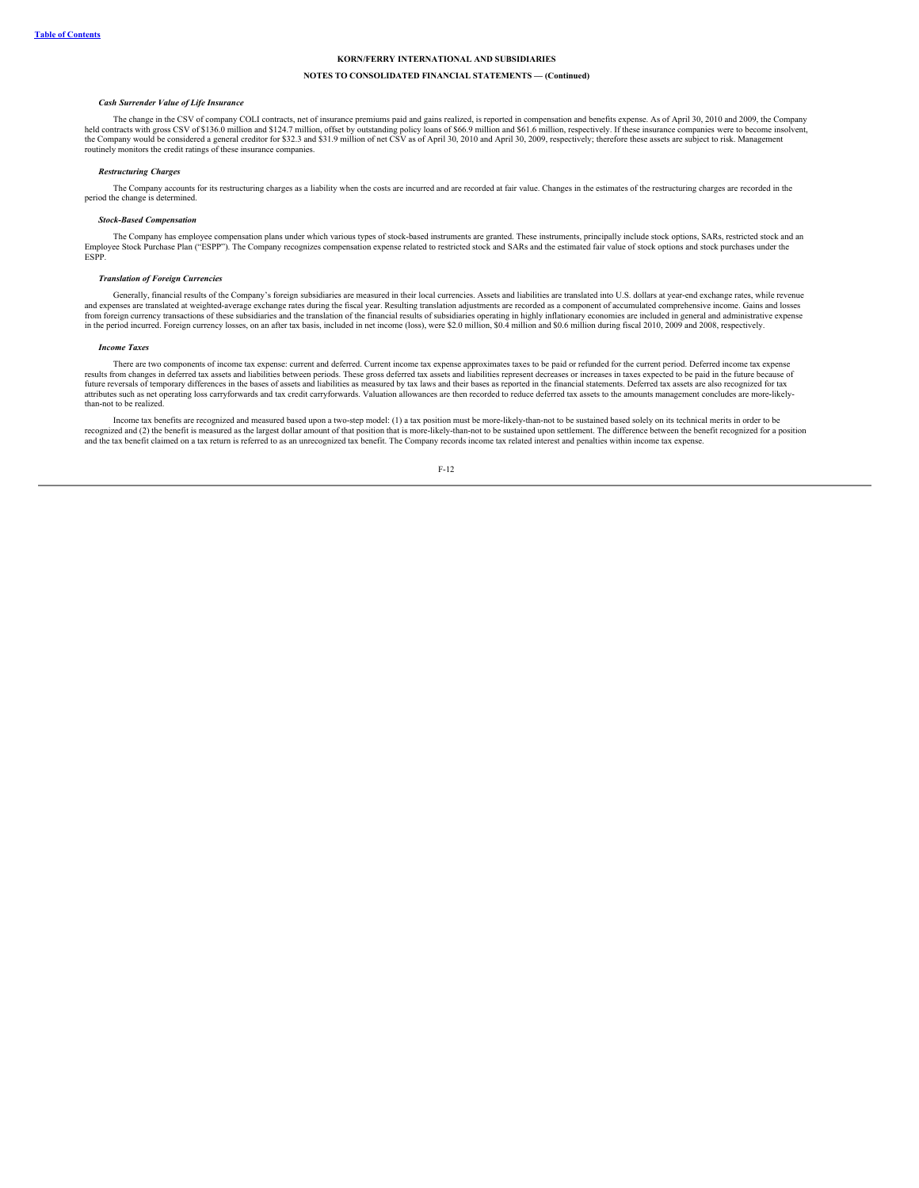KORN/FERRY INTERNATIONAL AND SUBSIDIARIES

NOTES TO CONSOLIDATED FINANCIAL STATEMENTS — (Continued)

***Cash Surrender Value of Life Insurance***

The change in the CSV of company COLI contracts, net of insurance premiums paid and gains realized, is reported in compensation and benefits expense. As of April 30, 2010 and 2009, the Company held contracts with gross CSV of $136.0 million and $124.7 million, offset by outstanding policy loans of $66.9 million and $61.6 million, respectively. If these insurance companies were to become insolvent, the Company would be considered a general creditor for $32.3 and $31.9 million of net CSV as of April 30, 2010 and April 30, 2009, respectively; therefore these assets are subject to risk. Management routinely monitors the credit ratings of these insurance companies.

***Restructuring Charges***

The Company accounts for its restructuring charges as a liability when the costs are incurred and are recorded at fair value. Changes in the estimates of the restructuring charges are recorded in the period the change is determined.

***Stock-Based Compensation***

The Company has employee compensation plans under which various types of stock-based instruments are granted. These instruments, principally include stock options, SARs, restricted stock and an Employee Stock Purchase Plan ("ESPP"). The Company recognizes compensation expense related to restricted stock and SARs and the estimated fair value of stock options and stock purchases under the ESPP.

***Translation of Foreign Currencies***

Generally, financial results of the Company's foreign subsidiaries are measured in their local currencies. Assets and liabilities are translated into U.S. dollars at year-end exchange rates, while revenue and expenses are translated at weighted-average exchange rates during the fiscal year. Resulting translation adjustments are recorded as a component of accumulated comprehensive income. Gains and losses from foreign currency transactions of these subsidiaries and the translation of the financial results of subsidiaries operating in highly inflationary economies are included in general and administrative expense in the period incurred. Foreign currency losses, on an after tax basis, included in net income (loss), were $2.0 million, $0.4 million and $0.6 million during fiscal 2010, 2009 and 2008, respectively.

***Income Taxes***

There are two components of income tax expense: current and deferred. Current income tax expense approximates taxes to be paid or refunded for the current period. Deferred income tax expense results from changes in deferred tax assets and liabilities between periods. These gross deferred tax assets and liabilities represent decreases or increases in taxes expected to be paid in the future because of future reversals of temporary differences in the bases of assets and liabilities as measured by tax laws and their bases as reported in the financial statements. Deferred tax assets are also recognized for tax attributes such as net operating loss carryforwards and tax credit carryforwards. Valuation allowances are then recorded to reduce deferred tax assets to the amounts management concludes are more-likely-than-not to be realized.

Income tax benefits are recognized and measured based upon a two-step model: (1) a tax position must be more-likely-than-not to be sustained based solely on its technical merits in order to be recognized and (2) the benefit is measured as the largest dollar amount of that position that is more-likely-than-not to be sustained upon settlement. The difference between the benefit recognized for a position and the tax benefit claimed on a tax return is referred to as an unrecognized tax benefit. The Company records income tax related interest and penalties within income tax expense.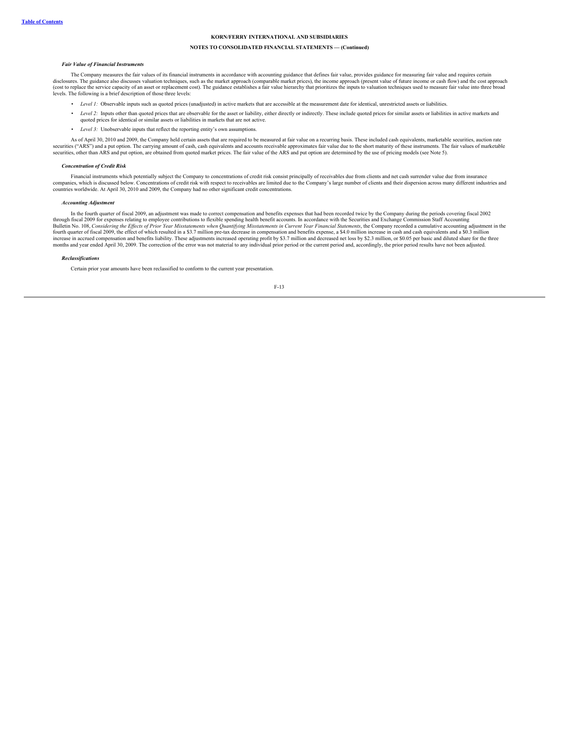**KORN/FERRY INTERNATIONAL AND SUBSIDIARIES**

**NOTES TO CONSOLIDATED FINANCIAL STATEMENTS — (Continued)**

***Fair Value of Financial Instruments***

The Company measures the fair values of its financial instruments in accordance with accounting guidance that defines fair value, provides guidance for measuring fair value and requires certain disclosures. The guidance also discusses valuation techniques, such as the market approach (comparable market prices), the income approach (present value of future income or cash flow) and the cost approach (cost to replace the service capacity of an asset or replacement cost). The guidance establishes a fair value hierarchy that prioritizes the inputs to valuation techniques used to measure fair value into three broad levels. The following is a brief description of those three levels:

- *Level 1:* Observable inputs such as quoted prices (unadjusted) in active markets that are accessible at the measurement date for identical, unrestricted assets or liabilities.
- *Level 2:* Inputs other than quoted prices that are observable for the asset or liability, either directly or indirectly. These include quoted prices for similar assets or liabilities in active markets and quoted prices for identical or similar assets or liabilities in markets that are not active.
- *Level 3:* Unobservable inputs that reflect the reporting entity's own assumptions.

As of April 30, 2010 and 2009, the Company held certain assets that are required to be measured at fair value on a recurring basis. These included cash equivalents, marketable securities, auction rate securities ("ARS") and a put option. The carrying amount of cash, cash equivalents and accounts receivable approximates fair value due to the short maturity of these instruments. The fair values of marketable securities, other than ARS and put option, are obtained from quoted market prices. The fair value of the ARS and put option are determined by the use of pricing models (see Note 5).

***Concentration of Credit Risk***

Financial instruments which potentially subject the Company to concentrations of credit risk consist principally of receivables due from clients and net cash surrender value due from insurance companies, which is discussed below. Concentrations of credit risk with respect to receivables are limited due to the Company's large number of clients and their dispersion across many different industries and countries worldwide. At April 30, 2010 and 2009, the Company had no other significant credit concentrations.

***Accounting Adjustment***

In the fourth quarter of fiscal 2009, an adjustment was made to correct compensation and benefits expenses that had been recorded twice by the Company during the periods covering fiscal 2002 through fiscal 2009 for expenses relating to employee contributions to flexible spending health benefit accounts. In accordance with the Securities and Exchange Commission Staff Accounting Bulletin No. 108, *Considering the Effects of Prior Year Misstatements when Quantifying Misstatements in Current Year Financial Statements*, the Company recorded a cumulative accounting adjustment in the fourth quarter of fiscal 2009, the effect of which resulted in a $3.7 million pre-tax decrease in compensation and benefits expense, a $4.0 million increase in cash and cash equivalents and a $0.3 million increase in accrued compensation and benefits liability. These adjustments increased operating profit by $3.7 million and decreased net loss by $2.3 million, or $0.05 per basic and diluted share for the three months and year ended April 30, 2009. The correction of the error was not material to any individual prior period or the current period and, accordingly, the prior period results have not been adjusted.

***Reclassifications***

Certain prior year amounts have been reclassified to conform to the current year presentation.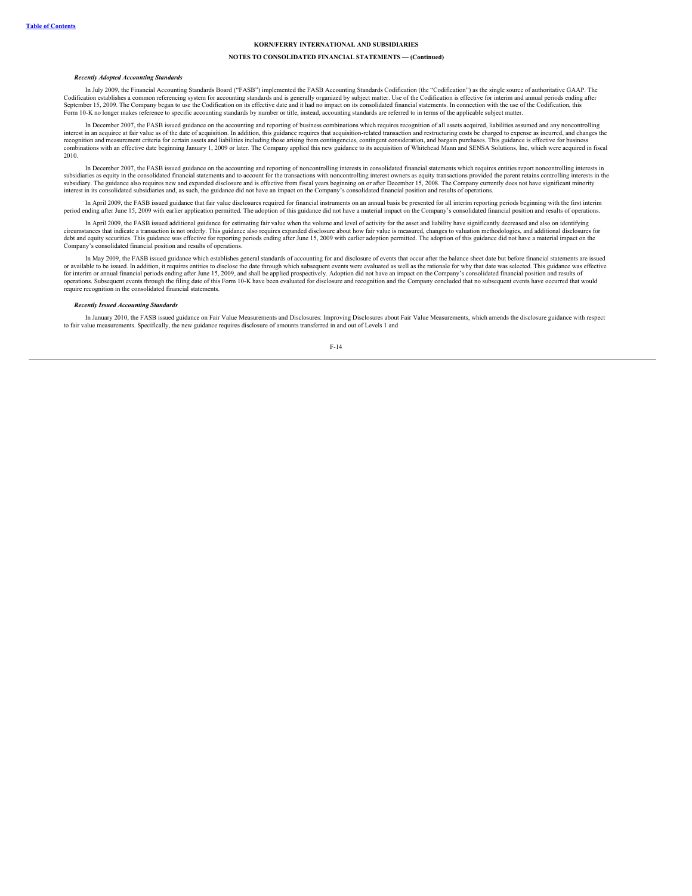*Recently Adopted Accounting Standards*

In July 2009, the Financial Accounting Standards Board ("FASB") implemented the FASB Accounting Standards Codification (the "Codification") as the single source of authoritative GAAP. The Codification establishes a common referencing system for accounting standards and is generally organized by subject matter. Use of the Codification is effective for interim and annual periods ending after September 15, 2009. The Company began to use the Codification on its effective date and it had no impact on its consolidated financial statements. In connection with the use of the Codification, this Form 10-K no longer makes reference to specific accounting standards by number or title, instead, accounting standards are referred to in terms of the applicable subject matter.

In December 2007, the FASB issued guidance on the accounting and reporting of business combinations which requires recognition of all assets acquired, liabilities assumed and any noncontrolling interest in an acquiree at fair value as of the date of acquisition. In addition, this guidance requires that acquisition-related transaction and restructuring costs be charged to expense as incurred, and changes the recognition and measurement criteria for certain assets and liabilities including those arising from contingencies, contingent consideration, and bargain purchases. This guidance is effective for business combinations with an effective date beginning January 1, 2009 or later. The Company applied this new guidance to its acquisition of Whitehead Mann and SENSA Solutions, Inc, which were acquired in fiscal 2010.

In December 2007, the FASB issued guidance on the accounting and reporting of noncontrolling interests in consolidated financial statements which requires entities report noncontrolling interests in subsidiaries as equity in the consolidated financial statements and to account for the transactions with noncontrolling interest owners as equity transactions provided the parent retains controlling interests in the subsidiary. The guidance also requires new and expanded disclosure and is effective from fiscal years beginning on or after December 15, 2008. The Company currently does not have significant minority interest in its consolidated subsidiaries and, as such, the guidance did not have an impact on the Company's consolidated financial position and results of operations.

In April 2009, the FASB issued guidance that fair value disclosures required for financial instruments on an annual basis be presented for all interim reporting periods beginning with the first interim period ending after June 15, 2009 with earlier application permitted. The adoption of this guidance did not have a material impact on the Company's consolidated financial position and results of operations.

In April 2009, the FASB issued additional guidance for estimating fair value when the volume and level of activity for the asset and liability have significantly decreased and also on identifying circumstances that indicate a transaction is not orderly. This guidance also requires expanded disclosure about how fair value is measured, changes to valuation methodologies, and additional disclosures for debt and equity securities. This guidance was effective for reporting periods ending after June 15, 2009 with earlier adoption permitted. The adoption of this guidance did not have a material impact on the Company's consolidated financial position and results of operations.

In May 2009, the FASB issued guidance which establishes general standards of accounting for and disclosure of events that occur after the balance sheet date but before financial statements are issued or available to be issued. In addition, it requires entities to disclose the date through which subsequent events were evaluated as well as the rationale for why that date was selected. This guidance was effective for interim or annual financial periods ending after June 15, 2009, and shall be applied prospectively. Adoption did not have an impact on the Company's consolidated financial position and results of operations. Subsequent events through the filing date of this Form 10-K have been evaluated for disclosure and recognition and the Company concluded that no subsequent events have occurred that would require recognition in the consolidated financial statements.

*Recently Issued Accounting Standards*

In January 2010, the FASB issued guidance on Fair Value Measurements and Disclosures: Improving Disclosures about Fair Value Measurements, which amends the disclosure guidance with respect to fair value measurements. Specifically, the new guidance requires disclosure of amounts transferred in and out of Levels 1 and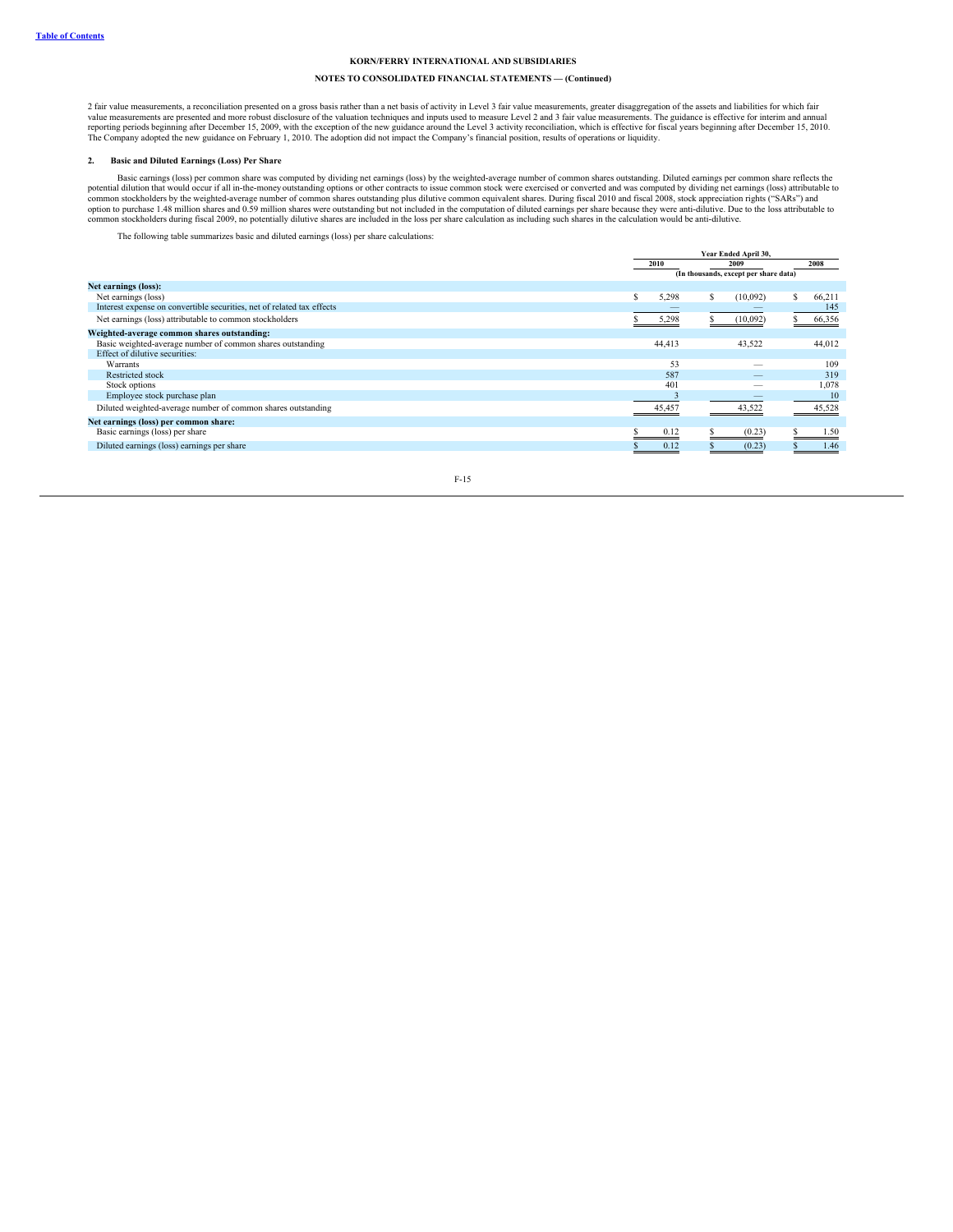**KORN/FERRY INTERNATIONAL AND SUBSIDIARIES**

**NOTES TO CONSOLIDATED FINANCIAL STATEMENTS — (Continued)**

2 fair value measurements, a reconciliation presented on a gross basis rather than a net basis of activity in Level 3 fair value measurements, greater disaggregation of the assets and liabilities for which fair value measurements are presented and more robust disclosure of the valuation techniques and inputs used to measure Level 2 and 3 fair value measurements. The guidance is effective for interim and annual reporting periods beginning after December 15, 2009, with the exception of the new guidance around the Level 3 activity reconciliation, which is effective for fiscal years beginning after December 15, 2010. The Company adopted the new guidance on February 1, 2010. The adoption did not impact the Company's financial position, results of operations or liquidity.

## 2. Basic and Diluted Earnings (Loss) Per Share

Basic earnings (loss) per common share was computed by dividing net earnings (loss) by the weighted-average number of common shares outstanding. Diluted earnings per common share reflects the potential dilution that would occur if all in-the-money outstanding options or other contracts to issue common stock were exercised or converted and was computed by dividing net earnings (loss) attributable to common stockholders by the weighted-average number of common shares outstanding plus dilutive common equivalent shares. During fiscal 2010 and fiscal 2008, stock appreciation rights ("SARs") and option to purchase 1.48 million shares and 0.59 million shares were outstanding but not included in the computation of diluted earnings per share because they were anti-dilutive. Due to the loss attributable to common stockholders during fiscal 2009, no potentially dilutive shares are included in the loss per share calculation as including such shares in the calculation would be anti-dilutive.

The following table summarizes basic and diluted earnings (loss) per share calculations:

| | Year Ended April 30, | | |
|---|---|---|---|
| | 2010 | 2009 | 2008 |
| | (In thousands, except per share data) | | |
| **Net earnings (loss):** | | | |
| Net earnings (loss) | $ 5,298 | $ (10,092) | $ 66,211 |
| Interest expense on convertible securities, net of related tax effects | — | — | 145 |
| Net earnings (loss) attributable to common stockholders | $ 5,298 | $ (10,092) | $ 66,356 |
| **Weighted-average common shares outstanding:** | | | |
| Basic weighted-average number of common shares outstanding | 44,413 | 43,522 | 44,012 |
| Effect of dilutive securities: | | | |
| Warrants | 53 | — | 109 |
| Restricted stock | 587 | — | 319 |
| Stock options | 401 | — | 1,078 |
| Employee stock purchase plan | 3 | — | 10 |
| Diluted weighted-average number of common shares outstanding | 45,457 | 43,522 | 45,528 |
| **Net earnings (loss) per common share:** | | | |
| Basic earnings (loss) per share | $ 0.12 | $ (0.23) | $ 1.50 |
| Diluted earnings (loss) earnings per share | $ 0.12 | $ (0.23) | $ 1.46 |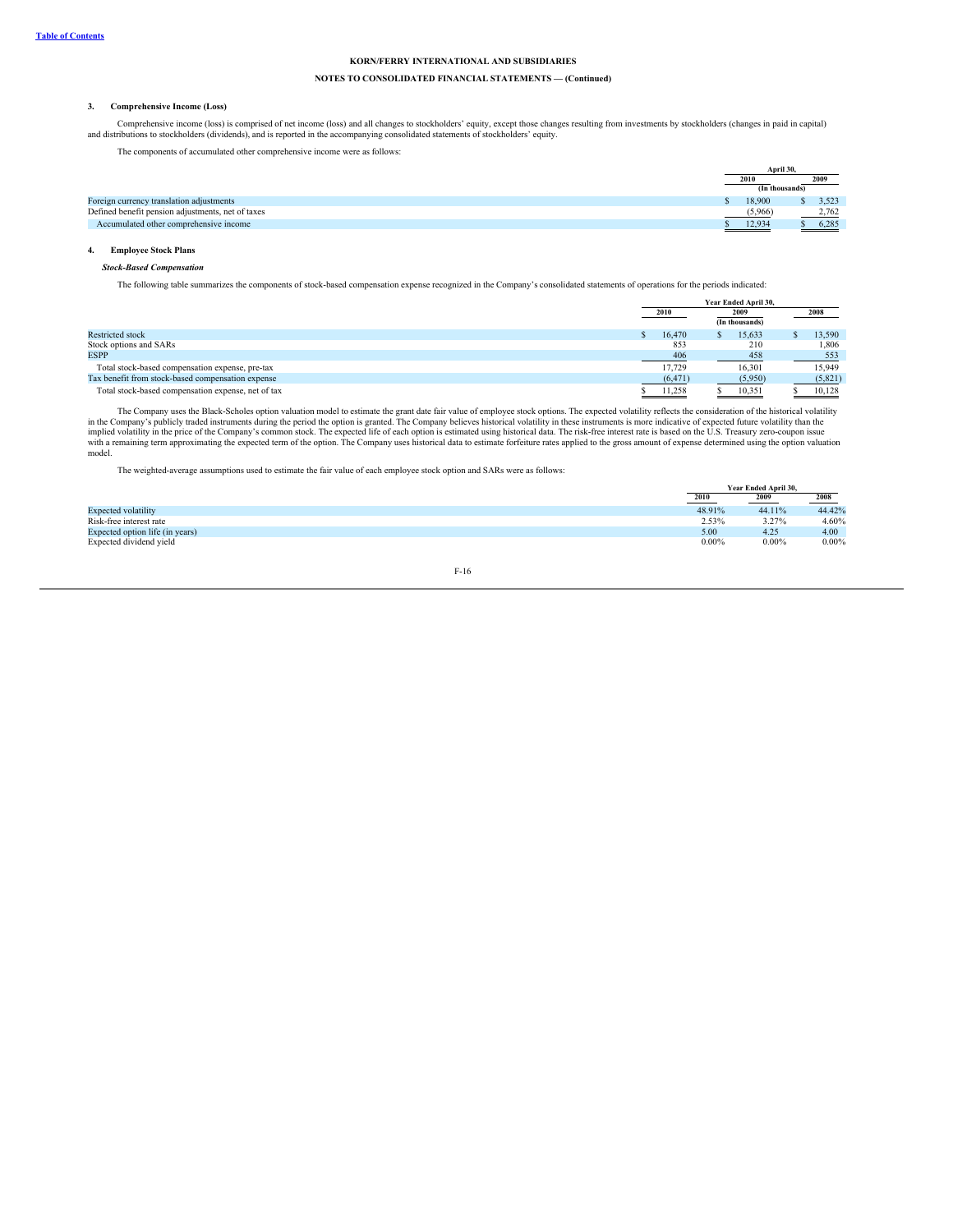**KORN/FERRY INTERNATIONAL AND SUBSIDIARIES**

**NOTES TO CONSOLIDATED FINANCIAL STATEMENTS — (Continued)**

### 3. Comprehensive Income (Loss)

Comprehensive income (loss) is comprised of net income (loss) and all changes to stockholders' equity, except those changes resulting from investments by stockholders (changes in paid in capital) and distributions to stockholders (dividends), and is reported in the accompanying consolidated statements of stockholders' equity.

The components of accumulated other comprehensive income were as follows:

| | April 30, 2010 | April 30, 2009 |
|---|---|---|
| | (In thousands) | |
| Foreign currency translation adjustments | $ 18,900 | $ 3,523 |
| Defined benefit pension adjustments, net of taxes | (5,966) | 2,762 |
| Accumulated other comprehensive income | $ 12,934 | $ 6,285 |

### 4. Employee Stock Plans

***Stock-Based Compensation***

The following table summarizes the components of stock-based compensation expense recognized in the Company's consolidated statements of operations for the periods indicated:

| | Year Ended April 30, 2010 | 2009 | 2008 |
|---|---|---|---|
| | | (In thousands) | |
| Restricted stock | $ 16,470 | $ 15,633 | $ 13,590 |
| Stock options and SARs | 853 | 210 | 1,806 |
| ESPP | 406 | 458 | 553 |
| Total stock-based compensation expense, pre-tax | 17,729 | 16,301 | 15,949 |
| Tax benefit from stock-based compensation expense | (6,471) | (5,950) | (5,821) |
| Total stock-based compensation expense, net of tax | $ 11,258 | $ 10,351 | $ 10,128 |

The Company uses the Black-Scholes option valuation model to estimate the grant date fair value of employee stock options. The expected volatility reflects the consideration of the historical volatility in the Company's publicly traded instruments during the period the option is granted. The Company believes historical volatility in these instruments is more indicative of expected future volatility than the implied volatility in the price of the Company's common stock. The expected life of each option is estimated using historical data. The risk-free interest rate is based on the U.S. Treasury zero-coupon issue with a remaining term approximating the expected term of the option. The Company uses historical data to estimate forfeiture rates applied to the gross amount of expense determined using the option valuation model.

The weighted-average assumptions used to estimate the fair value of each employee stock option and SARs were as follows:

| | Year Ended April 30, 2010 | 2009 | 2008 |
|---|---|---|---|
| Expected volatility | 48.91% | 44.11% | 44.42% |
| Risk-free interest rate | 2.53% | 3.27% | 4.60% |
| Expected option life (in years) | 5.00 | 4.25 | 4.00 |
| Expected dividend yield | 0.00% | 0.00% | 0.00% |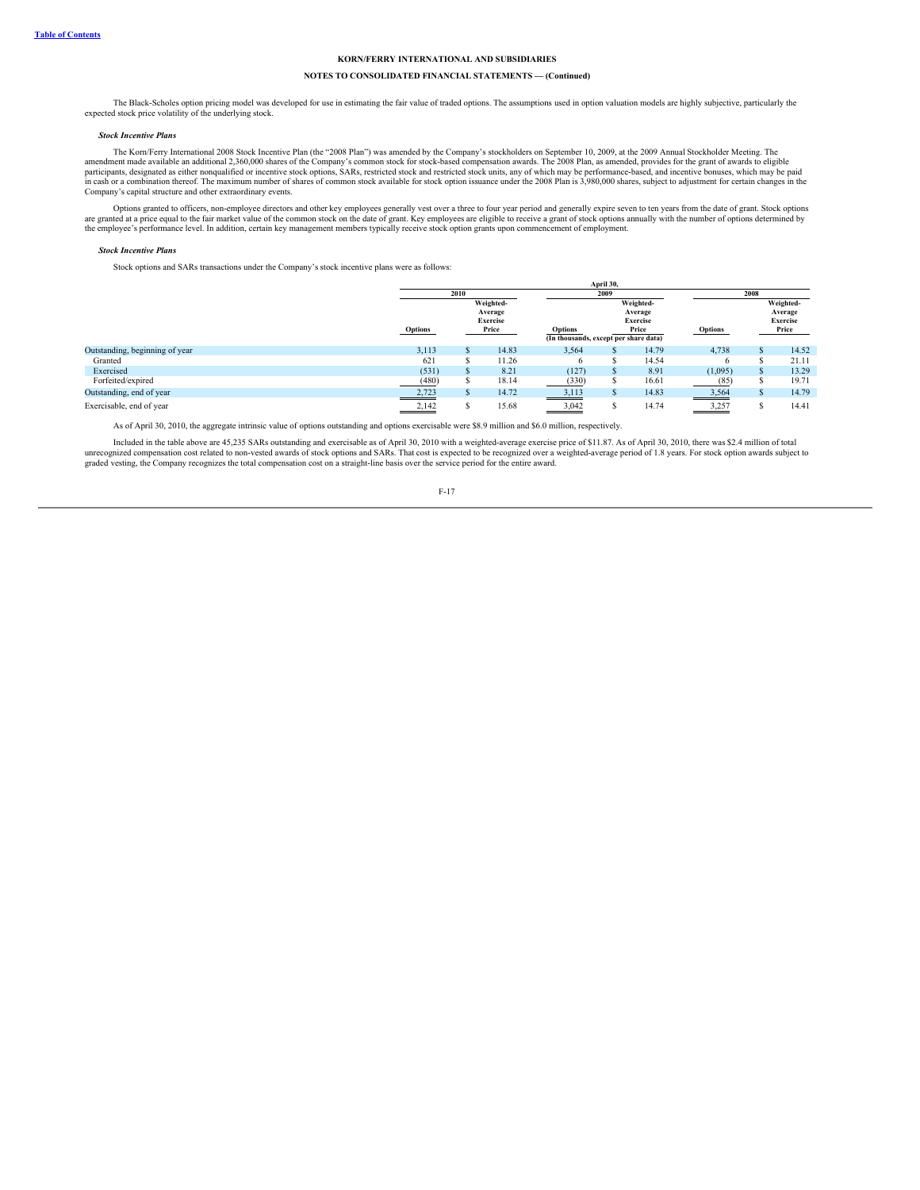KORN/FERRY INTERNATIONAL AND SUBSIDIARIES

NOTES TO CONSOLIDATED FINANCIAL STATEMENTS — (Continued)

The Black-Scholes option pricing model was developed for use in estimating the fair value of traded options. The assumptions used in option valuation models are highly subjective, particularly the expected stock price volatility of the underlying stock.

***Stock Incentive Plans***

The Korn/Ferry International 2008 Stock Incentive Plan (the "2008 Plan") was amended by the Company's stockholders on September 10, 2009, at the 2009 Annual Stockholder Meeting. The amendment made available an additional 2,360,000 shares of the Company's common stock for stock-based compensation awards. The 2008 Plan, as amended, provides for the grant of awards to eligible participants, designated as either nonqualified or incentive stock options, SARs, restricted stock and restricted stock units, any of which may be performance-based, and incentive bonuses, which may be paid in cash or a combination thereof. The maximum number of shares of common stock available for stock option issuance under the 2008 Plan is 3,980,000 shares, subject to adjustment for certain changes in the Company's capital structure and other extraordinary events.

Options granted to officers, non-employee directors and other key employees generally vest over a three to four year period and generally expire seven to ten years from the date of grant. Stock options are granted at a price equal to the fair market value of the common stock on the date of grant. Key employees are eligible to receive a grant of stock options annually with the number of options determined by the employee's performance level. In addition, certain key management members typically receive stock option grants upon commencement of employment.

***Stock Incentive Plans***

Stock options and SARs transactions under the Company's stock incentive plans were as follows:

| | April 30, | | | | | |
|---|---|---|---|---|---|---|
| | 2010 | | 2009 | | 2008 | |
| | Options | Weighted-Average Exercise Price | Options | Weighted-Average Exercise Price | Options | Weighted-Average Exercise Price |
| | (In thousands, except per share data) | | | | | |
| Outstanding, beginning of year | 3,113 | $ 14.83 | 3,564 | $ 14.79 | 4,738 | $ 14.52 |
| Granted | 621 | $ 11.26 | 6 | $ 14.54 | 6 | $ 21.11 |
| Exercised | (531) | $ 8.21 | (127) | $ 8.91 | (1,095) | $ 13.29 |
| Forfeited/expired | (480) | $ 18.14 | (330) | $ 16.61 | (85) | $ 19.71 |
| Outstanding, end of year | 2,723 | $ 14.72 | 3,113 | $ 14.83 | 3,564 | $ 14.79 |
| Exercisable, end of year | 2,142 | $ 15.68 | 3,042 | $ 14.74 | 3,257 | $ 14.41 |

As of April 30, 2010, the aggregate intrinsic value of options outstanding and options exercisable were $8.9 million and $6.0 million, respectively.

Included in the table above are 45,235 SARs outstanding and exercisable as of April 30, 2010 with a weighted-average exercise price of $11.87. As of April 30, 2010, there was $2.4 million of total unrecognized compensation cost related to non-vested awards of stock options and SARs. That cost is expected to be recognized over a weighted-average period of 1.8 years. For stock option awards subject to graded vesting, the Company recognizes the total compensation cost on a straight-line basis over the service period for the entire award.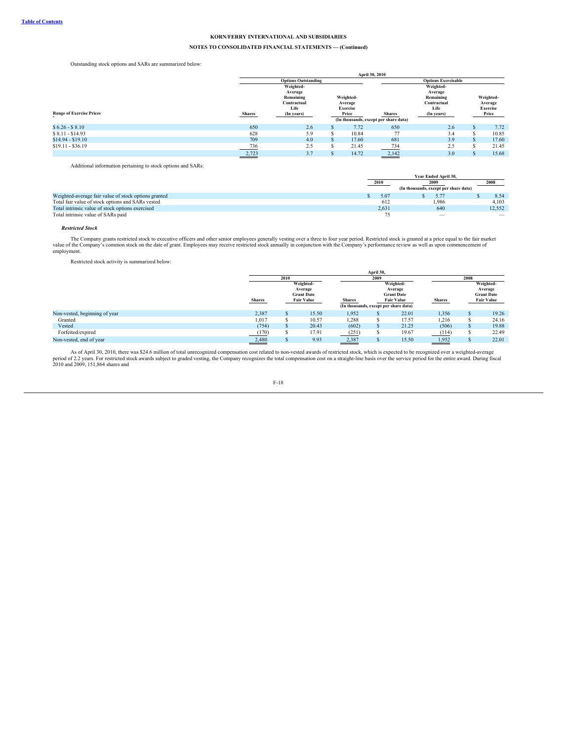KORN/FERRY INTERNATIONAL AND SUBSIDIARIES

NOTES TO CONSOLIDATED FINANCIAL STATEMENTS — (Continued)

Outstanding stock options and SARs are summarized below:

| | April 30, 2010 | | | | | |
|---|---|---|---|---|---|---|
| | Options Outstanding | | | Options Exercisable | | |
| Range of Exercise Prices | Shares | Weighted-Average Remaining Contractual Life (In years) | Weighted-Average Exercise Price | Shares | Weighted-Average Remaining Contractual Life (In years) | Weighted-Average Exercise Price |
| | (In thousands, except per share data) | | | | | |
| $ 6.26 - $ 8.10 | 650 | 2.6 | $ 7.72 | 650 | 2.6 | $ 7.72 |
| $ 8.11 - $14.93 | 628 | 5.9 | $ 10.84 | 77 | 3.4 | $ 10.85 |
| $14.94 - $19.10 | 709 | 4.0 | $ 17.60 | 681 | 3.9 | $ 17.60 |
| $19.11 - $36.19 | 736 | 2.5 | $ 21.45 | 734 | 2.5 | $ 21.45 |
| | 2,723 | 3.7 | $ 14.72 | 2,142 | 3.0 | $ 15.68 |

Additional information pertaining to stock options and SARs:

| | Year Ended April 30, | | |
|---|---|---|---|
| | 2010 | 2009 | 2008 |
| | (In thousands, except per share data) | | |
| Weighted-average fair value of stock options granted | $ 5.07 | $ 5.77 | $ 8.54 |
| Total fair value of stock options and SARs vested | 612 | 1,986 | 4,103 |
| Total intrinsic value of stock options exercised | 2,631 | 640 | 12,552 |
| Total intrinsic value of SARs paid | 75 | — | — |

***Restricted Stock***

The Company grants restricted stock to executive officers and other senior employees generally vesting over a three to four year period. Restricted stock is granted at a price equal to the fair market value of the Company's common stock on the date of grant. Employees may receive restricted stock annually in conjunction with the Company's performance review as well as upon commencement of employment.

Restricted stock activity is summarized below:

| | April 30, | | | | | |
|---|---|---|---|---|---|---|
| | 2010 | | 2009 | | 2008 | |
| | Shares | Weighted-Average Grant Date Fair Value | Shares | Weighted-Average Grant Date Fair Value | Shares | Weighted-Average Grant Date Fair Value |
| | (In thousands, except per share data) | | | | | |
| Non-vested, beginning of year | 2,387 | $ 15.50 | 1,952 | $ 22.01 | 1,356 | $ 19.26 |
| Granted | 1,017 | $ 10.57 | 1,288 | $ 17.57 | 1,216 | $ 24.16 |
| Vested | (754) | $ 20.43 | (602) | $ 21.25 | (506) | $ 19.88 |
| Forfeited/expired | (170) | $ 17.91 | (251) | $ 19.67 | (114) | $ 22.49 |
| Non-vested, end of year | 2,480 | $ 9.93 | 2,387 | $ 15.50 | 1,952 | $ 22.01 |

As of April 30, 2010, there was $24.6 million of total unrecognized compensation cost related to non-vested awards of restricted stock, which is expected to be recognized over a weighted-average period of 2.2 years. For restricted stock awards subject to graded vesting, the Company recognizes the total compensation cost on a straight-line basis over the service period for the entire award. During fiscal 2010 and 2009, 151,864 shares and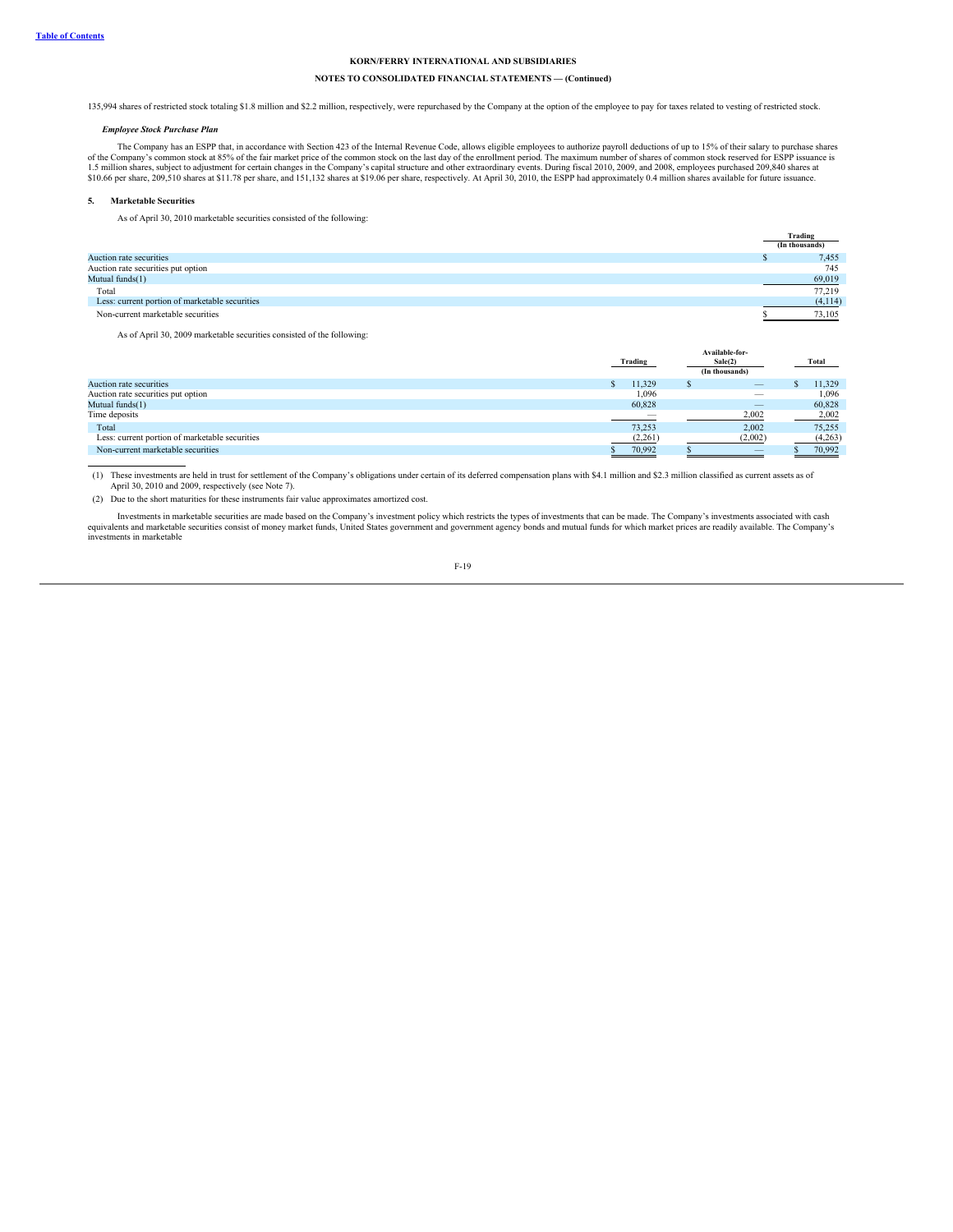135,994 shares of restricted stock totaling $1.8 million and $2.2 million, respectively, were repurchased by the Company at the option of the employee to pay for taxes related to vesting of restricted stock.

***Employee Stock Purchase Plan***

The Company has an ESPP that, in accordance with Section 423 of the Internal Revenue Code, allows eligible employees to authorize payroll deductions of up to 15% of their salary to purchase shares of the Company's common stock at 85% of the fair market price of the common stock on the last day of the enrollment period. The maximum number of shares of common stock reserved for ESPP issuance is 1.5 million shares, subject to adjustment for certain changes in the Company's capital structure and other extraordinary events. During fiscal 2010, 2009, and 2008, employees purchased 209,840 shares at $10.66 per share, 209,510 shares at $11.78 per share, and 151,132 shares at $19.06 per share, respectively. At April 30, 2010, the ESPP had approximately 0.4 million shares available for future issuance.

## 5. Marketable Securities

As of April 30, 2010 marketable securities consisted of the following:

| | Trading (In thousands) |
|---|---|
| Auction rate securities | $ 7,455 |
| Auction rate securities put option | 745 |
| Mutual funds(1) | 69,019 |
| Total | 77,219 |
| Less: current portion of marketable securities | (4,114) |
| Non-current marketable securities | $ 73,105 |

As of April 30, 2009 marketable securities consisted of the following:

| | Trading | Available-for-Sale(2) | Total |
|---|---|---|---|
| | | (In thousands) | |
| Auction rate securities | $ 11,329 | $ — | $ 11,329 |
| Auction rate securities put option | 1,096 | — | 1,096 |
| Mutual funds(1) | 60,828 | — | 60,828 |
| Time deposits | — | 2,002 | 2,002 |
| Total | 73,253 | 2,002 | 75,255 |
| Less: current portion of marketable securities | (2,261) | (2,002) | (4,263) |
| Non-current marketable securities | $ 70,992 | $ — | $ 70,992 |

(1) These investments are held in trust for settlement of the Company's obligations under certain of its deferred compensation plans with $4.1 million and $2.3 million classified as current assets as of April 30, 2010 and 2009, respectively (see Note 7).

(2) Due to the short maturities for these instruments fair value approximates amortized cost.

Investments in marketable securities are made based on the Company's investment policy which restricts the types of investments that can be made. The Company's investments associated with cash equivalents and marketable securities consist of money market funds, United States government and government agency bonds and mutual funds for which market prices are readily available. The Company's investments in marketable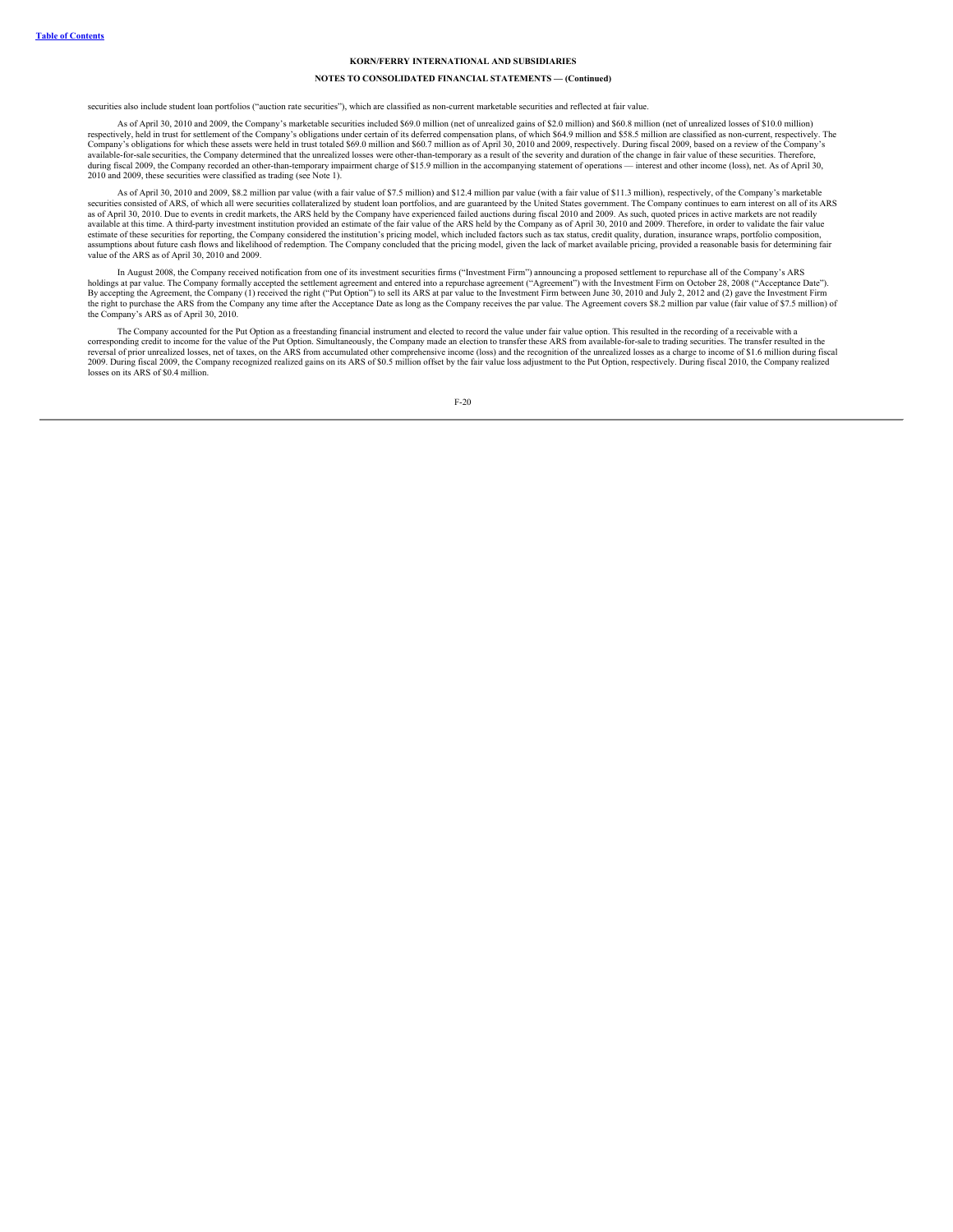securities also include student loan portfolios ("auction rate securities"), which are classified as non-current marketable securities and reflected at fair value.

As of April 30, 2010 and 2009, the Company's marketable securities included $69.0 million (net of unrealized gains of $2.0 million) and $60.8 million (net of unrealized losses of $10.0 million) respectively, held in trust for settlement of the Company's obligations under certain of its deferred compensation plans, of which $64.9 million and $58.5 million are classified as non-current, respectively. The Company's obligations for which these assets were held in trust totaled $69.0 million and $60.7 million as of April 30, 2010 and 2009, respectively. During fiscal 2009, based on a review of the Company's available-for-sale securities, the Company determined that the unrealized losses were other-than-temporary as a result of the severity and duration of the change in fair value of these securities. Therefore, during fiscal 2009, the Company recorded an other-than-temporary impairment charge of $15.9 million in the accompanying statement of operations — interest and other income (loss), net. As of April 30, 2010 and 2009, these securities were classified as trading (see Note 1).

As of April 30, 2010 and 2009, $8.2 million par value (with a fair value of $7.5 million) and $12.4 million par value (with a fair value of $11.3 million), respectively, of the Company's marketable securities consisted of ARS, of which all were securities collateralized by student loan portfolios, and are guaranteed by the United States government. The Company continues to earn interest on all of its ARS as of April 30, 2010. Due to events in credit markets, the ARS held by the Company have experienced failed auctions during fiscal 2010 and 2009. As such, quoted prices in active markets are not readily available at this time. A third-party investment institution provided an estimate of the fair value of the ARS held by the Company as of April 30, 2010 and 2009. Therefore, in order to validate the fair value estimate of these securities for reporting, the Company considered the institution's pricing model, which included factors such as tax status, credit quality, duration, insurance wraps, portfolio composition, assumptions about future cash flows and likelihood of redemption. The Company concluded that the pricing model, given the lack of market available pricing, provided a reasonable basis for determining fair value of the ARS as of April 30, 2010 and 2009.

In August 2008, the Company received notification from one of its investment securities firms ("Investment Firm") announcing a proposed settlement to repurchase all of the Company's ARS holdings at par value. The Company formally accepted the settlement agreement and entered into a repurchase agreement ("Agreement") with the Investment Firm on October 28, 2008 ("Acceptance Date"). By accepting the Agreement, the Company (1) received the right ("Put Option") to sell its ARS at par value to the Investment Firm between June 30, 2010 and July 2, 2012 and (2) gave the Investment Firm the right to purchase the ARS from the Company any time after the Acceptance Date as long as the Company receives the par value. The Agreement covers $8.2 million par value (fair value of $7.5 million) of the Company's ARS as of April 30, 2010.

The Company accounted for the Put Option as a freestanding financial instrument and elected to record the value under fair value option. This resulted in the recording of a receivable with a corresponding credit to income for the value of the Put Option. Simultaneously, the Company made an election to transfer these ARS from available-for-sale to trading securities. The transfer resulted in the reversal of prior unrealized losses, net of taxes, on the ARS from accumulated other comprehensive income (loss) and the recognition of the unrealized losses as a charge to income of $1.6 million during fiscal 2009. During fiscal 2009, the Company recognized realized gains on its ARS of $0.5 million offset by the fair value loss adjustment to the Put Option, respectively. During fiscal 2010, the Company realized losses on its ARS of $0.4 million.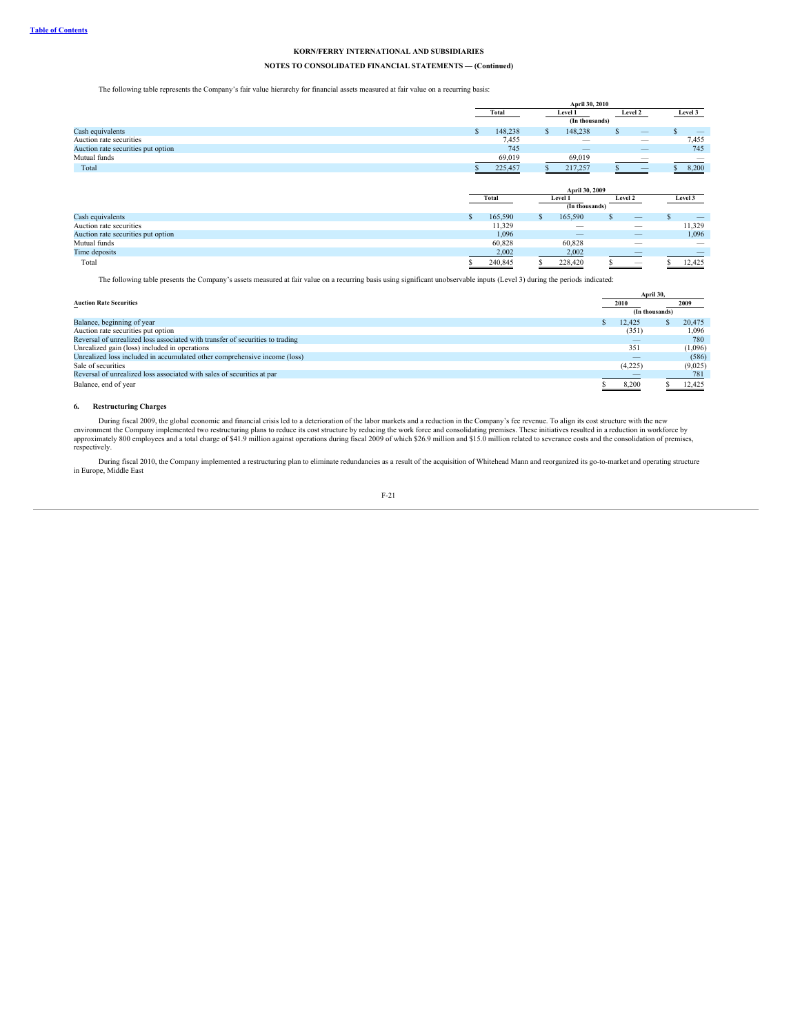KORN/FERRY INTERNATIONAL AND SUBSIDIARIES

NOTES TO CONSOLIDATED FINANCIAL STATEMENTS — (Continued)

The following table represents the Company's fair value hierarchy for financial assets measured at fair value on a recurring basis:

| | April 30, 2010 | | | |
|---|---|---|---|---|
| | Total | Level 1 | Level 2 | Level 3 |
| | (In thousands) | | | |
| Cash equivalents | $ 148,238 | $ 148,238 | $ — | $ — |
| Auction rate securities | 7,455 | — | — | 7,455 |
| Auction rate securities put option | 745 | — | — | 745 |
| Mutual funds | 69,019 | 69,019 | — | — |
| Total | $ 225,457 | $ 217,257 | $ — | $ 8,200 |

| | April 30, 2009 | | | |
|---|---|---|---|---|
| | Total | Level 1 | Level 2 | Level 3 |
| | (In thousands) | | | |
| Cash equivalents | $ 165,590 | $ 165,590 | $ — | $ — |
| Auction rate securities | 11,329 | — | — | 11,329 |
| Auction rate securities put option | 1,096 | — | — | 1,096 |
| Mutual funds | 60,828 | 60,828 | — | — |
| Time deposits | 2,002 | 2,002 | — | — |
| Total | $ 240,845 | $ 228,420 | $ — | $ 12,425 |

The following table presents the Company's assets measured at fair value on a recurring basis using significant unobservable inputs (Level 3) during the periods indicated:

| Auction Rate Securities | April 30, | |
|---|---|---|
| | 2010 | 2009 |
| | (In thousands) | |
| Balance, beginning of year | $ 12,425 | $ 20,475 |
| Auction rate securities put option | (351) | 1,096 |
| Reversal of unrealized loss associated with transfer of securities to trading | — | 780 |
| Unrealized gain (loss) included in operations | 351 | (1,096) |
| Unrealized loss included in accumulated other comprehensive income (loss) | — | (586) |
| Sale of securities | (4,225) | (9,025) |
| Reversal of unrealized loss associated with sales of securities at par | — | 781 |
| Balance, end of year | $ 8,200 | $ 12,425 |

## 6. Restructuring Charges

During fiscal 2009, the global economic and financial crisis led to a deterioration of the labor markets and a reduction in the Company's fee revenue. To align its cost structure with the new environment the Company implemented two restructuring plans to reduce its cost structure by reducing the work force and consolidating premises. These initiatives resulted in a reduction in workforce by approximately 800 employees and a total charge of $41.9 million against operations during fiscal 2009 of which $26.9 million and $15.0 million related to severance costs and the consolidation of premises, respectively.

During fiscal 2010, the Company implemented a restructuring plan to eliminate redundancies as a result of the acquisition of Whitehead Mann and reorganized its go-to-market and operating structure in Europe, Middle East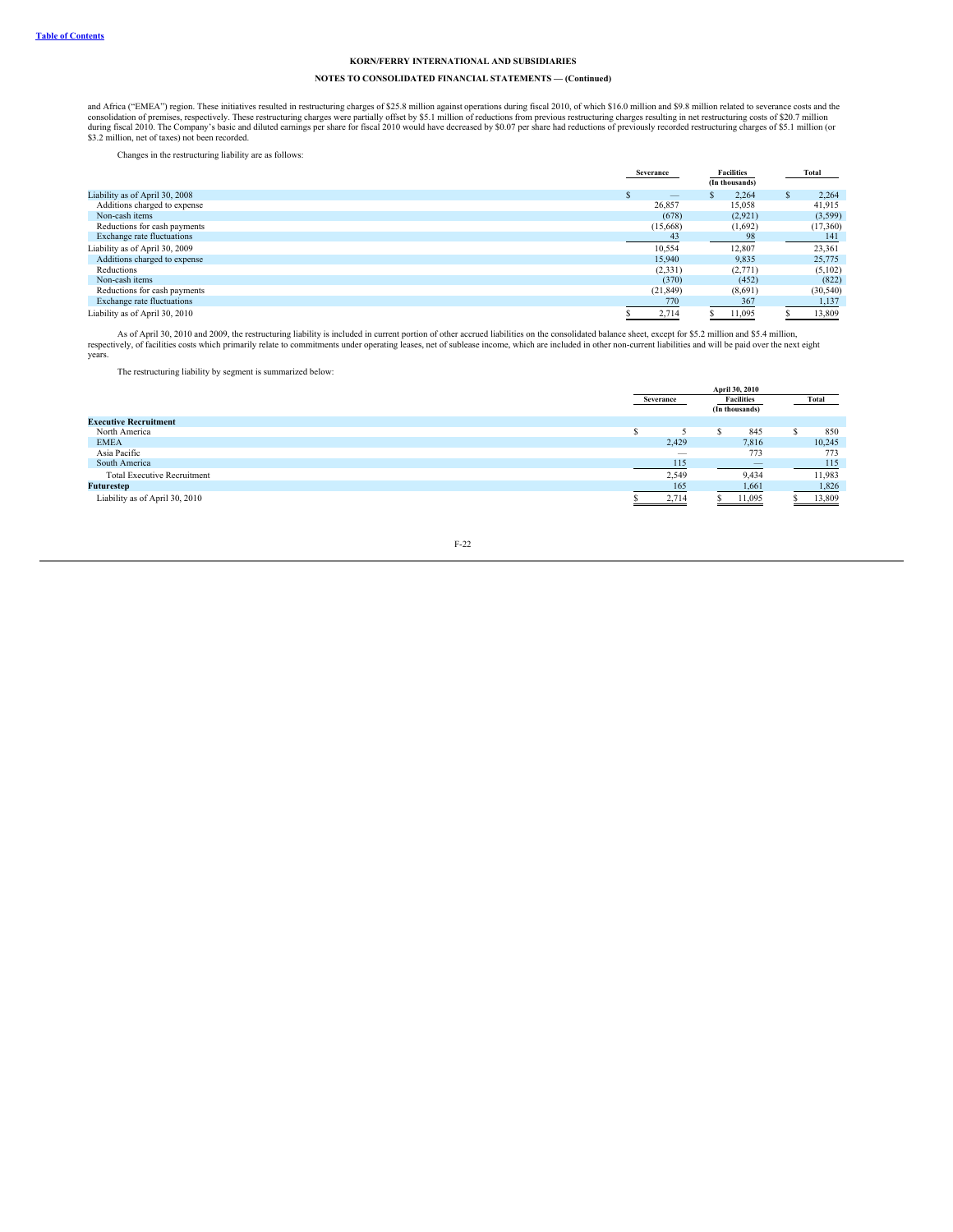**KORN/FERRY INTERNATIONAL AND SUBSIDIARIES**

**NOTES TO CONSOLIDATED FINANCIAL STATEMENTS — (Continued)**

and Africa ("EMEA") region. These initiatives resulted in restructuring charges of $25.8 million against operations during fiscal 2010, of which $16.0 million and $9.8 million related to severance costs and the consolidation of premises, respectively. These restructuring charges were partially offset by $5.1 million of reductions from previous restructuring charges resulting in net restructuring costs of $20.7 million during fiscal 2010. The Company's basic and diluted earnings per share for fiscal 2010 would have decreased by $0.07 per share had reductions of previously recorded restructuring charges of $5.1 million (or $3.2 million, net of taxes) not been recorded.

Changes in the restructuring liability are as follows:

| | Severance | Facilities (In thousands) | Total |
|---|---|---|---|
| Liability as of April 30, 2008 | $ — | $ 2,264 | $ 2,264 |
| Additions charged to expense | 26,857 | 15,058 | 41,915 |
| Non-cash items | (678) | (2,921) | (3,599) |
| Reductions for cash payments | (15,668) | (1,692) | (17,360) |
| Exchange rate fluctuations | 43 | 98 | 141 |
| Liability as of April 30, 2009 | 10,554 | 12,807 | 23,361 |
| Additions charged to expense | 15,940 | 9,835 | 25,775 |
| Reductions | (2,331) | (2,771) | (5,102) |
| Non-cash items | (370) | (452) | (822) |
| Reductions for cash payments | (21,849) | (8,691) | (30,540) |
| Exchange rate fluctuations | 770 | 367 | 1,137 |
| Liability as of April 30, 2010 | $ 2,714 | $ 11,095 | $ 13,809 |

As of April 30, 2010 and 2009, the restructuring liability is included in current portion of other accrued liabilities on the consolidated balance sheet, except for $5.2 million and $5.4 million, respectively, of facilities costs which primarily relate to commitments under operating leases, net of sublease income, which are included in other non-current liabilities and will be paid over the next eight years.

The restructuring liability by segment is summarized below:

| | April 30, 2010 | | |
|---|---|---|---|
| | Severance | Facilities (In thousands) | Total |
| **Executive Recruitment** | | | |
| North America | $ 5 | $ 845 | $ 850 |
| EMEA | 2,429 | 7,816 | 10,245 |
| Asia Pacific | — | 773 | 773 |
| South America | 115 | — | 115 |
| Total Executive Recruitment | 2,549 | 9,434 | 11,983 |
| **Futurestep** | 165 | 1,661 | 1,826 |
| Liability as of April 30, 2010 | $ 2,714 | $ 11,095 | $ 13,809 |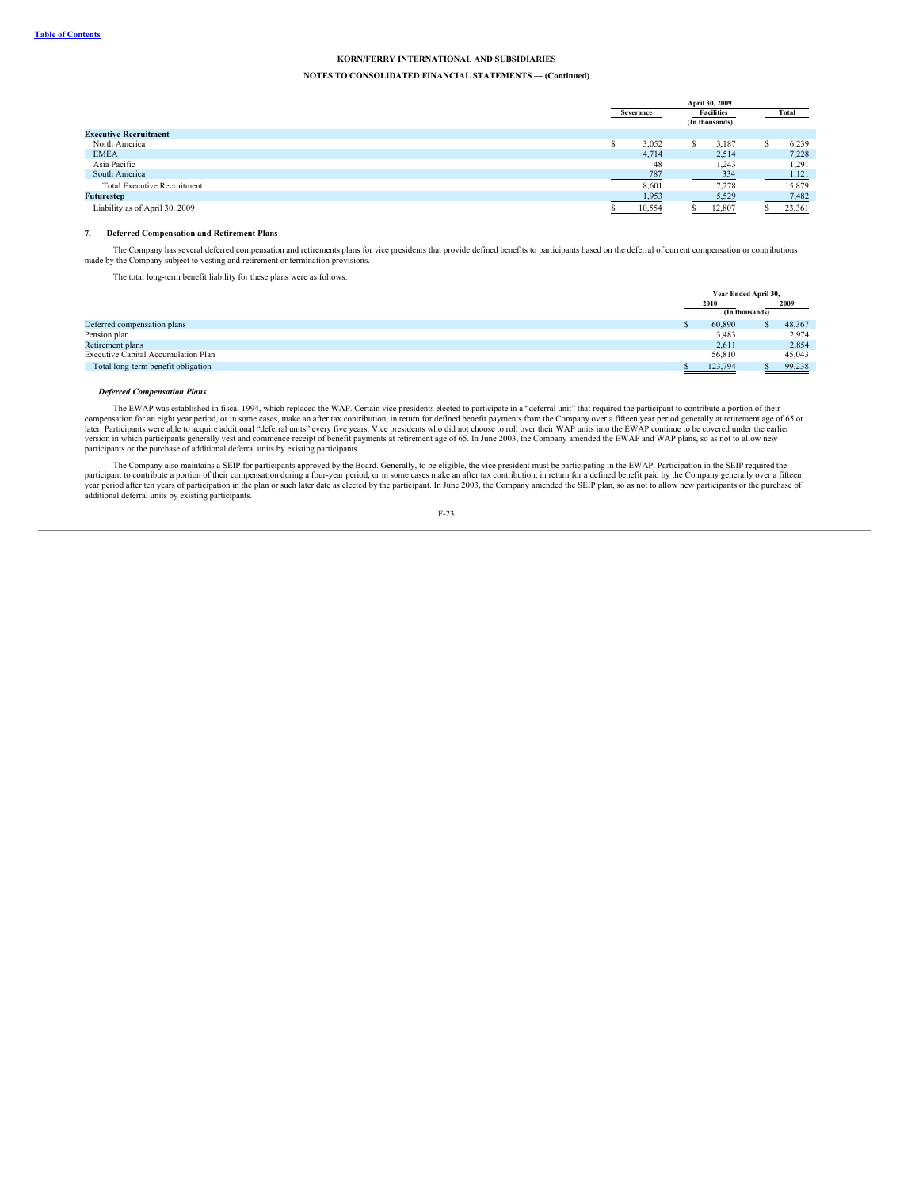KORN/FERRY INTERNATIONAL AND SUBSIDIARIES

NOTES TO CONSOLIDATED FINANCIAL STATEMENTS — (Continued)

| | April 30, 2009 | | |
|---|---|---|---|
| | Severance | Facilities (In thousands) | Total |
| **Executive Recruitment** | | | |
| North America | $ 3,052 | $ 3,187 | $ 6,239 |
| EMEA | 4,714 | 2,514 | 7,228 |
| Asia Pacific | 48 | 1,243 | 1,291 |
| South America | 787 | 334 | 1,121 |
| Total Executive Recruitment | 8,601 | 7,278 | 15,879 |
| **Futurestep** | 1,953 | 5,529 | 7,482 |
| Liability as of April 30, 2009 | $ 10,554 | $ 12,807 | $ 23,361 |

## 7. Deferred Compensation and Retirement Plans

The Company has several deferred compensation and retirements plans for vice presidents that provide defined benefits to participants based on the deferral of current compensation or contributions made by the Company subject to vesting and retirement or termination provisions.

The total long-term benefit liability for these plans were as follows:

| | Year Ended April 30, | |
|---|---|---|
| | 2010 | 2009 |
| | (In thousands) | |
| Deferred compensation plans | $ 60,890 | $ 48,367 |
| Pension plan | 3,483 | 2,974 |
| Retirement plans | 2,611 | 2,854 |
| Executive Capital Accumulation Plan | 56,810 | 45,043 |
| Total long-term benefit obligation | $ 123,794 | $ 99,238 |

### *Deferred Compensation Plans*

The EWAP was established in fiscal 1994, which replaced the WAP. Certain vice presidents elected to participate in a "deferral unit" that required the participant to contribute a portion of their compensation for an eight year period, or in some cases, make an after tax contribution, in return for defined benefit payments from the Company over a fifteen year period generally at retirement age of 65 or later. Participants were able to acquire additional "deferral units" every five years. Vice presidents who did not choose to roll over their WAP units into the EWAP continue to be covered under the earlier version in which participants generally vest and commence receipt of benefit payments at retirement age of 65. In June 2003, the Company amended the EWAP and WAP plans, so as not to allow new participants or the purchase of additional deferral units by existing participants.

The Company also maintains a SEIP for participants approved by the Board. Generally, to be eligible, the vice president must be participating in the EWAP. Participation in the SEIP required the participant to contribute a portion of their compensation during a four-year period, or in some cases make an after tax contribution, in return for a defined benefit paid by the Company generally over a fifteen year period after ten years of participation in the plan or such later date as elected by the participant. In June 2003, the Company amended the SEIP plan, so as not to allow new participants or the purchase of additional deferral units by existing participants.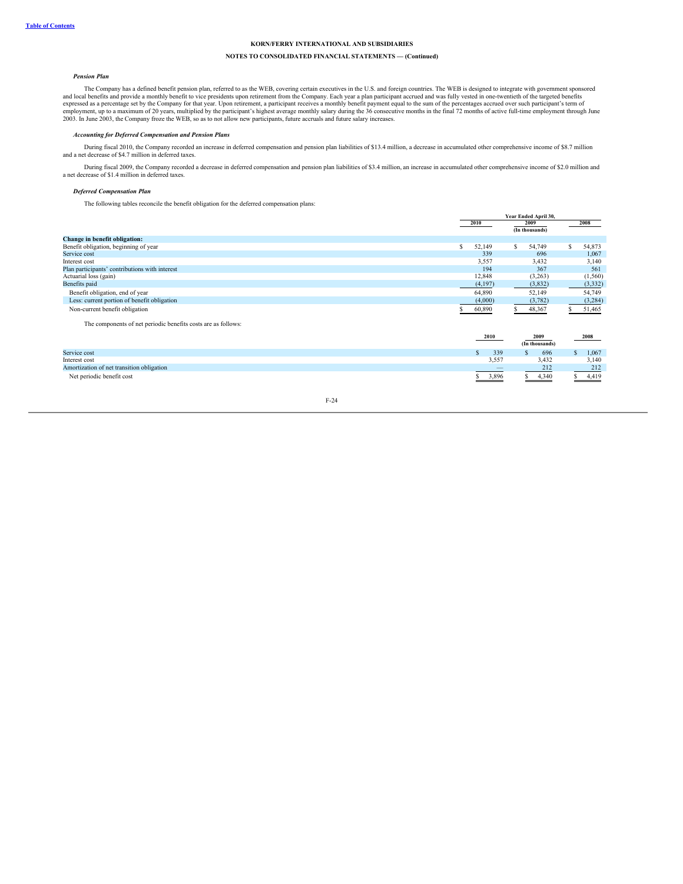**KORN/FERRY INTERNATIONAL AND SUBSIDIARIES**

**NOTES TO CONSOLIDATED FINANCIAL STATEMENTS — (Continued)**

***Pension Plan***

The Company has a defined benefit pension plan, referred to as the WEB, covering certain executives in the U.S. and foreign countries. The WEB is designed to integrate with government sponsored and local benefits and provide a monthly benefit to vice presidents upon retirement from the Company. Each year a plan participant accrued and was fully vested in one-twentieth of the targeted benefits expressed as a percentage set by the Company for that year. Upon retirement, a participant receives a monthly benefit payment equal to the sum of the percentages accrued over such participant's term of employment, up to a maximum of 20 years, multiplied by the participant's highest average monthly salary during the 36 consecutive months in the final 72 months of active full-time employment through June 2003. In June 2003, the Company froze the WEB, so as to not allow new participants, future accruals and future salary increases.

***Accounting for Deferred Compensation and Pension Plans***

During fiscal 2010, the Company recorded an increase in deferred compensation and pension plan liabilities of $13.4 million, a decrease in accumulated other comprehensive income of $8.7 million and a net decrease of $4.7 million in deferred taxes.

During fiscal 2009, the Company recorded a decrease in deferred compensation and pension plan liabilities of $3.4 million, an increase in accumulated other comprehensive income of $2.0 million and a net decrease of $1.4 million in deferred taxes.

***Deferred Compensation Plan***

The following tables reconcile the benefit obligation for the deferred compensation plans:

| | Year Ended April 30, | | |
|---|---|---|---|
| | 2010 | 2009 | 2008 |
| | | (In thousands) | |
| **Change in benefit obligation:** | | | |
| Benefit obligation, beginning of year | $ 52,149 | $ 54,749 | $ 54,873 |
| Service cost | 339 | 696 | 1,067 |
| Interest cost | 3,557 | 3,432 | 3,140 |
| Plan participants' contributions with interest | 194 | 367 | 561 |
| Actuarial loss (gain) | 12,848 | (3,263) | (1,560) |
| Benefits paid | (4,197) | (3,832) | (3,332) |
| Benefit obligation, end of year | 64,890 | 52,149 | 54,749 |
| Less: current portion of benefit obligation | (4,000) | (3,782) | (3,284) |
| Non-current benefit obligation | $ 60,890 | $ 48,367 | $ 51,465 |

The components of net periodic benefits costs are as follows:

| | 2010 | 2009 | 2008 |
|---|---|---|---|
| | | (In thousands) | |
| Service cost | $ 339 | $ 696 | $ 1,067 |
| Interest cost | 3,557 | 3,432 | 3,140 |
| Amortization of net transition obligation | — | 212 | 212 |
| Net periodic benefit cost | $ 3,896 | $ 4,340 | $ 4,419 |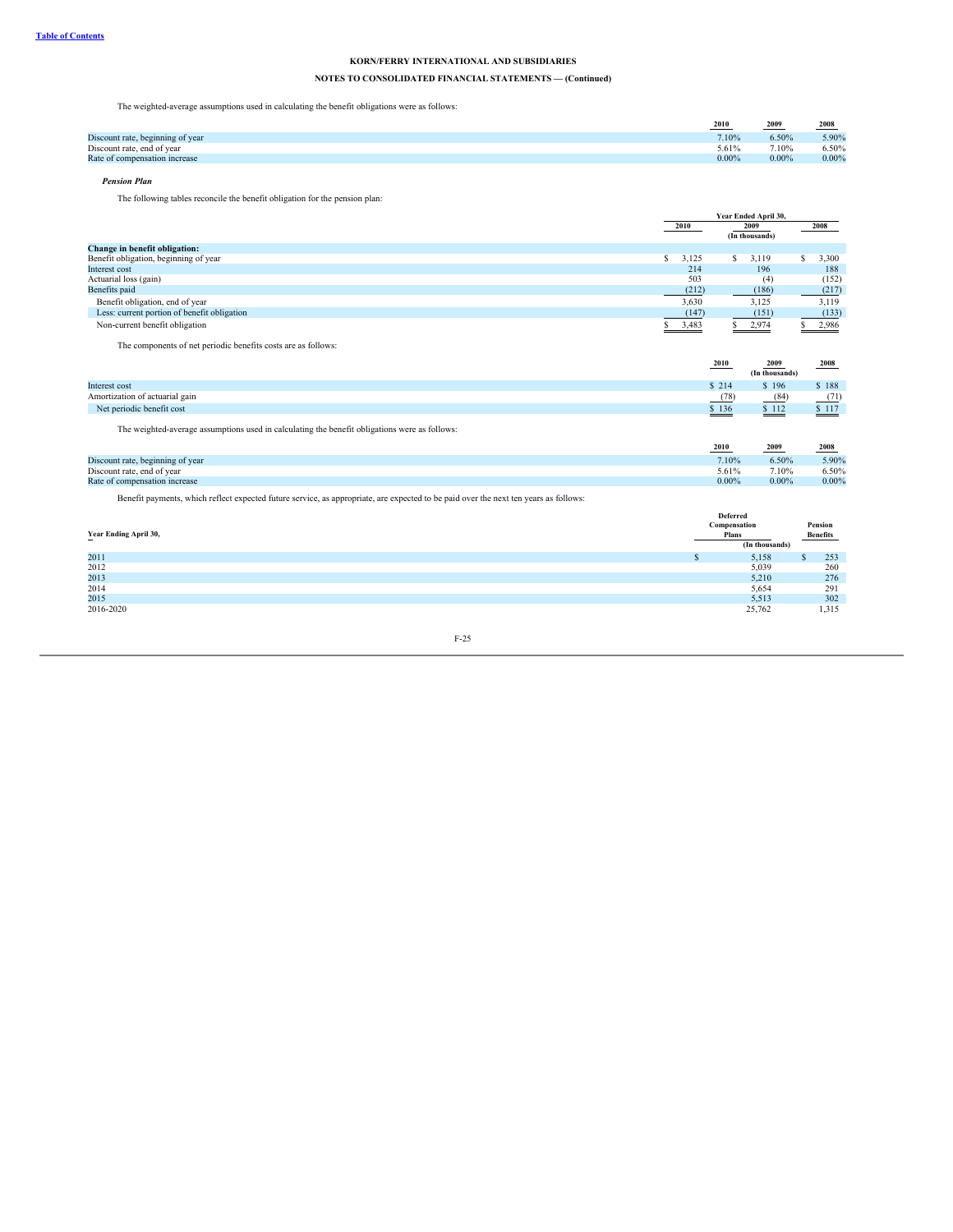The weighted-average assumptions used in calculating the benefit obligations were as follows:

| | 2010 | 2009 | 2008 |
|---|---|---|---|
| Discount rate, beginning of year | 7.10% | 6.50% | 5.90% |
| Discount rate, end of year | 5.61% | 7.10% | 6.50% |
| Rate of compensation increase | 0.00% | 0.00% | 0.00% |

***Pension Plan***

The following tables reconcile the benefit obligation for the pension plan:

| | Year Ended April 30, | | |
|---|---|---|---|
| | 2010 | 2009 | 2008 |
| | | (In thousands) | |
| **Change in benefit obligation:** | | | |
| Benefit obligation, beginning of year | $ 3,125 | $ 3,119 | $ 3,300 |
| Interest cost | 214 | 196 | 188 |
| Actuarial loss (gain) | 503 | (4) | (152) |
| Benefits paid | (212) | (186) | (217) |
| Benefit obligation, end of year | 3,630 | 3,125 | 3,119 |
| Less: current portion of benefit obligation | (147) | (151) | (133) |
| Non-current benefit obligation | $ 3,483 | $ 2,974 | $ 2,986 |

The components of net periodic benefits costs are as follows:

| | 2010 | 2009 | 2008 |
|---|---|---|---|
| | | (In thousands) | |
| Interest cost | $ 214 | $ 196 | $ 188 |
| Amortization of actuarial gain | (78) | (84) | (71) |
| Net periodic benefit cost | $ 136 | $ 112 | $ 117 |

The weighted-average assumptions used in calculating the benefit obligations were as follows:

| | 2010 | 2009 | 2008 |
|---|---|---|---|
| Discount rate, beginning of year | 7.10% | 6.50% | 5.90% |
| Discount rate, end of year | 5.61% | 7.10% | 6.50% |
| Rate of compensation increase | 0.00% | 0.00% | 0.00% |

Benefit payments, which reflect expected future service, as appropriate, are expected to be paid over the next ten years as follows:

| Year Ending April 30, | Deferred Compensation Plans | Pension Benefits |
|---|---|---|
| | (In thousands) | |
| 2011 | $ 5,158 | $ 253 |
| 2012 | 5,039 | 260 |
| 2013 | 5,210 | 276 |
| 2014 | 5,654 | 291 |
| 2015 | 5,513 | 302 |
| 2016-2020 | 25,762 | 1,315 |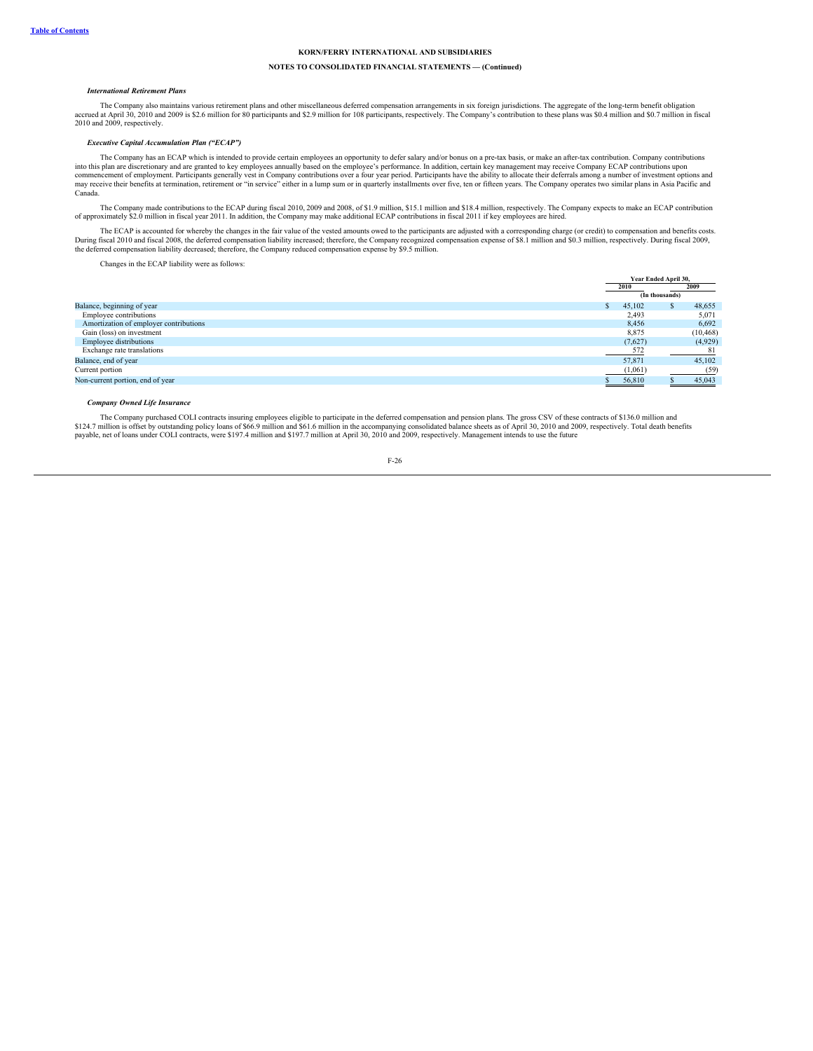KORN/FERRY INTERNATIONAL AND SUBSIDIARIES

NOTES TO CONSOLIDATED FINANCIAL STATEMENTS — (Continued)

***International Retirement Plans***

The Company also maintains various retirement plans and other miscellaneous deferred compensation arrangements in six foreign jurisdictions. The aggregate of the long-term benefit obligation accrued at April 30, 2010 and 2009 is $2.6 million for 80 participants and $2.9 million for 108 participants, respectively. The Company's contribution to these plans was $0.4 million and $0.7 million in fiscal 2010 and 2009, respectively.

***Executive Capital Accumulation Plan ("ECAP")***

The Company has an ECAP which is intended to provide certain employees an opportunity to defer salary and/or bonus on a pre-tax basis, or make an after-tax contribution. Company contributions into this plan are discretionary and are granted to key employees annually based on the employee's performance. In addition, certain key management may receive Company ECAP contributions upon commencement of employment. Participants generally vest in Company contributions over a four year period. Participants have the ability to allocate their deferrals among a number of investment options and may receive their benefits at termination, retirement or "in service" either in a lump sum or in quarterly installments over five, ten or fifteen years. The Company operates two similar plans in Asia Pacific and Canada.

The Company made contributions to the ECAP during fiscal 2010, 2009 and 2008, of $1.9 million, $15.1 million and $18.4 million, respectively. The Company expects to make an ECAP contribution of approximately $2.0 million in fiscal year 2011. In addition, the Company may make additional ECAP contributions in fiscal 2011 if key employees are hired.

The ECAP is accounted for whereby the changes in the fair value of the vested amounts owed to the participants are adjusted with a corresponding charge (or credit) to compensation and benefits costs. During fiscal 2010 and fiscal 2008, the deferred compensation liability increased; therefore, the Company recognized compensation expense of $8.1 million and $0.3 million, respectively. During fiscal 2009, the deferred compensation liability decreased; therefore, the Company reduced compensation expense by $9.5 million.

Changes in the ECAP liability were as follows:

| | Year Ended April 30, | |
|---|---|---|
| | 2010 | 2009 |
| | (In thousands) | |
| Balance, beginning of year | $ 45,102 | $ 48,655 |
| Employee contributions | 2,493 | 5,071 |
| Amortization of employer contributions | 8,456 | 6,692 |
| Gain (loss) on investment | 8,875 | (10,468) |
| Employee distributions | (7,627) | (4,929) |
| Exchange rate translations | 572 | 81 |
| Balance, end of year | 57,871 | 45,102 |
| Current portion | (1,061) | (59) |
| Non-current portion, end of year | $ 56,810 | $ 45,043 |

***Company Owned Life Insurance***

The Company purchased COLI contracts insuring employees eligible to participate in the deferred compensation and pension plans. The gross CSV of these contracts of $136.0 million and $124.7 million is offset by outstanding policy loans of $66.9 million and $61.6 million in the accompanying consolidated balance sheets as of April 30, 2010 and 2009, respectively. Total death benefits payable, net of loans under COLI contracts, were $197.4 million and $197.7 million at April 30, 2010 and 2009, respectively. Management intends to use the future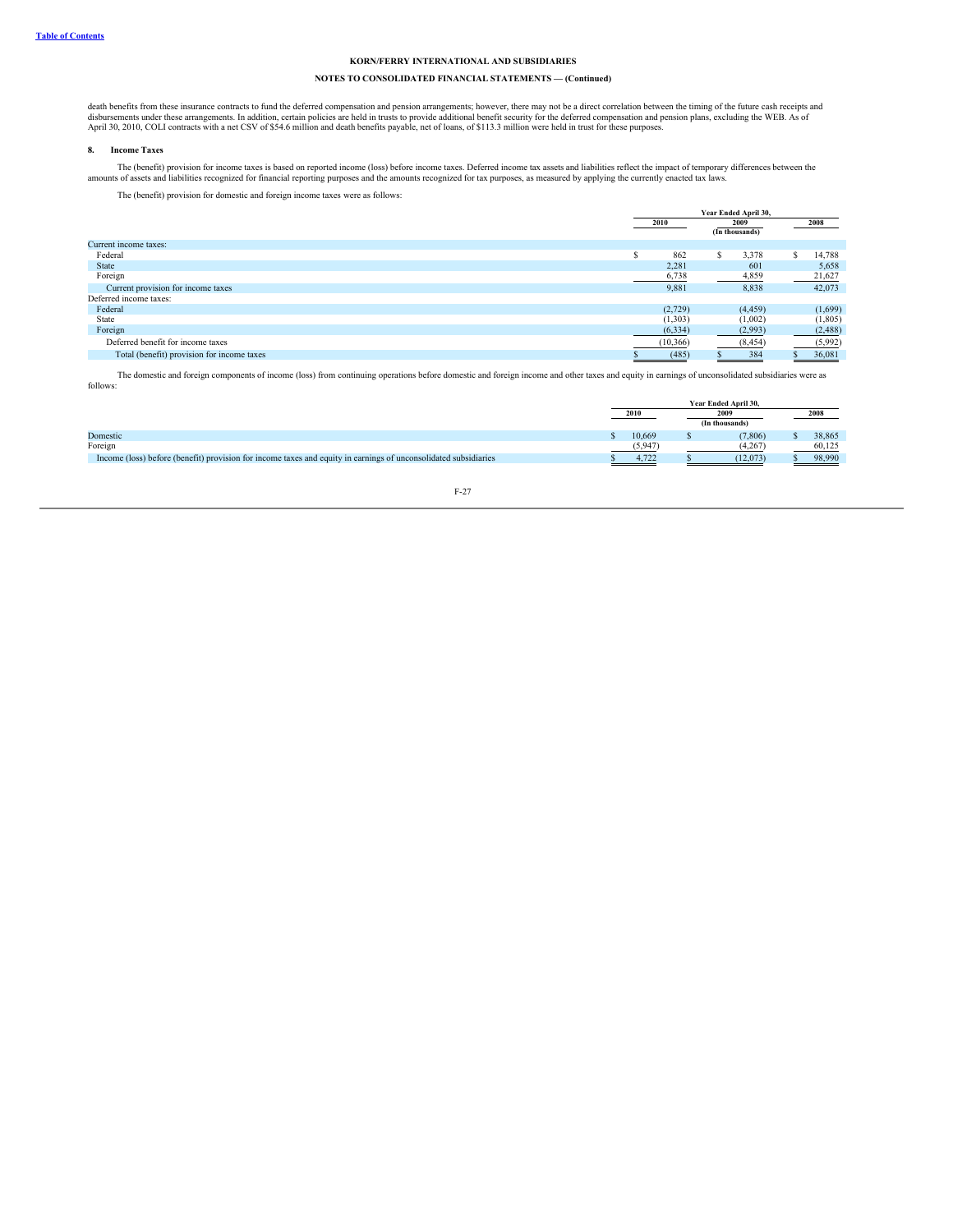death benefits from these insurance contracts to fund the deferred compensation and pension arrangements; however, there may not be a direct correlation between the timing of the future cash receipts and disbursements under these arrangements. In addition, certain policies are held in trusts to provide additional benefit security for the deferred compensation and pension plans, excluding the WEB. As of April 30, 2010, COLI contracts with a net CSV of $54.6 million and death benefits payable, net of loans, of $113.3 million were held in trust for these purposes.

### 8. Income Taxes

The (benefit) provision for income taxes is based on reported income (loss) before income taxes. Deferred income tax assets and liabilities reflect the impact of temporary differences between the amounts of assets and liabilities recognized for financial reporting purposes and the amounts recognized for tax purposes, as measured by applying the currently enacted tax laws.

The (benefit) provision for domestic and foreign income taxes were as follows:

| | Year Ended April 30, | | |
|---|---|---|---|
| | 2010 | 2009 | 2008 |
| | | (In thousands) | |
| Current income taxes: | | | |
| Federal | $ 862 | $ 3,378 | $ 14,788 |
| State | 2,281 | 601 | 5,658 |
| Foreign | 6,738 | 4,859 | 21,627 |
| Current provision for income taxes | 9,881 | 8,838 | 42,073 |
| Deferred income taxes: | | | |
| Federal | (2,729) | (4,459) | (1,699) |
| State | (1,303) | (1,002) | (1,805) |
| Foreign | (6,334) | (2,993) | (2,488) |
| Deferred benefit for income taxes | (10,366) | (8,454) | (5,992) |
| Total (benefit) provision for income taxes | $ (485) | $ 384 | $ 36,081 |

The domestic and foreign components of income (loss) from continuing operations before domestic and foreign income and other taxes and equity in earnings of unconsolidated subsidiaries were as follows:

| | Year Ended April 30, | | |
|---|---|---|---|
| | 2010 | 2009 | 2008 |
| | | (In thousands) | |
| Domestic | $ 10,669 | $ (7,806) | $ 38,865 |
| Foreign | (5,947) | (4,267) | 60,125 |
| Income (loss) before (benefit) provision for income taxes and equity in earnings of unconsolidated subsidiaries | $ 4,722 | $ (12,073) | $ 98,990 |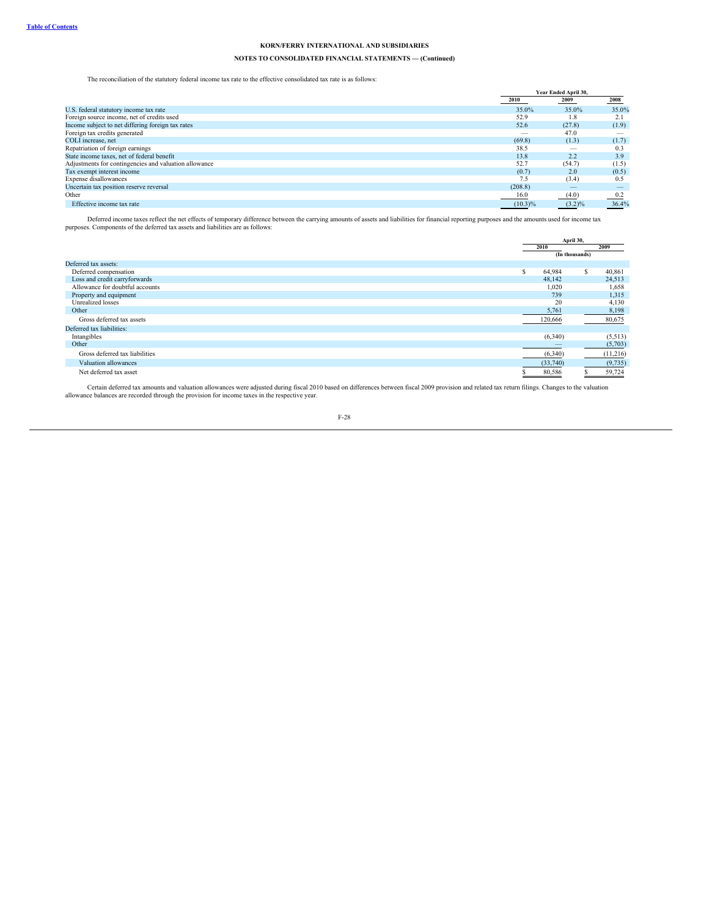**KORN/FERRY INTERNATIONAL AND SUBSIDIARIES**

**NOTES TO CONSOLIDATED FINANCIAL STATEMENTS — (Continued)**

The reconciliation of the statutory federal income tax rate to the effective consolidated tax rate is as follows:

| | Year Ended April 30, | | |
|---|---|---|---|
| | 2010 | 2009 | 2008 |
| U.S. federal statutory income tax rate | 35.0% | 35.0% | 35.0% |
| Foreign source income, net of credits used | 52.9 | 1.8 | 2.1 |
| Income subject to net differing foreign tax rates | 52.6 | (27.8) | (1.9) |
| Foreign tax credits generated | — | 47.0 | — |
| COLI increase, net | (69.8) | (1.3) | (1.7) |
| Repatriation of foreign earnings | 38.5 | — | 0.3 |
| State income taxes, net of federal benefit | 13.8 | 2.2 | 3.9 |
| Adjustments for contingencies and valuation allowance | 52.7 | (54.7) | (1.5) |
| Tax exempt interest income | (0.7) | 2.0 | (0.5) |
| Expense disallowances | 7.5 | (3.4) | 0.5 |
| Uncertain tax position reserve reversal | (208.8) | — | — |
| Other | 16.0 | (4.0) | 0.2 |
| Effective income tax rate | (10.3)% | (3.2)% | 36.4% |

Deferred income taxes reflect the net effects of temporary difference between the carrying amounts of assets and liabilities for financial reporting purposes and the amounts used for income tax purposes. Components of the deferred tax assets and liabilities are as follows:

| | April 30, | |
|---|---|---|
| | 2010 | 2009 |
| | (In thousands) | |
| Deferred tax assets: | | |
| Deferred compensation | $ 64,984 | $ 40,861 |
| Loss and credit carryforwards | 48,142 | 24,513 |
| Allowance for doubtful accounts | 1,020 | 1,658 |
| Property and equipment | 739 | 1,315 |
| Unrealized losses | 20 | 4,130 |
| Other | 5,761 | 8,198 |
| Gross deferred tax assets | 120,666 | 80,675 |
| Deferred tax liabilities: | | |
| Intangibles | (6,340) | (5,513) |
| Other | — | (5,703) |
| Gross deferred tax liabilities | (6,340) | (11,216) |
| Valuation allowances | (33,740) | (9,735) |
| Net deferred tax asset | $ 80,586 | $ 59,724 |

Certain deferred tax amounts and valuation allowances were adjusted during fiscal 2010 based on differences between fiscal 2009 provision and related tax return filings. Changes to the valuation allowance balances are recorded through the provision for income taxes in the respective year.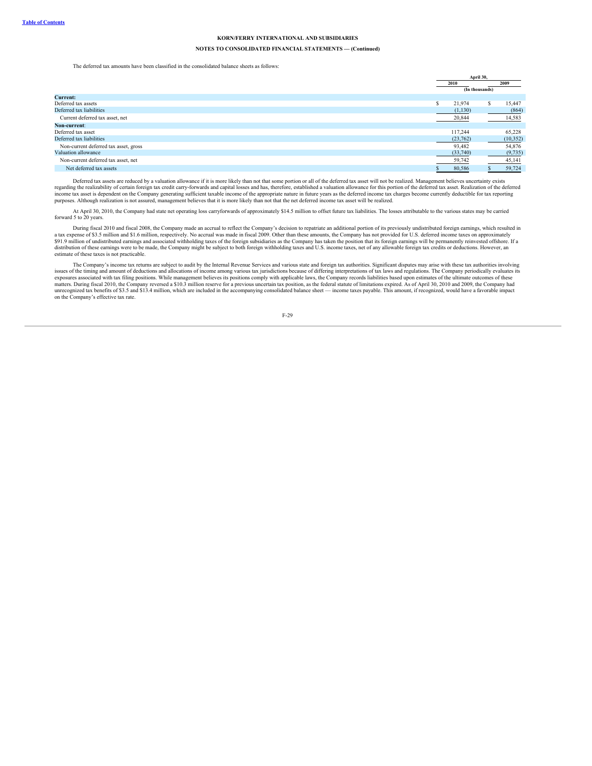**KORN/FERRY INTERNATIONAL AND SUBSIDIARIES**

**NOTES TO CONSOLIDATED FINANCIAL STATEMENTS — (Continued)**

The deferred tax amounts have been classified in the consolidated balance sheets as follows:

| | April 30, | |
|---|---|---|
| | 2010 | 2009 |
| | (In thousands) | |
| **Current:** | | |
| Deferred tax assets | $ 21,974 | $ 15,447 |
| Deferred tax liabilities | (1,130) | (864) |
| Current deferred tax asset, net | 20,844 | 14,583 |
| **Non-current**: | | |
| Deferred tax asset | 117,244 | 65,228 |
| Deferred tax liabilities | (23,762) | (10,352) |
| Non-current deferred tax asset, gross | 93,482 | 54,876 |
| Valuation allowance | (33,740) | (9,735) |
| Non-current deferred tax asset, net | 59,742 | 45,141 |
| Net deferred tax assets | $ 80,586 | $ 59,724 |

Deferred tax assets are reduced by a valuation allowance if it is more likely than not that some portion or all of the deferred tax asset will not be realized. Management believes uncertainty exists regarding the realizability of certain foreign tax credit carry-forwards and capital losses and has, therefore, established a valuation allowance for this portion of the deferred tax asset. Realization of the deferred income tax asset is dependent on the Company generating sufficient taxable income of the appropriate nature in future years as the deferred income tax charges become currently deductible for tax reporting purposes. Although realization is not assured, management believes that it is more likely than not that the net deferred income tax asset will be realized.

At April 30, 2010, the Company had state net operating loss carryforwards of approximately $14.5 million to offset future tax liabilities. The losses attributable to the various states may be carried forward 5 to 20 years.

During fiscal 2010 and fiscal 2008, the Company made an accrual to reflect the Company's decision to repatriate an additional portion of its previously undistributed foreign earnings, which resulted in a tax expense of $3.5 million and $1.6 million, respectively. No accrual was made in fiscal 2009. Other than these amounts, the Company has not provided for U.S. deferred income taxes on approximately $91.9 million of undistributed earnings and associated withholding taxes of the foreign subsidiaries as the Company has taken the position that its foreign earnings will be permanently reinvested offshore. If a distribution of these earnings were to be made, the Company might be subject to both foreign withholding taxes and U.S. income taxes, net of any allowable foreign tax credits or deductions. However, an estimate of these taxes is not practicable.

The Company's income tax returns are subject to audit by the Internal Revenue Services and various state and foreign tax authorities. Significant disputes may arise with these tax authorities involving issues of the timing and amount of deductions and allocations of income among various tax jurisdictions because of differing interpretations of tax laws and regulations. The Company periodically evaluates its exposures associated with tax filing positions. While management believes its positions comply with applicable laws, the Company records liabilities based upon estimates of the ultimate outcomes of these matters. During fiscal 2010, the Company reversed a $10.3 million reserve for a previous uncertain tax position, as the federal statute of limitations expired. As of April 30, 2010 and 2009, the Company had unrecognized tax benefits of $3.5 and $13.4 million, which are included in the accompanying consolidated balance sheet — income taxes payable. This amount, if recognized, would have a favorable impact on the Company's effective tax rate.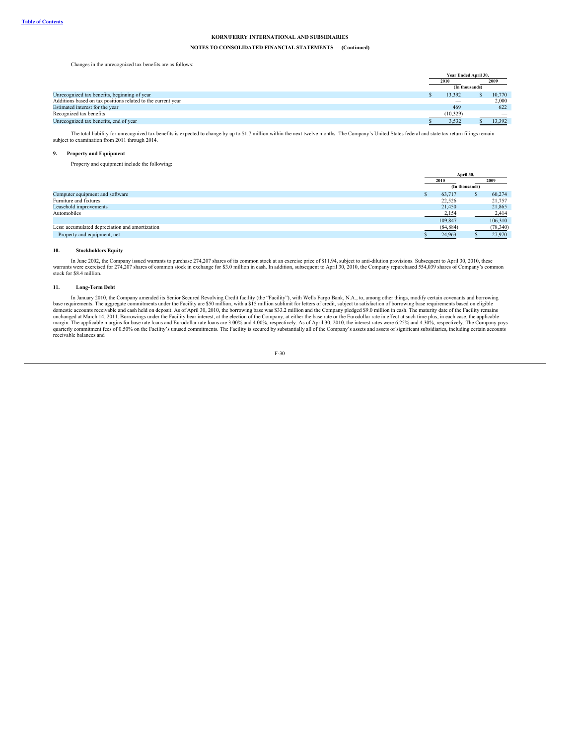Changes in the unrecognized tax benefits are as follows:

| | Year Ended April 30, | |
|---|---|---|
| | 2010 | 2009 |
| | (In thousands) | |
| Unrecognized tax benefits, beginning of year | $ 13,392 | $ 10,770 |
| Additions based on tax positions related to the current year | — | 2,000 |
| Estimated interest for the year | 469 | 622 |
| Recognized tax benefits | (10,329) | — |
| Unrecognized tax benefits, end of year | $ 3,532 | $ 13,392 |

The total liability for unrecognized tax benefits is expected to change by up to $1.7 million within the next twelve months. The Company's United States federal and state tax return filings remain subject to examination from 2011 through 2014.

## 9. Property and Equipment

Property and equipment include the following:

| | April 30, | |
|---|---|---|
| | 2010 | 2009 |
| | (In thousands) | |
| Computer equipment and software | $ 63,717 | $ 60,274 |
| Furniture and fixtures | 22,526 | 21,757 |
| Leasehold improvements | 21,450 | 21,865 |
| Automobiles | 2,154 | 2,414 |
| | 109,847 | 106,310 |
| Less: accumulated depreciation and amortization | (84,884) | (78,340) |
| Property and equipment, net | $ 24,963 | $ 27,970 |

## 10. Stockholders Equity

In June 2002, the Company issued warrants to purchase 274,207 shares of its common stock at an exercise price of $11.94, subject to anti-dilution provisions. Subsequent to April 30, 2010, these warrants were exercised for 274,207 shares of common stock in exchange for $3.0 million in cash. In addition, subsequent to April 30, 2010, the Company repurchased 554,039 shares of Company's common stock for $8.4 million.

## 11. Long-Term Debt

In January 2010, the Company amended its Senior Secured Revolving Credit facility (the "Facility"), with Wells Fargo Bank, N.A., to, among other things, modify certain covenants and borrowing base requirements. The aggregate commitments under the Facility are $50 million, with a $15 million sublimit for letters of credit, subject to satisfaction of borrowing base requirements based on eligible domestic accounts receivable and cash held on deposit. As of April 30, 2010, the borrowing base was $33.2 million and the Company pledged $9.0 million in cash. The maturity date of the Facility remains unchanged at March 14, 2011. Borrowings under the Facility bear interest, at the election of the Company, at either the base rate or the Eurodollar rate in effect at such time plus, in each case, the applicable margin. The applicable margins for base rate loans and Eurodollar rate loans are 3.00% and 4.00%, respectively. As of April 30, 2010, the interest rates were 6.25% and 4.30%, respectively. The Company pays quarterly commitment fees of 0.50% on the Facility's unused commitments. The Facility is secured by substantially all of the Company's assets and assets of significant subsidiaries, including certain accounts receivable balances and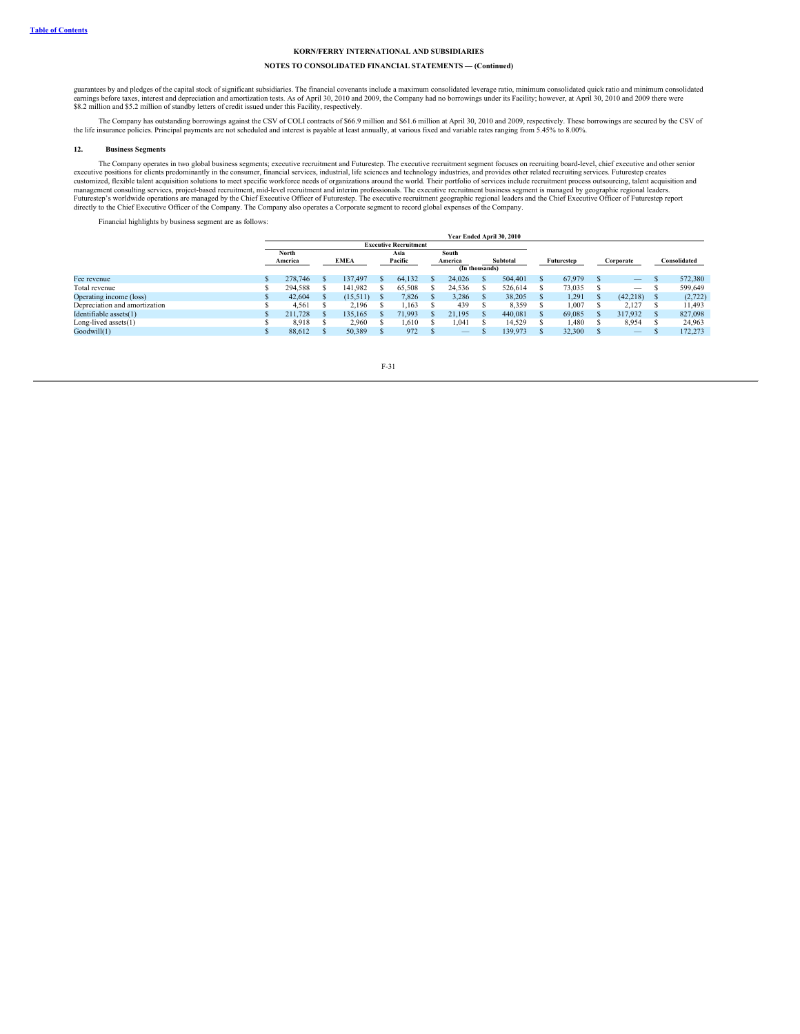guarantees by and pledges of the capital stock of significant subsidiaries. The financial covenants include a maximum consolidated leverage ratio, minimum consolidated quick ratio and minimum consolidated earnings before taxes, interest and depreciation and amortization tests. As of April 30, 2010 and 2009, the Company had no borrowings under its Facility; however, at April 30, 2010 and 2009 there were $8.2 million and $5.2 million of standby letters of credit issued under this Facility, respectively.

The Company has outstanding borrowings against the CSV of COLI contracts of $66.9 million and $61.6 million at April 30, 2010 and 2009, respectively. These borrowings are secured by the CSV of the life insurance policies. Principal payments are not scheduled and interest is payable at least annually, at various fixed and variable rates ranging from 5.45% to 8.00%.

## 12. Business Segments

The Company operates in two global business segments; executive recruitment and Futurestep. The executive recruitment segment focuses on recruiting board-level, chief executive and other senior executive positions for clients predominantly in the consumer, financial services, industrial, life sciences and technology industries, and provides other related recruiting services. Futurestep creates customized, flexible talent acquisition solutions to meet specific workforce needs of organizations around the world. Their portfolio of services include recruitment process outsourcing, talent acquisition and management consulting services, project-based recruitment, mid-level recruitment and interim professionals. The executive recruitment business segment is managed by geographic regional leaders. Futurestep's worldwide operations are managed by the Chief Executive Officer of Futurestep. The executive recruitment geographic regional leaders and the Chief Executive Officer of Futurestep report directly to the Chief Executive Officer of the Company. The Company also operates a Corporate segment to record global expenses of the Company.

Financial highlights by business segment are as follows:

| | Year Ended April 30, 2010 | | | | | | | |
|---|---|---|---|---|---|---|---|---|
| | Executive Recruitment | | | | | | | |
| | North America | EMEA | Asia Pacific | South America | Subtotal | Futurestep | Corporate | Consolidated |
| | (In thousands) | | | | | | | |
| Fee revenue | $ 278,746 | $ 137,497 | $ 64,132 | $ 24,026 | $ 504,401 | $ 67,979 | $ — | $ 572,380 |
| Total revenue | $ 294,588 | $ 141,982 | $ 65,508 | $ 24,536 | $ 526,614 | $ 73,035 | $ — | $ 599,649 |
| Operating income (loss) | $ 42,604 | $ (15,511) | $ 7,826 | $ 3,286 | $ 38,205 | $ 1,291 | $ (42,218) | $ (2,722) |
| Depreciation and amortization | $ 4,561 | $ 2,196 | $ 1,163 | $ 439 | $ 8,359 | $ 1,007 | $ 2,127 | $ 11,493 |
| Identifiable assets(1) | $ 211,728 | $ 135,165 | $ 71,993 | $ 21,195 | $ 440,081 | $ 69,085 | $ 317,932 | $ 827,098 |
| Long-lived assets(1) | $ 8,918 | $ 2,960 | $ 1,610 | $ 1,041 | $ 14,529 | $ 1,480 | $ 8,954 | $ 24,963 |
| Goodwill(1) | $ 88,612 | $ 50,389 | $ 972 | $ — | $ 139,973 | $ 32,300 | $ — | $ 172,273 |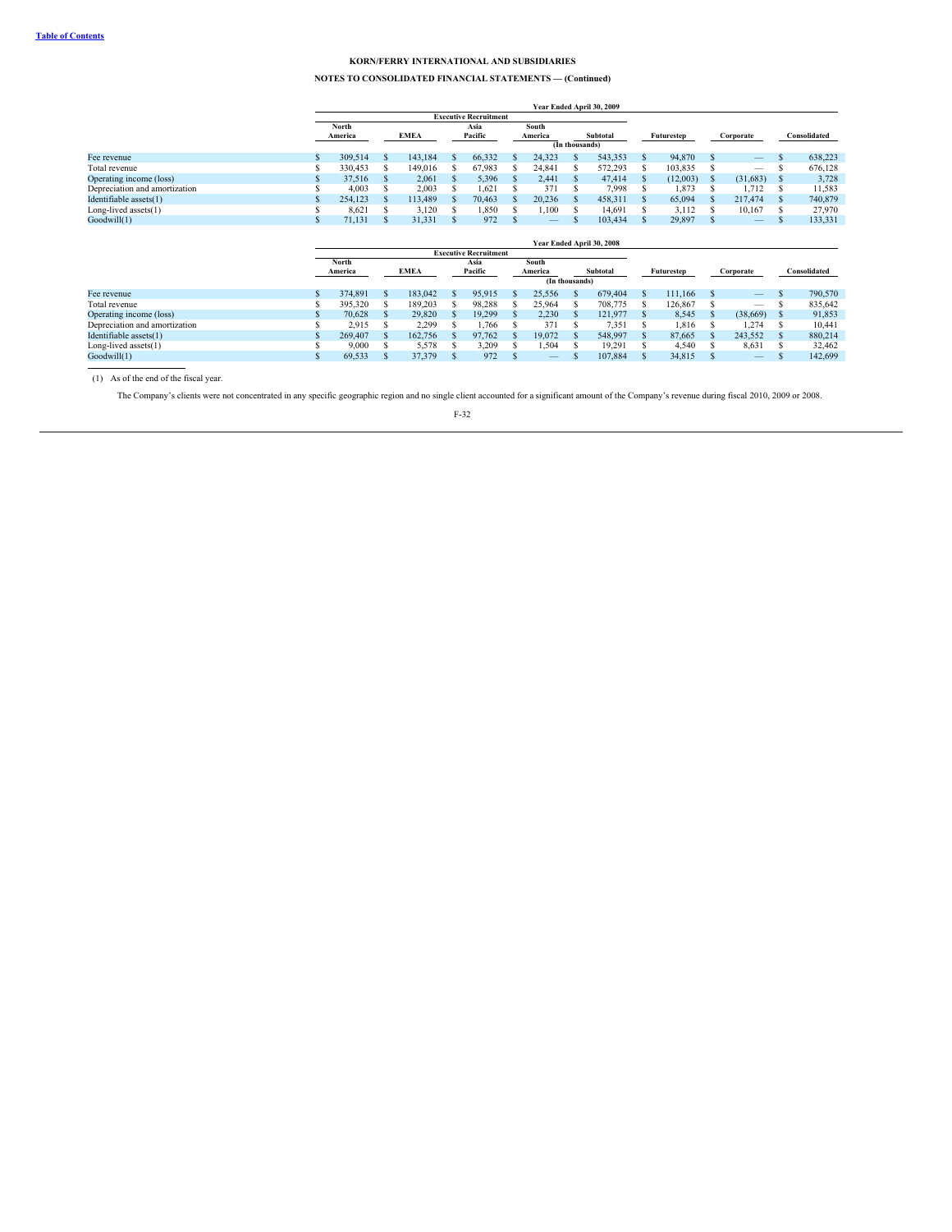**Table of Contents**

**KORN/FERRY INTERNATIONAL AND SUBSIDIARIES**

**NOTES TO CONSOLIDATED FINANCIAL STATEMENTS — (Continued)**

| | Year Ended April 30, 2009 | | | | | | | |
|---|---|---|---|---|---|---|---|---|
| | Executive Recruitment | | | | | | | |
| | North America | EMEA | Asia Pacific | South America | Subtotal | Futurestep | Corporate | Consolidated |
| | (In thousands) | | | | | | | |
| Fee revenue | $ 309,514 | $ 143,184 | $ 66,332 | $ 24,323 | $ 543,353 | $ 94,870 | $ — | $ 638,223 |
| Total revenue | $ 330,453 | $ 149,016 | $ 67,983 | $ 24,841 | $ 572,293 | $ 103,835 | $ — | $ 676,128 |
| Operating income (loss) | $ 37,516 | $ 2,061 | $ 5,396 | $ 2,441 | $ 47,414 | $ (12,003) | $ (31,683) | $ 3,728 |
| Depreciation and amortization | $ 4,003 | $ 2,003 | $ 1,621 | $ 371 | $ 7,998 | $ 1,873 | $ 1,712 | $ 11,583 |
| Identifiable assets(1) | $ 254,123 | $ 113,489 | $ 70,463 | $ 20,236 | $ 458,311 | $ 65,094 | $ 217,474 | $ 740,879 |
| Long-lived assets(1) | $ 8,621 | $ 3,120 | $ 1,850 | $ 1,100 | $ 14,691 | $ 3,112 | $ 10,167 | $ 27,970 |
| Goodwill(1) | $ 71,131 | $ 31,331 | $ 972 | $ — | $ 103,434 | $ 29,897 | $ — | $ 133,331 |

| | Year Ended April 30, 2008 | | | | | | | |
|---|---|---|---|---|---|---|---|---|
| | Executive Recruitment | | | | | | | |
| | North America | EMEA | Asia Pacific | South America | Subtotal | Futurestep | Corporate | Consolidated |
| | (In thousands) | | | | | | | |
| Fee revenue | $ 374,891 | $ 183,042 | $ 95,915 | $ 25,556 | $ 679,404 | $ 111,166 | $ — | $ 790,570 |
| Total revenue | $ 395,320 | $ 189,203 | $ 98,288 | $ 25,964 | $ 708,775 | $ 126,867 | $ — | $ 835,642 |
| Operating income (loss) | $ 70,628 | $ 29,820 | $ 19,299 | $ 2,230 | $ 121,977 | $ 8,545 | $ (38,669) | $ 91,853 |
| Depreciation and amortization | $ 2,915 | $ 2,299 | $ 1,766 | $ 371 | $ 7,351 | $ 1,816 | $ 1,274 | $ 10,441 |
| Identifiable assets(1) | $ 269,407 | $ 162,756 | $ 97,762 | $ 19,072 | $ 548,997 | $ 87,665 | $ 243,552 | $ 880,214 |
| Long-lived assets(1) | $ 9,000 | $ 5,578 | $ 3,209 | $ 1,504 | $ 19,291 | $ 4,540 | $ 8,631 | $ 32,462 |
| Goodwill(1) | $ 69,533 | $ 37,379 | $ 972 | $ — | $ 107,884 | $ 34,815 | $ — | $ 142,699 |

(1) As of the end of the fiscal year.

The Company's clients were not concentrated in any specific geographic region and no single client accounted for a significant amount of the Company's revenue during fiscal 2010, 2009 or 2008.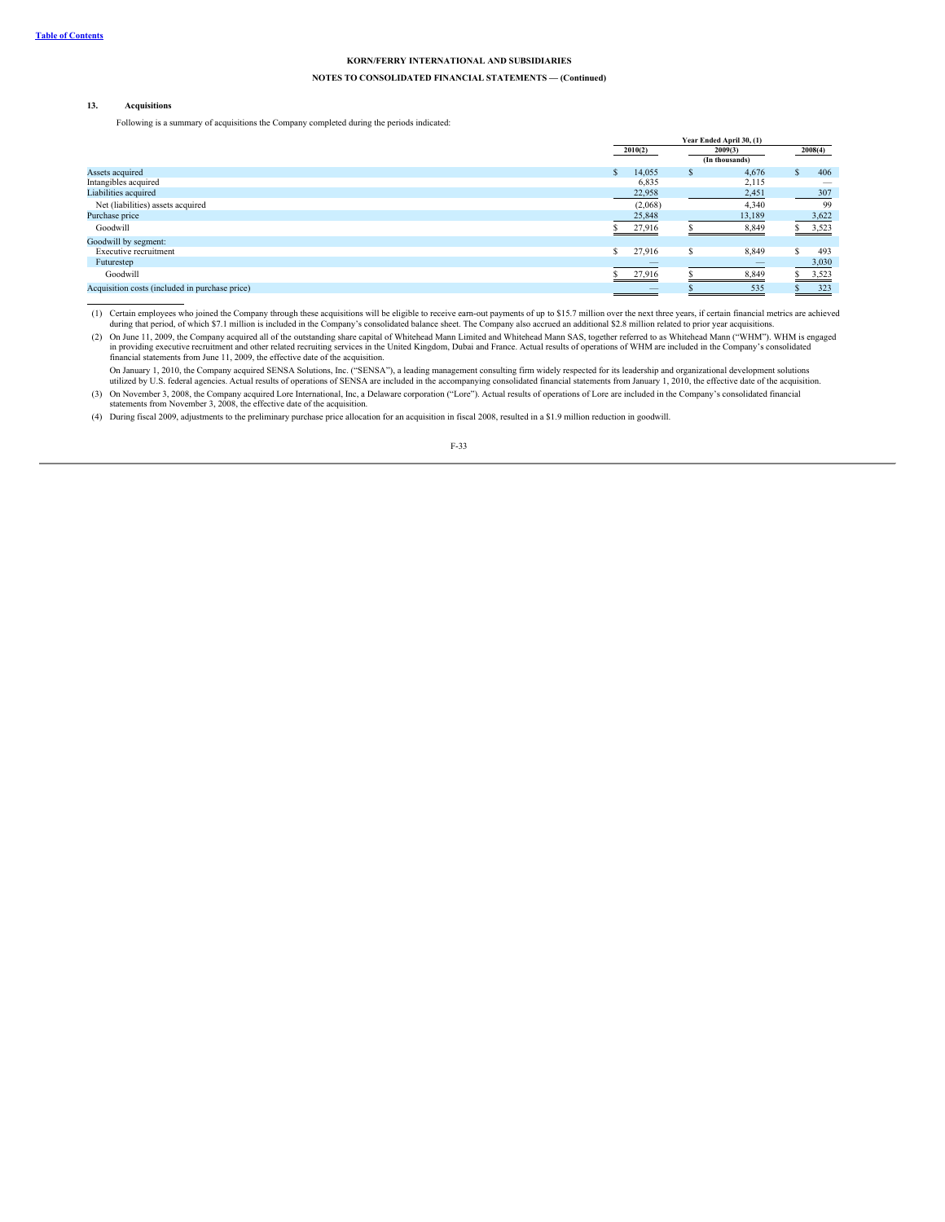# KORN/FERRY INTERNATIONAL AND SUBSIDIARIES

## NOTES TO CONSOLIDATED FINANCIAL STATEMENTS — (Continued)

### 13. Acquisitions

Following is a summary of acquisitions the Company completed during the periods indicated:

| | Year Ended April 30, (1) | | |
|---|---|---|---|
| | 2010(2) | 2009(3) | 2008(4) |
| | | (In thousands) | |
| Assets acquired | $ 14,055 | $ 4,676 | $ 406 |
| Intangibles acquired | 6,835 | 2,115 | — |
| Liabilities acquired | 22,958 | 2,451 | 307 |
| Net (liabilities) assets acquired | (2,068) | 4,340 | 99 |
| Purchase price | 25,848 | 13,189 | 3,622 |
| Goodwill | $ 27,916 | $ 8,849 | $ 3,523 |
| Goodwill by segment: | | | |
| Executive recruitment | $ 27,916 | $ 8,849 | $ 493 |
| Futurestep | — | — | 3,030 |
| Goodwill | $ 27,916 | $ 8,849 | $ 3,523 |
| Acquisition costs (included in purchase price) | — | $ 535 | $ 323 |

(1) Certain employees who joined the Company through these acquisitions will be eligible to receive earn-out payments of up to $15.7 million over the next three years, if certain financial metrics are achieved during that period, of which $7.1 million is included in the Company's consolidated balance sheet. The Company also accrued an additional $2.8 million related to prior year acquisitions.

(2) On June 11, 2009, the Company acquired all of the outstanding share capital of Whitehead Mann Limited and Whitehead Mann SAS, together referred to as Whitehead Mann ("WHM"). WHM is engaged in providing executive recruitment and other related recruiting services in the United Kingdom, Dubai and France. Actual results of operations of WHM are included in the Company's consolidated financial statements from June 11, 2009, the effective date of the acquisition.

On January 1, 2010, the Company acquired SENSA Solutions, Inc. ("SENSA"), a leading management consulting firm widely respected for its leadership and organizational development solutions utilized by U.S. federal agencies. Actual results of operations of SENSA are included in the accompanying consolidated financial statements from January 1, 2010, the effective date of the acquisition.

(3) On November 3, 2008, the Company acquired Lore International, Inc, a Delaware corporation ("Lore"). Actual results of operations of Lore are included in the Company's consolidated financial statements from November 3, 2008, the effective date of the acquisition.

(4) During fiscal 2009, adjustments to the preliminary purchase price allocation for an acquisition in fiscal 2008, resulted in a $1.9 million reduction in goodwill.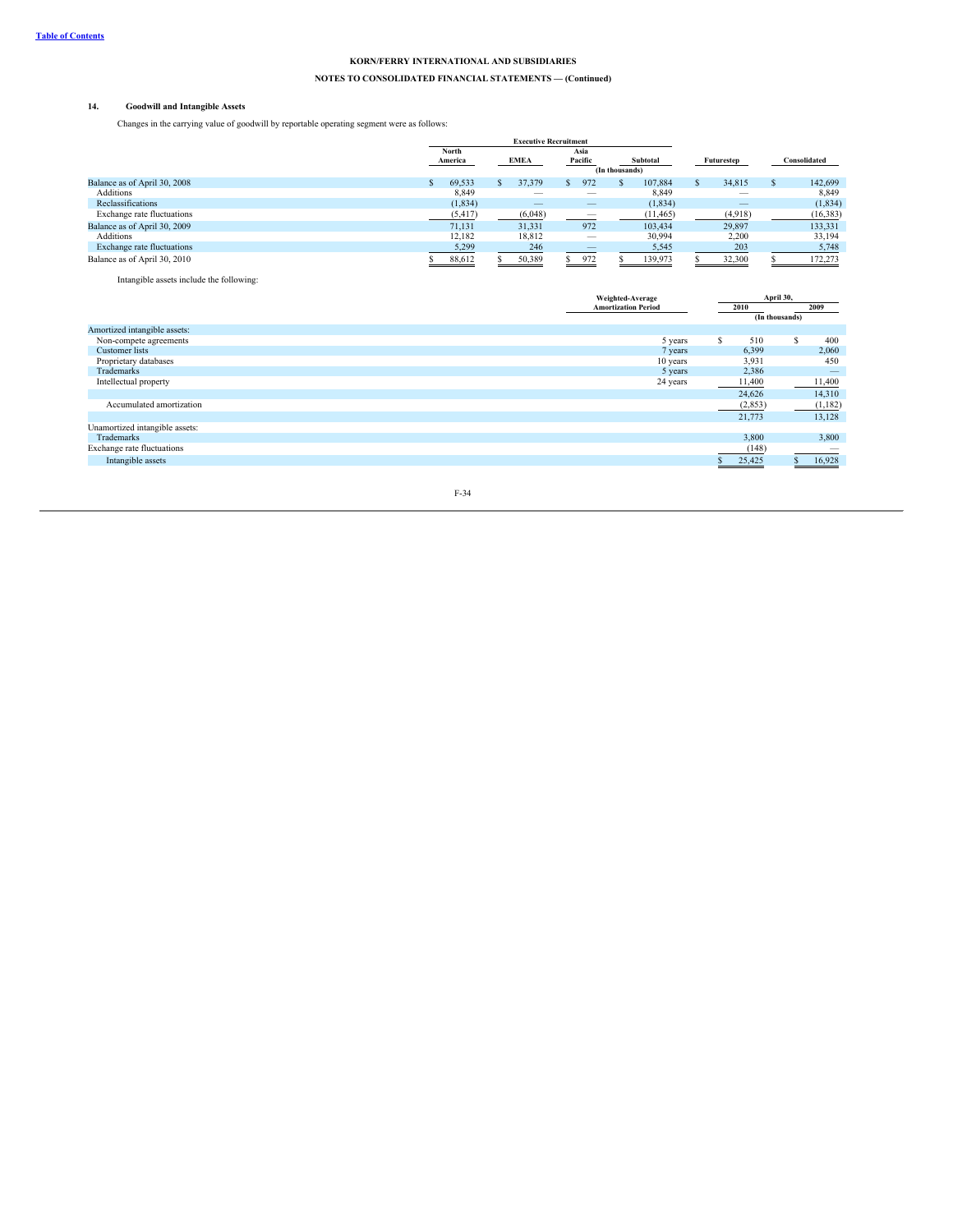**KORN/FERRY INTERNATIONAL AND SUBSIDIARIES**

**NOTES TO CONSOLIDATED FINANCIAL STATEMENTS — (Continued)**

### 14. Goodwill and Intangible Assets

Changes in the carrying value of goodwill by reportable operating segment were as follows:

| | Executive Recruitment | | | | | |
|---|---|---|---|---|---|---|
| | North America | EMEA | Asia Pacific | Subtotal | Futurestep | Consolidated |
| | (In thousands) | | | | | |
| Balance as of April 30, 2008 | $ 69,533 | $ 37,379 | $ 972 | $ 107,884 | $ 34,815 | $ 142,699 |
| Additions | 8,849 | — | — | 8,849 | — | 8,849 |
| Reclassifications | (1,834) | — | — | (1,834) | — | (1,834) |
| Exchange rate fluctuations | (5,417) | (6,048) | — | (11,465) | (4,918) | (16,383) |
| Balance as of April 30, 2009 | 71,131 | 31,331 | 972 | 103,434 | 29,897 | 133,331 |
| Additions | 12,182 | 18,812 | — | 30,994 | 2,200 | 33,194 |
| Exchange rate fluctuations | 5,299 | 246 | — | 5,545 | 203 | 5,748 |
| Balance as of April 30, 2010 | $ 88,612 | $ 50,389 | $ 972 | $ 139,973 | $ 32,300 | $ 172,273 |

Intangible assets include the following:

| | Weighted-Average Amortization Period | April 30, 2010 | April 30, 2009 |
|---|---|---|---|
| | | (In thousands) | |
| Amortized intangible assets: | | | |
| Non-compete agreements | 5 years | $ 510 | $ 400 |
| Customer lists | 7 years | 6,399 | 2,060 |
| Proprietary databases | 10 years | 3,931 | 450 |
| Trademarks | 5 years | 2,386 | — |
| Intellectual property | 24 years | 11,400 | 11,400 |
| | | 24,626 | 14,310 |
| Accumulated amortization | | (2,853) | (1,182) |
| | | 21,773 | 13,128 |
| Unamortized intangible assets: | | | |
| Trademarks | | 3,800 | 3,800 |
| Exchange rate fluctuations | | (148) | — |
| Intangible assets | | $ 25,425 | $ 16,928 |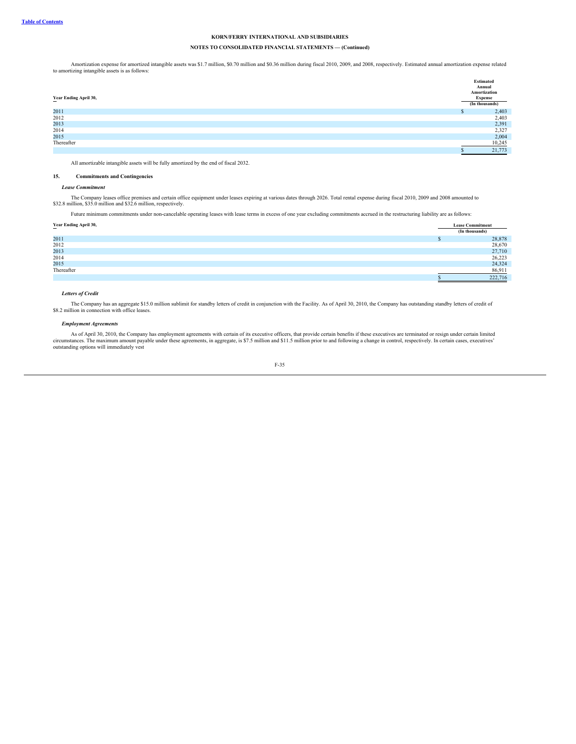**KORN/FERRY INTERNATIONAL AND SUBSIDIARIES**

**NOTES TO CONSOLIDATED FINANCIAL STATEMENTS — (Continued)**

Amortization expense for amortized intangible assets was $1.7 million, $0.70 million and $0.36 million during fiscal 2010, 2009, and 2008, respectively. Estimated annual amortization expense related to amortizing intangible assets is as follows:

| Year Ending April 30, | Estimated Annual Amortization Expense |
|---|---|
| | (In thousands) |
| 2011 | $ 2,403 |
| 2012 | 2,403 |
| 2013 | 2,391 |
| 2014 | 2,327 |
| 2015 | 2,004 |
| Thereafter | 10,245 |
| | $ 21,773 |

All amortizable intangible assets will be fully amortized by the end of fiscal 2032.

## 15. Commitments and Contingencies

***Lease Commitment***

The Company leases office premises and certain office equipment under leases expiring at various dates through 2026. Total rental expense during fiscal 2010, 2009 and 2008 amounted to $32.8 million, $35.0 million and $32.6 million, respectively.

Future minimum commitments under non-cancelable operating leases with lease terms in excess of one year excluding commitments accrued in the restructuring liability are as follows:

| Year Ending April 30, | Lease Commitment |
|---|---|
| | (In thousands) |
| 2011 | $ 28,878 |
| 2012 | 28,670 |
| 2013 | 27,710 |
| 2014 | 26,223 |
| 2015 | 24,324 |
| Thereafter | 86,911 |
| | $ 222,716 |

***Letters of Credit***

The Company has an aggregate $15.0 million sublimit for standby letters of credit in conjunction with the Facility. As of April 30, 2010, the Company has outstanding standby letters of credit of $8.2 million in connection with office leases.

***Employment Agreements***

As of April 30, 2010, the Company has employment agreements with certain of its executive officers, that provide certain benefits if these executives are terminated or resign under certain limited circumstances. The maximum amount payable under these agreements, in aggregate, is $7.5 million and $11.5 million prior to and following a change in control, respectively. In certain cases, executives' outstanding options will immediately vest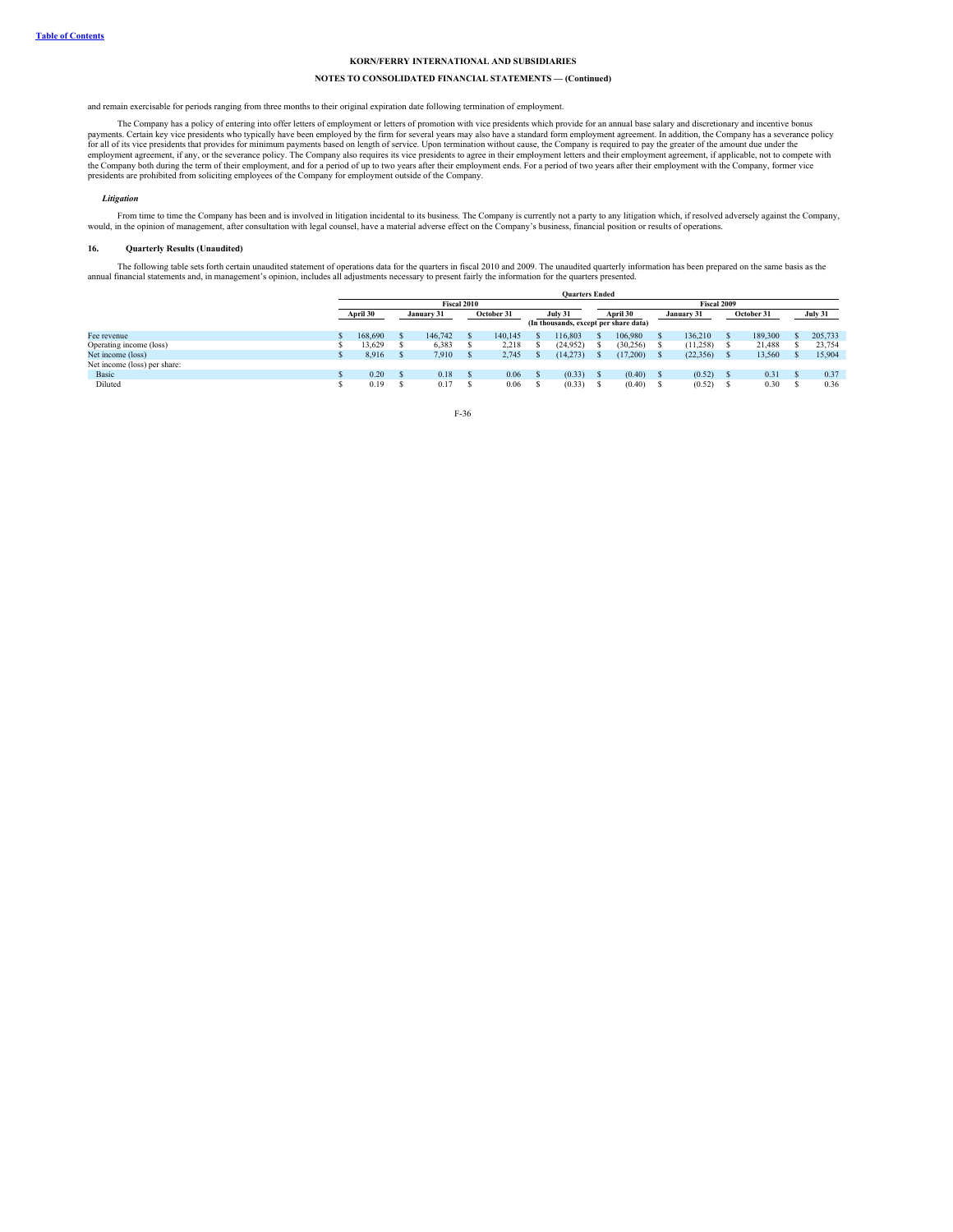and remain exercisable for periods ranging from three months to their original expiration date following termination of employment.

The Company has a policy of entering into offer letters of employment or letters of promotion with vice presidents which provide for an annual base salary and discretionary and incentive bonus payments. Certain key vice presidents who typically have been employed by the firm for several years may also have a standard form employment agreement. In addition, the Company has a severance policy for all of its vice presidents that provides for minimum payments based on length of service. Upon termination without cause, the Company is required to pay the greater of the amount due under the employment agreement, if any, or the severance policy. The Company also requires its vice presidents to agree in their employment letters and their employment agreement, if applicable, not to compete with the Company both during the term of their employment, and for a period of up to two years after their employment ends. For a period of two years after their employment with the Company, former vice presidents are prohibited from soliciting employees of the Company for employment outside of the Company.

***Litigation***

From time to time the Company has been and is involved in litigation incidental to its business. The Company is currently not a party to any litigation which, if resolved adversely against the Company, would, in the opinion of management, after consultation with legal counsel, have a material adverse effect on the Company's business, financial position or results of operations.

## 16. Quarterly Results (Unaudited)

The following table sets forth certain unaudited statement of operations data for the quarters in fiscal 2010 and 2009. The unaudited quarterly information has been prepared on the same basis as the annual financial statements and, in management's opinion, includes all adjustments necessary to present fairly the information for the quarters presented.

| | Quarters Ended | | | | | | | |
|---|---|---|---|---|---|---|---|---|
| | Fiscal 2010 | | | | Fiscal 2009 | | | |
| | April 30 | January 31 | October 31 | July 31 | April 30 | January 31 | October 31 | July 31 |
| | (In thousands, except per share data) | | | | | | | |
| Fee revenue | $ 168,690 | $ 146,742 | $ 140,145 | $ 116,803 | $ 106,980 | $ 136,210 | $ 189,300 | $ 205,733 |
| Operating income (loss) | $ 13,629 | $ 6,383 | $ 2,218 | $ (24,952) | $ (30,256) | $ (11,258) | $ 21,488 | $ 23,754 |
| Net income (loss) | $ 8,916 | $ 7,910 | $ 2,745 | $ (14,273) | $ (17,200) | $ (22,356) | $ 13,560 | $ 15,904 |
| Net income (loss) per share: | | | | | | | | |
| Basic | $ 0.20 | $ 0.18 | $ 0.06 | $ (0.33) | $ (0.40) | $ (0.52) | $ 0.31 | $ 0.37 |
| Diluted | $ 0.19 | $ 0.17 | $ 0.06 | $ (0.33) | $ (0.40) | $ (0.52) | $ 0.30 | $ 0.36 |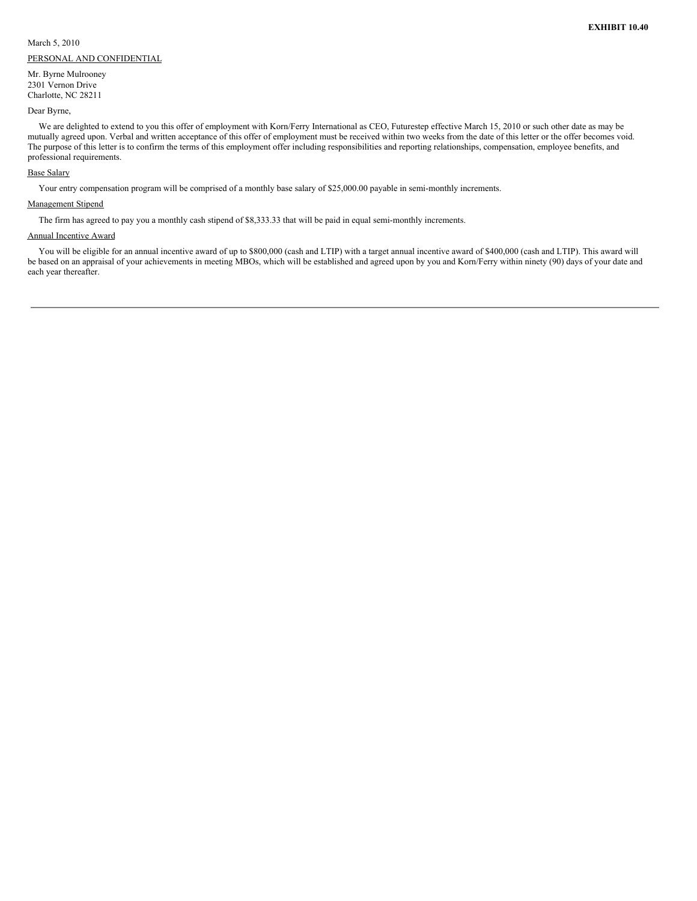**EXHIBIT 10.40**

March 5, 2010

PERSONAL AND CONFIDENTIAL

Mr. Byrne Mulrooney
2301 Vernon Drive
Charlotte, NC 28211

Dear Byrne,

We are delighted to extend to you this offer of employment with Korn/Ferry International as CEO, Futurestep effective March 15, 2010 or such other date as may be mutually agreed upon. Verbal and written acceptance of this offer of employment must be received within two weeks from the date of this letter or the offer becomes void. The purpose of this letter is to confirm the terms of this employment offer including responsibilities and reporting relationships, compensation, employee benefits, and professional requirements.

Base Salary

Your entry compensation program will be comprised of a monthly base salary of $25,000.00 payable in semi-monthly increments.

Management Stipend

The firm has agreed to pay you a monthly cash stipend of $8,333.33 that will be paid in equal semi-monthly increments.

Annual Incentive Award

You will be eligible for an annual incentive award of up to $800,000 (cash and LTIP) with a target annual incentive award of $400,000 (cash and LTIP). This award will be based on an appraisal of your achievements in meeting MBOs, which will be established and agreed upon by you and Korn/Ferry within ninety (90) days of your date and each year thereafter.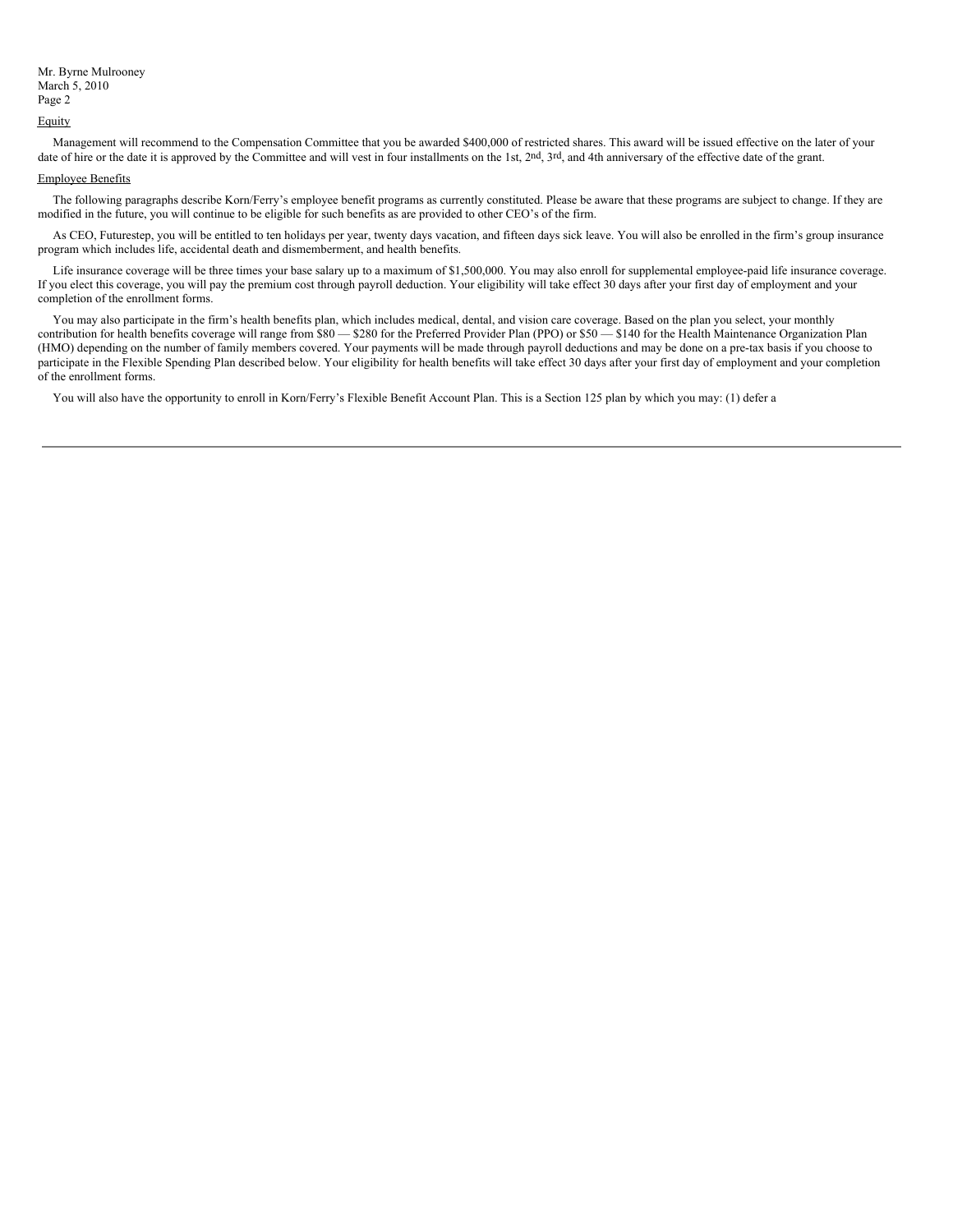Mr. Byrne Mulrooney
March 5, 2010
Page 2

Equity

Management will recommend to the Compensation Committee that you be awarded $400,000 of restricted shares. This award will be issued effective on the later of your date of hire or the date it is approved by the Committee and will vest in four installments on the 1st, 2nd, 3rd, and 4th anniversary of the effective date of the grant.

Employee Benefits

The following paragraphs describe Korn/Ferry's employee benefit programs as currently constituted. Please be aware that these programs are subject to change. If they are modified in the future, you will continue to be eligible for such benefits as are provided to other CEO's of the firm.

As CEO, Futurestep, you will be entitled to ten holidays per year, twenty days vacation, and fifteen days sick leave. You will also be enrolled in the firm's group insurance program which includes life, accidental death and dismemberment, and health benefits.

Life insurance coverage will be three times your base salary up to a maximum of $1,500,000. You may also enroll for supplemental employee-paid life insurance coverage. If you elect this coverage, you will pay the premium cost through payroll deduction. Your eligibility will take effect 30 days after your first day of employment and your completion of the enrollment forms.

You may also participate in the firm's health benefits plan, which includes medical, dental, and vision care coverage. Based on the plan you select, your monthly contribution for health benefits coverage will range from $80 — $280 for the Preferred Provider Plan (PPO) or $50 — $140 for the Health Maintenance Organization Plan (HMO) depending on the number of family members covered. Your payments will be made through payroll deductions and may be done on a pre-tax basis if you choose to participate in the Flexible Spending Plan described below. Your eligibility for health benefits will take effect 30 days after your first day of employment and your completion of the enrollment forms.

You will also have the opportunity to enroll in Korn/Ferry's Flexible Benefit Account Plan. This is a Section 125 plan by which you may: (1) defer a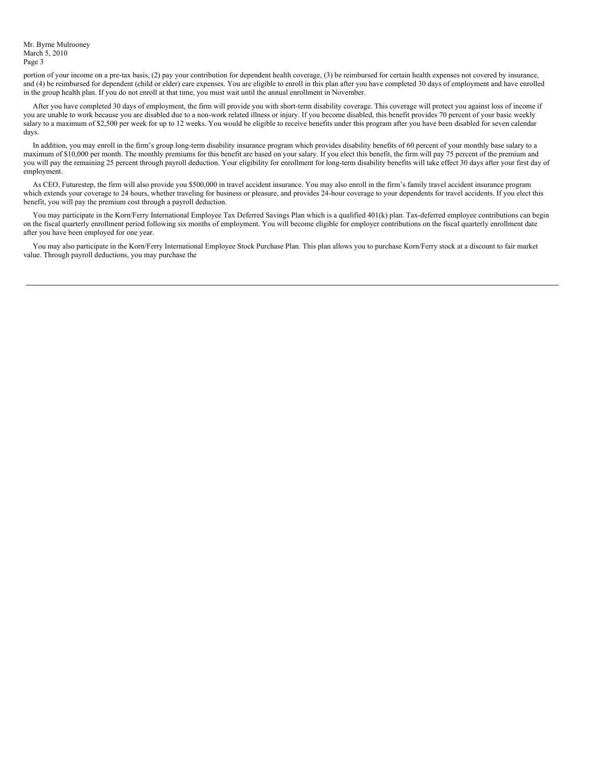portion of your income on a pre-tax basis, (2) pay your contribution for dependent health coverage, (3) be reimbursed for certain health expenses not covered by insurance, and (4) be reimbursed for dependent (child or elder) care expenses. You are eligible to enroll in this plan after you have completed 30 days of employment and have enrolled in the group health plan. If you do not enroll at that time, you must wait until the annual enrollment in November.

After you have completed 30 days of employment, the firm will provide you with short-term disability coverage. This coverage will protect you against loss of income if you are unable to work because you are disabled due to a non-work related illness or injury. If you become disabled, this benefit provides 70 percent of your basic weekly salary to a maximum of $2,500 per week for up to 12 weeks. You would be eligible to receive benefits under this program after you have been disabled for seven calendar days.

In addition, you may enroll in the firm's group long-term disability insurance program which provides disability benefits of 60 percent of your monthly base salary to a maximum of $10,000 per month. The monthly premiums for this benefit are based on your salary. If you elect this benefit, the firm will pay 75 percent of the premium and you will pay the remaining 25 percent through payroll deduction. Your eligibility for enrollment for long-term disability benefits will take effect 30 days after your first day of employment.

As CEO, Futurestep, the firm will also provide you $500,000 in travel accident insurance. You may also enroll in the firm's family travel accident insurance program which extends your coverage to 24 hours, whether traveling for business or pleasure, and provides 24-hour coverage to your dependents for travel accidents. If you elect this benefit, you will pay the premium cost through a payroll deduction.

You may participate in the Korn/Ferry International Employee Tax Deferred Savings Plan which is a qualified 401(k) plan. Tax-deferred employee contributions can begin on the fiscal quarterly enrollment period following six months of employment. You will become eligible for employer contributions on the fiscal quarterly enrollment date after you have been employed for one year.

You may also participate in the Korn/Ferry International Employee Stock Purchase Plan. This plan allows you to purchase Korn/Ferry stock at a discount to fair market value. Through payroll deductions, you may purchase the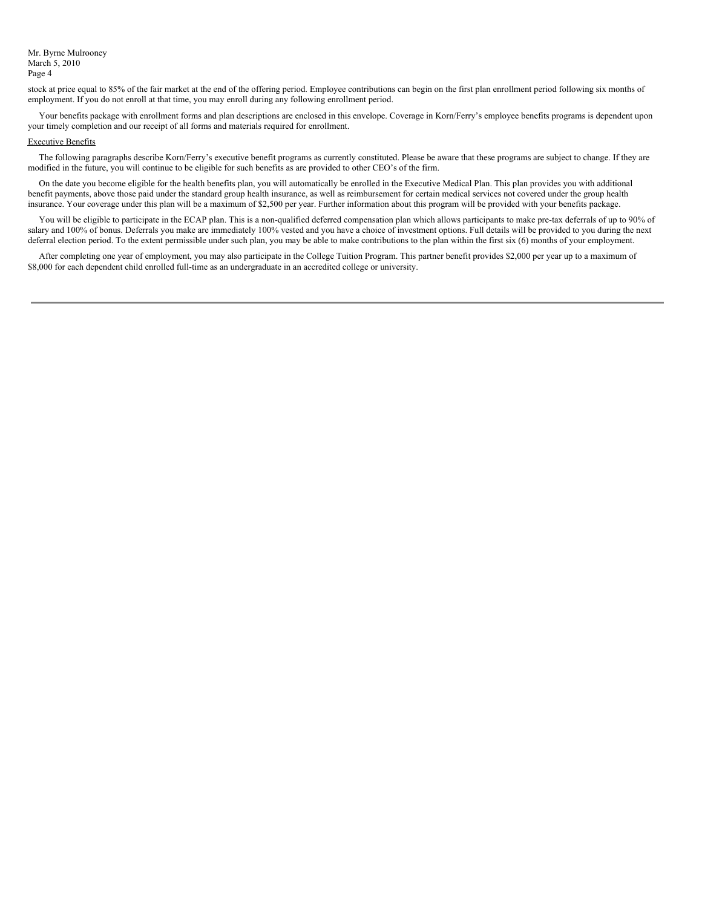Mr. Byrne Mulrooney
March 5, 2010
Page 4

stock at price equal to 85% of the fair market at the end of the offering period. Employee contributions can begin on the first plan enrollment period following six months of employment. If you do not enroll at that time, you may enroll during any following enrollment period.

Your benefits package with enrollment forms and plan descriptions are enclosed in this envelope. Coverage in Korn/Ferry's employee benefits programs is dependent upon your timely completion and our receipt of all forms and materials required for enrollment.

Executive Benefits

The following paragraphs describe Korn/Ferry's executive benefit programs as currently constituted. Please be aware that these programs are subject to change. If they are modified in the future, you will continue to be eligible for such benefits as are provided to other CEO's of the firm.

On the date you become eligible for the health benefits plan, you will automatically be enrolled in the Executive Medical Plan. This plan provides you with additional benefit payments, above those paid under the standard group health insurance, as well as reimbursement for certain medical services not covered under the group health insurance. Your coverage under this plan will be a maximum of $2,500 per year. Further information about this program will be provided with your benefits package.

You will be eligible to participate in the ECAP plan. This is a non-qualified deferred compensation plan which allows participants to make pre-tax deferrals of up to 90% of salary and 100% of bonus. Deferrals you make are immediately 100% vested and you have a choice of investment options. Full details will be provided to you during the next deferral election period. To the extent permissible under such plan, you may be able to make contributions to the plan within the first six (6) months of your employment.

After completing one year of employment, you may also participate in the College Tuition Program. This partner benefit provides $2,000 per year up to a maximum of $8,000 for each dependent child enrolled full-time as an undergraduate in an accredited college or university.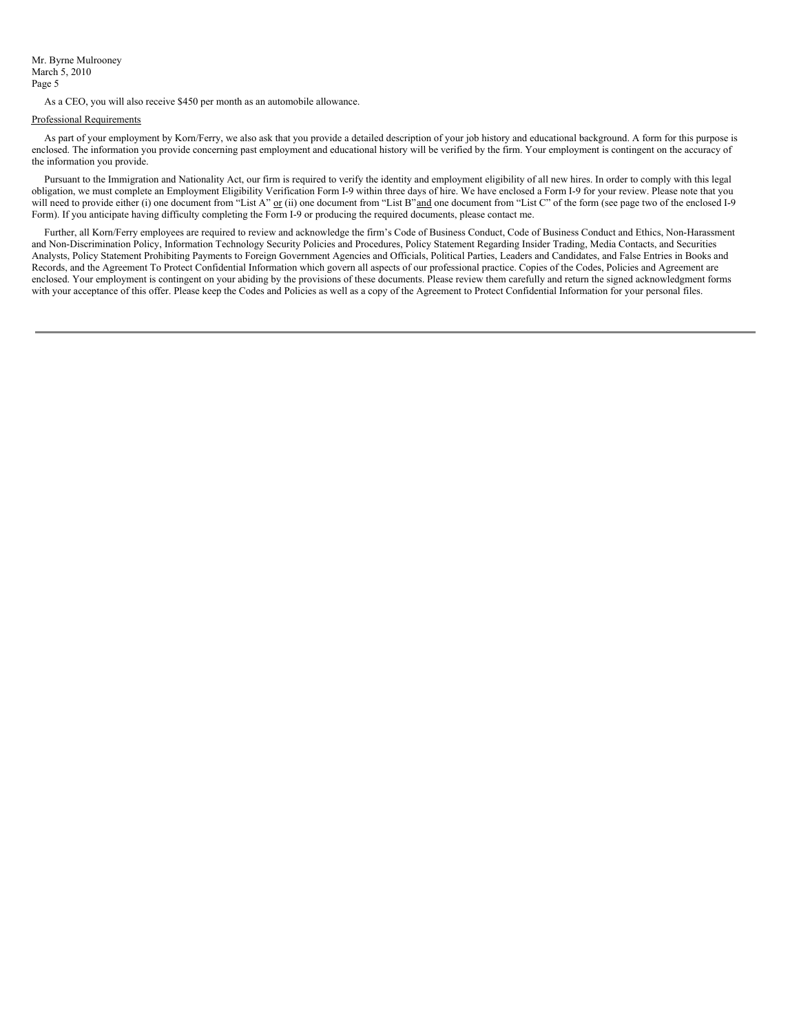As a CEO, you will also receive $450 per month as an automobile allowance.

Professional Requirements

As part of your employment by Korn/Ferry, we also ask that you provide a detailed description of your job history and educational background. A form for this purpose is enclosed. The information you provide concerning past employment and educational history will be verified by the firm. Your employment is contingent on the accuracy of the information you provide.

Pursuant to the Immigration and Nationality Act, our firm is required to verify the identity and employment eligibility of all new hires. In order to comply with this legal obligation, we must complete an Employment Eligibility Verification Form I-9 within three days of hire. We have enclosed a Form I-9 for your review. Please note that you will need to provide either (i) one document from "List A" or (ii) one document from "List B" and one document from "List C" of the form (see page two of the enclosed I-9 Form). If you anticipate having difficulty completing the Form I-9 or producing the required documents, please contact me.

Further, all Korn/Ferry employees are required to review and acknowledge the firm's Code of Business Conduct, Code of Business Conduct and Ethics, Non-Harassment and Non-Discrimination Policy, Information Technology Security Policies and Procedures, Policy Statement Regarding Insider Trading, Media Contacts, and Securities Analysts, Policy Statement Prohibiting Payments to Foreign Government Agencies and Officials, Political Parties, Leaders and Candidates, and False Entries in Books and Records, and the Agreement To Protect Confidential Information which govern all aspects of our professional practice. Copies of the Codes, Policies and Agreement are enclosed. Your employment is contingent on your abiding by the provisions of these documents. Please review them carefully and return the signed acknowledgment forms with your acceptance of this offer. Please keep the Codes and Policies as well as a copy of the Agreement to Protect Confidential Information for your personal files.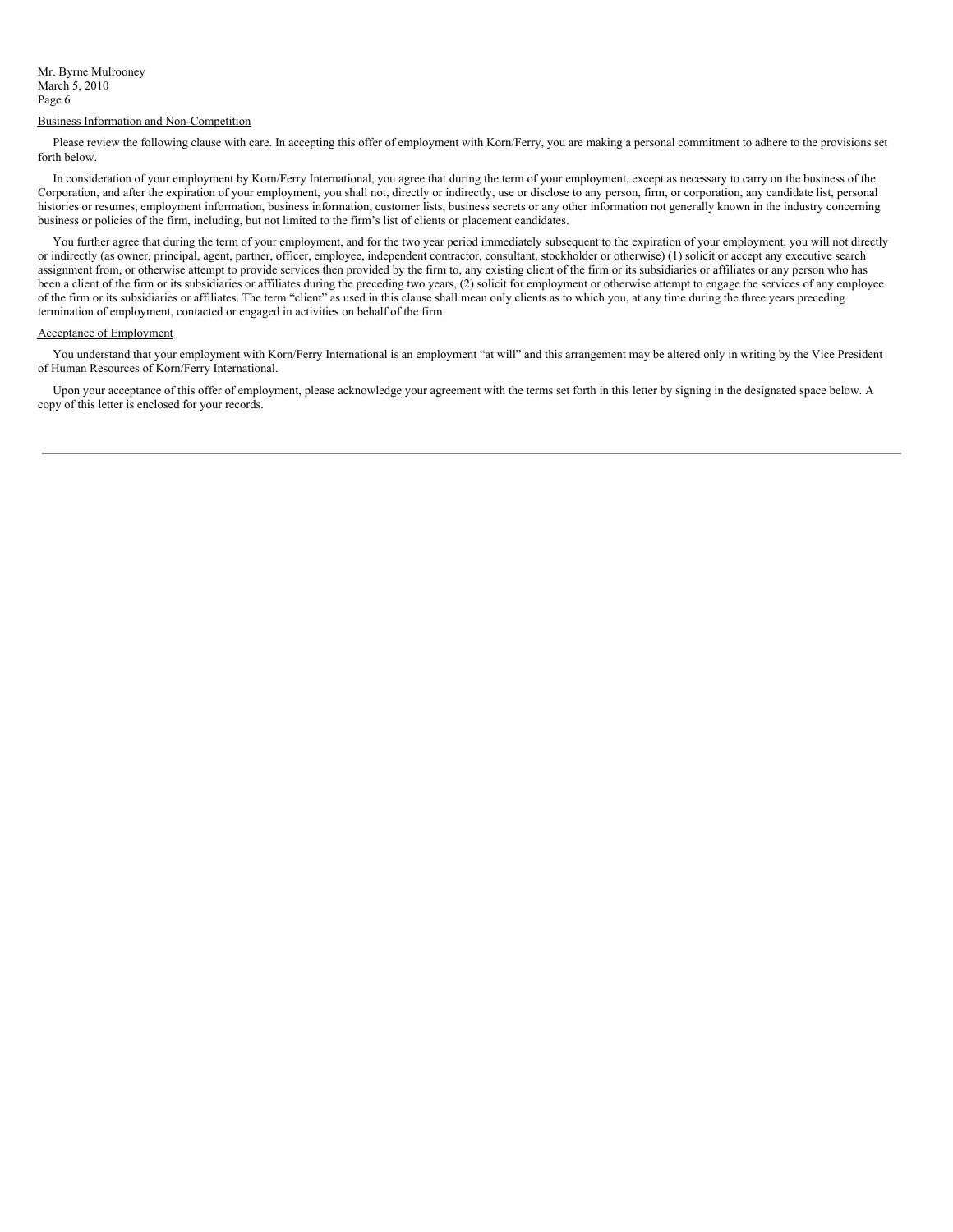Mr. Byrne Mulrooney
March 5, 2010
Page 6

Business Information and Non-Competition

Please review the following clause with care. In accepting this offer of employment with Korn/Ferry, you are making a personal commitment to adhere to the provisions set forth below.

In consideration of your employment by Korn/Ferry International, you agree that during the term of your employment, except as necessary to carry on the business of the Corporation, and after the expiration of your employment, you shall not, directly or indirectly, use or disclose to any person, firm, or corporation, any candidate list, personal histories or resumes, employment information, business information, customer lists, business secrets or any other information not generally known in the industry concerning business or policies of the firm, including, but not limited to the firm's list of clients or placement candidates.

You further agree that during the term of your employment, and for the two year period immediately subsequent to the expiration of your employment, you will not directly or indirectly (as owner, principal, agent, partner, officer, employee, independent contractor, consultant, stockholder or otherwise) (1) solicit or accept any executive search assignment from, or otherwise attempt to provide services then provided by the firm to, any existing client of the firm or its subsidiaries or affiliates or any person who has been a client of the firm or its subsidiaries or affiliates during the preceding two years, (2) solicit for employment or otherwise attempt to engage the services of any employee of the firm or its subsidiaries or affiliates. The term "client" as used in this clause shall mean only clients as to which you, at any time during the three years preceding termination of employment, contacted or engaged in activities on behalf of the firm.

Acceptance of Employment

You understand that your employment with Korn/Ferry International is an employment "at will" and this arrangement may be altered only in writing by the Vice President of Human Resources of Korn/Ferry International.

Upon your acceptance of this offer of employment, please acknowledge your agreement with the terms set forth in this letter by signing in the designated space below. A copy of this letter is enclosed for your records.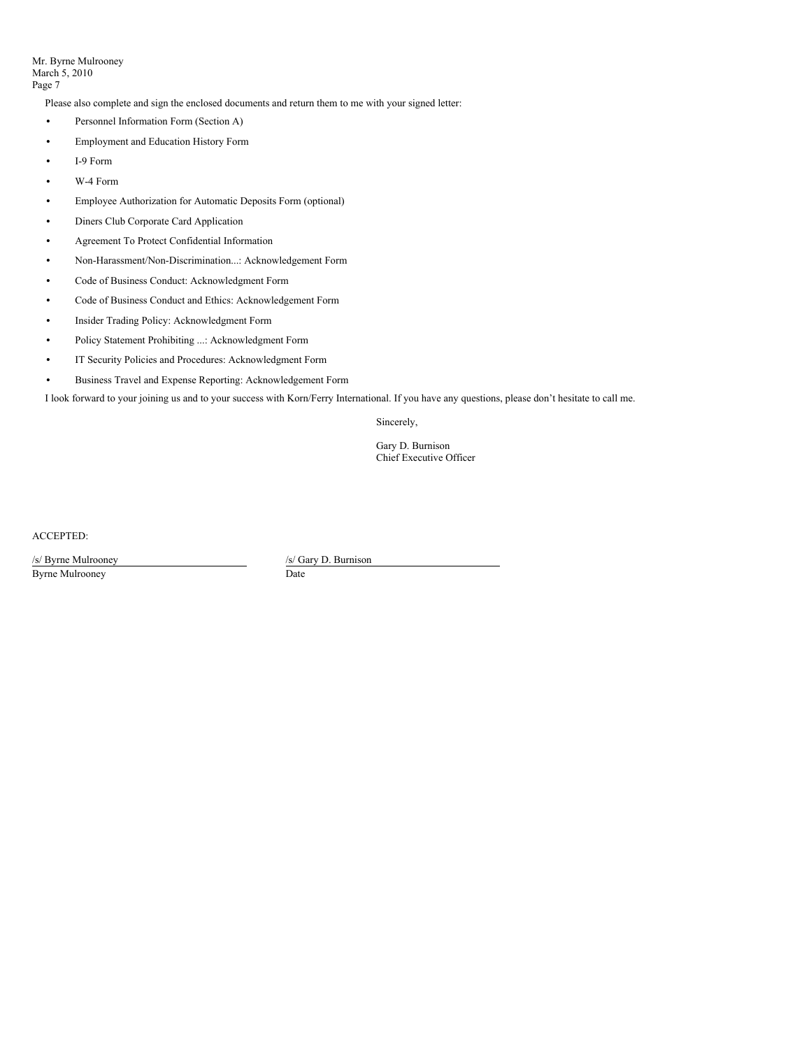Mr. Byrne Mulrooney
March 5, 2010
Page 7

Please also complete and sign the enclosed documents and return them to me with your signed letter:

- Personnel Information Form (Section A)
- Employment and Education History Form
- I-9 Form
- W-4 Form
- Employee Authorization for Automatic Deposits Form (optional)
- Diners Club Corporate Card Application
- Agreement To Protect Confidential Information
- Non-Harassment/Non-Discrimination...: Acknowledgement Form
- Code of Business Conduct: Acknowledgment Form
- Code of Business Conduct and Ethics: Acknowledgement Form
- Insider Trading Policy: Acknowledgment Form
- Policy Statement Prohibiting ...: Acknowledgment Form
- IT Security Policies and Procedures: Acknowledgment Form
- Business Travel and Expense Reporting: Acknowledgement Form

I look forward to your joining us and to your success with Korn/Ferry International. If you have any questions, please don't hesitate to call me.

Sincerely,

Gary D. Burnison
Chief Executive Officer

ACCEPTED:

/s/ Byrne Mulrooney
Byrne Mulrooney

/s/ Gary D. Burnison
Date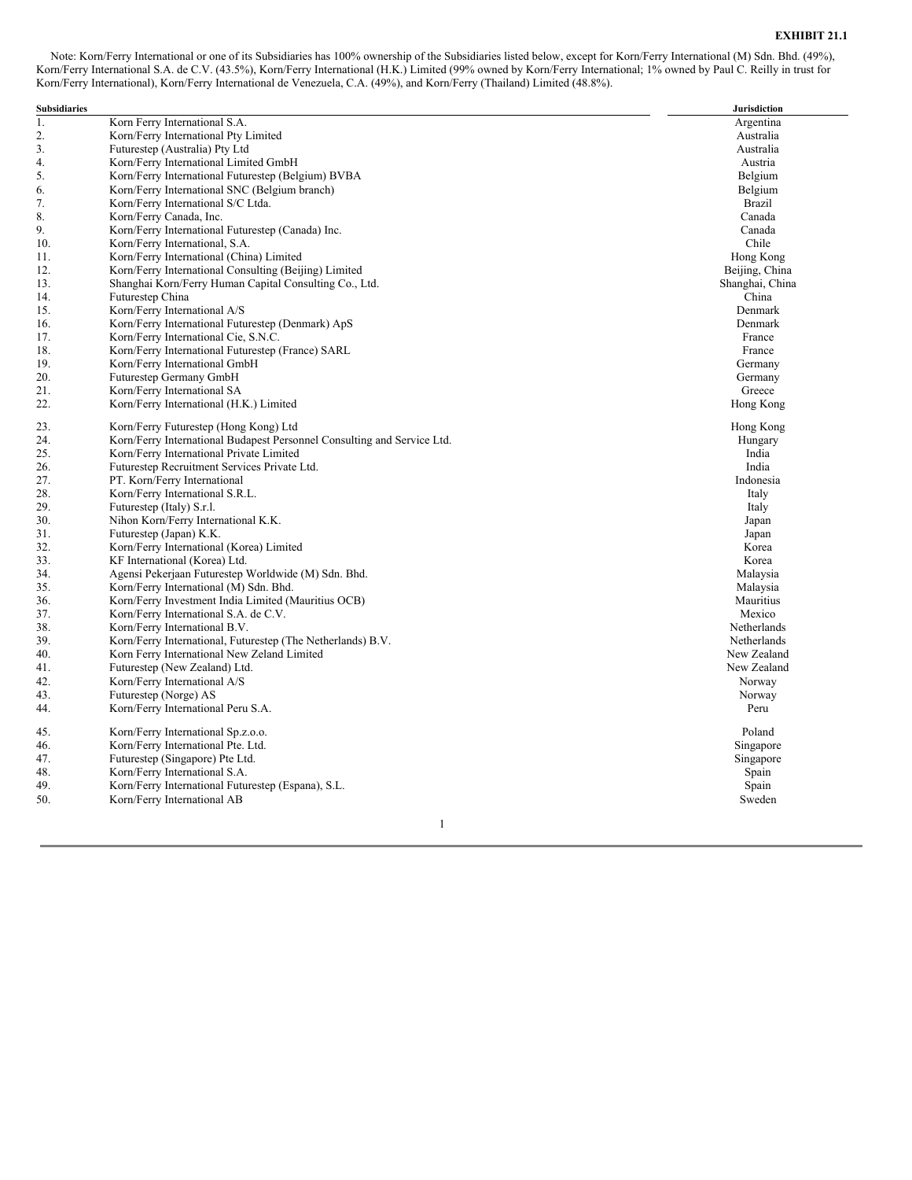**EXHIBIT 21.1**

Note: Korn/Ferry International or one of its Subsidiaries has 100% ownership of the Subsidiaries listed below, except for Korn/Ferry International (M) Sdn. Bhd. (49%), Korn/Ferry International S.A. de C.V. (43.5%), Korn/Ferry International (H.K.) Limited (99% owned by Korn/Ferry International; 1% owned by Paul C. Reilly in trust for Korn/Ferry International), Korn/Ferry International de Venezuela, C.A. (49%), and Korn/Ferry (Thailand) Limited (48.8%).

| Subsidiaries | | Jurisdiction |
|---|---|---|
| 1. | Korn Ferry International S.A. | Argentina |
| 2. | Korn/Ferry International Pty Limited | Australia |
| 3. | Futurestep (Australia) Pty Ltd | Australia |
| 4. | Korn/Ferry International Limited GmbH | Austria |
| 5. | Korn/Ferry International Futurestep (Belgium) BVBA | Belgium |
| 6. | Korn/Ferry International SNC (Belgium branch) | Belgium |
| 7. | Korn/Ferry International S/C Ltda. | Brazil |
| 8. | Korn/Ferry Canada, Inc. | Canada |
| 9. | Korn/Ferry International Futurestep (Canada) Inc. | Canada |
| 10. | Korn/Ferry International, S.A. | Chile |
| 11. | Korn/Ferry International (China) Limited | Hong Kong |
| 12. | Korn/Ferry International Consulting (Beijing) Limited | Beijing, China |
| 13. | Shanghai Korn/Ferry Human Capital Consulting Co., Ltd. | Shanghai, China |
| 14. | Futurestep China | China |
| 15. | Korn/Ferry International A/S | Denmark |
| 16. | Korn/Ferry International Futurestep (Denmark) ApS | Denmark |
| 17. | Korn/Ferry International Cie, S.N.C. | France |
| 18. | Korn/Ferry International Futurestep (France) SARL | France |
| 19. | Korn/Ferry International GmbH | Germany |
| 20. | Futurestep Germany GmbH | Germany |
| 21. | Korn/Ferry International SA | Greece |
| 22. | Korn/Ferry International (H.K.) Limited | Hong Kong |
| 23. | Korn/Ferry Futurestep (Hong Kong) Ltd | Hong Kong |
| 24. | Korn/Ferry International Budapest Personnel Consulting and Service Ltd. | Hungary |
| 25. | Korn/Ferry International Private Limited | India |
| 26. | Futurestep Recruitment Services Private Ltd. | India |
| 27. | PT. Korn/Ferry International | Indonesia |
| 28. | Korn/Ferry International S.R.L. | Italy |
| 29. | Futurestep (Italy) S.r.l. | Italy |
| 30. | Nihon Korn/Ferry International K.K. | Japan |
| 31. | Futurestep (Japan) K.K. | Japan |
| 32. | Korn/Ferry International (Korea) Limited | Korea |
| 33. | KF International (Korea) Ltd. | Korea |
| 34. | Agensi Pekerjaan Futurestep Worldwide (M) Sdn. Bhd. | Malaysia |
| 35. | Korn/Ferry International (M) Sdn. Bhd. | Malaysia |
| 36. | Korn/Ferry Investment India Limited (Mauritius OCB) | Mauritius |
| 37. | Korn/Ferry International S.A. de C.V. | Mexico |
| 38. | Korn/Ferry International B.V. | Netherlands |
| 39. | Korn/Ferry International, Futurestep (The Netherlands) B.V. | Netherlands |
| 40. | Korn Ferry International New Zeland Limited | New Zealand |
| 41. | Futurestep (New Zealand) Ltd. | New Zealand |
| 42. | Korn/Ferry International A/S | Norway |
| 43. | Futurestep (Norge) AS | Norway |
| 44. | Korn/Ferry International Peru S.A. | Peru |
| 45. | Korn/Ferry International Sp.z.o.o. | Poland |
| 46. | Korn/Ferry International Pte. Ltd. | Singapore |
| 47. | Futurestep (Singapore) Pte Ltd. | Singapore |
| 48. | Korn/Ferry International S.A. | Spain |
| 49. | Korn/Ferry International Futurestep (Espana), S.L. | Spain |
| 50. | Korn/Ferry International AB | Sweden |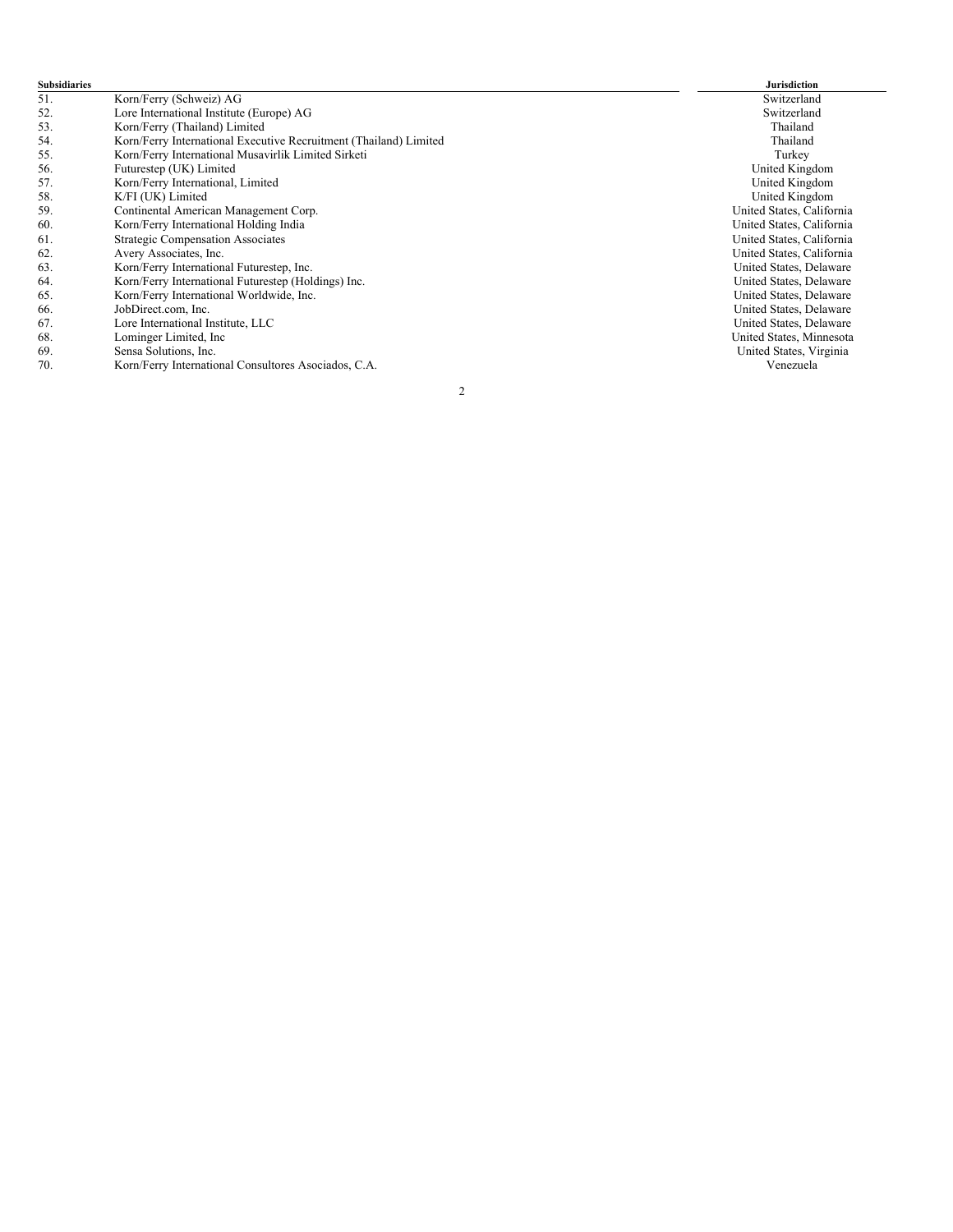| Subsidiaries | | Jurisdiction |
|---|---|---|
| 51. | Korn/Ferry (Schweiz) AG | Switzerland |
| 52. | Lore International Institute (Europe) AG | Switzerland |
| 53. | Korn/Ferry (Thailand) Limited | Thailand |
| 54. | Korn/Ferry International Executive Recruitment (Thailand) Limited | Thailand |
| 55. | Korn/Ferry International Musavirlik Limited Sirketi | Turkey |
| 56. | Futurestep (UK) Limited | United Kingdom |
| 57. | Korn/Ferry International, Limited | United Kingdom |
| 58. | K/FI (UK) Limited | United Kingdom |
| 59. | Continental American Management Corp. | United States, California |
| 60. | Korn/Ferry International Holding India | United States, California |
| 61. | Strategic Compensation Associates | United States, California |
| 62. | Avery Associates, Inc. | United States, California |
| 63. | Korn/Ferry International Futurestep, Inc. | United States, Delaware |
| 64. | Korn/Ferry International Futurestep (Holdings) Inc. | United States, Delaware |
| 65. | Korn/Ferry International Worldwide, Inc. | United States, Delaware |
| 66. | JobDirect.com, Inc. | United States, Delaware |
| 67. | Lore International Institute, LLC | United States, Delaware |
| 68. | Lominger Limited, Inc | United States, Minnesota |
| 69. | Sensa Solutions, Inc. | United States, Virginia |
| 70. | Korn/Ferry International Consultores Asociados, C.A. | Venezuela |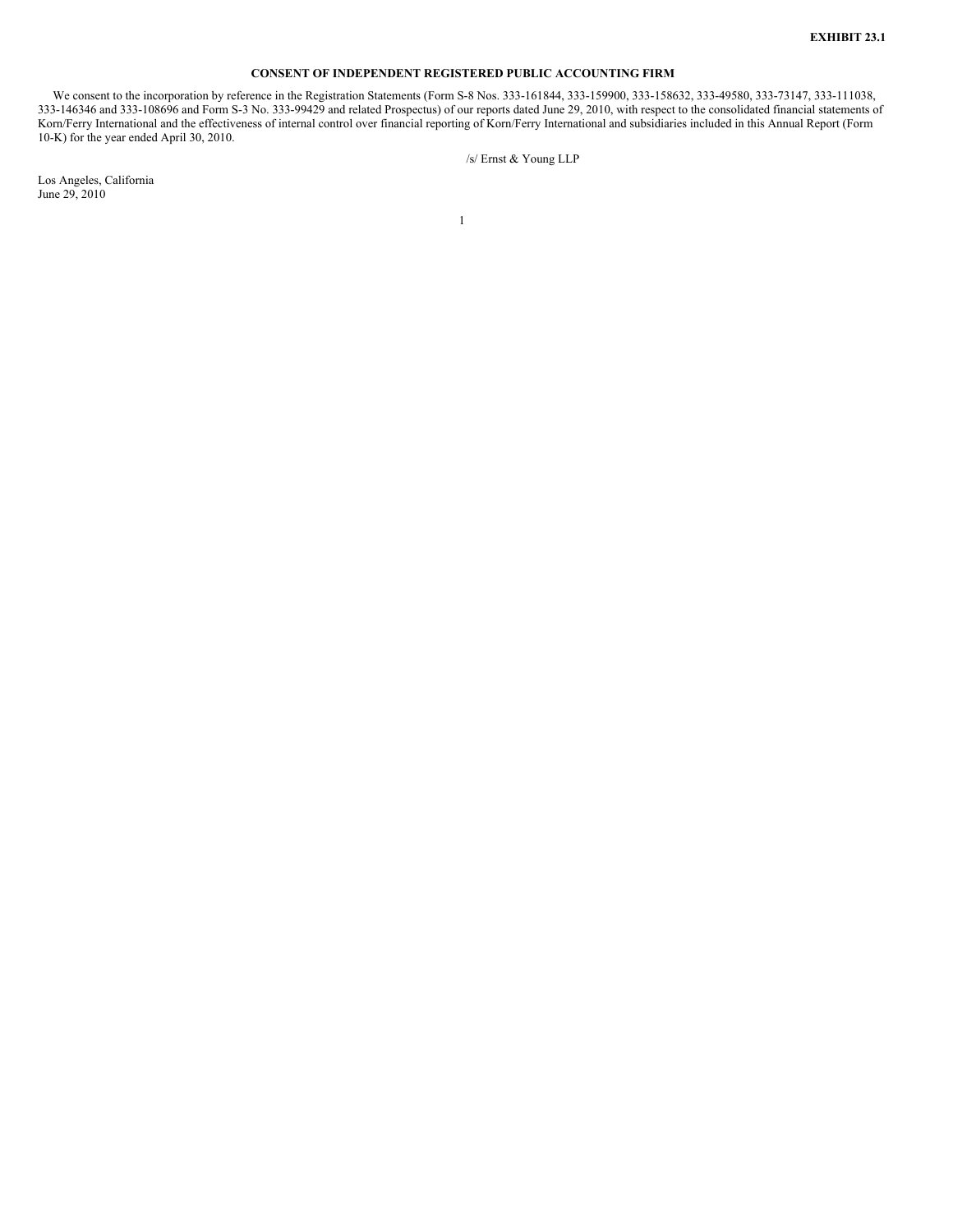**EXHIBIT 23.1**

**CONSENT OF INDEPENDENT REGISTERED PUBLIC ACCOUNTING FIRM**

We consent to the incorporation by reference in the Registration Statements (Form S-8 Nos. 333-161844, 333-159900, 333-158632, 333-49580, 333-73147, 333-111038, 333-146346 and 333-108696 and Form S-3 No. 333-99429 and related Prospectus) of our reports dated June 29, 2010, with respect to the consolidated financial statements of Korn/Ferry International and the effectiveness of internal control over financial reporting of Korn/Ferry International and subsidiaries included in this Annual Report (Form 10-K) for the year ended April 30, 2010.

/s/ Ernst & Young LLP

Los Angeles, California
June 29, 2010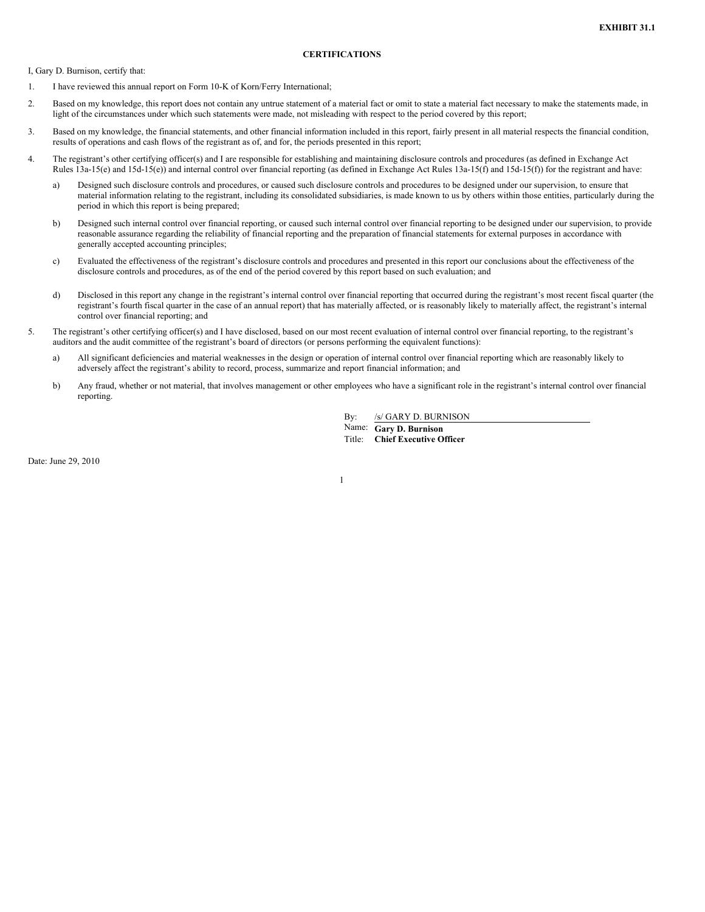**EXHIBIT 31.1**

**CERTIFICATIONS**

I, Gary D. Burnison, certify that:

1. I have reviewed this annual report on Form 10-K of Korn/Ferry International;

2. Based on my knowledge, this report does not contain any untrue statement of a material fact or omit to state a material fact necessary to make the statements made, in light of the circumstances under which such statements were made, not misleading with respect to the period covered by this report;

3. Based on my knowledge, the financial statements, and other financial information included in this report, fairly present in all material respects the financial condition, results of operations and cash flows of the registrant as of, and for, the periods presented in this report;

4. The registrant's other certifying officer(s) and I are responsible for establishing and maintaining disclosure controls and procedures (as defined in Exchange Act Rules 13a-15(e) and 15d-15(e)) and internal control over financial reporting (as defined in Exchange Act Rules 13a-15(f) and 15d-15(f)) for the registrant and have:

   a) Designed such disclosure controls and procedures, or caused such disclosure controls and procedures to be designed under our supervision, to ensure that material information relating to the registrant, including its consolidated subsidiaries, is made known to us by others within those entities, particularly during the period in which this report is being prepared;

   b) Designed such internal control over financial reporting, or caused such internal control over financial reporting to be designed under our supervision, to provide reasonable assurance regarding the reliability of financial reporting and the preparation of financial statements for external purposes in accordance with generally accepted accounting principles;

   c) Evaluated the effectiveness of the registrant's disclosure controls and procedures and presented in this report our conclusions about the effectiveness of the disclosure controls and procedures, as of the end of the period covered by this report based on such evaluation; and

   d) Disclosed in this report any change in the registrant's internal control over financial reporting that occurred during the registrant's most recent fiscal quarter (the registrant's fourth fiscal quarter in the case of an annual report) that has materially affected, or is reasonably likely to materially affect, the registrant's internal control over financial reporting; and

5. The registrant's other certifying officer(s) and I have disclosed, based on our most recent evaluation of internal control over financial reporting, to the registrant's auditors and the audit committee of the registrant's board of directors (or persons performing the equivalent functions):

   a) All significant deficiencies and material weaknesses in the design or operation of internal control over financial reporting which are reasonably likely to adversely affect the registrant's ability to record, process, summarize and report financial information; and

   b) Any fraud, whether or not material, that involves management or other employees who have a significant role in the registrant's internal control over financial reporting.

By: /s/ GARY D. BURNISON
Name: **Gary D. Burnison**
Title: **Chief Executive Officer**

Date: June 29, 2010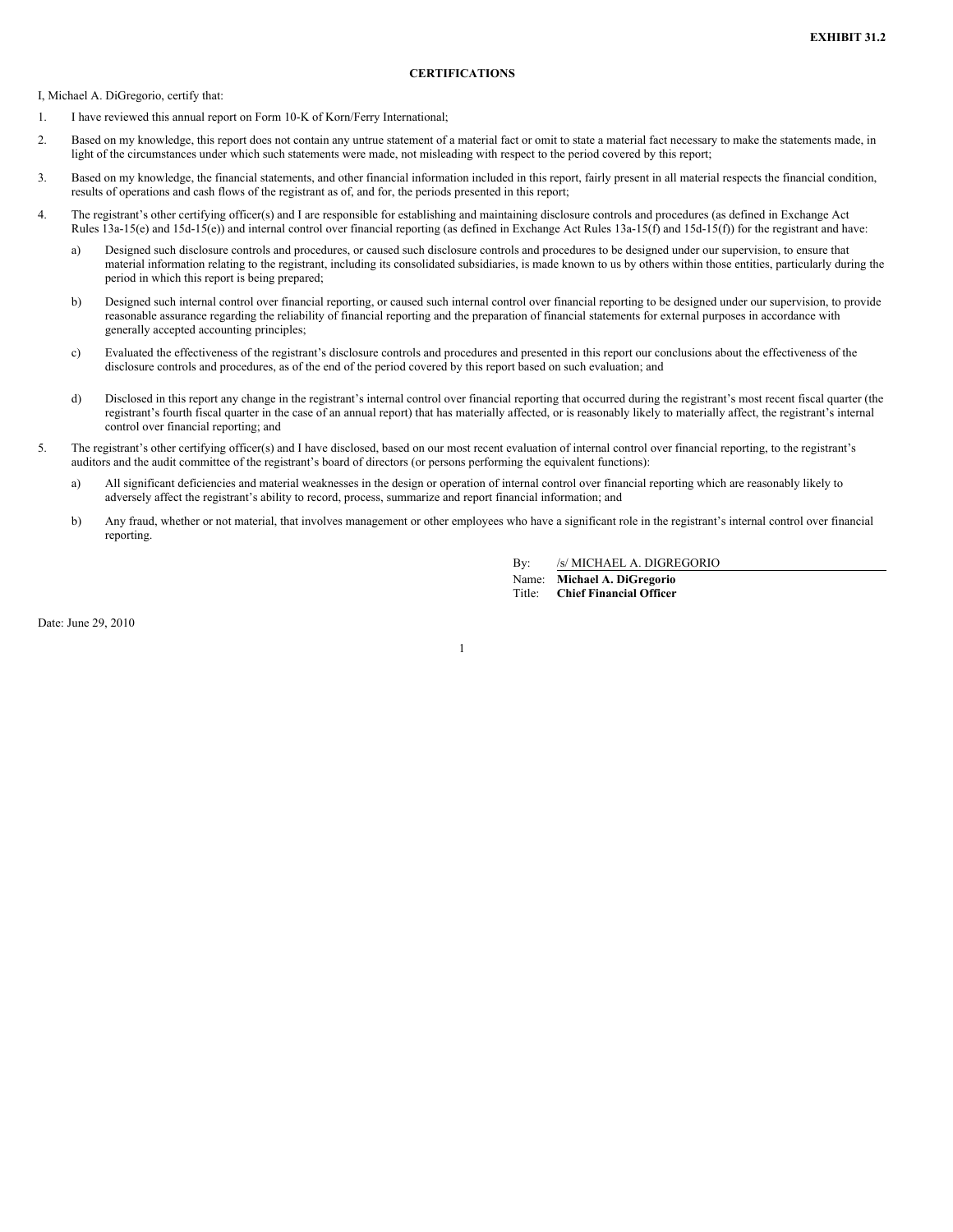**EXHIBIT 31.2**

**CERTIFICATIONS**

I, Michael A. DiGregorio, certify that:

1. I have reviewed this annual report on Form 10-K of Korn/Ferry International;

2. Based on my knowledge, this report does not contain any untrue statement of a material fact or omit to state a material fact necessary to make the statements made, in light of the circumstances under which such statements were made, not misleading with respect to the period covered by this report;

3. Based on my knowledge, the financial statements, and other financial information included in this report, fairly present in all material respects the financial condition, results of operations and cash flows of the registrant as of, and for, the periods presented in this report;

4. The registrant's other certifying officer(s) and I are responsible for establishing and maintaining disclosure controls and procedures (as defined in Exchange Act Rules 13a-15(e) and 15d-15(e)) and internal control over financial reporting (as defined in Exchange Act Rules 13a-15(f) and 15d-15(f)) for the registrant and have:

   a) Designed such disclosure controls and procedures, or caused such disclosure controls and procedures to be designed under our supervision, to ensure that material information relating to the registrant, including its consolidated subsidiaries, is made known to us by others within those entities, particularly during the period in which this report is being prepared;

   b) Designed such internal control over financial reporting, or caused such internal control over financial reporting to be designed under our supervision, to provide reasonable assurance regarding the reliability of financial reporting and the preparation of financial statements for external purposes in accordance with generally accepted accounting principles;

   c) Evaluated the effectiveness of the registrant's disclosure controls and procedures and presented in this report our conclusions about the effectiveness of the disclosure controls and procedures, as of the end of the period covered by this report based on such evaluation; and

   d) Disclosed in this report any change in the registrant's internal control over financial reporting that occurred during the registrant's most recent fiscal quarter (the registrant's fourth fiscal quarter in the case of an annual report) that has materially affected, or is reasonably likely to materially affect, the registrant's internal control over financial reporting; and

5. The registrant's other certifying officer(s) and I have disclosed, based on our most recent evaluation of internal control over financial reporting, to the registrant's auditors and the audit committee of the registrant's board of directors (or persons performing the equivalent functions):

   a) All significant deficiencies and material weaknesses in the design or operation of internal control over financial reporting which are reasonably likely to adversely affect the registrant's ability to record, process, summarize and report financial information; and

   b) Any fraud, whether or not material, that involves management or other employees who have a significant role in the registrant's internal control over financial reporting.

By: /s/ MICHAEL A. DIGREGORIO
Name: **Michael A. DiGregorio**
Title: **Chief Financial Officer**

Date: June 29, 2010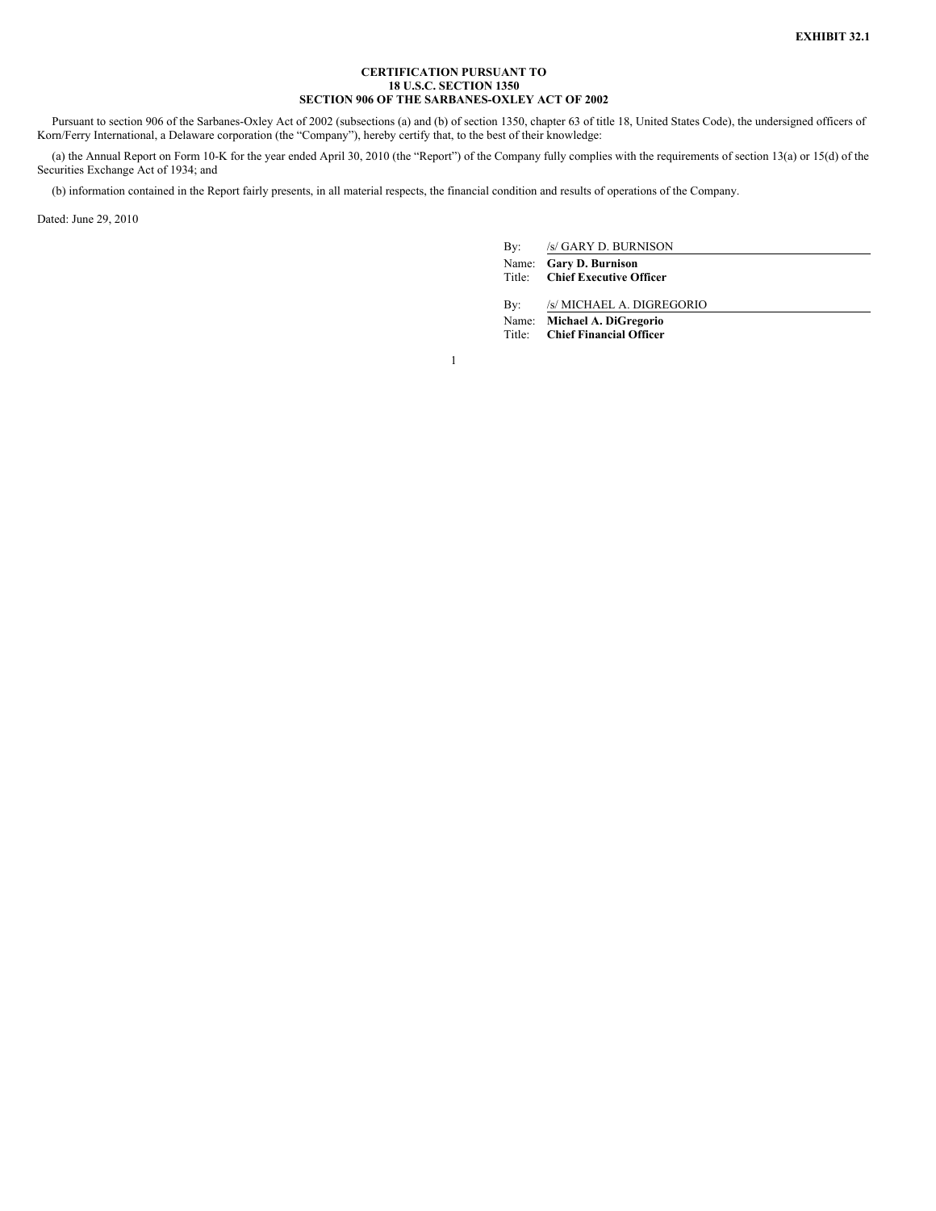**EXHIBIT 32.1**

**CERTIFICATION PURSUANT TO**
**18 U.S.C. SECTION 1350**
**SECTION 906 OF THE SARBANES-OXLEY ACT OF 2002**

Pursuant to section 906 of the Sarbanes-Oxley Act of 2002 (subsections (a) and (b) of section 1350, chapter 63 of title 18, United States Code), the undersigned officers of Korn/Ferry International, a Delaware corporation (the "Company"), hereby certify that, to the best of their knowledge:

(a) the Annual Report on Form 10-K for the year ended April 30, 2010 (the "Report") of the Company fully complies with the requirements of section 13(a) or 15(d) of the Securities Exchange Act of 1934; and

(b) information contained in the Report fairly presents, in all material respects, the financial condition and results of operations of the Company.

Dated: June 29, 2010

| | |
|---|---|
| By: | /s/ GARY D. BURNISON |
| Name: | **Gary D. Burnison** |
| Title: | **Chief Executive Officer** |
| By: | /s/ MICHAEL A. DIGREGORIO |
| Name: | **Michael A. DiGregorio** |
| Title: | **Chief Financial Officer** |